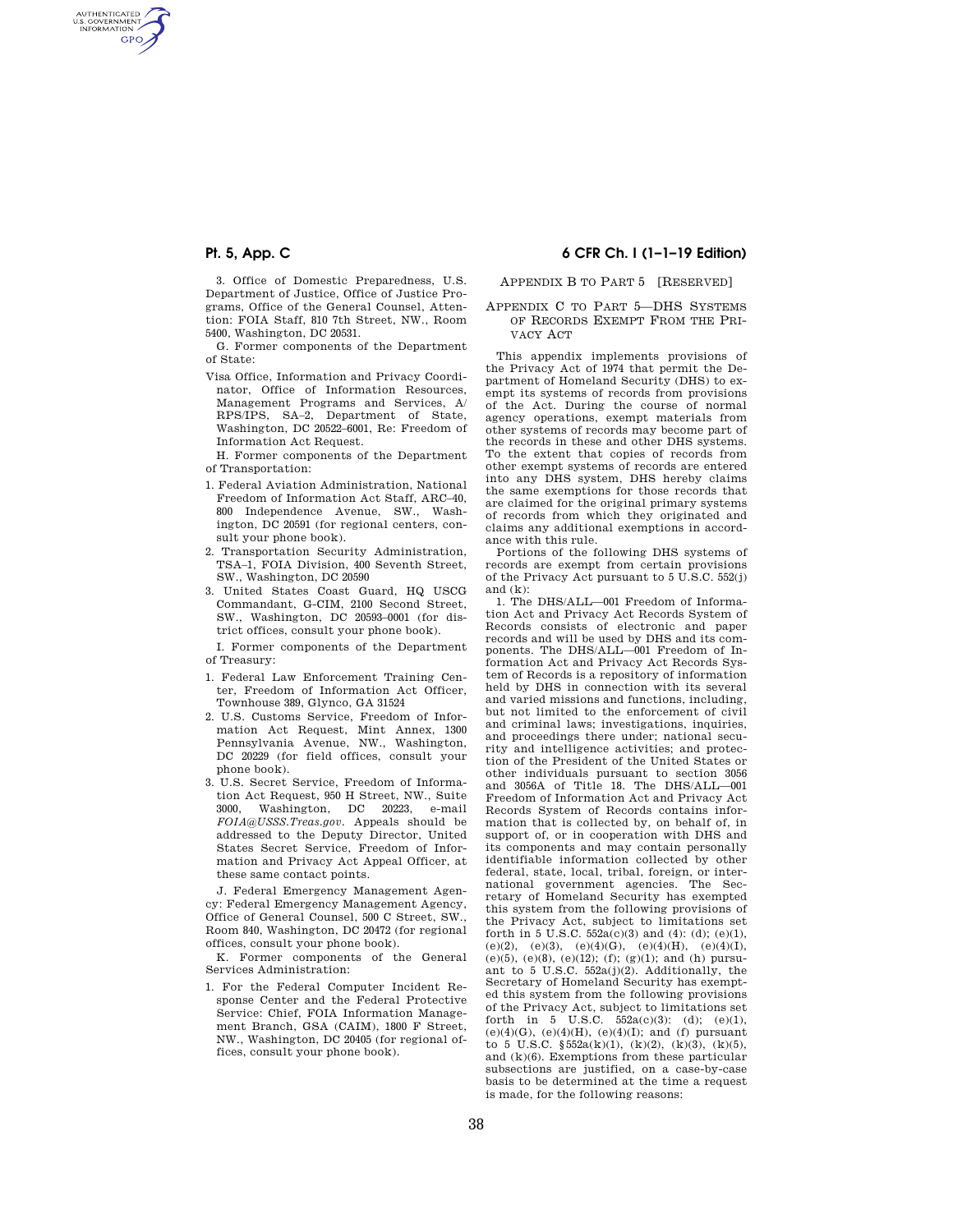3. Office of Domestic Preparedness, U.S. Department of Justice, Office of Justice Programs, Office of the General Counsel, Attention: FOIA Staff, 810 7th Street, NW., Room 5400, Washington, DC 20531.

G. Former components of the Department of State:

Visa Office, Information and Privacy Coordinator, Office of Information Resources, Management Programs and Services, A/RPS/IPS, SA–2, Department of State, Washington, DC 20522–6001, Re: Freedom of Information Act Request.

H. Former components of the Department of Transportation:

1. Federal Aviation Administration, National Freedom of Information Act Staff, ARC–40, 800 Independence Avenue, SW., Washington, DC 20591 (for regional centers, consult your phone book).
2. Transportation Security Administration, TSA–1, FOIA Division, 400 Seventh Street, SW., Washington, DC 20590
3. United States Coast Guard, HQ USCG Commandant, G-CIM, 2100 Second Street, SW., Washington, DC 20593–0001 (for district offices, consult your phone book).

I. Former components of the Department of Treasury:

1. Federal Law Enforcement Training Center, Freedom of Information Act Officer, Townhouse 389, Glynco, GA 31524
2. U.S. Customs Service, Freedom of Information Act Request, Mint Annex, 1300 Pennsylvania Avenue, NW., Washington, DC 20229 (for field offices, consult your phone book).
3. U.S. Secret Service, Freedom of Information Act Request, 950 H Street, NW., Suite 3000, Washington, DC 20223, e-mail *FOIA@USSS.Treas.gov*. Appeals should be addressed to the Deputy Director, United States Secret Service, Freedom of Information and Privacy Act Appeal Officer, at these same contact points.

J. Federal Emergency Management Agency: Federal Emergency Management Agency, Office of General Counsel, 500 C Street, SW., Room 840, Washington, DC 20472 (for regional offices, consult your phone book).

K. Former components of the General Services Administration:

1. For the Federal Computer Incident Response Center and the Federal Protective Service: Chief, FOIA Information Management Branch, GSA (CAIM), 1800 F Street, NW., Washington, DC 20405 (for regional offices, consult your phone book).

## Appendix B to Part 5 [Reserved]

## Appendix C to Part 5—DHS Systems of Records Exempt From the Privacy Act

This appendix implements provisions of the Privacy Act of 1974 that permit the Department of Homeland Security (DHS) to exempt its systems of records from provisions of the Act. During the course of normal agency operations, exempt materials from other systems of records may become part of the records in these and other DHS systems. To the extent that copies of records from other exempt systems of records are entered into any DHS system, DHS hereby claims the same exemptions for those records that are claimed for the original primary systems of records from which they originated and claims any additional exemptions in accordance with this rule.

Portions of the following DHS systems of records are exempt from certain provisions of the Privacy Act pursuant to 5 U.S.C. 552(j) and (k):

1. The DHS/ALL—001 Freedom of Information Act and Privacy Act Records System of Records consists of electronic and paper records and will be used by DHS and its components. The DHS/ALL—001 Freedom of Information Act and Privacy Act Records System of Records is a repository of information held by DHS in connection with its several and varied missions and functions, including, but not limited to the enforcement of civil and criminal laws; investigations, inquiries, and proceedings there under; national security and intelligence activities; and protection of the President of the United States or other individuals pursuant to section 3056 and 3056A of Title 18. The DHS/ALL—001 Freedom of Information Act and Privacy Act Records System of Records contains information that is collected by, on behalf of, in support of, or in cooperation with DHS and its components and may contain personally identifiable information collected by other federal, state, local, tribal, foreign, or international government agencies. The Secretary of Homeland Security has exempted this system from the following provisions of the Privacy Act, subject to limitations set forth in 5 U.S.C. 552a(c)(3) and (4): (d); (e)(1), (e)(2), (e)(3), (e)(4)(G), (e)(4)(H), (e)(4)(I), (e)(5), (e)(8), (e)(12); (f); (g)(1); and (h) pursuant to 5 U.S.C. 552a(j)(2). Additionally, the Secretary of Homeland Security has exempted this system from the following provisions of the Privacy Act, subject to limitations set forth in 5 U.S.C. 552a(c)(3): (d); (e)(1), (e)(4)(G), (e)(4)(H), (e)(4)(I); and (f) pursuant to 5 U.S.C. §552a(k)(1), (k)(2), (k)(3), (k)(5), and (k)(6). Exemptions from these particular subsections are justified, on a case-by-case basis to be determined at the time a request is made, for the following reasons: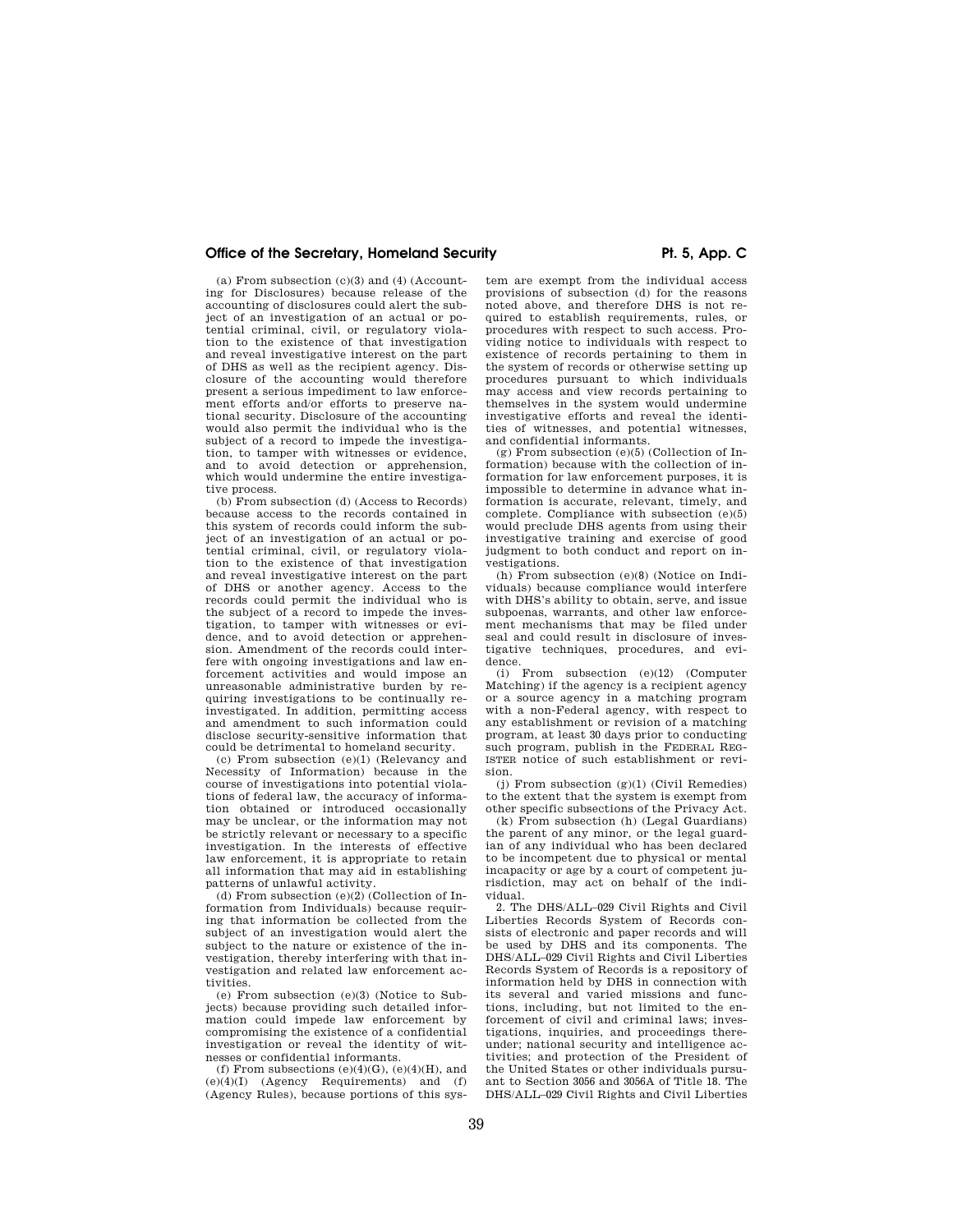(a) From subsection (c)(3) and (4) (Accounting for Disclosures) because release of the accounting of disclosures could alert the subject of an investigation of an actual or potential criminal, civil, or regulatory violation to the existence of that investigation and reveal investigative interest on the part of DHS as well as the recipient agency. Disclosure of the accounting would therefore present a serious impediment to law enforcement efforts and/or efforts to preserve national security. Disclosure of the accounting would also permit the individual who is the subject of a record to impede the investigation, to tamper with witnesses or evidence, and to avoid detection or apprehension, which would undermine the entire investigative process.

(b) From subsection (d) (Access to Records) because access to the records contained in this system of records could inform the subject of an investigation of an actual or potential criminal, civil, or regulatory violation to the existence of that investigation and reveal investigative interest on the part of DHS or another agency. Access to the records could permit the individual who is the subject of a record to impede the investigation, to tamper with witnesses or evidence, and to avoid detection or apprehension. Amendment of the records could interfere with ongoing investigations and law enforcement activities and would impose an unreasonable administrative burden by requiring investigations to be continually reinvestigated. In addition, permitting access and amendment to such information could disclose security-sensitive information that could be detrimental to homeland security.

(c) From subsection (e)(1) (Relevancy and Necessity of Information) because in the course of investigations into potential violations of federal law, the accuracy of information obtained or introduced occasionally may be unclear, or the information may not be strictly relevant or necessary to a specific investigation. In the interests of effective law enforcement, it is appropriate to retain all information that may aid in establishing patterns of unlawful activity.

(d) From subsection (e)(2) (Collection of Information from Individuals) because requiring that information be collected from the subject of an investigation would alert the subject to the nature or existence of the investigation, thereby interfering with that investigation and related law enforcement activities.

(e) From subsection (e)(3) (Notice to Subjects) because providing such detailed information could impede law enforcement by compromising the existence of a confidential investigation or reveal the identity of witnesses or confidential informants.

(f) From subsections (e)(4)(G), (e)(4)(H), and (e)(4)(I) (Agency Requirements) and (f) (Agency Rules), because portions of this system are exempt from the individual access provisions of subsection (d) for the reasons noted above, and therefore DHS is not required to establish requirements, rules, or procedures with respect to such access. Providing notice to individuals with respect to existence of records pertaining to them in the system of records or otherwise setting up procedures pursuant to which individuals may access and view records pertaining to themselves in the system would undermine investigative efforts and reveal the identities of witnesses, and potential witnesses, and confidential informants.

(g) From subsection (e)(5) (Collection of Information) because with the collection of information for law enforcement purposes, it is impossible to determine in advance what information is accurate, relevant, timely, and complete. Compliance with subsection (e)(5) would preclude DHS agents from using their investigative training and exercise of good judgment to both conduct and report on investigations.

(h) From subsection (e)(8) (Notice on Individuals) because compliance would interfere with DHS's ability to obtain, serve, and issue subpoenas, warrants, and other law enforcement mechanisms that may be filed under seal and could result in disclosure of investigative techniques, procedures, and evidence.

(i) From subsection (e)(12) (Computer Matching) if the agency is a recipient agency or a source agency in a matching program with a non-Federal agency, with respect to any establishment or revision of a matching program, at least 30 days prior to conducting such program, publish in the FEDERAL REGISTER notice of such establishment or revision.

(j) From subsection (g)(1) (Civil Remedies) to the extent that the system is exempt from other specific subsections of the Privacy Act.

(k) From subsection (h) (Legal Guardians) the parent of any minor, or the legal guardian of any individual who has been declared to be incompetent due to physical or mental incapacity or age by a court of competent jurisdiction, may act on behalf of the individual.

2. The DHS/ALL–029 Civil Rights and Civil Liberties Records System of Records consists of electronic and paper records and will be used by DHS and its components. The DHS/ALL–029 Civil Rights and Civil Liberties Records System of Records is a repository of information held by DHS in connection with its several and varied missions and functions, including, but not limited to the enforcement of civil and criminal laws; investigations, inquiries, and proceedings thereunder; national security and intelligence activities; and protection of the President of the United States or other individuals pursuant to Section 3056 and 3056A of Title 18. The DHS/ALL–029 Civil Rights and Civil Liberties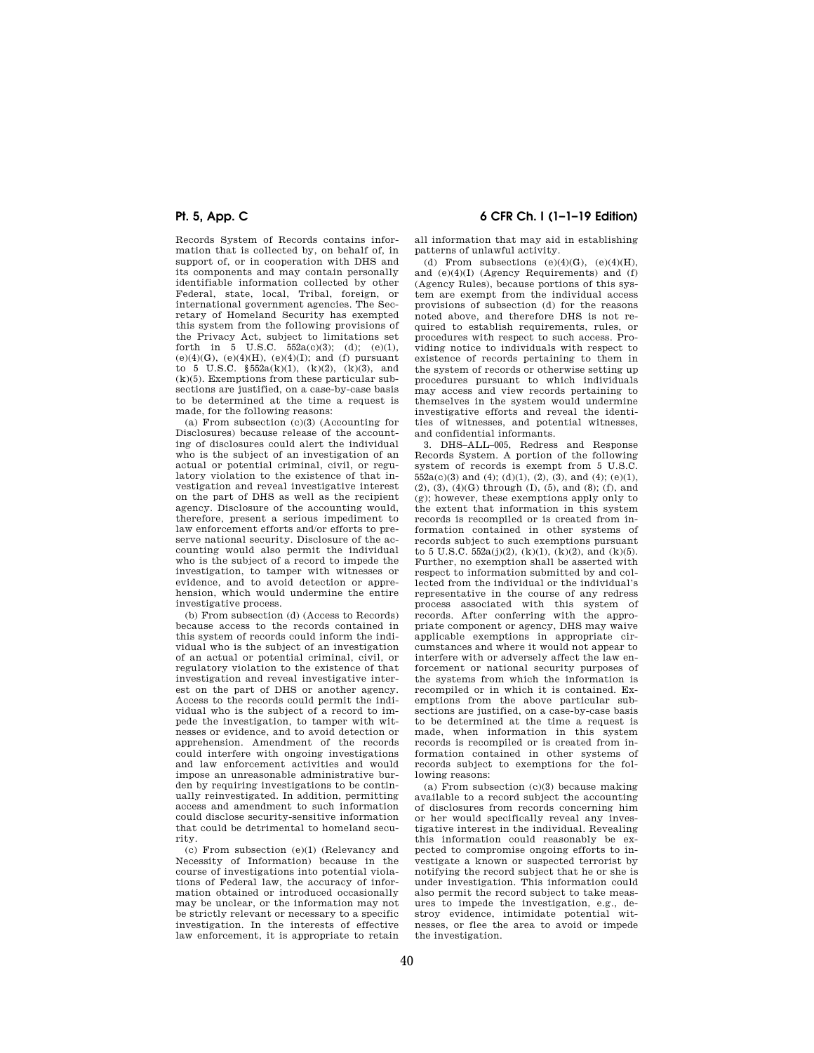Records System of Records contains information that is collected by, on behalf of, in support of, or in cooperation with DHS and its components and may contain personally identifiable information collected by other Federal, state, local, Tribal, foreign, or international government agencies. The Secretary of Homeland Security has exempted this system from the following provisions of the Privacy Act, subject to limitations set forth in 5 U.S.C. 552a(c)(3); (d); (e)(1), (e)(4)(G), (e)(4)(H), (e)(4)(I); and (f) pursuant to 5 U.S.C. §552a(k)(1), (k)(2), (k)(3), and (k)(5). Exemptions from these particular subsections are justified, on a case-by-case basis to be determined at the time a request is made, for the following reasons:

(a) From subsection (c)(3) (Accounting for Disclosures) because release of the accounting of disclosures could alert the individual who is the subject of an investigation of an actual or potential criminal, civil, or regulatory violation to the existence of that investigation and reveal investigative interest on the part of DHS as well as the recipient agency. Disclosure of the accounting would, therefore, present a serious impediment to law enforcement efforts and/or efforts to preserve national security. Disclosure of the accounting would also permit the individual who is the subject of a record to impede the investigation, to tamper with witnesses or evidence, and to avoid detection or apprehension, which would undermine the entire investigative process.

(b) From subsection (d) (Access to Records) because access to the records contained in this system of records could inform the individual who is the subject of an investigation of an actual or potential criminal, civil, or regulatory violation to the existence of that investigation and reveal investigative interest on the part of DHS or another agency. Access to the records could permit the individual who is the subject of a record to impede the investigation, to tamper with witnesses or evidence, and to avoid detection or apprehension. Amendment of the records could interfere with ongoing investigations and law enforcement activities and would impose an unreasonable administrative burden by requiring investigations to be continually reinvestigated. In addition, permitting access and amendment to such information could disclose security-sensitive information that could be detrimental to homeland security.

(c) From subsection (e)(1) (Relevancy and Necessity of Information) because in the course of investigations into potential violations of Federal law, the accuracy of information obtained or introduced occasionally may be unclear, or the information may not be strictly relevant or necessary to a specific investigation. In the interests of effective law enforcement, it is appropriate to retain all information that may aid in establishing patterns of unlawful activity.

(d) From subsections (e)(4)(G), (e)(4)(H), and (e)(4)(I) (Agency Requirements) and (f) (Agency Rules), because portions of this system are exempt from the individual access provisions of subsection (d) for the reasons noted above, and therefore DHS is not required to establish requirements, rules, or procedures with respect to such access. Providing notice to individuals with respect to existence of records pertaining to them in the system of records or otherwise setting up procedures pursuant to which individuals may access and view records pertaining to themselves in the system would undermine investigative efforts and reveal the identities of witnesses, and potential witnesses, and confidential informants.

3. DHS–ALL–005, Redress and Response Records System. A portion of the following system of records is exempt from 5 U.S.C. 552a(c)(3) and (4); (d)(1), (2), (3), and (4); (e)(1), (2), (3), (4)(G) through (I), (5), and (8); (f), and (g); however, these exemptions apply only to the extent that information in this system records is recompiled or is created from information contained in other systems of records subject to such exemptions pursuant to 5 U.S.C. 552a(j)(2), (k)(1), (k)(2), and (k)(5). Further, no exemption shall be asserted with respect to information submitted by and collected from the individual or the individual's representative in the course of any redress process associated with this system of records. After conferring with the appropriate component or agency, DHS may waive applicable exemptions in appropriate circumstances and where it would not appear to interfere with or adversely affect the law enforcement or national security purposes of the systems from which the information is recompiled or in which it is contained. Exemptions from the above particular subsections are justified, on a case-by-case basis to be determined at the time a request is made, when information in this system records is recompiled or is created from information contained in other systems of records subject to exemptions for the following reasons:

(a) From subsection (c)(3) because making available to a record subject the accounting of disclosures from records concerning him or her would specifically reveal any investigative interest in the individual. Revealing this information could reasonably be expected to compromise ongoing efforts to investigate a known or suspected terrorist by notifying the record subject that he or she is under investigation. This information could also permit the record subject to take measures to impede the investigation, e.g., destroy evidence, intimidate potential witnesses, or flee the area to avoid or impede the investigation.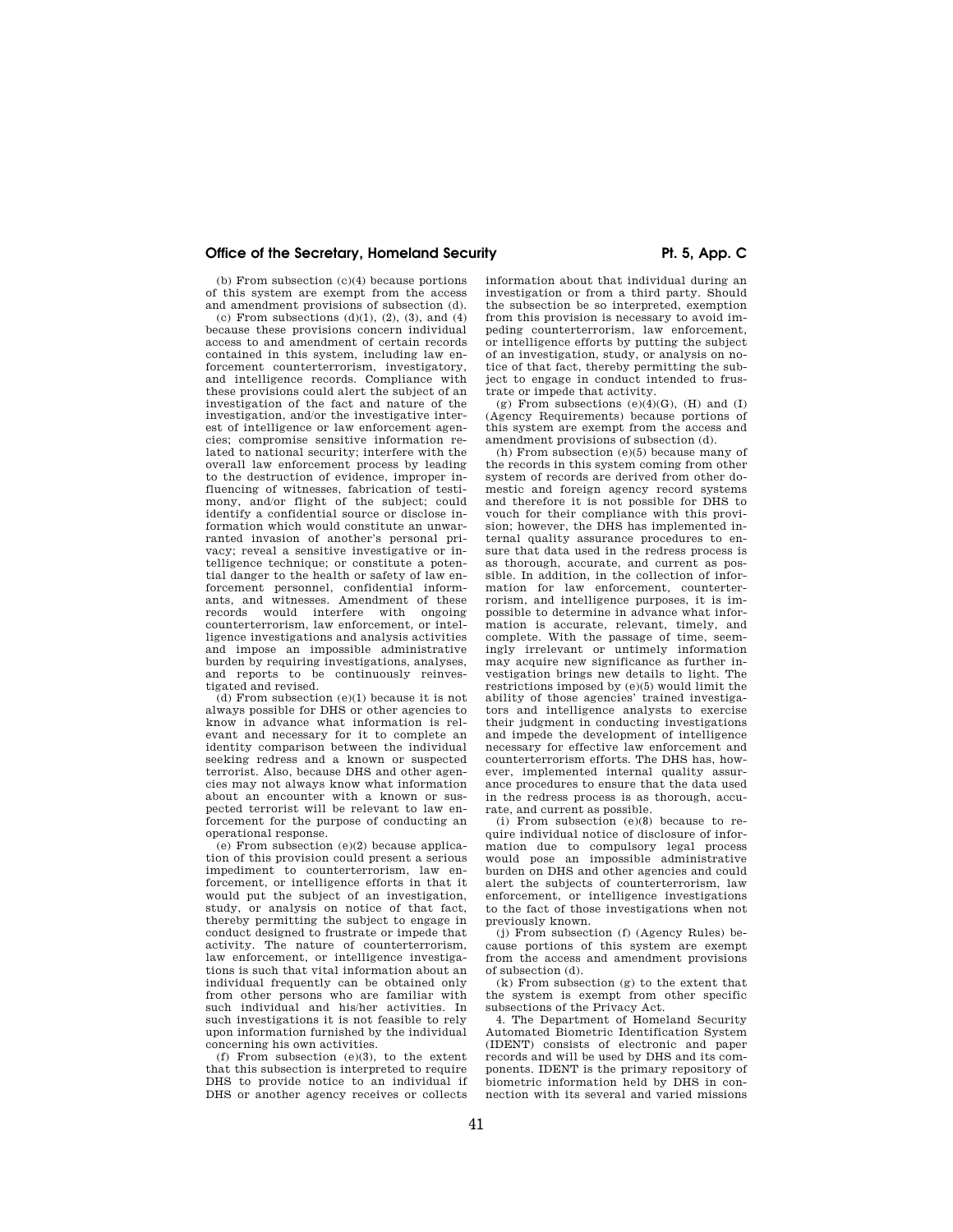(b) From subsection (c)(4) because portions of this system are exempt from the access and amendment provisions of subsection (d).

(c) From subsections (d)(1), (2), (3), and (4) because these provisions concern individual access to and amendment of certain records contained in this system, including law enforcement counterterrorism, investigatory, and intelligence records. Compliance with these provisions could alert the subject of an investigation of the fact and nature of the investigation, and/or the investigative interest of intelligence or law enforcement agencies; compromise sensitive information related to national security; interfere with the overall law enforcement process by leading to the destruction of evidence, improper influencing of witnesses, fabrication of testimony, and/or flight of the subject; could identify a confidential source or disclose information which would constitute an unwarranted invasion of another's personal privacy; reveal a sensitive investigative or intelligence technique; or constitute a potential danger to the health or safety of law enforcement personnel, confidential informants, and witnesses. Amendment of these records would interfere with ongoing counterterrorism, law enforcement, or intelligence investigations and analysis activities and impose an impossible administrative burden by requiring investigations, analyses, and reports to be continuously reinvestigated and revised.

(d) From subsection (e)(1) because it is not always possible for DHS or other agencies to know in advance what information is relevant and necessary for it to complete an identity comparison between the individual seeking redress and a known or suspected terrorist. Also, because DHS and other agencies may not always know what information about an encounter with a known or suspected terrorist will be relevant to law enforcement for the purpose of conducting an operational response.

(e) From subsection (e)(2) because application of this provision could present a serious impediment to counterterrorism, law enforcement, or intelligence efforts in that it would put the subject of an investigation, study, or analysis on notice of that fact, thereby permitting the subject to engage in conduct designed to frustrate or impede that activity. The nature of counterterrorism, law enforcement, or intelligence investigations is such that vital information about an individual frequently can be obtained only from other persons who are familiar with such individual and his/her activities. In such investigations it is not feasible to rely upon information furnished by the individual concerning his own activities.

(f) From subsection (e)(3), to the extent that this subsection is interpreted to require DHS to provide notice to an individual if DHS or another agency receives or collects information about that individual during an investigation or from a third party. Should the subsection be so interpreted, exemption from this provision is necessary to avoid impeding counterterrorism, law enforcement, or intelligence efforts by putting the subject of an investigation, study, or analysis on notice of that fact, thereby permitting the subject to engage in conduct intended to frustrate or impede that activity.

(g) From subsections (e)(4)(G), (H) and (I) (Agency Requirements) because portions of this system are exempt from the access and amendment provisions of subsection (d).

(h) From subsection (e)(5) because many of the records in this system coming from other system of records are derived from other domestic and foreign agency record systems and therefore it is not possible for DHS to vouch for their compliance with this provision; however, the DHS has implemented internal quality assurance procedures to ensure that data used in the redress process is as thorough, accurate, and current as possible. In addition, in the collection of information for law enforcement, counterterrorism, and intelligence purposes, it is impossible to determine in advance what information is accurate, relevant, timely, and complete. With the passage of time, seemingly irrelevant or untimely information may acquire new significance as further investigation brings new details to light. The restrictions imposed by (e)(5) would limit the ability of those agencies' trained investigators and intelligence analysts to exercise their judgment in conducting investigations and impede the development of intelligence necessary for effective law enforcement and counterterrorism efforts. The DHS has, however, implemented internal quality assurance procedures to ensure that the data used in the redress process is as thorough, accurate, and current as possible.

(i) From subsection (e)(8) because to require individual notice of disclosure of information due to compulsory legal process would pose an impossible administrative burden on DHS and other agencies and could alert the subjects of counterterrorism, law enforcement, or intelligence investigations to the fact of those investigations when not previously known.

(j) From subsection (f) (Agency Rules) because portions of this system are exempt from the access and amendment provisions of subsection (d).

(k) From subsection (g) to the extent that the system is exempt from other specific subsections of the Privacy Act.

4. The Department of Homeland Security Automated Biometric Identification System (IDENT) consists of electronic and paper records and will be used by DHS and its components. IDENT is the primary repository of biometric information held by DHS in connection with its several and varied missions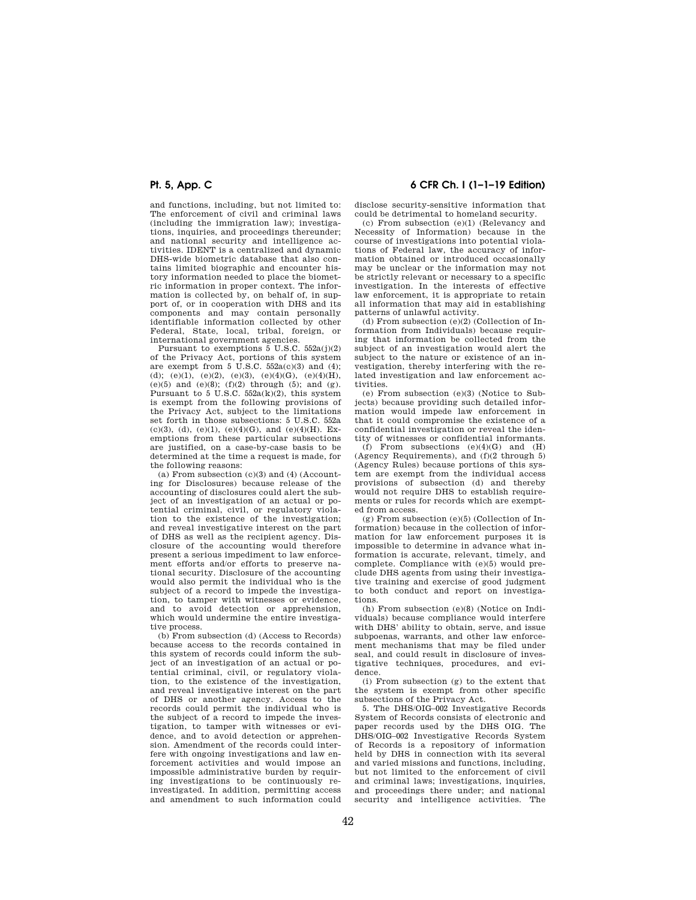and functions, including, but not limited to: The enforcement of civil and criminal laws (including the immigration law); investigations, inquiries, and proceedings thereunder; and national security and intelligence activities. IDENT is a centralized and dynamic DHS-wide biometric database that also contains limited biographic and encounter history information needed to place the biometric information in proper context. The information is collected by, on behalf of, in support of, or in cooperation with DHS and its components and may contain personally identifiable information collected by other Federal, State, local, tribal, foreign, or international government agencies.

Pursuant to exemptions 5 U.S.C. 552a(j)(2) of the Privacy Act, portions of this system are exempt from 5 U.S.C. 552a(c)(3) and (4); (d); (e)(1), (e)(2), (e)(3), (e)(4)(G), (e)(4)(H), (e)(5) and (e)(8); (f)(2) through (5); and (g). Pursuant to 5 U.S.C. 552a(k)(2), this system is exempt from the following provisions of the Privacy Act, subject to the limitations set forth in those subsections: 5 U.S.C. 552a (c)(3), (d), (e)(1), (e)(4)(G), and (e)(4)(H). Exemptions from these particular subsections are justified, on a case-by-case basis to be determined at the time a request is made, for the following reasons:

(a) From subsection (c)(3) and (4) (Accounting for Disclosures) because release of the accounting of disclosures could alert the subject of an investigation of an actual or potential criminal, civil, or regulatory violation to the existence of the investigation; and reveal investigative interest on the part of DHS as well as the recipient agency. Disclosure of the accounting would therefore present a serious impediment to law enforcement efforts and/or efforts to preserve national security. Disclosure of the accounting would also permit the individual who is the subject of a record to impede the investigation, to tamper with witnesses or evidence, and to avoid detection or apprehension, which would undermine the entire investigative process.

(b) From subsection (d) (Access to Records) because access to the records contained in this system of records could inform the subject of an investigation of an actual or potential criminal, civil, or regulatory violation, to the existence of the investigation, and reveal investigative interest on the part of DHS or another agency. Access to the records could permit the individual who is the subject of a record to impede the investigation, to tamper with witnesses or evidence, and to avoid detection or apprehension. Amendment of the records could interfere with ongoing investigations and law enforcement activities and would impose an impossible administrative burden by requiring investigations to be continuously reinvestigated. In addition, permitting access and amendment to such information could disclose security-sensitive information that could be detrimental to homeland security.

(c) From subsection (e)(1) (Relevancy and Necessity of Information) because in the course of investigations into potential violations of Federal law, the accuracy of information obtained or introduced occasionally may be unclear or the information may not be strictly relevant or necessary to a specific investigation. In the interests of effective law enforcement, it is appropriate to retain all information that may aid in establishing patterns of unlawful activity.

(d) From subsection (e)(2) (Collection of Information from Individuals) because requiring that information be collected from the subject of an investigation would alert the subject to the nature or existence of an investigation, thereby interfering with the related investigation and law enforcement activities.

(e) From subsection (e)(3) (Notice to Subjects) because providing such detailed information would impede law enforcement in that it could compromise the existence of a confidential investigation or reveal the identity of witnesses or confidential informants.

(f) From subsections (e)(4)(G) and (H) (Agency Requirements), and (f)(2 through 5) (Agency Rules) because portions of this system are exempt from the individual access provisions of subsection (d) and thereby would not require DHS to establish requirements or rules for records which are exempted from access.

(g) From subsection (e)(5) (Collection of Information) because in the collection of information for law enforcement purposes it is impossible to determine in advance what information is accurate, relevant, timely, and complete. Compliance with (e)(5) would preclude DHS agents from using their investigative training and exercise of good judgment to both conduct and report on investigations.

(h) From subsection (e)(8) (Notice on Individuals) because compliance would interfere with DHS' ability to obtain, serve, and issue subpoenas, warrants, and other law enforcement mechanisms that may be filed under seal, and could result in disclosure of investigative techniques, procedures, and evidence.

(i) From subsection (g) to the extent that the system is exempt from other specific subsections of the Privacy Act.

5. The DHS/OIG–002 Investigative Records System of Records consists of electronic and paper records used by the DHS OIG. The DHS/OIG–002 Investigative Records System of Records is a repository of information held by DHS in connection with its several and varied missions and functions, including, but not limited to the enforcement of civil and criminal laws; investigations, inquiries, and proceedings there under; and national security and intelligence activities. The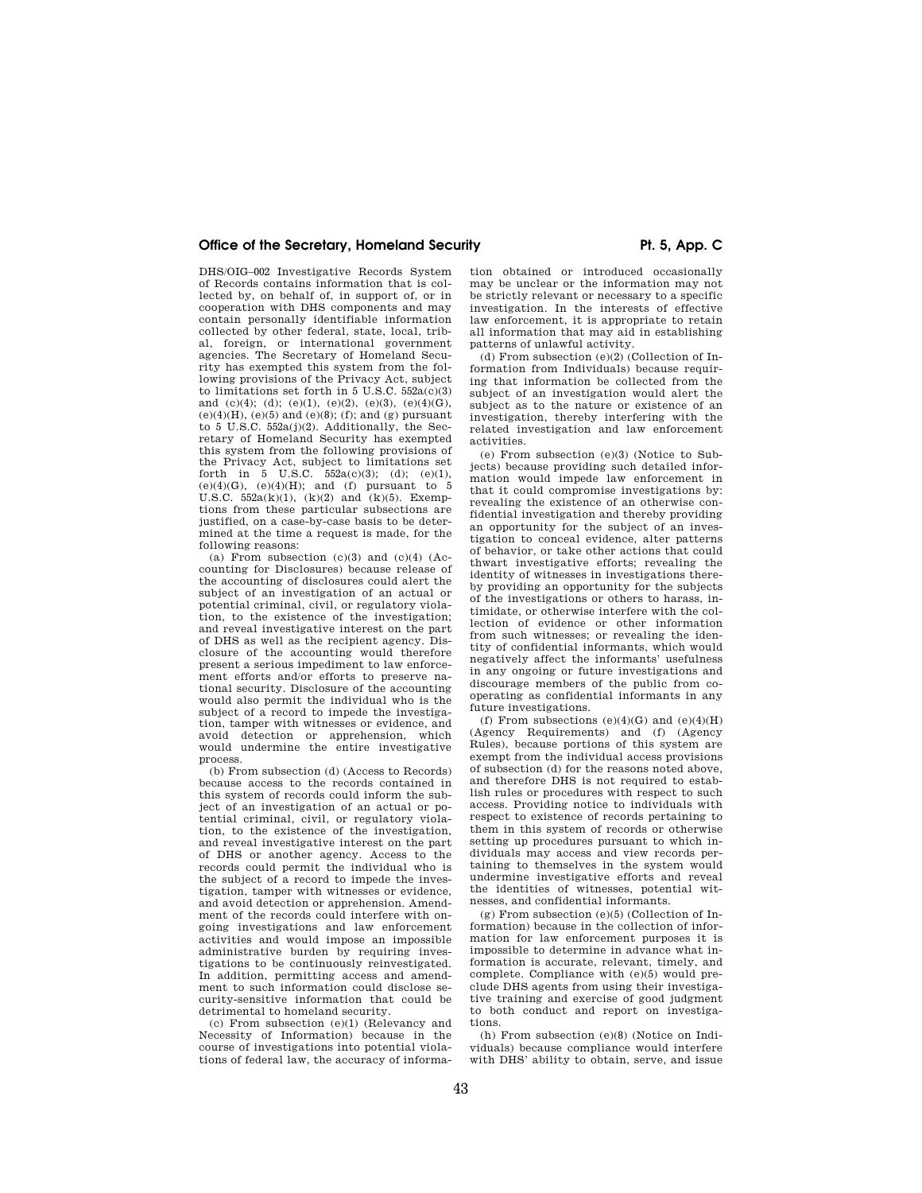DHS/OIG–002 Investigative Records System of Records contains information that is collected by, on behalf of, in support of, or in cooperation with DHS components and may contain personally identifiable information collected by other federal, state, local, tribal, foreign, or international government agencies. The Secretary of Homeland Security has exempted this system from the following provisions of the Privacy Act, subject to limitations set forth in 5 U.S.C. 552a(c)(3) and (c)(4); (d); (e)(1), (e)(2), (e)(3), (e)(4)(G), (e)(4)(H), (e)(5) and (e)(8); (f); and (g) pursuant to 5 U.S.C. 552a(j)(2). Additionally, the Secretary of Homeland Security has exempted this system from the following provisions of the Privacy Act, subject to limitations set forth in 5 U.S.C. 552a(c)(3); (d); (e)(1), (e)(4)(G), (e)(4)(H); and (f) pursuant to 5 U.S.C. 552a(k)(1), (k)(2) and (k)(5). Exemptions from these particular subsections are justified, on a case-by-case basis to be determined at the time a request is made, for the following reasons:

(a) From subsection (c)(3) and (c)(4) (Accounting for Disclosures) because release of the accounting of disclosures could alert the subject of an investigation of an actual or potential criminal, civil, or regulatory violation, to the existence of the investigation; and reveal investigative interest on the part of DHS as well as the recipient agency. Disclosure of the accounting would therefore present a serious impediment to law enforcement efforts and/or efforts to preserve national security. Disclosure of the accounting would also permit the individual who is the subject of a record to impede the investigation, tamper with witnesses or evidence, and avoid detection or apprehension, which would undermine the entire investigative process.

(b) From subsection (d) (Access to Records) because access to the records contained in this system of records could inform the subject of an investigation of an actual or potential criminal, civil, or regulatory violation, to the existence of the investigation, and reveal investigative interest on the part of DHS or another agency. Access to the records could permit the individual who is the subject of a record to impede the investigation, tamper with witnesses or evidence, and avoid detection or apprehension. Amendment of the records could interfere with ongoing investigations and law enforcement activities and would impose an impossible administrative burden by requiring investigations to be continuously reinvestigated. In addition, permitting access and amendment to such information could disclose security-sensitive information that could be detrimental to homeland security.

(c) From subsection (e)(1) (Relevancy and Necessity of Information) because in the course of investigations into potential violations of federal law, the accuracy of information obtained or introduced occasionally may be unclear or the information may not be strictly relevant or necessary to a specific investigation. In the interests of effective law enforcement, it is appropriate to retain all information that may aid in establishing patterns of unlawful activity.

(d) From subsection (e)(2) (Collection of Information from Individuals) because requiring that information be collected from the subject of an investigation would alert the subject as to the nature or existence of an investigation, thereby interfering with the related investigation and law enforcement activities.

(e) From subsection (e)(3) (Notice to Subjects) because providing such detailed information would impede law enforcement in that it could compromise investigations by: revealing the existence of an otherwise confidential investigation and thereby providing an opportunity for the subject of an investigation to conceal evidence, alter patterns of behavior, or take other actions that could thwart investigative efforts; revealing the identity of witnesses in investigations thereby providing an opportunity for the subjects of the investigations or others to harass, intimidate, or otherwise interfere with the collection of evidence or other information from such witnesses; or revealing the identity of confidential informants, which would negatively affect the informants' usefulness in any ongoing or future investigations and discourage members of the public from cooperating as confidential informants in any future investigations.

(f) From subsections (e)(4)(G) and (e)(4)(H) (Agency Requirements) and (f) (Agency Rules), because portions of this system are exempt from the individual access provisions of subsection (d) for the reasons noted above, and therefore DHS is not required to establish rules or procedures with respect to such access. Providing notice to individuals with respect to existence of records pertaining to them in this system of records or otherwise setting up procedures pursuant to which individuals may access and view records pertaining to themselves in the system would undermine investigative efforts and reveal the identities of witnesses, potential witnesses, and confidential informants.

(g) From subsection (e)(5) (Collection of Information) because in the collection of information for law enforcement purposes it is impossible to determine in advance what information is accurate, relevant, timely, and complete. Compliance with (e)(5) would preclude DHS agents from using their investigative training and exercise of good judgment to both conduct and report on investigations.

(h) From subsection (e)(8) (Notice on Individuals) because compliance would interfere with DHS' ability to obtain, serve, and issue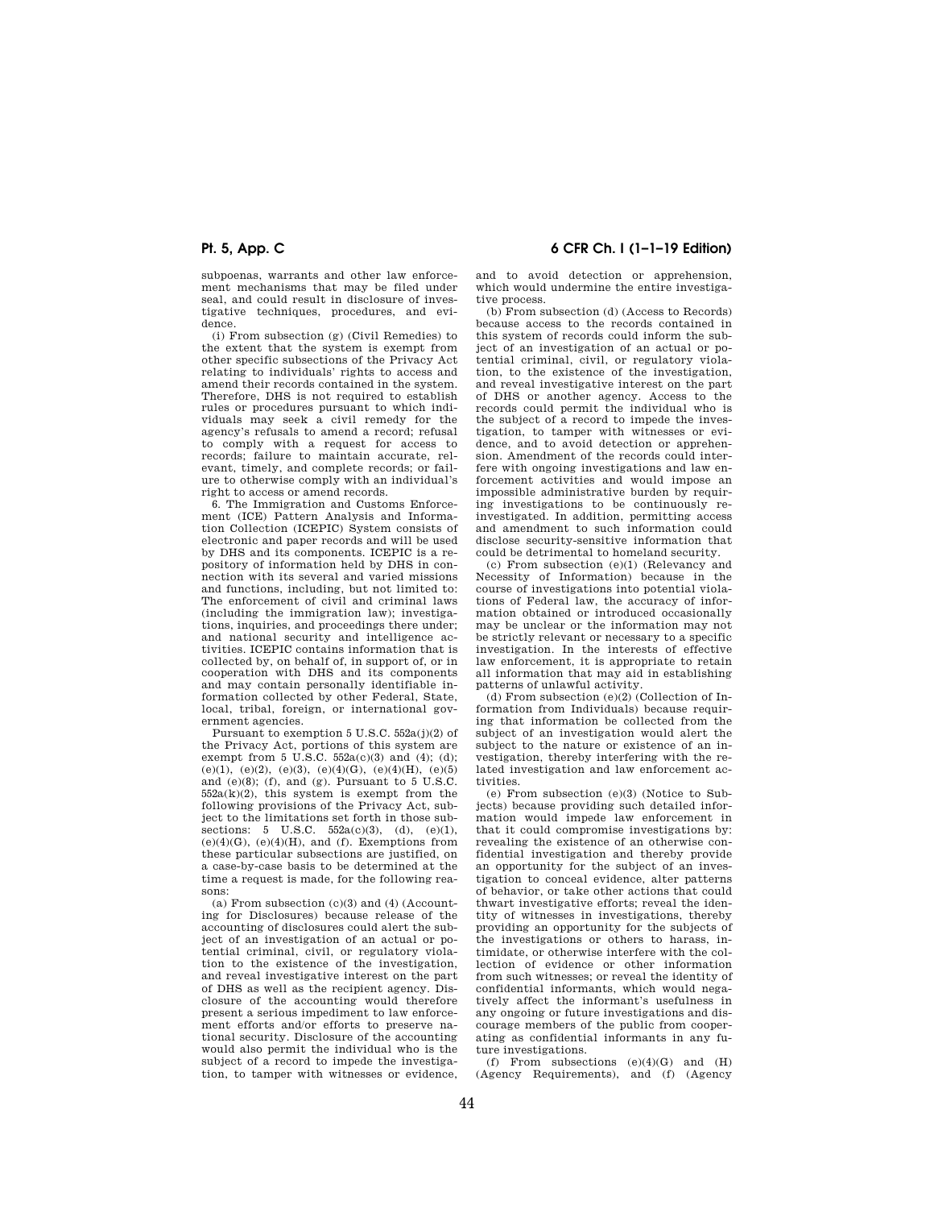subpoenas, warrants and other law enforcement mechanisms that may be filed under seal, and could result in disclosure of investigative techniques, procedures, and evidence.

(i) From subsection (g) (Civil Remedies) to the extent that the system is exempt from other specific subsections of the Privacy Act relating to individuals' rights to access and amend their records contained in the system. Therefore, DHS is not required to establish rules or procedures pursuant to which individuals may seek a civil remedy for the agency's refusals to amend a record; refusal to comply with a request for access to records; failure to maintain accurate, relevant, timely, and complete records; or failure to otherwise comply with an individual's right to access or amend records.

6. The Immigration and Customs Enforcement (ICE) Pattern Analysis and Information Collection (ICEPIC) System consists of electronic and paper records and will be used by DHS and its components. ICEPIC is a repository of information held by DHS in connection with its several and varied missions and functions, including, but not limited to: The enforcement of civil and criminal laws (including the immigration law); investigations, inquiries, and proceedings there under; and national security and intelligence activities. ICEPIC contains information that is collected by, on behalf of, in support of, or in cooperation with DHS and its components and may contain personally identifiable information collected by other Federal, State, local, tribal, foreign, or international government agencies.

Pursuant to exemption 5 U.S.C. 552a(j)(2) of the Privacy Act, portions of this system are exempt from 5 U.S.C. 552a(c)(3) and (4); (d); (e)(1), (e)(2), (e)(3), (e)(4)(G), (e)(4)(H), (e)(5) and (e)(8); (f), and (g). Pursuant to 5 U.S.C. 552a(k)(2), this system is exempt from the following provisions of the Privacy Act, subject to the limitations set forth in those subsections: 5 U.S.C. 552a(c)(3), (d), (e)(1), (e)(4)(G), (e)(4)(H), and (f). Exemptions from these particular subsections are justified, on a case-by-case basis to be determined at the time a request is made, for the following reasons:

(a) From subsection (c)(3) and (4) (Accounting for Disclosures) because release of the accounting of disclosures could alert the subject of an investigation of an actual or potential criminal, civil, or regulatory violation to the existence of the investigation, and reveal investigative interest on the part of DHS as well as the recipient agency. Disclosure of the accounting would therefore present a serious impediment to law enforcement efforts and/or efforts to preserve national security. Disclosure of the accounting would also permit the individual who is the subject of a record to impede the investigation, to tamper with witnesses or evidence, and to avoid detection or apprehension, which would undermine the entire investigative process.

(b) From subsection (d) (Access to Records) because access to the records contained in this system of records could inform the subject of an investigation of an actual or potential criminal, civil, or regulatory violation, to the existence of the investigation, and reveal investigative interest on the part of DHS or another agency. Access to the records could permit the individual who is the subject of a record to impede the investigation, to tamper with witnesses or evidence, and to avoid detection or apprehension. Amendment of the records could interfere with ongoing investigations and law enforcement activities and would impose an impossible administrative burden by requiring investigations to be continuously reinvestigated. In addition, permitting access and amendment to such information could disclose security-sensitive information that could be detrimental to homeland security.

(c) From subsection (e)(1) (Relevancy and Necessity of Information) because in the course of investigations into potential violations of Federal law, the accuracy of information obtained or introduced occasionally may be unclear or the information may not be strictly relevant or necessary to a specific investigation. In the interests of effective law enforcement, it is appropriate to retain all information that may aid in establishing patterns of unlawful activity.

(d) From subsection (e)(2) (Collection of Information from Individuals) because requiring that information be collected from the subject of an investigation would alert the subject to the nature or existence of an investigation, thereby interfering with the related investigation and law enforcement activities.

(e) From subsection (e)(3) (Notice to Subjects) because providing such detailed information would impede law enforcement in that it could compromise investigations by: revealing the existence of an otherwise confidential investigation and thereby provide an opportunity for the subject of an investigation to conceal evidence, alter patterns of behavior, or take other actions that could thwart investigative efforts; reveal the identity of witnesses in investigations, thereby providing an opportunity for the subjects of the investigations or others to harass, intimidate, or otherwise interfere with the collection of evidence or other information from such witnesses; or reveal the identity of confidential informants, which would negatively affect the informant's usefulness in any ongoing or future investigations and discourage members of the public from cooperating as confidential informants in any future investigations.

(f) From subsections (e)(4)(G) and (H) (Agency Requirements), and (f) (Agency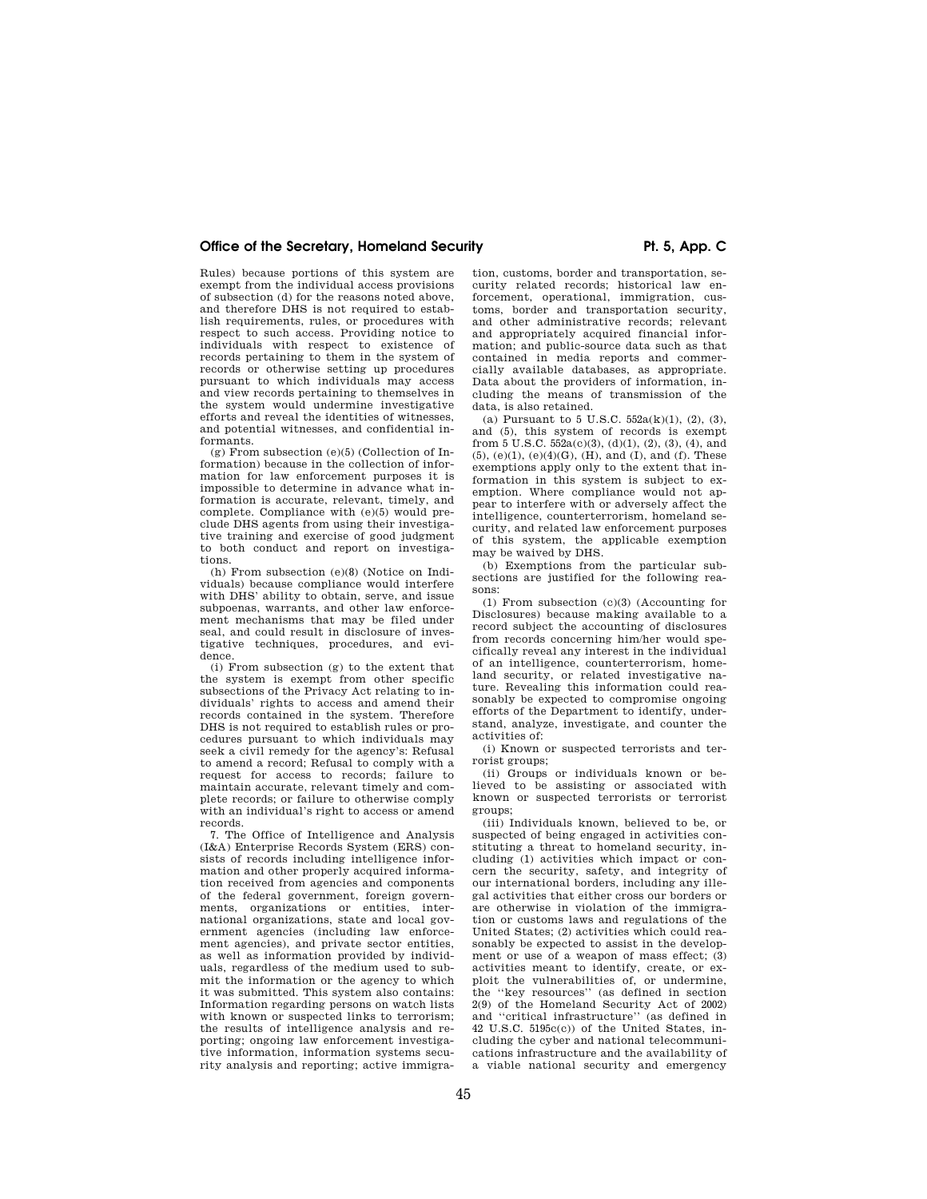Rules) because portions of this system are exempt from the individual access provisions of subsection (d) for the reasons noted above, and therefore DHS is not required to establish requirements, rules, or procedures with respect to such access. Providing notice to individuals with respect to existence of records pertaining to them in the system of records or otherwise setting up procedures pursuant to which individuals may access and view records pertaining to themselves in the system would undermine investigative efforts and reveal the identities of witnesses, and potential witnesses, and confidential informants.

(g) From subsection (e)(5) (Collection of Information) because in the collection of information for law enforcement purposes it is impossible to determine in advance what information is accurate, relevant, timely, and complete. Compliance with (e)(5) would preclude DHS agents from using their investigative training and exercise of good judgment to both conduct and report on investigations.

(h) From subsection (e)(8) (Notice on Individuals) because compliance would interfere with DHS' ability to obtain, serve, and issue subpoenas, warrants, and other law enforcement mechanisms that may be filed under seal, and could result in disclosure of investigative techniques, procedures, and evidence.

(i) From subsection (g) to the extent that the system is exempt from other specific subsections of the Privacy Act relating to individuals' rights to access and amend their records contained in the system. Therefore DHS is not required to establish rules or procedures pursuant to which individuals may seek a civil remedy for the agency's: Refusal to amend a record; Refusal to comply with a request for access to records; failure to maintain accurate, relevant timely and complete records; or failure to otherwise comply with an individual's right to access or amend records.

7. The Office of Intelligence and Analysis (I&A) Enterprise Records System (ERS) consists of records including intelligence information and other properly acquired information received from agencies and components of the federal government, foreign governments, organizations or entities, international organizations, state and local government agencies (including law enforcement agencies), and private sector entities, as well as information provided by individuals, regardless of the medium used to submit the information or the agency to which it was submitted. This system also contains: Information regarding persons on watch lists with known or suspected links to terrorism; the results of intelligence analysis and reporting; ongoing law enforcement investigative information, information systems security analysis and reporting; active immigration, customs, border and transportation, security related records; historical law enforcement, operational, immigration, customs, border and transportation security, and other administrative records; relevant and appropriately acquired financial information; and public-source data such as that contained in media reports and commercially available databases, as appropriate. Data about the providers of information, including the means of transmission of the data, is also retained.

(a) Pursuant to 5 U.S.C. 552a(k)(1), (2), (3), and (5), this system of records is exempt from 5 U.S.C. 552a(c)(3), (d)(1), (2), (3), (4), and (5), (e)(1), (e)(4)(G), (H), and (I), and (f). These exemptions apply only to the extent that information in this system is subject to exemption. Where compliance would not appear to interfere with or adversely affect the intelligence, counterterrorism, homeland security, and related law enforcement purposes of this system, the applicable exemption may be waived by DHS.

(b) Exemptions from the particular subsections are justified for the following reasons:

(1) From subsection (c)(3) (Accounting for Disclosures) because making available to a record subject the accounting of disclosures from records concerning him/her would specifically reveal any interest in the individual of an intelligence, counterterrorism, homeland security, or related investigative nature. Revealing this information could reasonably be expected to compromise ongoing efforts of the Department to identify, understand, analyze, investigate, and counter the activities of:

(i) Known or suspected terrorists and terrorist groups;

(ii) Groups or individuals known or believed to be assisting or associated with known or suspected terrorists or terrorist groups;

(iii) Individuals known, believed to be, or suspected of being engaged in activities constituting a threat to homeland security, including (1) activities which impact or concern the security, safety, and integrity of our international borders, including any illegal activities that either cross our borders or are otherwise in violation of the immigration or customs laws and regulations of the United States; (2) activities which could reasonably be expected to assist in the development or use of a weapon of mass effect; (3) activities meant to identify, create, or exploit the vulnerabilities of, or undermine, the "key resources" (as defined in section 2(9) of the Homeland Security Act of 2002) and "critical infrastructure" (as defined in 42 U.S.C. 5195c(c)) of the United States, including the cyber and national telecommunications infrastructure and the availability of a viable national security and emergency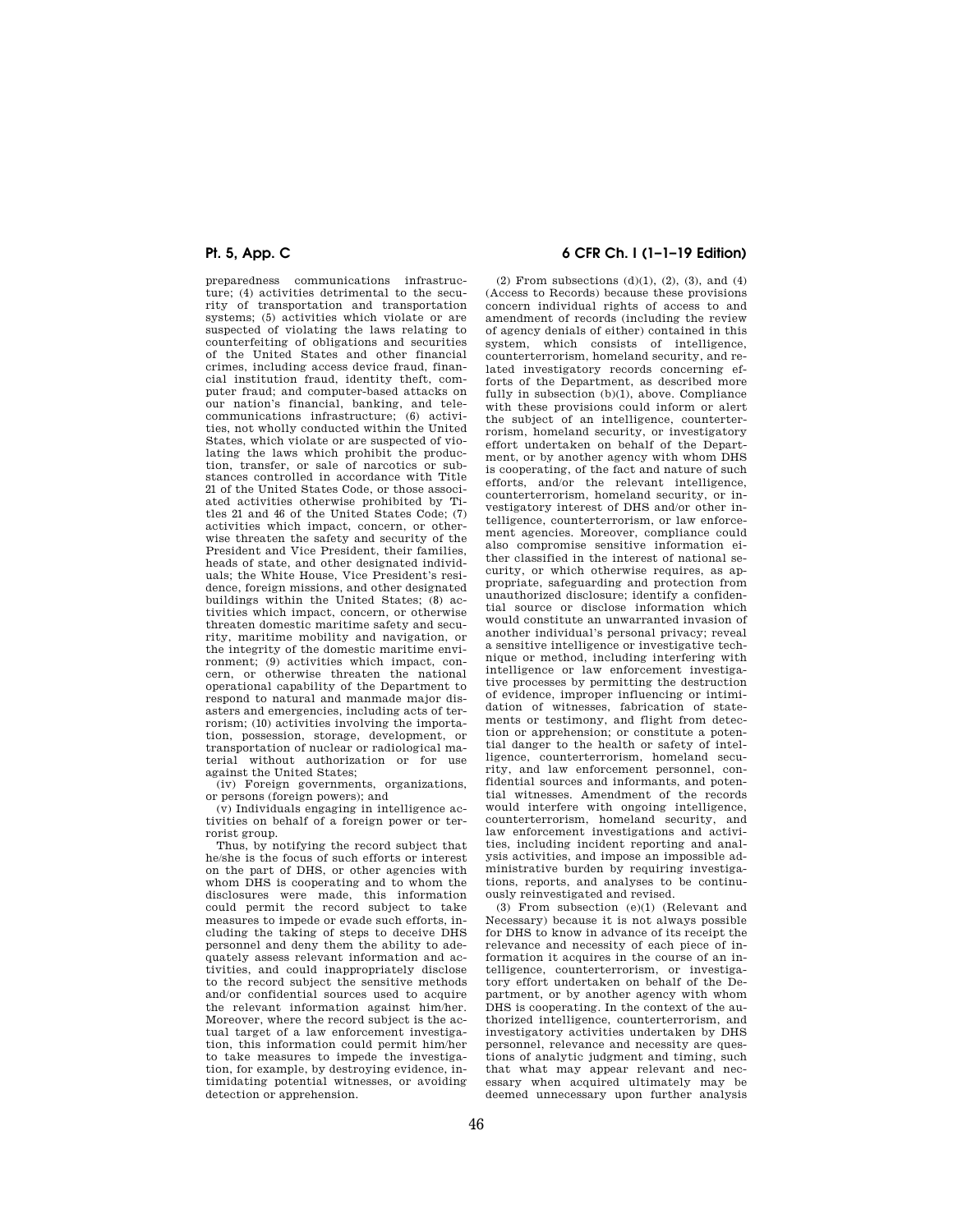preparedness communications infrastructure; (4) activities detrimental to the security of transportation and transportation systems; (5) activities which violate or are suspected of violating the laws relating to counterfeiting of obligations and securities of the United States and other financial crimes, including access device fraud, financial institution fraud, identity theft, computer fraud; and computer-based attacks on our nation's financial, banking, and telecommunications infrastructure; (6) activities, not wholly conducted within the United States, which violate or are suspected of violating the laws which prohibit the production, transfer, or sale of narcotics or substances controlled in accordance with Title 21 of the United States Code, or those associated activities otherwise prohibited by Titles 21 and 46 of the United States Code; (7) activities which impact, concern, or otherwise threaten the safety and security of the President and Vice President, their families, heads of state, and other designated individuals; the White House, Vice President's residence, foreign missions, and other designated buildings within the United States; (8) activities which impact, concern, or otherwise threaten domestic maritime safety and security, maritime mobility and navigation, or the integrity of the domestic maritime environment; (9) activities which impact, concern, or otherwise threaten the national operational capability of the Department to respond to natural and manmade major disasters and emergencies, including acts of terrorism; (10) activities involving the importation, possession, storage, development, or transportation of nuclear or radiological material without authorization or for use against the United States;

(iv) Foreign governments, organizations, or persons (foreign powers); and

(v) Individuals engaging in intelligence activities on behalf of a foreign power or terrorist group.

Thus, by notifying the record subject that he/she is the focus of such efforts or interest on the part of DHS, or other agencies with whom DHS is cooperating and to whom the disclosures were made, this information could permit the record subject to take measures to impede or evade such efforts, including the taking of steps to deceive DHS personnel and deny them the ability to adequately assess relevant information and activities, and could inappropriately disclose to the record subject the sensitive methods and/or confidential sources used to acquire the relevant information against him/her. Moreover, where the record subject is the actual target of a law enforcement investigation, this information could permit him/her to take measures to impede the investigation, for example, by destroying evidence, intimidating potential witnesses, or avoiding detection or apprehension.

(2) From subsections (d)(1), (2), (3), and (4) (Access to Records) because these provisions concern individual rights of access to and amendment of records (including the review of agency denials of either) contained in this system, which consists of intelligence, counterterrorism, homeland security, and related investigatory records concerning efforts of the Department, as described more fully in subsection (b)(1), above. Compliance with these provisions could inform or alert the subject of an intelligence, counterterrorism, homeland security, or investigatory effort undertaken on behalf of the Department, or by another agency with whom DHS is cooperating, of the fact and nature of such efforts, and/or the relevant intelligence, counterterrorism, homeland security, or investigatory interest of DHS and/or other intelligence, counterterrorism, or law enforcement agencies. Moreover, compliance could also compromise sensitive information either classified in the interest of national security, or which otherwise requires, as appropriate, safeguarding and protection from unauthorized disclosure; identify a confidential source or disclose information which would constitute an unwarranted invasion of another individual's personal privacy; reveal a sensitive intelligence or investigative technique or method, including interfering with intelligence or law enforcement investigative processes by permitting the destruction of evidence, improper influencing or intimidation of witnesses, fabrication of statements or testimony, and flight from detection or apprehension; or constitute a potential danger to the health or safety of intelligence, counterterrorism, homeland security, and law enforcement personnel, confidential sources and informants, and potential witnesses. Amendment of the records would interfere with ongoing intelligence, counterterrorism, homeland security, and law enforcement investigations and activities, including incident reporting and analysis activities, and impose an impossible administrative burden by requiring investigations, reports, and analyses to be continuously reinvestigated and revised.

(3) From subsection (e)(1) (Relevant and Necessary) because it is not always possible for DHS to know in advance of its receipt the relevance and necessity of each piece of information it acquires in the course of an intelligence, counterterrorism, or investigatory effort undertaken on behalf of the Department, or by another agency with whom DHS is cooperating. In the context of the authorized intelligence, counterterrorism, and investigatory activities undertaken by DHS personnel, relevance and necessity are questions of analytic judgment and timing, such that what may appear relevant and necessary when acquired ultimately may be deemed unnecessary upon further analysis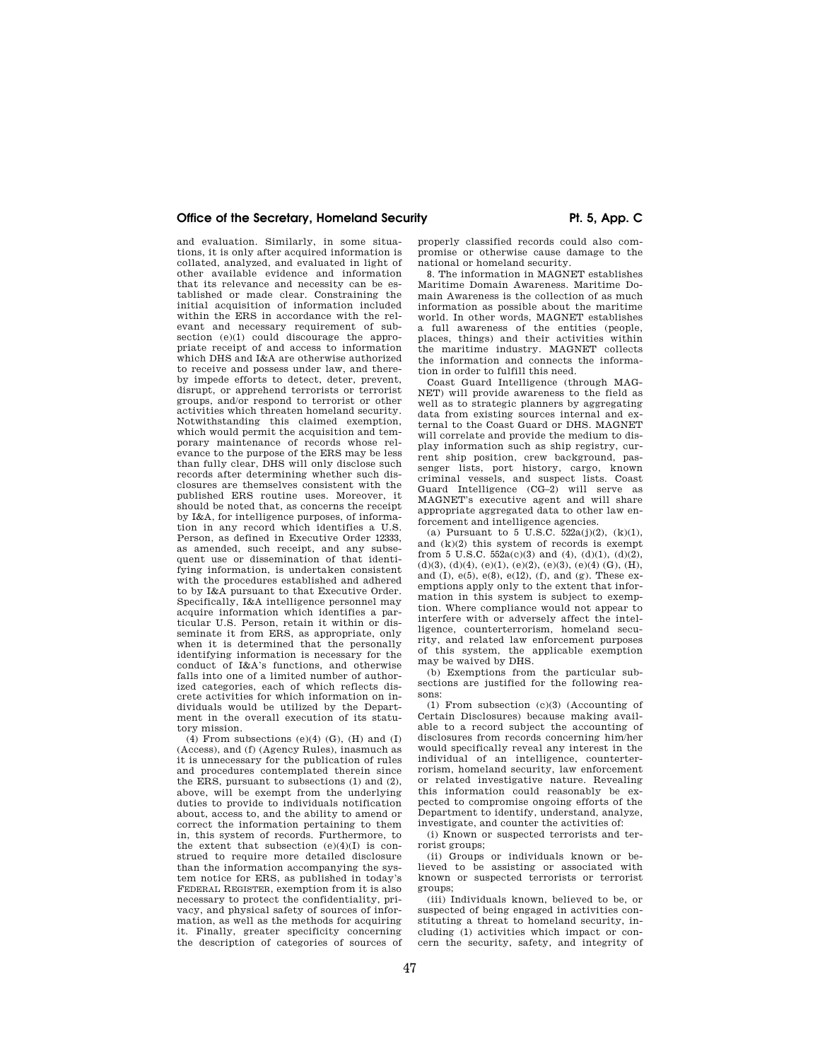and evaluation. Similarly, in some situations, it is only after acquired information is collated, analyzed, and evaluated in light of other available evidence and information that its relevance and necessity can be established or made clear. Constraining the initial acquisition of information included within the ERS in accordance with the relevant and necessary requirement of subsection (e)(1) could discourage the appropriate receipt of and access to information which DHS and I&A are otherwise authorized to receive and possess under law, and thereby impede efforts to detect, deter, prevent, disrupt, or apprehend terrorists or terrorist groups, and/or respond to terrorist or other activities which threaten homeland security. Notwithstanding this claimed exemption, which would permit the acquisition and temporary maintenance of records whose relevance to the purpose of the ERS may be less than fully clear, DHS will only disclose such records after determining whether such disclosures are themselves consistent with the published ERS routine uses. Moreover, it should be noted that, as concerns the receipt by I&A, for intelligence purposes, of information in any record which identifies a U.S. Person, as defined in Executive Order 12333, as amended, such receipt, and any subsequent use or dissemination of that identifying information, is undertaken consistent with the procedures established and adhered to by I&A pursuant to that Executive Order. Specifically, I&A intelligence personnel may acquire information which identifies a particular U.S. Person, retain it within or disseminate it from ERS, as appropriate, only when it is determined that the personally identifying information is necessary for the conduct of I&A's functions, and otherwise falls into one of a limited number of authorized categories, each of which reflects discrete activities for which information on individuals would be utilized by the Department in the overall execution of its statutory mission.

(4) From subsections (e)(4) (G), (H) and (I) (Access), and (f) (Agency Rules), inasmuch as it is unnecessary for the publication of rules and procedures contemplated therein since the ERS, pursuant to subsections (1) and (2), above, will be exempt from the underlying duties to provide to individuals notification about, access to, and the ability to amend or correct the information pertaining to them in, this system of records. Furthermore, to the extent that subsection (e)(4)(I) is construed to require more detailed disclosure than the information accompanying the system notice for ERS, as published in today's FEDERAL REGISTER, exemption from it is also necessary to protect the confidentiality, privacy, and physical safety of sources of information, as well as the methods for acquiring it. Finally, greater specificity concerning the description of categories of sources of properly classified records could also compromise or otherwise cause damage to the national or homeland security.

8. The information in MAGNET establishes Maritime Domain Awareness. Maritime Domain Awareness is the collection of as much information as possible about the maritime world. In other words, MAGNET establishes a full awareness of the entities (people, places, things) and their activities within the maritime industry. MAGNET collects the information and connects the information in order to fulfill this need.

Coast Guard Intelligence (through MAGNET) will provide awareness to the field as well as to strategic planners by aggregating data from existing sources internal and external to the Coast Guard or DHS. MAGNET will correlate and provide the medium to display information such as ship registry, current ship position, crew background, passenger lists, port history, cargo, known criminal vessels, and suspect lists. Coast Guard Intelligence (CG–2) will serve as MAGNET's executive agent and will share appropriate aggregated data to other law enforcement and intelligence agencies.

(a) Pursuant to 5 U.S.C. 522a(j)(2), (k)(1), and (k)(2) this system of records is exempt from 5 U.S.C. 552a(c)(3) and (4), (d)(1), (d)(2), (d)(3), (d)(4), (e)(1), (e)(2), (e)(3), (e)(4) (G), (H), and (I), e(5), e(8), e(12), (f), and (g). These exemptions apply only to the extent that information in this system is subject to exemption. Where compliance would not appear to interfere with or adversely affect the intelligence, counterterrorism, homeland security, and related law enforcement purposes of this system, the applicable exemption may be waived by DHS.

(b) Exemptions from the particular subsections are justified for the following reasons:

(1) From subsection (c)(3) (Accounting of Certain Disclosures) because making available to a record subject the accounting of disclosures from records concerning him/her would specifically reveal any interest in the individual of an intelligence, counterterrorism, homeland security, law enforcement or related investigative nature. Revealing this information could reasonably be expected to compromise ongoing efforts of the Department to identify, understand, analyze, investigate, and counter the activities of:

(i) Known or suspected terrorists and terrorist groups;

(ii) Groups or individuals known or believed to be assisting or associated with known or suspected terrorists or terrorist groups;

(iii) Individuals known, believed to be, or suspected of being engaged in activities constituting a threat to homeland security, including (1) activities which impact or concern the security, safety, and integrity of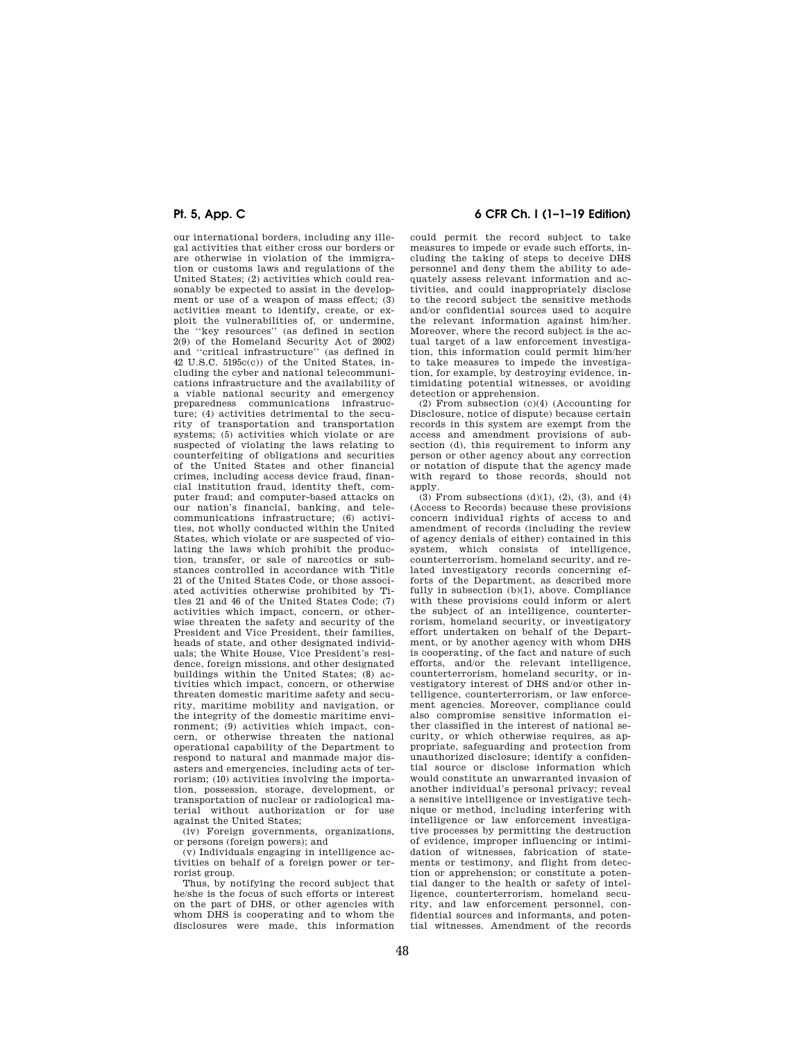our international borders, including any illegal activities that either cross our borders or are otherwise in violation of the immigration or customs laws and regulations of the United States; (2) activities which could reasonably be expected to assist in the development or use of a weapon of mass effect; (3) activities meant to identify, create, or exploit the vulnerabilities of, or undermine, the "key resources" (as defined in section 2(9) of the Homeland Security Act of 2002) and "critical infrastructure" (as defined in 42 U.S.C. 5195c(c)) of the United States, including the cyber and national telecommunications infrastructure and the availability of a viable national security and emergency preparedness communications infrastructure; (4) activities detrimental to the security of transportation and transportation systems; (5) activities which violate or are suspected of violating the laws relating to counterfeiting of obligations and securities of the United States and other financial crimes, including access device fraud, financial institution fraud, identity theft, computer fraud; and computer-based attacks on our nation's financial, banking, and telecommunications infrastructure; (6) activities, not wholly conducted within the United States, which violate or are suspected of violating the laws which prohibit the production, transfer, or sale of narcotics or substances controlled in accordance with Title 21 of the United States Code, or those associated activities otherwise prohibited by Titles 21 and 46 of the United States Code; (7) activities which impact, concern, or otherwise threaten the safety and security of the President and Vice President, their families, heads of state, and other designated individuals; the White House, Vice President's residence, foreign missions, and other designated buildings within the United States; (8) activities which impact, concern, or otherwise threaten domestic maritime safety and security, maritime mobility and navigation, or the integrity of the domestic maritime environment; (9) activities which impact, concern, or otherwise threaten the national operational capability of the Department to respond to natural and manmade major disasters and emergencies, including acts of terrorism; (10) activities involving the importation, possession, storage, development, or transportation of nuclear or radiological material without authorization or for use against the United States;

(iv) Foreign governments, organizations, or persons (foreign powers); and

(v) Individuals engaging in intelligence activities on behalf of a foreign power or terrorist group.

Thus, by notifying the record subject that he/she is the focus of such efforts or interest on the part of DHS, or other agencies with whom DHS is cooperating and to whom the disclosures were made, this information could permit the record subject to take measures to impede or evade such efforts, including the taking of steps to deceive DHS personnel and deny them the ability to adequately assess relevant information and activities, and could inappropriately disclose to the record subject the sensitive methods and/or confidential sources used to acquire the relevant information against him/her. Moreover, where the record subject is the actual target of a law enforcement investigation, this information could permit him/her to take measures to impede the investigation, for example, by destroying evidence, intimidating potential witnesses, or avoiding detection or apprehension.

(2) From subsection (c)(4) (Accounting for Disclosure, notice of dispute) because certain records in this system are exempt from the access and amendment provisions of subsection (d), this requirement to inform any person or other agency about any correction or notation of dispute that the agency made with regard to those records, should not apply.

(3) From subsections (d)(1), (2), (3), and (4) (Access to Records) because these provisions concern individual rights of access to and amendment of records (including the review of agency denials of either) contained in this system, which consists of intelligence, counterterrorism, homeland security, and related investigatory records concerning efforts of the Department, as described more fully in subsection (b)(1), above. Compliance with these provisions could inform or alert the subject of an intelligence, counterterrorism, homeland security, or investigatory effort undertaken on behalf of the Department, or by another agency with whom DHS is cooperating, of the fact and nature of such efforts, and/or the relevant intelligence, counterterrorism, homeland security, or investigatory interest of DHS and/or other intelligence, counterterrorism, or law enforcement agencies. Moreover, compliance could also compromise sensitive information either classified in the interest of national security, or which otherwise requires, as appropriate, safeguarding and protection from unauthorized disclosure; identify a confidential source or disclose information which would constitute an unwarranted invasion of another individual's personal privacy; reveal a sensitive intelligence or investigative technique or method, including interfering with intelligence or law enforcement investigative processes by permitting the destruction of evidence, improper influencing or intimidation of witnesses, fabrication of statements or testimony, and flight from detection or apprehension; or constitute a potential danger to the health or safety of intelligence, counterterrorism, homeland security, and law enforcement personnel, confidential sources and informants, and potential witnesses. Amendment of the records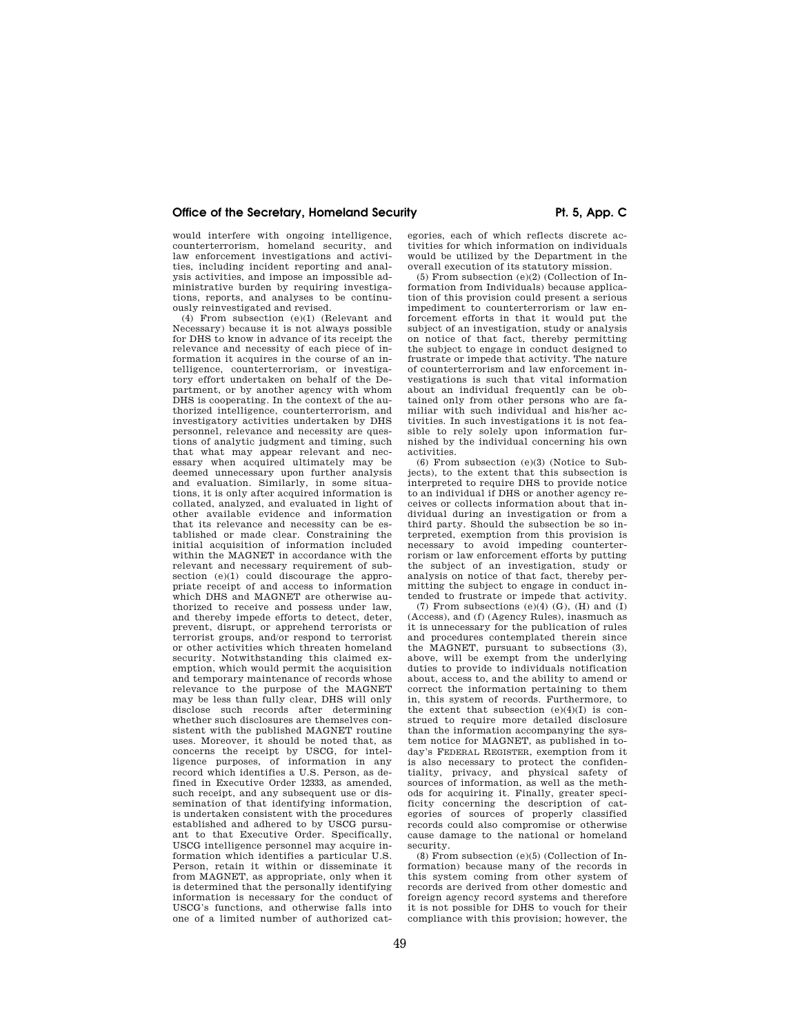would interfere with ongoing intelligence, counterterrorism, homeland security, and law enforcement investigations and activities, including incident reporting and analysis activities, and impose an impossible administrative burden by requiring investigations, reports, and analyses to be continuously reinvestigated and revised.

(4) From subsection (e)(1) (Relevant and Necessary) because it is not always possible for DHS to know in advance of its receipt the relevance and necessity of each piece of information it acquires in the course of an intelligence, counterterrorism, or investigatory effort undertaken on behalf of the Department, or by another agency with whom DHS is cooperating. In the context of the authorized intelligence, counterterrorism, and investigatory activities undertaken by DHS personnel, relevance and necessity are questions of analytic judgment and timing, such that what may appear relevant and necessary when acquired ultimately may be deemed unnecessary upon further analysis and evaluation. Similarly, in some situations, it is only after acquired information is collated, analyzed, and evaluated in light of other available evidence and information that its relevance and necessity can be established or made clear. Constraining the initial acquisition of information included within the MAGNET in accordance with the relevant and necessary requirement of subsection (e)(1) could discourage the appropriate receipt of and access to information which DHS and MAGNET are otherwise authorized to receive and possess under law, and thereby impede efforts to detect, deter, prevent, disrupt, or apprehend terrorists or terrorist groups, and/or respond to terrorist or other activities which threaten homeland security. Notwithstanding this claimed exemption, which would permit the acquisition and temporary maintenance of records whose relevance to the purpose of the MAGNET may be less than fully clear, DHS will only disclose such records after determining whether such disclosures are themselves consistent with the published MAGNET routine uses. Moreover, it should be noted that, as concerns the receipt by USCG, for intelligence purposes, of information in any record which identifies a U.S. Person, as defined in Executive Order 12333, as amended, such receipt, and any subsequent use or dissemination of that identifying information, is undertaken consistent with the procedures established and adhered to by USCG pursuant to that Executive Order. Specifically, USCG intelligence personnel may acquire information which identifies a particular U.S. Person, retain it within or disseminate it from MAGNET, as appropriate, only when it is determined that the personally identifying information is necessary for the conduct of USCG's functions, and otherwise falls into one of a limited number of authorized categories, each of which reflects discrete activities for which information on individuals would be utilized by the Department in the overall execution of its statutory mission.

(5) From subsection (e)(2) (Collection of Information from Individuals) because application of this provision could present a serious impediment to counterterrorism or law enforcement efforts in that it would put the subject of an investigation, study or analysis on notice of that fact, thereby permitting the subject to engage in conduct designed to frustrate or impede that activity. The nature of counterterrorism and law enforcement investigations is such that vital information about an individual frequently can be obtained only from other persons who are familiar with such individual and his/her activities. In such investigations it is not feasible to rely solely upon information furnished by the individual concerning his own activities.

(6) From subsection (e)(3) (Notice to Subjects), to the extent that this subsection is interpreted to require DHS to provide notice to an individual if DHS or another agency receives or collects information about that individual during an investigation or from a third party. Should the subsection be so interpreted, exemption from this provision is necessary to avoid impeding counterterrorism or law enforcement efforts by putting the subject of an investigation, study or analysis on notice of that fact, thereby permitting the subject to engage in conduct intended to frustrate or impede that activity.

(7) From subsections (e)(4) (G), (H) and (I) (Access), and (f) (Agency Rules), inasmuch as it is unnecessary for the publication of rules and procedures contemplated therein since the MAGNET, pursuant to subsections (3), above, will be exempt from the underlying duties to provide to individuals notification about, access to, and the ability to amend or correct the information pertaining to them in, this system of records. Furthermore, to the extent that subsection (e)(4)(I) is construed to require more detailed disclosure than the information accompanying the system notice for MAGNET, as published in today's FEDERAL REGISTER, exemption from it is also necessary to protect the confidentiality, privacy, and physical safety of sources of information, as well as the methods for acquiring it. Finally, greater specificity concerning the description of categories of sources of properly classified records could also compromise or otherwise cause damage to the national or homeland security.

(8) From subsection (e)(5) (Collection of Information) because many of the records in this system coming from other system of records are derived from other domestic and foreign agency record systems and therefore it is not possible for DHS to vouch for their compliance with this provision; however, the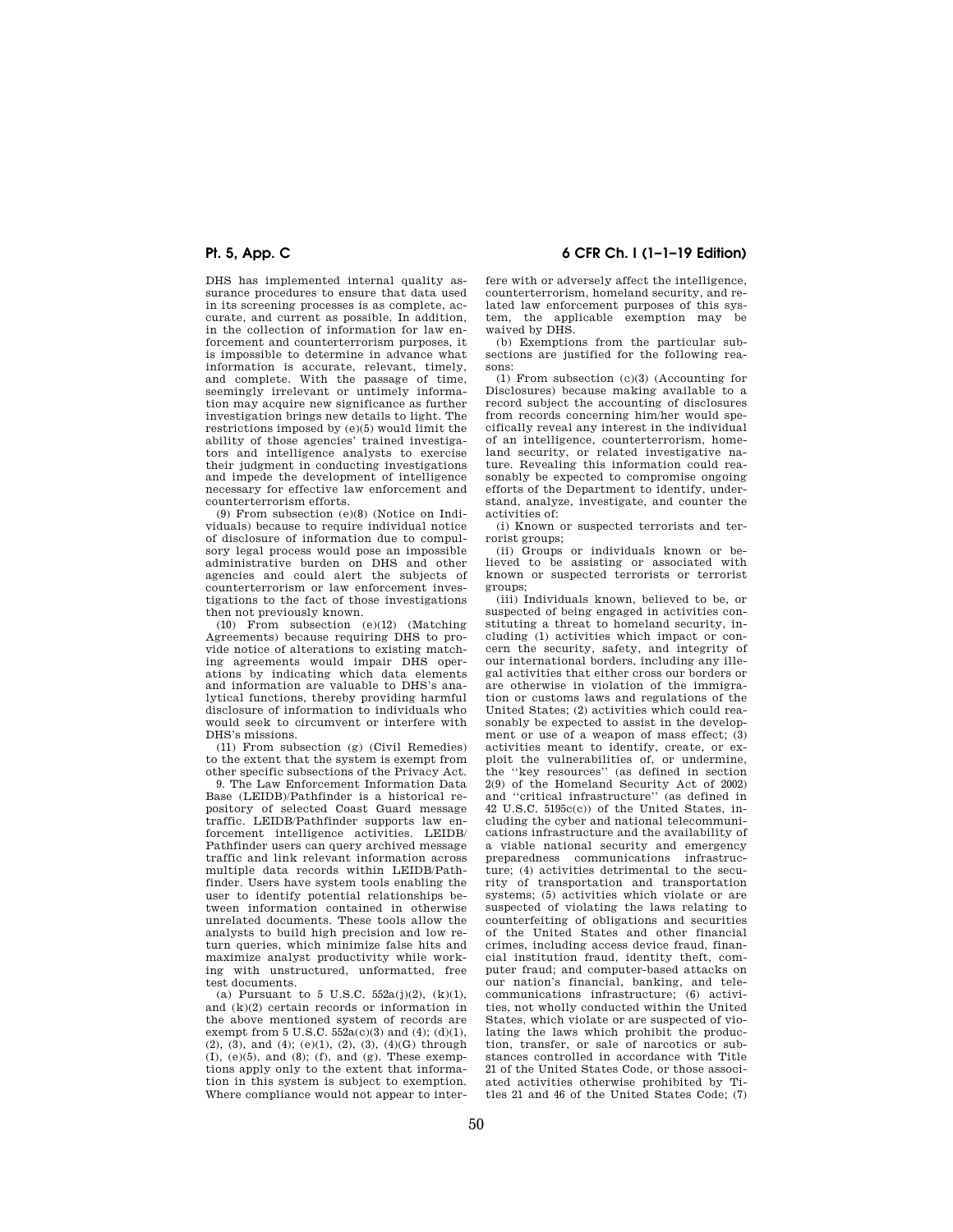DHS has implemented internal quality assurance procedures to ensure that data used in its screening processes is as complete, accurate, and current as possible. In addition, in the collection of information for law enforcement and counterterrorism purposes, it is impossible to determine in advance what information is accurate, relevant, timely, and complete. With the passage of time, seemingly irrelevant or untimely information may acquire new significance as further investigation brings new details to light. The restrictions imposed by (e)(5) would limit the ability of those agencies' trained investigators and intelligence analysts to exercise their judgment in conducting investigations and impede the development of intelligence necessary for effective law enforcement and counterterrorism efforts.

(9) From subsection (e)(8) (Notice on Individuals) because to require individual notice of disclosure of information due to compulsory legal process would pose an impossible administrative burden on DHS and other agencies and could alert the subjects of counterterrorism or law enforcement investigations to the fact of those investigations then not previously known.

(10) From subsection (e)(12) (Matching Agreements) because requiring DHS to provide notice of alterations to existing matching agreements would impair DHS operations by indicating which data elements and information are valuable to DHS's analytical functions, thereby providing harmful disclosure of information to individuals who would seek to circumvent or interfere with DHS's missions.

(11) From subsection (g) (Civil Remedies) to the extent that the system is exempt from other specific subsections of the Privacy Act.

9. The Law Enforcement Information Data Base (LEIDB)/Pathfinder is a historical repository of selected Coast Guard message traffic. LEIDB/Pathfinder supports law enforcement intelligence activities. LEIDB/Pathfinder users can query archived message traffic and link relevant information across multiple data records within LEIDB/Pathfinder. Users have system tools enabling the user to identify potential relationships between information contained in otherwise unrelated documents. These tools allow the analysts to build high precision and low return queries, which minimize false hits and maximize analyst productivity while working with unstructured, unformatted, free test documents.

(a) Pursuant to 5 U.S.C. 552a(j)(2), (k)(1), and (k)(2) certain records or information in the above mentioned system of records are exempt from 5 U.S.C. 552a(c)(3) and (4); (d)(1), (2), (3), and (4); (e)(1), (2), (3), (4)(G) through (I), (e)(5), and (8); (f), and (g). These exemptions apply only to the extent that information in this system is subject to exemption. Where compliance would not appear to interfere with or adversely affect the intelligence, counterterrorism, homeland security, and related law enforcement purposes of this system, the applicable exemption may be waived by DHS.

(b) Exemptions from the particular subsections are justified for the following reasons:

(1) From subsection (c)(3) (Accounting for Disclosures) because making available to a record subject the accounting of disclosures from records concerning him/her would specifically reveal any interest in the individual of an intelligence, counterterrorism, homeland security, or related investigative nature. Revealing this information could reasonably be expected to compromise ongoing efforts of the Department to identify, understand, analyze, investigate, and counter the activities of:

(i) Known or suspected terrorists and terrorist groups;

(ii) Groups or individuals known or believed to be assisting or associated with known or suspected terrorists or terrorist groups;

(iii) Individuals known, believed to be, or suspected of being engaged in activities constituting a threat to homeland security, including (1) activities which impact or concern the security, safety, and integrity of our international borders, including any illegal activities that either cross our borders or are otherwise in violation of the immigration or customs laws and regulations of the United States; (2) activities which could reasonably be expected to assist in the development or use of a weapon of mass effect; (3) activities meant to identify, create, or exploit the vulnerabilities of, or undermine, the "key resources" (as defined in section 2(9) of the Homeland Security Act of 2002) and "critical infrastructure" (as defined in 42 U.S.C. 5195c(c)) of the United States, including the cyber and national telecommunications infrastructure and the availability of a viable national security and emergency preparedness communications infrastructure; (4) activities detrimental to the security of transportation and transportation systems; (5) activities which violate or are suspected of violating the laws relating to counterfeiting of obligations and securities of the United States and other financial crimes, including access device fraud, financial institution fraud, identity theft, computer fraud; and computer-based attacks on our nation's financial, banking, and telecommunications infrastructure; (6) activities, not wholly conducted within the United States, which violate or are suspected of violating the laws which prohibit the production, transfer, or sale of narcotics or substances controlled in accordance with Title 21 of the United States Code, or those associated activities otherwise prohibited by Titles 21 and 46 of the United States Code; (7)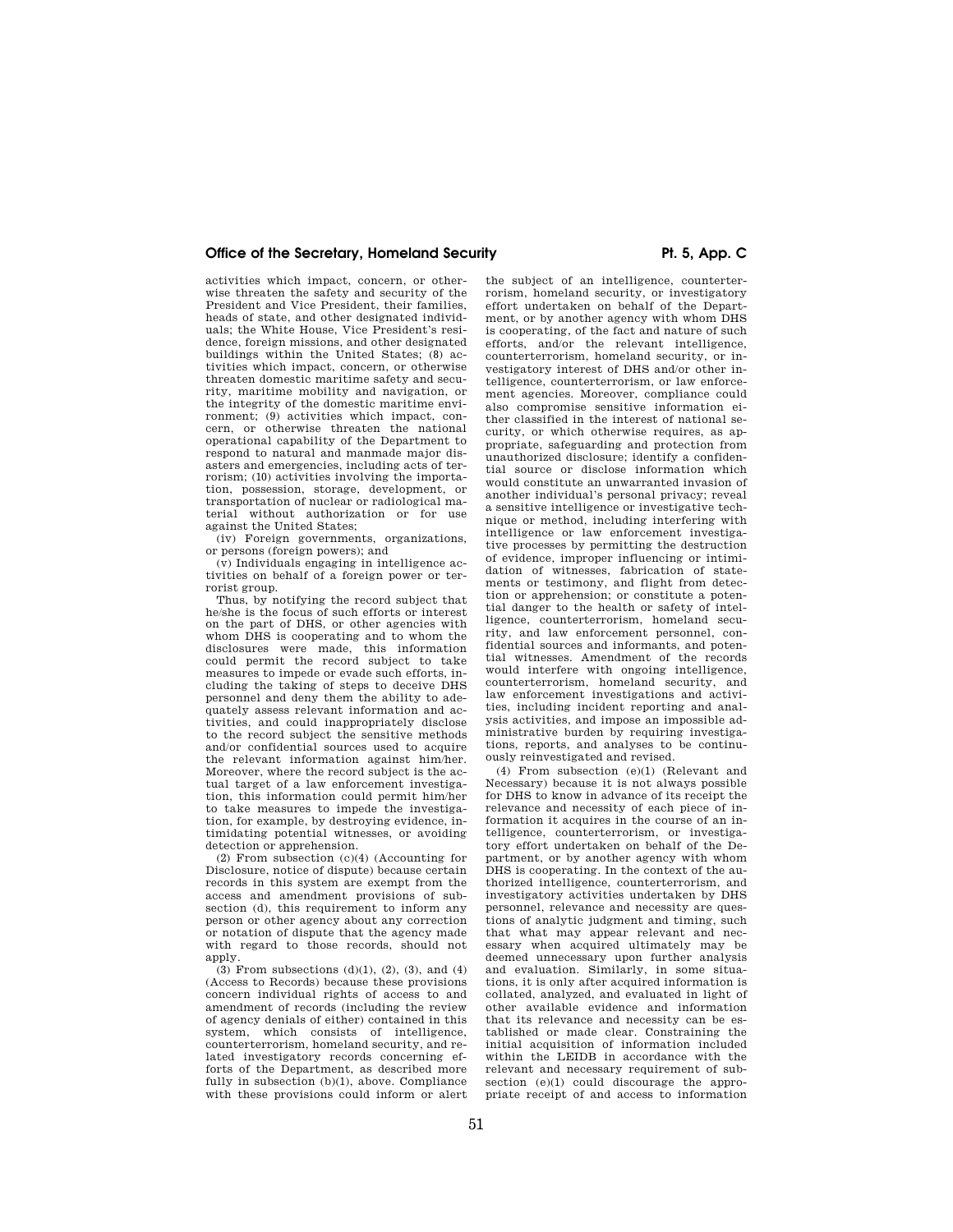activities which impact, concern, or otherwise threaten the safety and security of the President and Vice President, their families, heads of state, and other designated individuals; the White House, Vice President's residence, foreign missions, and other designated buildings within the United States; (8) activities which impact, concern, or otherwise threaten domestic maritime safety and security, maritime mobility and navigation, or the integrity of the domestic maritime environment; (9) activities which impact, concern, or otherwise threaten the national operational capability of the Department to respond to natural and manmade major disasters and emergencies, including acts of terrorism; (10) activities involving the importation, possession, storage, development, or transportation of nuclear or radiological material without authorization or for use against the United States;

(iv) Foreign governments, organizations, or persons (foreign powers); and

(v) Individuals engaging in intelligence activities on behalf of a foreign power or terrorist group.

Thus, by notifying the record subject that he/she is the focus of such efforts or interest on the part of DHS, or other agencies with whom DHS is cooperating and to whom the disclosures were made, this information could permit the record subject to take measures to impede or evade such efforts, including the taking of steps to deceive DHS personnel and deny them the ability to adequately assess relevant information and activities, and could inappropriately disclose to the record subject the sensitive methods and/or confidential sources used to acquire the relevant information against him/her. Moreover, where the record subject is the actual target of a law enforcement investigation, this information could permit him/her to take measures to impede the investigation, for example, by destroying evidence, intimidating potential witnesses, or avoiding detection or apprehension.

(2) From subsection (c)(4) (Accounting for Disclosure, notice of dispute) because certain records in this system are exempt from the access and amendment provisions of subsection (d), this requirement to inform any person or other agency about any correction or notation of dispute that the agency made with regard to those records, should not apply.

(3) From subsections (d)(1), (2), (3), and (4) (Access to Records) because these provisions concern individual rights of access to and amendment of records (including the review of agency denials of either) contained in this system, which consists of intelligence, counterterrorism, homeland security, and related investigatory records concerning efforts of the Department, as described more fully in subsection (b)(1), above. Compliance with these provisions could inform or alert the subject of an intelligence, counterterrorism, homeland security, or investigatory effort undertaken on behalf of the Department, or by another agency with whom DHS is cooperating, of the fact and nature of such efforts, and/or the relevant intelligence, counterterrorism, homeland security, or investigatory interest of DHS and/or other intelligence, counterterrorism, or law enforcement agencies. Moreover, compliance could also compromise sensitive information either classified in the interest of national security, or which otherwise requires, as appropriate, safeguarding and protection from unauthorized disclosure; identify a confidential source or disclose information which would constitute an unwarranted invasion of another individual's personal privacy; reveal a sensitive intelligence or investigative technique or method, including interfering with intelligence or law enforcement investigative processes by permitting the destruction of evidence, improper influencing or intimidation of witnesses, fabrication of statements or testimony, and flight from detection or apprehension; or constitute a potential danger to the health or safety of intelligence, counterterrorism, homeland security, and law enforcement personnel, confidential sources and informants, and potential witnesses. Amendment of the records would interfere with ongoing intelligence, counterterrorism, homeland security, and law enforcement investigations and activities, including incident reporting and analysis activities, and impose an impossible administrative burden by requiring investigations, reports, and analyses to be continuously reinvestigated and revised.

(4) From subsection (e)(1) (Relevant and Necessary) because it is not always possible for DHS to know in advance of its receipt the relevance and necessity of each piece of information it acquires in the course of an intelligence, counterterrorism, or investigatory effort undertaken on behalf of the Department, or by another agency with whom DHS is cooperating. In the context of the authorized intelligence, counterterrorism, and investigatory activities undertaken by DHS personnel, relevance and necessity are questions of analytic judgment and timing, such that what may appear relevant and necessary when acquired ultimately may be deemed unnecessary upon further analysis and evaluation. Similarly, in some situations, it is only after acquired information is collated, analyzed, and evaluated in light of other available evidence and information that its relevance and necessity can be established or made clear. Constraining the initial acquisition of information included within the LEIDB in accordance with the relevant and necessary requirement of subsection (e)(1) could discourage the appropriate receipt of and access to information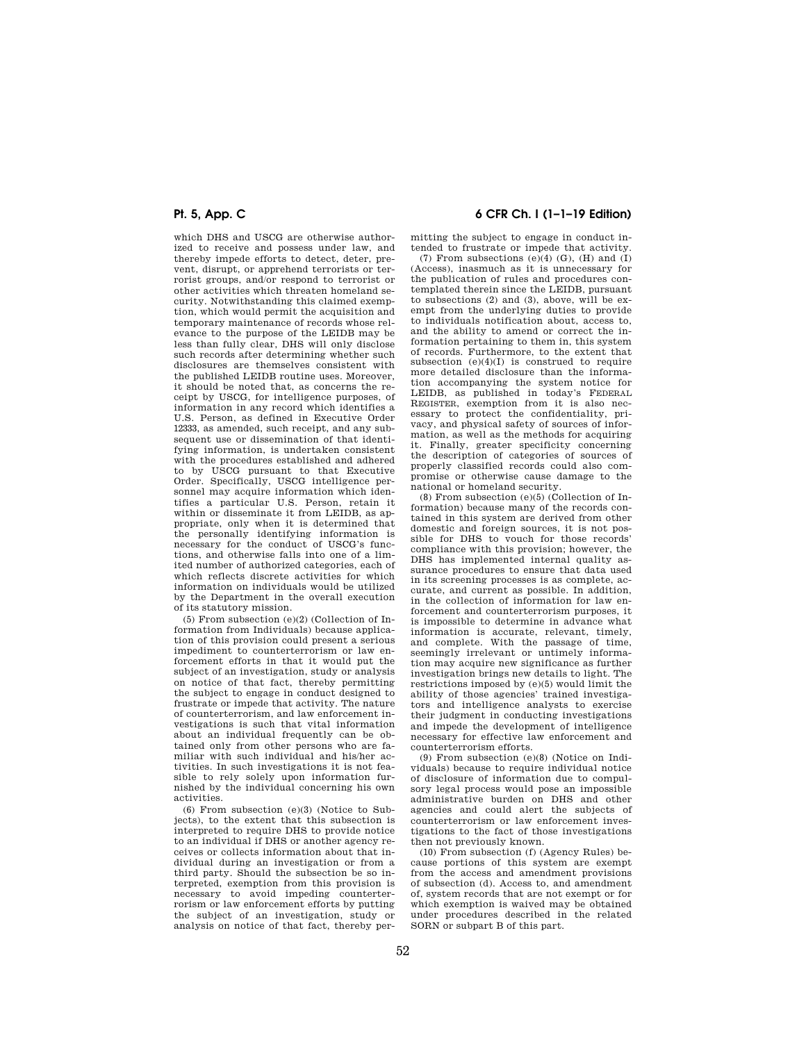which DHS and USCG are otherwise authorized to receive and possess under law, and thereby impede efforts to detect, deter, prevent, disrupt, or apprehend terrorists or terrorist groups, and/or respond to terrorist or other activities which threaten homeland security. Notwithstanding this claimed exemption, which would permit the acquisition and temporary maintenance of records whose relevance to the purpose of the LEIDB may be less than fully clear, DHS will only disclose such records after determining whether such disclosures are themselves consistent with the published LEIDB routine uses. Moreover, it should be noted that, as concerns the receipt by USCG, for intelligence purposes, of information in any record which identifies a U.S. Person, as defined in Executive Order 12333, as amended, such receipt, and any subsequent use or dissemination of that identifying information, is undertaken consistent with the procedures established and adhered to by USCG pursuant to that Executive Order. Specifically, USCG intelligence personnel may acquire information which identifies a particular U.S. Person, retain it within or disseminate it from LEIDB, as appropriate, only when it is determined that the personally identifying information is necessary for the conduct of USCG's functions, and otherwise falls into one of a limited number of authorized categories, each of which reflects discrete activities for which information on individuals would be utilized by the Department in the overall execution of its statutory mission.

(5) From subsection (e)(2) (Collection of Information from Individuals) because application of this provision could present a serious impediment to counterterrorism or law enforcement efforts in that it would put the subject of an investigation, study or analysis on notice of that fact, thereby permitting the subject to engage in conduct designed to frustrate or impede that activity. The nature of counterterrorism, and law enforcement investigations is such that vital information about an individual frequently can be obtained only from other persons who are familiar with such individual and his/her activities. In such investigations it is not feasible to rely solely upon information furnished by the individual concerning his own activities.

(6) From subsection (e)(3) (Notice to Subjects), to the extent that this subsection is interpreted to require DHS to provide notice to an individual if DHS or another agency receives or collects information about that individual during an investigation or from a third party. Should the subsection be so interpreted, exemption from this provision is necessary to avoid impeding counterterrorism or law enforcement efforts by putting the subject of an investigation, study or analysis on notice of that fact, thereby permitting the subject to engage in conduct intended to frustrate or impede that activity.

(7) From subsections (e)(4) (G), (H) and (I) (Access), inasmuch as it is unnecessary for the publication of rules and procedures contemplated therein since the LEIDB, pursuant to subsections (2) and (3), above, will be exempt from the underlying duties to provide to individuals notification about, access to, and the ability to amend or correct the information pertaining to them in, this system of records. Furthermore, to the extent that subsection (e)(4)(I) is construed to require more detailed disclosure than the information accompanying the system notice for LEIDB, as published in today's FEDERAL REGISTER, exemption from it is also necessary to protect the confidentiality, privacy, and physical safety of sources of information, as well as the methods for acquiring it. Finally, greater specificity concerning the description of categories of sources of properly classified records could also compromise or otherwise cause damage to the national or homeland security.

(8) From subsection (e)(5) (Collection of Information) because many of the records contained in this system are derived from other domestic and foreign sources, it is not possible for DHS to vouch for those records' compliance with this provision; however, the DHS has implemented internal quality assurance procedures to ensure that data used in its screening processes is as complete, accurate, and current as possible. In addition, in the collection of information for law enforcement and counterterrorism purposes, it is impossible to determine in advance what information is accurate, relevant, timely, and complete. With the passage of time, seemingly irrelevant or untimely information may acquire new significance as further investigation brings new details to light. The restrictions imposed by (e)(5) would limit the ability of those agencies' trained investigators and intelligence analysts to exercise their judgment in conducting investigations and impede the development of intelligence necessary for effective law enforcement and counterterrorism efforts.

(9) From subsection (e)(8) (Notice on Individuals) because to require individual notice of disclosure of information due to compulsory legal process would pose an impossible administrative burden on DHS and other agencies and could alert the subjects of counterterrorism or law enforcement investigations to the fact of those investigations then not previously known.

(10) From subsection (f) (Agency Rules) because portions of this system are exempt from the access and amendment provisions of subsection (d). Access to, and amendment of, system records that are not exempt or for which exemption is waived may be obtained under procedures described in the related SORN or subpart B of this part.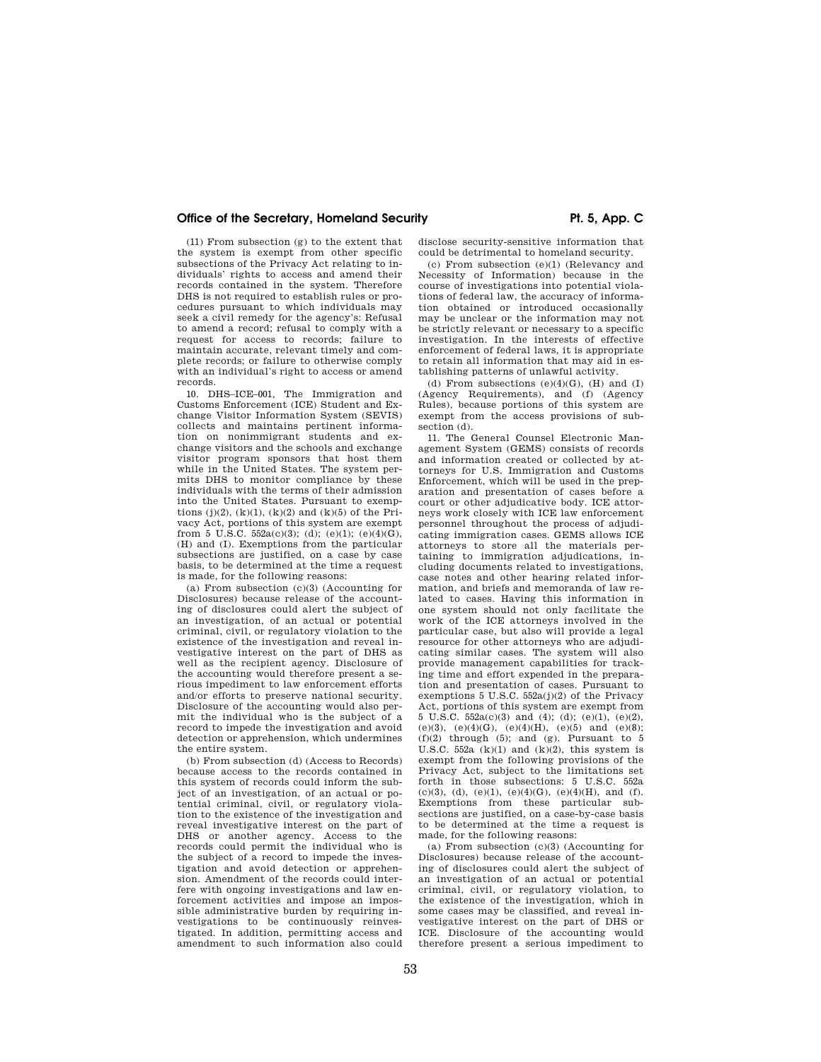(11) From subsection (g) to the extent that the system is exempt from other specific subsections of the Privacy Act relating to individuals' rights to access and amend their records contained in the system. Therefore DHS is not required to establish rules or procedures pursuant to which individuals may seek a civil remedy for the agency's: Refusal to amend a record; refusal to comply with a request for access to records; failure to maintain accurate, relevant timely and complete records; or failure to otherwise comply with an individual's right to access or amend records.

10. DHS–ICE–001, The Immigration and Customs Enforcement (ICE) Student and Exchange Visitor Information System (SEVIS) collects and maintains pertinent information on nonimmigrant students and exchange visitors and the schools and exchange visitor program sponsors that host them while in the United States. The system permits DHS to monitor compliance by these individuals with the terms of their admission into the United States. Pursuant to exemptions (j)(2), (k)(1), (k)(2) and (k)(5) of the Privacy Act, portions of this system are exempt from 5 U.S.C. 552a(c)(3); (d); (e)(1); (e)(4)(G), (H) and (I). Exemptions from the particular subsections are justified, on a case by case basis, to be determined at the time a request is made, for the following reasons:

(a) From subsection (c)(3) (Accounting for Disclosures) because release of the accounting of disclosures could alert the subject of an investigation, of an actual or potential criminal, civil, or regulatory violation to the existence of the investigation and reveal investigative interest on the part of DHS as well as the recipient agency. Disclosure of the accounting would therefore present a serious impediment to law enforcement efforts and/or efforts to preserve national security. Disclosure of the accounting would also permit the individual who is the subject of a record to impede the investigation and avoid detection or apprehension, which undermines the entire system.

(b) From subsection (d) (Access to Records) because access to the records contained in this system of records could inform the subject of an investigation, of an actual or potential criminal, civil, or regulatory violation to the existence of the investigation and reveal investigative interest on the part of DHS or another agency. Access to the records could permit the individual who is the subject of a record to impede the investigation and avoid detection or apprehension. Amendment of the records could interfere with ongoing investigations and law enforcement activities and impose an impossible administrative burden by requiring investigations to be continuously reinvestigated. In addition, permitting access and amendment to such information also could disclose security-sensitive information that could be detrimental to homeland security.

(c) From subsection (e)(1) (Relevancy and Necessity of Information) because in the course of investigations into potential violations of federal law, the accuracy of information obtained or introduced occasionally may be unclear or the information may not be strictly relevant or necessary to a specific investigation. In the interests of effective enforcement of federal laws, it is appropriate to retain all information that may aid in establishing patterns of unlawful activity.

(d) From subsections (e)(4)(G), (H) and (I) (Agency Requirements), and (f) (Agency Rules), because portions of this system are exempt from the access provisions of subsection (d).

11. The General Counsel Electronic Management System (GEMS) consists of records and information created or collected by attorneys for U.S. Immigration and Customs Enforcement, which will be used in the preparation and presentation of cases before a court or other adjudicative body. ICE attorneys work closely with ICE law enforcement personnel throughout the process of adjudicating immigration cases. GEMS allows ICE attorneys to store all the materials pertaining to immigration adjudications, including documents related to investigations, case notes and other hearing related information, and briefs and memoranda of law related to cases. Having this information in one system should not only facilitate the work of the ICE attorneys involved in the particular case, but also will provide a legal resource for other attorneys who are adjudicating similar cases. The system will also provide management capabilities for tracking time and effort expended in the preparation and presentation of cases. Pursuant to exemptions 5 U.S.C. 552a(j)(2) of the Privacy Act, portions of this system are exempt from 5 U.S.C. 552a(c)(3) and (4); (d); (e)(1), (e)(2), (e)(3), (e)(4)(G), (e)(4)(H), (e)(5) and (e)(8); (f)(2) through (5); and (g). Pursuant to 5 U.S.C. 552a (k)(1) and (k)(2), this system is exempt from the following provisions of the Privacy Act, subject to the limitations set forth in those subsections: 5 U.S.C. 552a (c)(3), (d), (e)(1), (e)(4)(G), (e)(4)(H), and (f). Exemptions from these particular subsections are justified, on a case-by-case basis to be determined at the time a request is made, for the following reasons:

(a) From subsection (c)(3) (Accounting for Disclosures) because release of the accounting of disclosures could alert the subject of an investigation of an actual or potential criminal, civil, or regulatory violation, to the existence of the investigation, which in some cases may be classified, and reveal investigative interest on the part of DHS or ICE. Disclosure of the accounting would therefore present a serious impediment to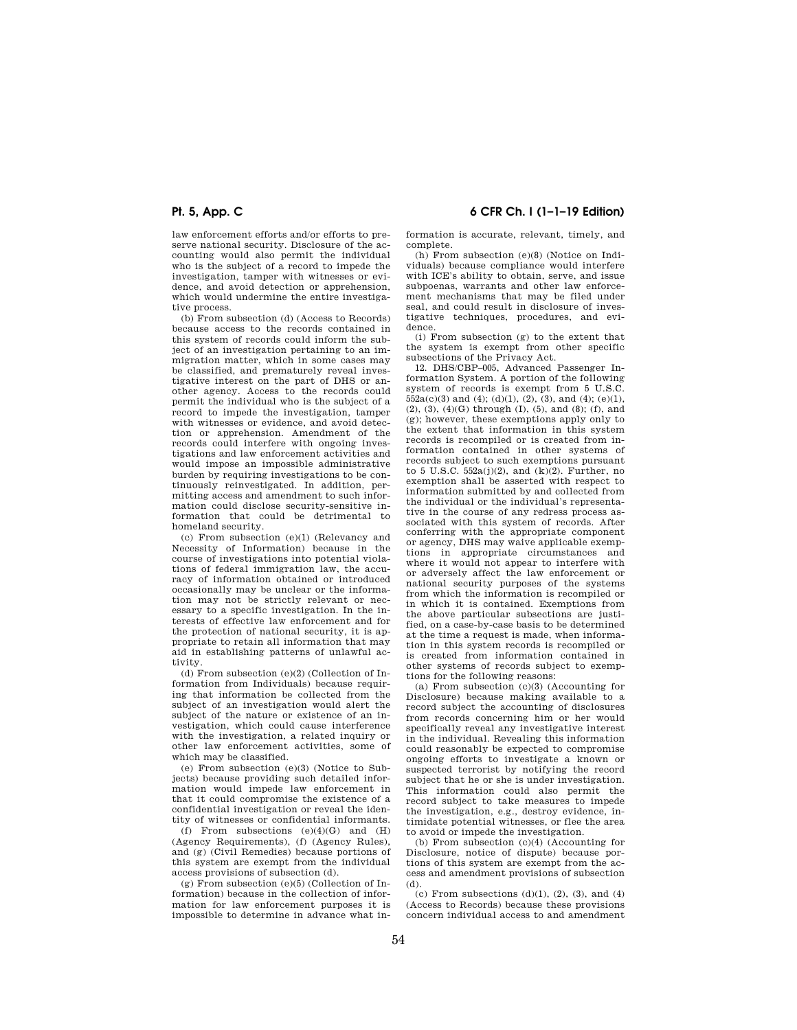law enforcement efforts and/or efforts to preserve national security. Disclosure of the accounting would also permit the individual who is the subject of a record to impede the investigation, tamper with witnesses or evidence, and avoid detection or apprehension, which would undermine the entire investigative process.

(b) From subsection (d) (Access to Records) because access to the records contained in this system of records could inform the subject of an investigation pertaining to an immigration matter, which in some cases may be classified, and prematurely reveal investigative interest on the part of DHS or another agency. Access to the records could permit the individual who is the subject of a record to impede the investigation, tamper with witnesses or evidence, and avoid detection or apprehension. Amendment of the records could interfere with ongoing investigations and law enforcement activities and would impose an impossible administrative burden by requiring investigations to be continuously reinvestigated. In addition, permitting access and amendment to such information could disclose security-sensitive information that could be detrimental to homeland security.

(c) From subsection (e)(1) (Relevancy and Necessity of Information) because in the course of investigations into potential violations of federal immigration law, the accuracy of information obtained or introduced occasionally may be unclear or the information may not be strictly relevant or necessary to a specific investigation. In the interests of effective law enforcement and for the protection of national security, it is appropriate to retain all information that may aid in establishing patterns of unlawful activity.

(d) From subsection (e)(2) (Collection of Information from Individuals) because requiring that information be collected from the subject of an investigation would alert the subject of the nature or existence of an investigation, which could cause interference with the investigation, a related inquiry or other law enforcement activities, some of which may be classified.

(e) From subsection (e)(3) (Notice to Subjects) because providing such detailed information would impede law enforcement in that it could compromise the existence of a confidential investigation or reveal the identity of witnesses or confidential informants.

(f) From subsections (e)(4)(G) and (H) (Agency Requirements), (f) (Agency Rules), and (g) (Civil Remedies) because portions of this system are exempt from the individual access provisions of subsection (d).

(g) From subsection (e)(5) (Collection of Information) because in the collection of information for law enforcement purposes it is impossible to determine in advance what information is accurate, relevant, timely, and complete.

(h) From subsection (e)(8) (Notice on Individuals) because compliance would interfere with ICE's ability to obtain, serve, and issue subpoenas, warrants and other law enforcement mechanisms that may be filed under seal, and could result in disclosure of investigative techniques, procedures, and evidence.

(i) From subsection (g) to the extent that the system is exempt from other specific subsections of the Privacy Act.

12. DHS/CBP–005, Advanced Passenger Information System. A portion of the following system of records is exempt from 5 U.S.C. 552a(c)(3) and (4); (d)(1), (2), (3), and (4); (e)(1), (2), (3), (4)(G) through (I), (5), and (8); (f), and (g); however, these exemptions apply only to the extent that information in this system records is recompiled or is created from information contained in other systems of records subject to such exemptions pursuant to 5 U.S.C. 552a(j)(2), and (k)(2). Further, no exemption shall be asserted with respect to information submitted by and collected from the individual or the individual's representative in the course of any redress process associated with this system of records. After conferring with the appropriate component or agency, DHS may waive applicable exemptions in appropriate circumstances and where it would not appear to interfere with or adversely affect the law enforcement or national security purposes of the systems from which the information is recompiled or in which it is contained. Exemptions from the above particular subsections are justified, on a case-by-case basis to be determined at the time a request is made, when information in this system records is recompiled or is created from information contained in other systems of records subject to exemptions for the following reasons:

(a) From subsection (c)(3) (Accounting for Disclosure) because making available to a record subject the accounting of disclosures from records concerning him or her would specifically reveal any investigative interest in the individual. Revealing this information could reasonably be expected to compromise ongoing efforts to investigate a known or suspected terrorist by notifying the record subject that he or she is under investigation. This information could also permit the record subject to take measures to impede the investigation, e.g., destroy evidence, intimidate potential witnesses, or flee the area to avoid or impede the investigation.

(b) From subsection (c)(4) (Accounting for Disclosure, notice of dispute) because portions of this system are exempt from the access and amendment provisions of subsection (d).

(c) From subsections (d)(1), (2), (3), and (4) (Access to Records) because these provisions concern individual access to and amendment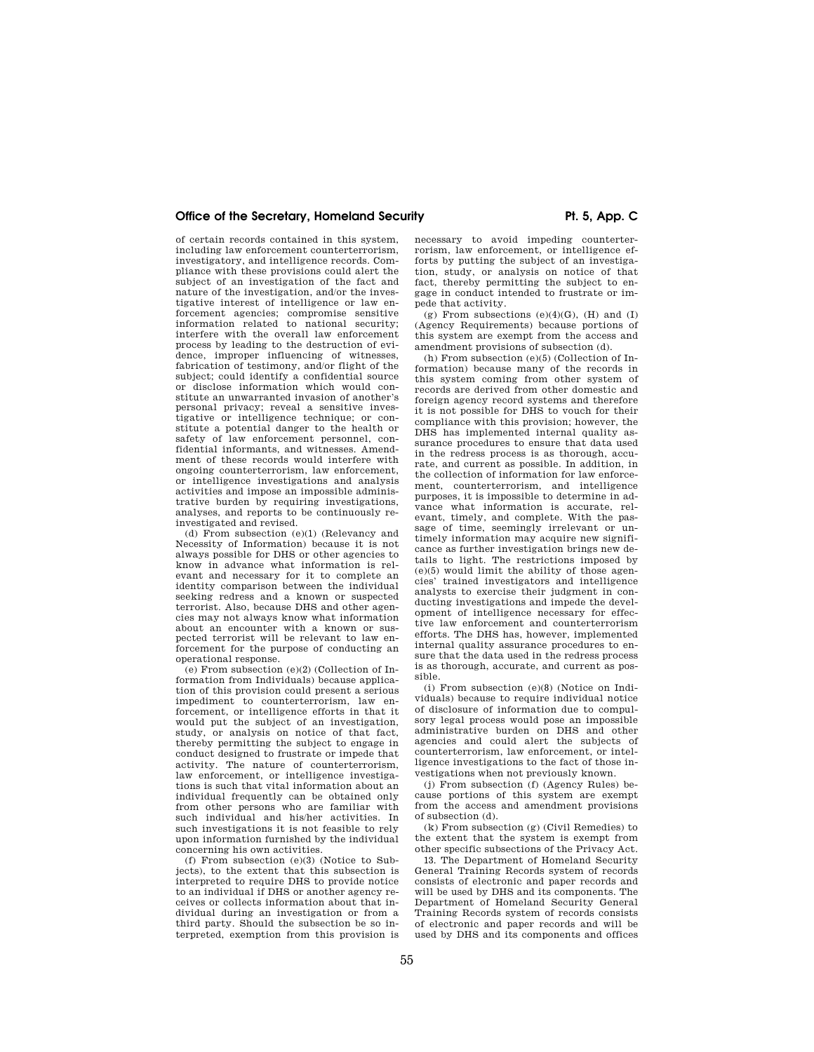of certain records contained in this system, including law enforcement counterterrorism, investigatory, and intelligence records. Compliance with these provisions could alert the subject of an investigation of the fact and nature of the investigation, and/or the investigative interest of intelligence or law enforcement agencies; compromise sensitive information related to national security; interfere with the overall law enforcement process by leading to the destruction of evidence, improper influencing of witnesses, fabrication of testimony, and/or flight of the subject; could identify a confidential source or disclose information which would constitute an unwarranted invasion of another's personal privacy; reveal a sensitive investigative or intelligence technique; or constitute a potential danger to the health or safety of law enforcement personnel, confidential informants, and witnesses. Amendment of these records would interfere with ongoing counterterrorism, law enforcement, or intelligence investigations and analysis activities and impose an impossible administrative burden by requiring investigations, analyses, and reports to be continuously reinvestigated and revised.

(d) From subsection (e)(1) (Relevancy and Necessity of Information) because it is not always possible for DHS or other agencies to know in advance what information is relevant and necessary for it to complete an identity comparison between the individual seeking redress and a known or suspected terrorist. Also, because DHS and other agencies may not always know what information about an encounter with a known or suspected terrorist will be relevant to law enforcement for the purpose of conducting an operational response.

(e) From subsection (e)(2) (Collection of Information from Individuals) because application of this provision could present a serious impediment to counterterrorism, law enforcement, or intelligence efforts in that it would put the subject of an investigation, study, or analysis on notice of that fact, thereby permitting the subject to engage in conduct designed to frustrate or impede that activity. The nature of counterterrorism, law enforcement, or intelligence investigations is such that vital information about an individual frequently can be obtained only from other persons who are familiar with such individual and his/her activities. In such investigations it is not feasible to rely upon information furnished by the individual concerning his own activities.

(f) From subsection (e)(3) (Notice to Subjects), to the extent that this subsection is interpreted to require DHS to provide notice to an individual if DHS or another agency receives or collects information about that individual during an investigation or from a third party. Should the subsection be so interpreted, exemption from this provision is necessary to avoid impeding counterterrorism, law enforcement, or intelligence efforts by putting the subject of an investigation, study, or analysis on notice of that fact, thereby permitting the subject to engage in conduct intended to frustrate or impede that activity.

(g) From subsections (e)(4)(G), (H) and (I) (Agency Requirements) because portions of this system are exempt from the access and amendment provisions of subsection (d).

(h) From subsection (e)(5) (Collection of Information) because many of the records in this system coming from other system of records are derived from other domestic and foreign agency record systems and therefore it is not possible for DHS to vouch for their compliance with this provision; however, the DHS has implemented internal quality assurance procedures to ensure that data used in the redress process is as thorough, accurate, and current as possible. In addition, in the collection of information for law enforcement, counterterrorism, and intelligence purposes, it is impossible to determine in advance what information is accurate, relevant, timely, and complete. With the passage of time, seemingly irrelevant or untimely information may acquire new significance as further investigation brings new details to light. The restrictions imposed by (e)(5) would limit the ability of those agencies' trained investigators and intelligence analysts to exercise their judgment in conducting investigations and impede the development of intelligence necessary for effective law enforcement and counterterrorism efforts. The DHS has, however, implemented internal quality assurance procedures to ensure that the data used in the redress process is as thorough, accurate, and current as possible.

(i) From subsection (e)(8) (Notice on Individuals) because to require individual notice of disclosure of information due to compulsory legal process would pose an impossible administrative burden on DHS and other agencies and could alert the subjects of counterterrorism, law enforcement, or intelligence investigations to the fact of those investigations when not previously known.

(j) From subsection (f) (Agency Rules) because portions of this system are exempt from the access and amendment provisions of subsection (d).

(k) From subsection (g) (Civil Remedies) to the extent that the system is exempt from other specific subsections of the Privacy Act.

13. The Department of Homeland Security General Training Records system of records consists of electronic and paper records and will be used by DHS and its components. The Department of Homeland Security General Training Records system of records consists of electronic and paper records and will be used by DHS and its components and offices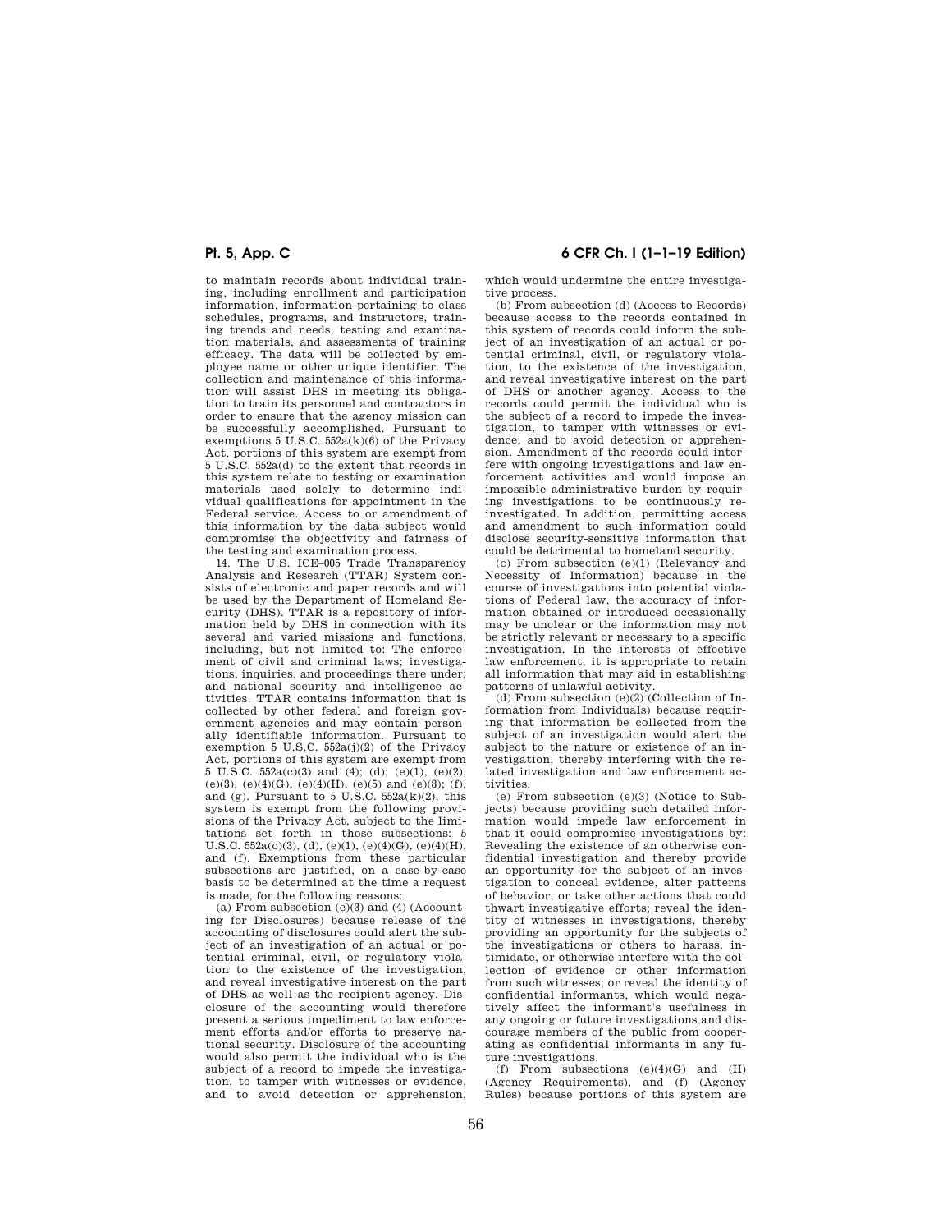to maintain records about individual training, including enrollment and participation information, information pertaining to class schedules, programs, and instructors, training trends and needs, testing and examination materials, and assessments of training efficacy. The data will be collected by employee name or other unique identifier. The collection and maintenance of this information will assist DHS in meeting its obligation to train its personnel and contractors in order to ensure that the agency mission can be successfully accomplished. Pursuant to exemptions 5 U.S.C. 552a(k)(6) of the Privacy Act, portions of this system are exempt from 5 U.S.C. 552a(d) to the extent that records in this system relate to testing or examination materials used solely to determine individual qualifications for appointment in the Federal service. Access to or amendment of this information by the data subject would compromise the objectivity and fairness of the testing and examination process.

14. The U.S. ICE–005 Trade Transparency Analysis and Research (TTAR) System consists of electronic and paper records and will be used by the Department of Homeland Security (DHS). TTAR is a repository of information held by DHS in connection with its several and varied missions and functions, including, but not limited to: The enforcement of civil and criminal laws; investigations, inquiries, and proceedings there under; and national security and intelligence activities. TTAR contains information that is collected by other federal and foreign government agencies and may contain personally identifiable information. Pursuant to exemption 5 U.S.C. 552a(j)(2) of the Privacy Act, portions of this system are exempt from 5 U.S.C. 552a(c)(3) and (4); (d); (e)(1), (e)(2), (e)(3), (e)(4)(G), (e)(4)(H), (e)(5) and (e)(8); (f), and (g). Pursuant to 5 U.S.C. 552a(k)(2), this system is exempt from the following provisions of the Privacy Act, subject to the limitations set forth in those subsections: 5 U.S.C. 552a(c)(3), (d), (e)(1), (e)(4)(G), (e)(4)(H), and (f). Exemptions from these particular subsections are justified, on a case-by-case basis to be determined at the time a request is made, for the following reasons:

(a) From subsection (c)(3) and (4) (Accounting for Disclosures) because release of the accounting of disclosures could alert the subject of an investigation of an actual or potential criminal, civil, or regulatory violation to the existence of the investigation, and reveal investigative interest on the part of DHS as well as the recipient agency. Disclosure of the accounting would therefore present a serious impediment to law enforcement efforts and/or efforts to preserve national security. Disclosure of the accounting would also permit the individual who is the subject of a record to impede the investigation, to tamper with witnesses or evidence, and to avoid detection or apprehension, which would undermine the entire investigative process.

(b) From subsection (d) (Access to Records) because access to the records contained in this system of records could inform the subject of an investigation of an actual or potential criminal, civil, or regulatory violation, to the existence of the investigation, and reveal investigative interest on the part of DHS or another agency. Access to the records could permit the individual who is the subject of a record to impede the investigation, to tamper with witnesses or evidence, and to avoid detection or apprehension. Amendment of the records could interfere with ongoing investigations and law enforcement activities and would impose an impossible administrative burden by requiring investigations to be continuously reinvestigated. In addition, permitting access and amendment to such information could disclose security-sensitive information that could be detrimental to homeland security.

(c) From subsection (e)(1) (Relevancy and Necessity of Information) because in the course of investigations into potential violations of Federal law, the accuracy of information obtained or introduced occasionally may be unclear or the information may not be strictly relevant or necessary to a specific investigation. In the interests of effective law enforcement, it is appropriate to retain all information that may aid in establishing patterns of unlawful activity.

(d) From subsection (e)(2) (Collection of Information from Individuals) because requiring that information be collected from the subject of an investigation would alert the subject to the nature or existence of an investigation, thereby interfering with the related investigation and law enforcement activities.

(e) From subsection (e)(3) (Notice to Subjects) because providing such detailed information would impede law enforcement in that it could compromise investigations by: Revealing the existence of an otherwise confidential investigation and thereby provide an opportunity for the subject of an investigation to conceal evidence, alter patterns of behavior, or take other actions that could thwart investigative efforts; reveal the identity of witnesses in investigations, thereby providing an opportunity for the subjects of the investigations or others to harass, intimidate, or otherwise interfere with the collection of evidence or other information from such witnesses; or reveal the identity of confidential informants, which would negatively affect the informant's usefulness in any ongoing or future investigations and discourage members of the public from cooperating as confidential informants in any future investigations.

(f) From subsections (e)(4)(G) and (H) (Agency Requirements), and (f) (Agency Rules) because portions of this system are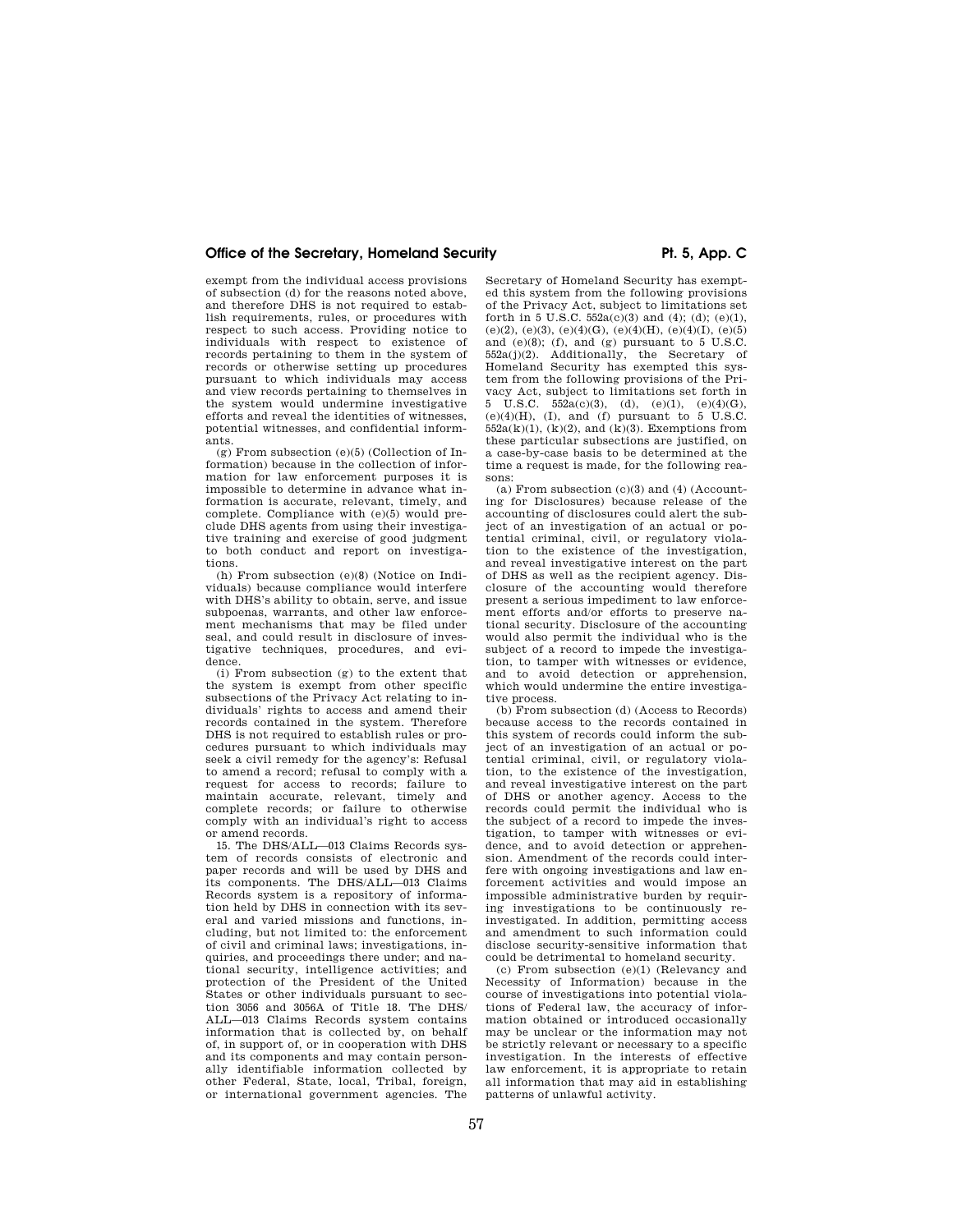exempt from the individual access provisions of subsection (d) for the reasons noted above, and therefore DHS is not required to establish requirements, rules, or procedures with respect to such access. Providing notice to individuals with respect to existence of records pertaining to them in the system of records or otherwise setting up procedures pursuant to which individuals may access and view records pertaining to themselves in the system would undermine investigative efforts and reveal the identities of witnesses, potential witnesses, and confidential informants.

(g) From subsection (e)(5) (Collection of Information) because in the collection of information for law enforcement purposes it is impossible to determine in advance what information is accurate, relevant, timely, and complete. Compliance with (e)(5) would preclude DHS agents from using their investigative training and exercise of good judgment to both conduct and report on investigations.

(h) From subsection (e)(8) (Notice on Individuals) because compliance would interfere with DHS's ability to obtain, serve, and issue subpoenas, warrants, and other law enforcement mechanisms that may be filed under seal, and could result in disclosure of investigative techniques, procedures, and evidence.

(i) From subsection (g) to the extent that the system is exempt from other specific subsections of the Privacy Act relating to individuals' rights to access and amend their records contained in the system. Therefore DHS is not required to establish rules or procedures pursuant to which individuals may seek a civil remedy for the agency's: Refusal to amend a record; refusal to comply with a request for access to records; failure to maintain accurate, relevant, timely and complete records; or failure to otherwise comply with an individual's right to access or amend records.

15. The DHS/ALL—013 Claims Records system of records consists of electronic and paper records and will be used by DHS and its components. The DHS/ALL—013 Claims Records system is a repository of information held by DHS in connection with its several and varied missions and functions, including, but not limited to: the enforcement of civil and criminal laws; investigations, inquiries, and proceedings there under; and national security, intelligence activities; and protection of the President of the United States or other individuals pursuant to section 3056 and 3056A of Title 18. The DHS/ALL—013 Claims Records system contains information that is collected by, on behalf of, in support of, or in cooperation with DHS and its components and may contain personally identifiable information collected by other Federal, State, local, Tribal, foreign, or international government agencies. The Secretary of Homeland Security has exempted this system from the following provisions of the Privacy Act, subject to limitations set forth in 5 U.S.C. 552a(c)(3) and (4); (d); (e)(1), (e)(2), (e)(3), (e)(4)(G), (e)(4)(H), (e)(4)(I), (e)(5) and (e)(8); (f), and (g) pursuant to 5 U.S.C. 552a(j)(2). Additionally, the Secretary of Homeland Security has exempted this system from the following provisions of the Privacy Act, subject to limitations set forth in 5 U.S.C. 552a(c)(3), (d), (e)(1), (e)(4)(G), (e)(4)(H), (I), and (f) pursuant to 5 U.S.C. 552a(k)(1), (k)(2), and (k)(3). Exemptions from these particular subsections are justified, on a case-by-case basis to be determined at the time a request is made, for the following reasons:

(a) From subsection (c)(3) and (4) (Accounting for Disclosures) because release of the accounting of disclosures could alert the subject of an investigation of an actual or potential criminal, civil, or regulatory violation to the existence of the investigation, and reveal investigative interest on the part of DHS as well as the recipient agency. Disclosure of the accounting would therefore present a serious impediment to law enforcement efforts and/or efforts to preserve national security. Disclosure of the accounting would also permit the individual who is the subject of a record to impede the investigation, to tamper with witnesses or evidence, and to avoid detection or apprehension, which would undermine the entire investigative process.

(b) From subsection (d) (Access to Records) because access to the records contained in this system of records could inform the subject of an investigation of an actual or potential criminal, civil, or regulatory violation, to the existence of the investigation, and reveal investigative interest on the part of DHS or another agency. Access to the records could permit the individual who is the subject of a record to impede the investigation, to tamper with witnesses or evidence, and to avoid detection or apprehension. Amendment of the records could interfere with ongoing investigations and law enforcement activities and would impose an impossible administrative burden by requiring investigations to be continuously reinvestigated. In addition, permitting access and amendment to such information could disclose security-sensitive information that could be detrimental to homeland security.

(c) From subsection (e)(1) (Relevancy and Necessity of Information) because in the course of investigations into potential violations of Federal law, the accuracy of information obtained or introduced occasionally may be unclear or the information may not be strictly relevant or necessary to a specific investigation. In the interests of effective law enforcement, it is appropriate to retain all information that may aid in establishing patterns of unlawful activity.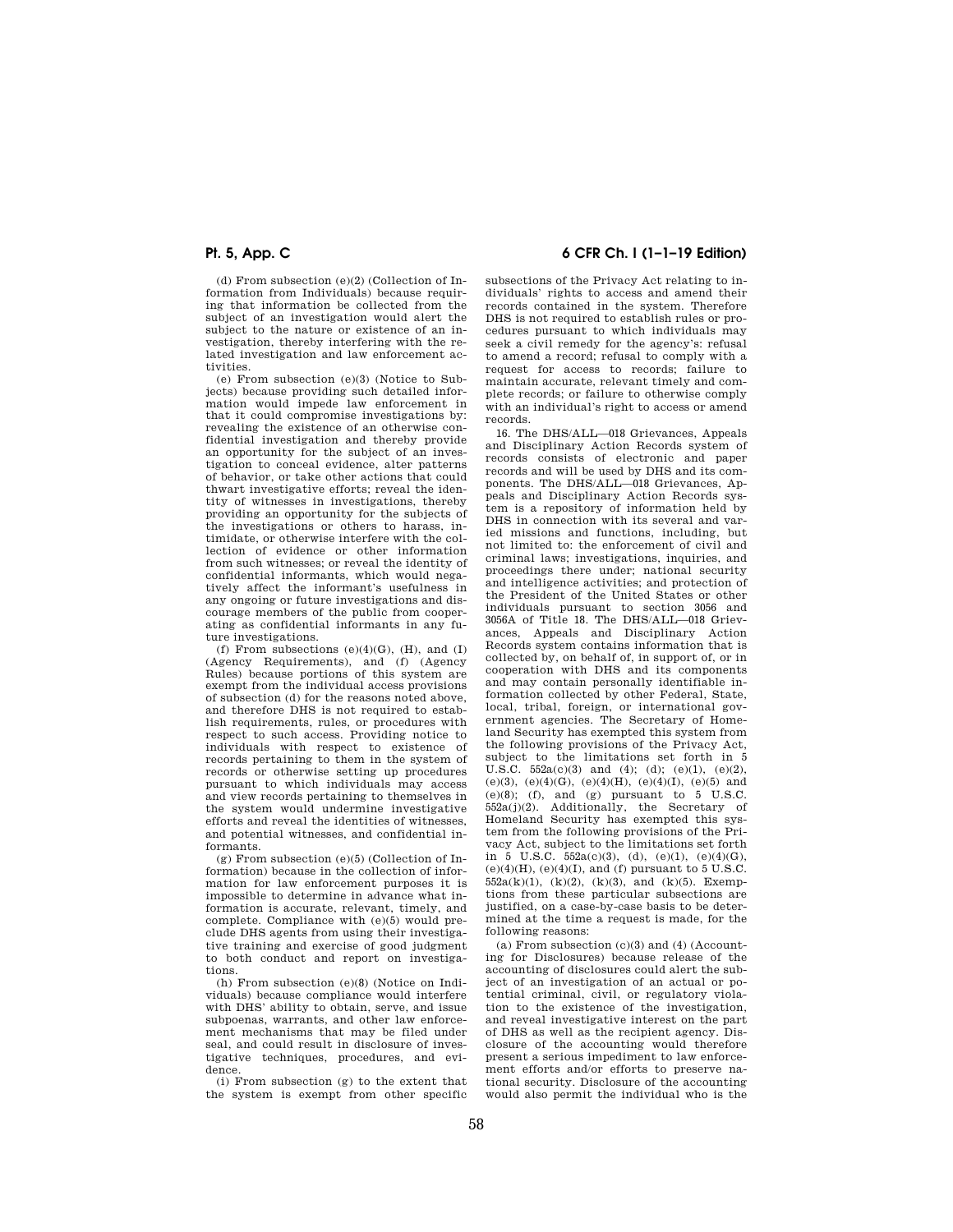(d) From subsection (e)(2) (Collection of Information from Individuals) because requiring that information be collected from the subject of an investigation would alert the subject to the nature or existence of an investigation, thereby interfering with the related investigation and law enforcement activities.

(e) From subsection (e)(3) (Notice to Subjects) because providing such detailed information would impede law enforcement in that it could compromise investigations by: revealing the existence of an otherwise confidential investigation and thereby provide an opportunity for the subject of an investigation to conceal evidence, alter patterns of behavior, or take other actions that could thwart investigative efforts; reveal the identity of witnesses in investigations, thereby providing an opportunity for the subjects of the investigations or others to harass, intimidate, or otherwise interfere with the collection of evidence or other information from such witnesses; or reveal the identity of confidential informants, which would negatively affect the informant's usefulness in any ongoing or future investigations and discourage members of the public from cooperating as confidential informants in any future investigations.

(f) From subsections (e)(4)(G), (H), and (I) (Agency Requirements), and (f) (Agency Rules) because portions of this system are exempt from the individual access provisions of subsection (d) for the reasons noted above, and therefore DHS is not required to establish requirements, rules, or procedures with respect to such access. Providing notice to individuals with respect to existence of records pertaining to them in the system of records or otherwise setting up procedures pursuant to which individuals may access and view records pertaining to themselves in the system would undermine investigative efforts and reveal the identities of witnesses, and potential witnesses, and confidential informants.

(g) From subsection (e)(5) (Collection of Information) because in the collection of information for law enforcement purposes it is impossible to determine in advance what information is accurate, relevant, timely, and complete. Compliance with (e)(5) would preclude DHS agents from using their investigative training and exercise of good judgment to both conduct and report on investigations.

(h) From subsection (e)(8) (Notice on Individuals) because compliance would interfere with DHS' ability to obtain, serve, and issue subpoenas, warrants, and other law enforcement mechanisms that may be filed under seal, and could result in disclosure of investigative techniques, procedures, and evidence.

(i) From subsection (g) to the extent that the system is exempt from other specific subsections of the Privacy Act relating to individuals' rights to access and amend their records contained in the system. Therefore DHS is not required to establish rules or procedures pursuant to which individuals may seek a civil remedy for the agency's: refusal to amend a record; refusal to comply with a request for access to records; failure to maintain accurate, relevant timely and complete records; or failure to otherwise comply with an individual's right to access or amend records.

16. The DHS/ALL—018 Grievances, Appeals and Disciplinary Action Records system of records consists of electronic and paper records and will be used by DHS and its components. The DHS/ALL—018 Grievances, Appeals and Disciplinary Action Records system is a repository of information held by DHS in connection with its several and varied missions and functions, including, but not limited to: the enforcement of civil and criminal laws; investigations, inquiries, and proceedings there under; national security and intelligence activities; and protection of the President of the United States or other individuals pursuant to section 3056 and 3056A of Title 18. The DHS/ALL—018 Grievances, Appeals and Disciplinary Action Records system contains information that is collected by, on behalf of, in support of, or in cooperation with DHS and its components and may contain personally identifiable information collected by other Federal, State, local, tribal, foreign, or international government agencies. The Secretary of Homeland Security has exempted this system from the following provisions of the Privacy Act, subject to the limitations set forth in 5 U.S.C. 552a(c)(3) and (4); (d); (e)(1), (e)(2), (e)(3), (e)(4)(G), (e)(4)(H), (e)(4)(I), (e)(5) and (e)(8); (f), and (g) pursuant to 5 U.S.C. 552a(j)(2). Additionally, the Secretary of Homeland Security has exempted this system from the following provisions of the Privacy Act, subject to the limitations set forth in 5 U.S.C. 552a(c)(3), (d), (e)(1), (e)(4)(G), (e)(4)(H), (e)(4)(I), and (f) pursuant to 5 U.S.C. 552a(k)(1), (k)(2), (k)(3), and (k)(5). Exemptions from these particular subsections are justified, on a case-by-case basis to be determined at the time a request is made, for the following reasons:

(a) From subsection (c)(3) and (4) (Accounting for Disclosures) because release of the accounting of disclosures could alert the subject of an investigation of an actual or potential criminal, civil, or regulatory violation to the existence of the investigation, and reveal investigative interest on the part of DHS as well as the recipient agency. Disclosure of the accounting would therefore present a serious impediment to law enforcement efforts and/or efforts to preserve national security. Disclosure of the accounting would also permit the individual who is the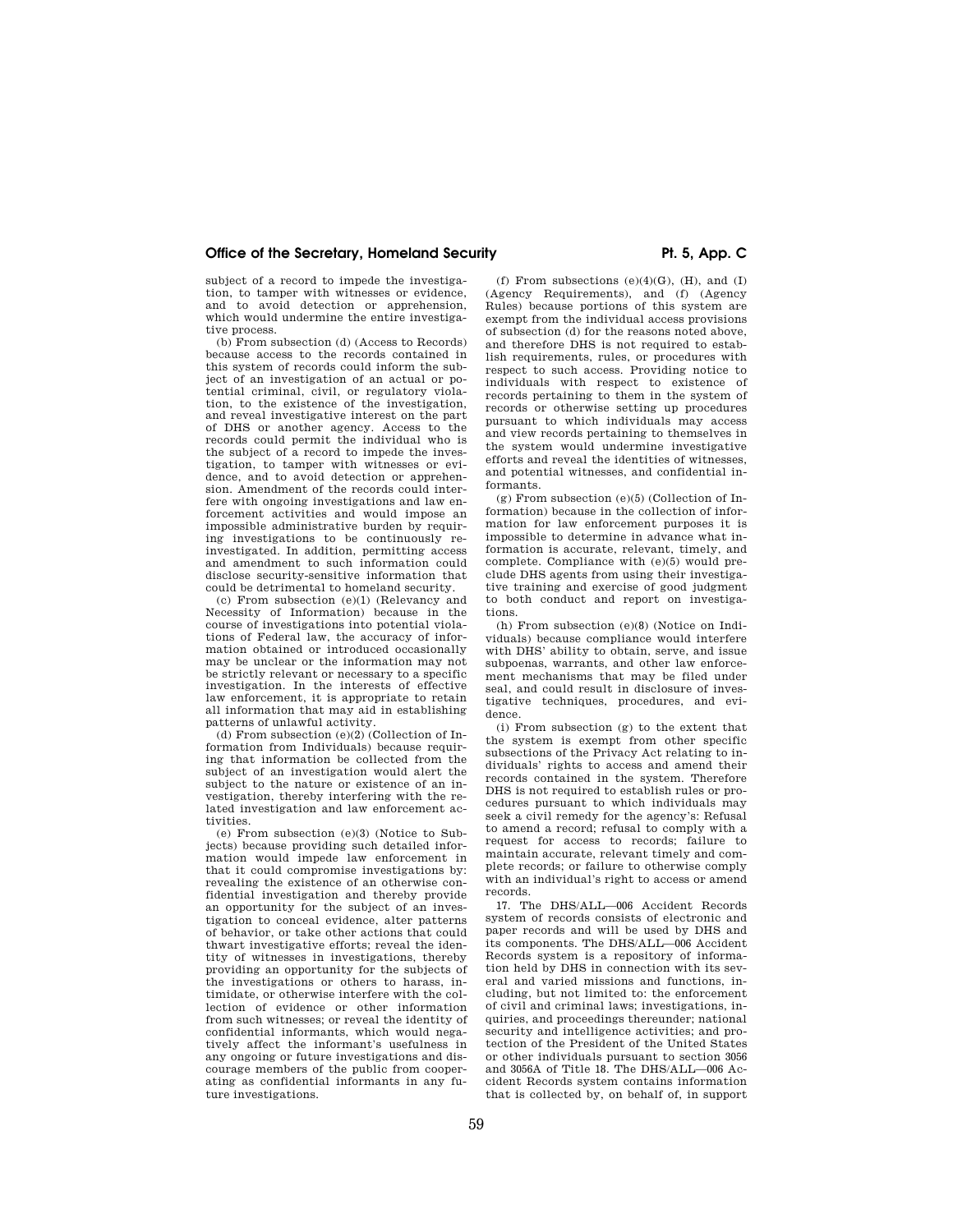subject of a record to impede the investigation, to tamper with witnesses or evidence, and to avoid detection or apprehension, which would undermine the entire investigative process.

(b) From subsection (d) (Access to Records) because access to the records contained in this system of records could inform the subject of an investigation of an actual or potential criminal, civil, or regulatory violation, to the existence of the investigation, and reveal investigative interest on the part of DHS or another agency. Access to the records could permit the individual who is the subject of a record to impede the investigation, to tamper with witnesses or evidence, and to avoid detection or apprehension. Amendment of the records could interfere with ongoing investigations and law enforcement activities and would impose an impossible administrative burden by requiring investigations to be continuously reinvestigated. In addition, permitting access and amendment to such information could disclose security-sensitive information that could be detrimental to homeland security.

(c) From subsection (e)(1) (Relevancy and Necessity of Information) because in the course of investigations into potential violations of Federal law, the accuracy of information obtained or introduced occasionally may be unclear or the information may not be strictly relevant or necessary to a specific investigation. In the interests of effective law enforcement, it is appropriate to retain all information that may aid in establishing patterns of unlawful activity.

(d) From subsection (e)(2) (Collection of Information from Individuals) because requiring that information be collected from the subject of an investigation would alert the subject to the nature or existence of an investigation, thereby interfering with the related investigation and law enforcement activities.

(e) From subsection (e)(3) (Notice to Subjects) because providing such detailed information would impede law enforcement in that it could compromise investigations by: revealing the existence of an otherwise confidential investigation and thereby provide an opportunity for the subject of an investigation to conceal evidence, alter patterns of behavior, or take other actions that could thwart investigative efforts; reveal the identity of witnesses in investigations, thereby providing an opportunity for the subjects of the investigations or others to harass, intimidate, or otherwise interfere with the collection of evidence or other information from such witnesses; or reveal the identity of confidential informants, which would negatively affect the informant's usefulness in any ongoing or future investigations and discourage members of the public from cooperating as confidential informants in any future investigations.

(f) From subsections (e)(4)(G), (H), and (I) (Agency Requirements), and (f) (Agency Rules) because portions of this system are exempt from the individual access provisions of subsection (d) for the reasons noted above, and therefore DHS is not required to establish requirements, rules, or procedures with respect to such access. Providing notice to individuals with respect to existence of records pertaining to them in the system of records or otherwise setting up procedures pursuant to which individuals may access and view records pertaining to themselves in the system would undermine investigative efforts and reveal the identities of witnesses, and potential witnesses, and confidential informants.

(g) From subsection (e)(5) (Collection of Information) because in the collection of information for law enforcement purposes it is impossible to determine in advance what information is accurate, relevant, timely, and complete. Compliance with (e)(5) would preclude DHS agents from using their investigative training and exercise of good judgment to both conduct and report on investigations.

(h) From subsection (e)(8) (Notice on Individuals) because compliance would interfere with DHS' ability to obtain, serve, and issue subpoenas, warrants, and other law enforcement mechanisms that may be filed under seal, and could result in disclosure of investigative techniques, procedures, and evidence.

(i) From subsection (g) to the extent that the system is exempt from other specific subsections of the Privacy Act relating to individuals' rights to access and amend their records contained in the system. Therefore DHS is not required to establish rules or procedures pursuant to which individuals may seek a civil remedy for the agency's: Refusal to amend a record; refusal to comply with a request for access to records; failure to maintain accurate, relevant timely and complete records; or failure to otherwise comply with an individual's right to access or amend records.

17. The DHS/ALL—006 Accident Records system of records consists of electronic and paper records and will be used by DHS and its components. The DHS/ALL—006 Accident Records system is a repository of information held by DHS in connection with its several and varied missions and functions, including, but not limited to: the enforcement of civil and criminal laws; investigations, inquiries, and proceedings thereunder; national security and intelligence activities; and protection of the President of the United States or other individuals pursuant to section 3056 and 3056A of Title 18. The DHS/ALL—006 Accident Records system contains information that is collected by, on behalf of, in support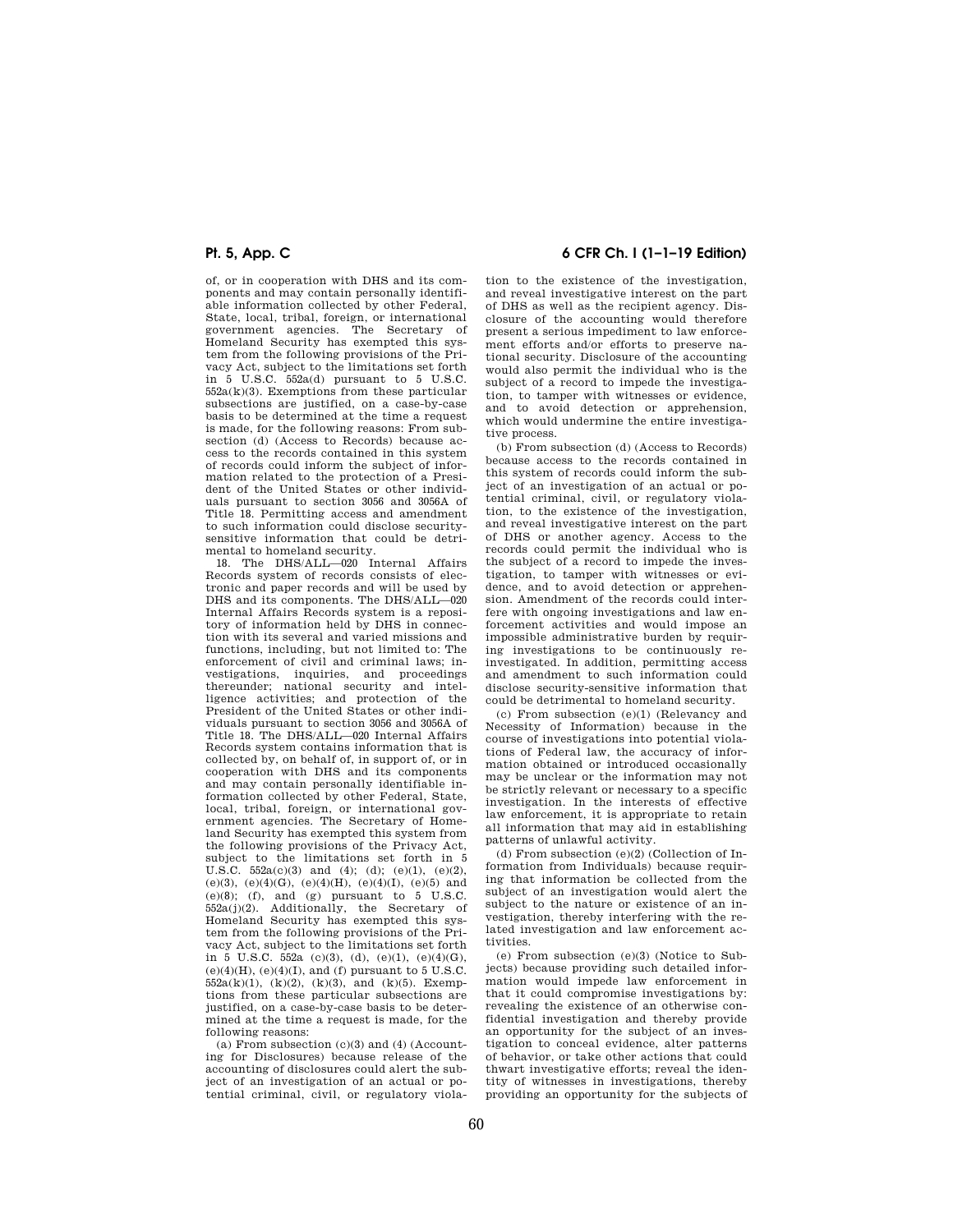of, or in cooperation with DHS and its components and may contain personally identifiable information collected by other Federal, State, local, tribal, foreign, or international government agencies. The Secretary of Homeland Security has exempted this system from the following provisions of the Privacy Act, subject to the limitations set forth in 5 U.S.C. 552a(d) pursuant to 5 U.S.C. 552a(k)(3). Exemptions from these particular subsections are justified, on a case-by-case basis to be determined at the time a request is made, for the following reasons: From subsection (d) (Access to Records) because access to the records contained in this system of records could inform the subject of information related to the protection of a President of the United States or other individuals pursuant to section 3056 and 3056A of Title 18. Permitting access and amendment to such information could disclose security-sensitive information that could be detrimental to homeland security.

18. The DHS/ALL—020 Internal Affairs Records system of records consists of electronic and paper records and will be used by DHS and its components. The DHS/ALL—020 Internal Affairs Records system is a repository of information held by DHS in connection with its several and varied missions and functions, including, but not limited to: The enforcement of civil and criminal laws; investigations, inquiries, and proceedings thereunder; national security and intelligence activities; and protection of the President of the United States or other individuals pursuant to section 3056 and 3056A of Title 18. The DHS/ALL—020 Internal Affairs Records system contains information that is collected by, on behalf of, in support of, or in cooperation with DHS and its components and may contain personally identifiable information collected by other Federal, State, local, tribal, foreign, or international government agencies. The Secretary of Homeland Security has exempted this system from the following provisions of the Privacy Act, subject to the limitations set forth in 5 U.S.C. 552a(c)(3) and (4); (d); (e)(1), (e)(2), (e)(3), (e)(4)(G), (e)(4)(H), (e)(4)(I), (e)(5) and (e)(8); (f), and (g) pursuant to 5 U.S.C. 552a(j)(2). Additionally, the Secretary of Homeland Security has exempted this system from the following provisions of the Privacy Act, subject to the limitations set forth in 5 U.S.C. 552a (c)(3), (d), (e)(1), (e)(4)(G), (e)(4)(H), (e)(4)(I), and (f) pursuant to 5 U.S.C. 552a(k)(1), (k)(2), (k)(3), and (k)(5). Exemptions from these particular subsections are justified, on a case-by-case basis to be determined at the time a request is made, for the following reasons:

(a) From subsection (c)(3) and (4) (Accounting for Disclosures) because release of the accounting of disclosures could alert the subject of an investigation of an actual or potential criminal, civil, or regulatory violation to the existence of the investigation, and reveal investigative interest on the part of DHS as well as the recipient agency. Disclosure of the accounting would therefore present a serious impediment to law enforcement efforts and/or efforts to preserve national security. Disclosure of the accounting would also permit the individual who is the subject of a record to impede the investigation, to tamper with witnesses or evidence, and to avoid detection or apprehension, which would undermine the entire investigative process.

(b) From subsection (d) (Access to Records) because access to the records contained in this system of records could inform the subject of an investigation of an actual or potential criminal, civil, or regulatory violation, to the existence of the investigation, and reveal investigative interest on the part of DHS or another agency. Access to the records could permit the individual who is the subject of a record to impede the investigation, to tamper with witnesses or evidence, and to avoid detection or apprehension. Amendment of the records could interfere with ongoing investigations and law enforcement activities and would impose an impossible administrative burden by requiring investigations to be continuously reinvestigated. In addition, permitting access and amendment to such information could disclose security-sensitive information that could be detrimental to homeland security.

(c) From subsection (e)(1) (Relevancy and Necessity of Information) because in the course of investigations into potential violations of Federal law, the accuracy of information obtained or introduced occasionally may be unclear or the information may not be strictly relevant or necessary to a specific investigation. In the interests of effective law enforcement, it is appropriate to retain all information that may aid in establishing patterns of unlawful activity.

(d) From subsection (e)(2) (Collection of Information from Individuals) because requiring that information be collected from the subject of an investigation would alert the subject to the nature or existence of an investigation, thereby interfering with the related investigation and law enforcement activities.

(e) From subsection (e)(3) (Notice to Subjects) because providing such detailed information would impede law enforcement in that it could compromise investigations by: revealing the existence of an otherwise confidential investigation and thereby provide an opportunity for the subject of an investigation to conceal evidence, alter patterns of behavior, or take other actions that could thwart investigative efforts; reveal the identity of witnesses in investigations, thereby providing an opportunity for the subjects of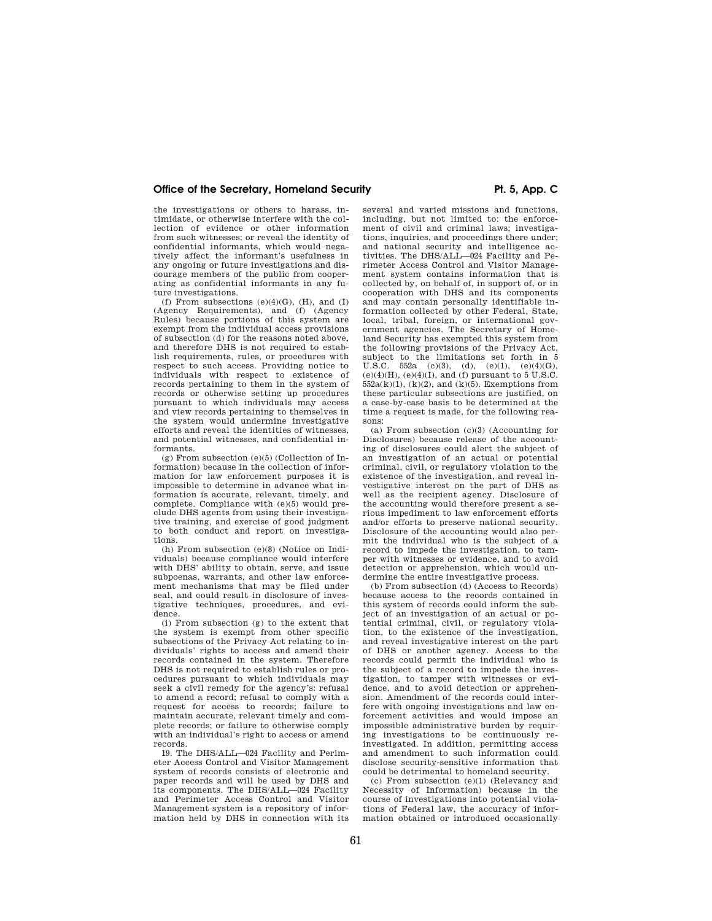the investigations or others to harass, intimidate, or otherwise interfere with the collection of evidence or other information from such witnesses; or reveal the identity of confidential informants, which would negatively affect the informant's usefulness in any ongoing or future investigations and discourage members of the public from cooperating as confidential informants in any future investigations.

(f) From subsections (e)(4)(G), (H), and (I) (Agency Requirements), and (f) (Agency Rules) because portions of this system are exempt from the individual access provisions of subsection (d) for the reasons noted above, and therefore DHS is not required to establish requirements, rules, or procedures with respect to such access. Providing notice to individuals with respect to existence of records pertaining to them in the system of records or otherwise setting up procedures pursuant to which individuals may access and view records pertaining to themselves in the system would undermine investigative efforts and reveal the identities of witnesses, and potential witnesses, and confidential informants.

(g) From subsection (e)(5) (Collection of Information) because in the collection of information for law enforcement purposes it is impossible to determine in advance what information is accurate, relevant, timely, and complete. Compliance with (e)(5) would preclude DHS agents from using their investigative training, and exercise of good judgment to both conduct and report on investigations.

(h) From subsection (e)(8) (Notice on Individuals) because compliance would interfere with DHS' ability to obtain, serve, and issue subpoenas, warrants, and other law enforcement mechanisms that may be filed under seal, and could result in disclosure of investigative techniques, procedures, and evidence.

(i) From subsection (g) to the extent that the system is exempt from other specific subsections of the Privacy Act relating to individuals' rights to access and amend their records contained in the system. Therefore DHS is not required to establish rules or procedures pursuant to which individuals may seek a civil remedy for the agency's: refusal to amend a record; refusal to comply with a request for access to records; failure to maintain accurate, relevant timely and complete records; or failure to otherwise comply with an individual's right to access or amend records.

19. The DHS/ALL—024 Facility and Perimeter Access Control and Visitor Management system of records consists of electronic and paper records and will be used by DHS and its components. The DHS/ALL—024 Facility and Perimeter Access Control and Visitor Management system is a repository of information held by DHS in connection with its several and varied missions and functions, including, but not limited to: the enforcement of civil and criminal laws; investigations, inquiries, and proceedings there under; and national security and intelligence activities. The DHS/ALL—024 Facility and Perimeter Access Control and Visitor Management system contains information that is collected by, on behalf of, in support of, or in cooperation with DHS and its components and may contain personally identifiable information collected by other Federal, State, local, tribal, foreign, or international government agencies. The Secretary of Homeland Security has exempted this system from the following provisions of the Privacy Act, subject to the limitations set forth in 5 U.S.C. 552a (c)(3), (d), (e)(1), (e)(4)(G), (e)(4)(H), (e)(4)(I), and (f) pursuant to 5 U.S.C. 552a(k)(1), (k)(2), and (k)(5). Exemptions from these particular subsections are justified, on a case-by-case basis to be determined at the time a request is made, for the following reasons:

(a) From subsection (c)(3) (Accounting for Disclosures) because release of the accounting of disclosures could alert the subject of an investigation of an actual or potential criminal, civil, or regulatory violation to the existence of the investigation, and reveal investigative interest on the part of DHS as well as the recipient agency. Disclosure of the accounting would therefore present a serious impediment to law enforcement efforts and/or efforts to preserve national security. Disclosure of the accounting would also permit the individual who is the subject of a record to impede the investigation, to tamper with witnesses or evidence, and to avoid detection or apprehension, which would undermine the entire investigative process.

(b) From subsection (d) (Access to Records) because access to the records contained in this system of records could inform the subject of an investigation of an actual or potential criminal, civil, or regulatory violation, to the existence of the investigation, and reveal investigative interest on the part of DHS or another agency. Access to the records could permit the individual who is the subject of a record to impede the investigation, to tamper with witnesses or evidence, and to avoid detection or apprehension. Amendment of the records could interfere with ongoing investigations and law enforcement activities and would impose an impossible administrative burden by requiring investigations to be continuously reinvestigated. In addition, permitting access and amendment to such information could disclose security-sensitive information that could be detrimental to homeland security.

(c) From subsection (e)(1) (Relevancy and Necessity of Information) because in the course of investigations into potential violations of Federal law, the accuracy of information obtained or introduced occasionally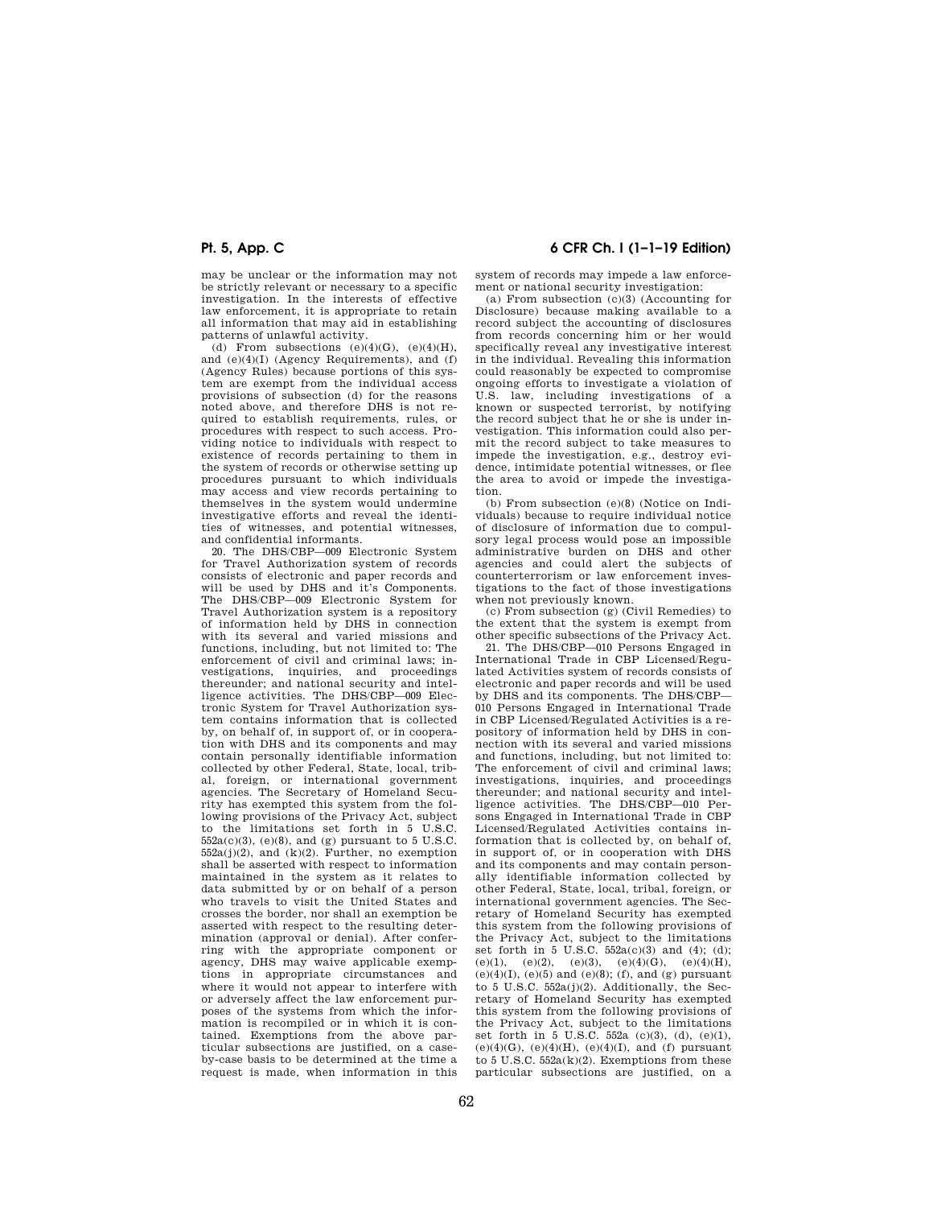may be unclear or the information may not be strictly relevant or necessary to a specific investigation. In the interests of effective law enforcement, it is appropriate to retain all information that may aid in establishing patterns of unlawful activity.

(d) From subsections (e)(4)(G), (e)(4)(H), and (e)(4)(I) (Agency Requirements), and (f) (Agency Rules) because portions of this system are exempt from the individual access provisions of subsection (d) for the reasons noted above, and therefore DHS is not required to establish requirements, rules, or procedures with respect to such access. Providing notice to individuals with respect to existence of records pertaining to them in the system of records or otherwise setting up procedures pursuant to which individuals may access and view records pertaining to themselves in the system would undermine investigative efforts and reveal the identities of witnesses, and potential witnesses, and confidential informants.

20. The DHS/CBP—009 Electronic System for Travel Authorization system of records consists of electronic and paper records and will be used by DHS and it's Components. The DHS/CBP—009 Electronic System for Travel Authorization system is a repository of information held by DHS in connection with its several and varied missions and functions, including, but not limited to: The enforcement of civil and criminal laws; investigations, inquiries, and proceedings thereunder; and national security and intelligence activities. The DHS/CBP—009 Electronic System for Travel Authorization system contains information that is collected by, on behalf of, in support of, or in cooperation with DHS and its components and may contain personally identifiable information collected by other Federal, State, local, tribal, foreign, or international government agencies. The Secretary of Homeland Security has exempted this system from the following provisions of the Privacy Act, subject to the limitations set forth in 5 U.S.C. 552a(c)(3), (e)(8), and (g) pursuant to 5 U.S.C. 552a(j)(2), and (k)(2). Further, no exemption shall be asserted with respect to information maintained in the system as it relates to data submitted by or on behalf of a person who travels to visit the United States and crosses the border, nor shall an exemption be asserted with respect to the resulting determination (approval or denial). After conferring with the appropriate component or agency, DHS may waive applicable exemptions in appropriate circumstances and where it would not appear to interfere with or adversely affect the law enforcement purposes of the systems from which the information is recompiled or in which it is contained. Exemptions from the above particular subsections are justified, on a case-by-case basis to be determined at the time a request is made, when information in this system of records may impede a law enforcement or national security investigation:

(a) From subsection (c)(3) (Accounting for Disclosure) because making available to a record subject the accounting of disclosures from records concerning him or her would specifically reveal any investigative interest in the individual. Revealing this information could reasonably be expected to compromise ongoing efforts to investigate a violation of U.S. law, including investigations of a known or suspected terrorist, by notifying the record subject that he or she is under investigation. This information could also permit the record subject to take measures to impede the investigation, e.g., destroy evidence, intimidate potential witnesses, or flee the area to avoid or impede the investigation.

(b) From subsection (e)(8) (Notice on Individuals) because to require individual notice of disclosure of information due to compulsory legal process would pose an impossible administrative burden on DHS and other agencies and could alert the subjects of counterterrorism or law enforcement investigations to the fact of those investigations when not previously known.

(c) From subsection (g) (Civil Remedies) to the extent that the system is exempt from other specific subsections of the Privacy Act.

21. The DHS/CBP—010 Persons Engaged in International Trade in CBP Licensed/Regulated Activities system of records consists of electronic and paper records and will be used by DHS and its components. The DHS/CBP—010 Persons Engaged in International Trade in CBP Licensed/Regulated Activities is a repository of information held by DHS in connection with its several and varied missions and functions, including, but not limited to: The enforcement of civil and criminal laws; investigations, inquiries, and proceedings thereunder; and national security and intelligence activities. The DHS/CBP—010 Persons Engaged in International Trade in CBP Licensed/Regulated Activities contains information that is collected by, on behalf of, in support of, or in cooperation with DHS and its components and may contain personally identifiable information collected by other Federal, State, local, tribal, foreign, or international government agencies. The Secretary of Homeland Security has exempted this system from the following provisions of the Privacy Act, subject to the limitations set forth in 5 U.S.C. 552a(c)(3) and (4); (d); (e)(1), (e)(2), (e)(3), (e)(4)(G), (e)(4)(H), (e)(4)(I), (e)(5) and (e)(8); (f), and (g) pursuant to 5 U.S.C. 552a(j)(2). Additionally, the Secretary of Homeland Security has exempted this system from the following provisions of the Privacy Act, subject to the limitations set forth in 5 U.S.C. 552a (c)(3), (d), (e)(1), (e)(4)(G), (e)(4)(H), (e)(4)(I), and (f) pursuant to 5 U.S.C. 552a(k)(2). Exemptions from these particular subsections are justified, on a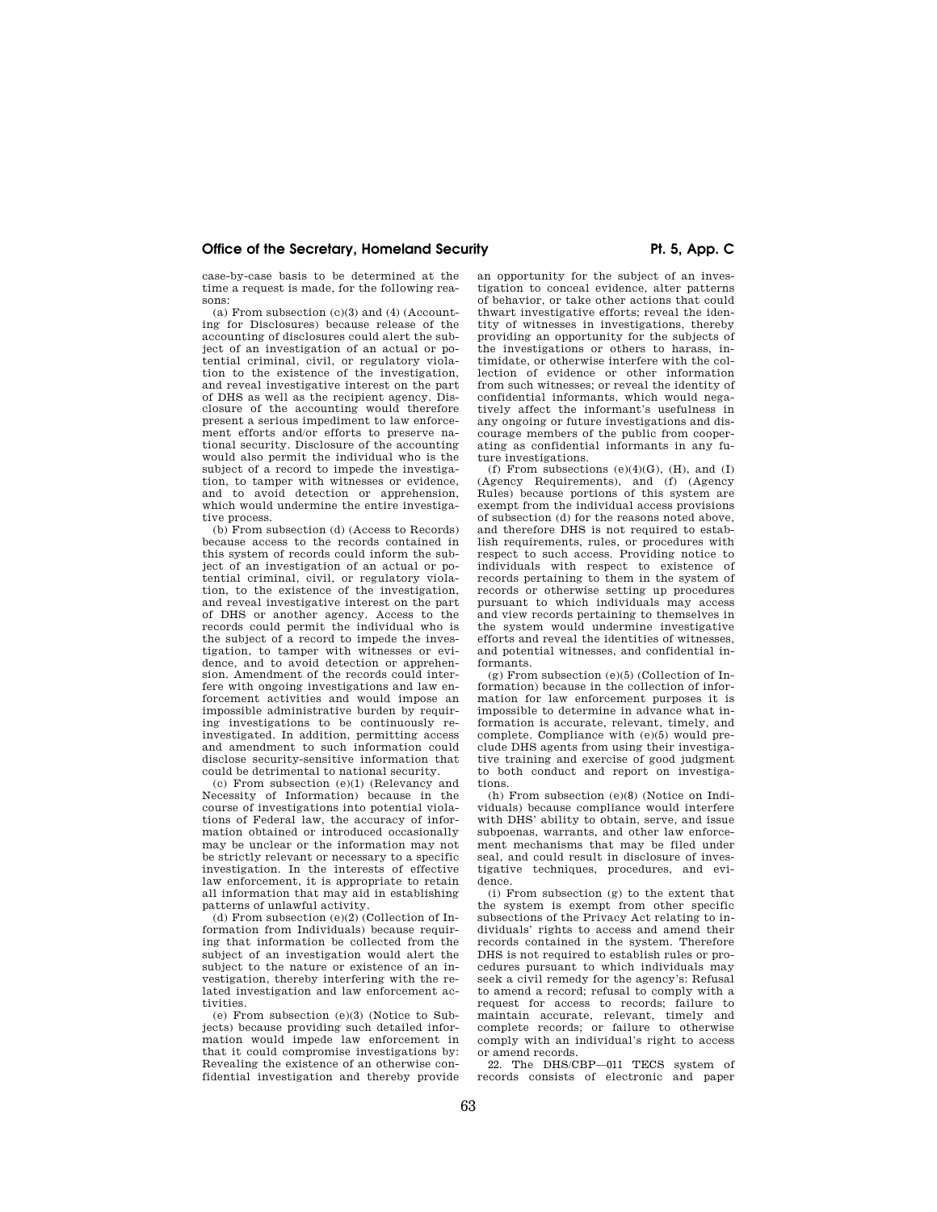case-by-case basis to be determined at the time a request is made, for the following reasons:

(a) From subsection (c)(3) and (4) (Accounting for Disclosures) because release of the accounting of disclosures could alert the subject of an investigation of an actual or potential criminal, civil, or regulatory violation to the existence of the investigation, and reveal investigative interest on the part of DHS as well as the recipient agency. Disclosure of the accounting would therefore present a serious impediment to law enforcement efforts and/or efforts to preserve national security. Disclosure of the accounting would also permit the individual who is the subject of a record to impede the investigation, to tamper with witnesses or evidence, and to avoid detection or apprehension, which would undermine the entire investigative process.

(b) From subsection (d) (Access to Records) because access to the records contained in this system of records could inform the subject of an investigation of an actual or potential criminal, civil, or regulatory violation, to the existence of the investigation, and reveal investigative interest on the part of DHS or another agency. Access to the records could permit the individual who is the subject of a record to impede the investigation, to tamper with witnesses or evidence, and to avoid detection or apprehension. Amendment of the records could interfere with ongoing investigations and law enforcement activities and would impose an impossible administrative burden by requiring investigations to be continuously reinvestigated. In addition, permitting access and amendment to such information could disclose security-sensitive information that could be detrimental to national security.

(c) From subsection (e)(1) (Relevancy and Necessity of Information) because in the course of investigations into potential violations of Federal law, the accuracy of information obtained or introduced occasionally may be unclear or the information may not be strictly relevant or necessary to a specific investigation. In the interests of effective law enforcement, it is appropriate to retain all information that may aid in establishing patterns of unlawful activity.

(d) From subsection (e)(2) (Collection of Information from Individuals) because requiring that information be collected from the subject of an investigation would alert the subject to the nature or existence of an investigation, thereby interfering with the related investigation and law enforcement activities.

(e) From subsection (e)(3) (Notice to Subjects) because providing such detailed information would impede law enforcement in that it could compromise investigations by: Revealing the existence of an otherwise confidential investigation and thereby provide an opportunity for the subject of an investigation to conceal evidence, alter patterns of behavior, or take other actions that could thwart investigative efforts; reveal the identity of witnesses in investigations, thereby providing an opportunity for the subjects of the investigations or others to harass, intimidate, or otherwise interfere with the collection of evidence or other information from such witnesses; or reveal the identity of confidential informants, which would negatively affect the informant's usefulness in any ongoing or future investigations and discourage members of the public from cooperating as confidential informants in any future investigations.

(f) From subsections (e)(4)(G), (H), and (I) (Agency Requirements), and (f) (Agency Rules) because portions of this system are exempt from the individual access provisions of subsection (d) for the reasons noted above, and therefore DHS is not required to establish requirements, rules, or procedures with respect to such access. Providing notice to individuals with respect to existence of records pertaining to them in the system of records or otherwise setting up procedures pursuant to which individuals may access and view records pertaining to themselves in the system would undermine investigative efforts and reveal the identities of witnesses, and potential witnesses, and confidential informants.

(g) From subsection (e)(5) (Collection of Information) because in the collection of information for law enforcement purposes it is impossible to determine in advance what information is accurate, relevant, timely, and complete. Compliance with (e)(5) would preclude DHS agents from using their investigative training and exercise of good judgment to both conduct and report on investigations.

(h) From subsection (e)(8) (Notice on Individuals) because compliance would interfere with DHS' ability to obtain, serve, and issue subpoenas, warrants, and other law enforcement mechanisms that may be filed under seal, and could result in disclosure of investigative techniques, procedures, and evidence.

(i) From subsection (g) to the extent that the system is exempt from other specific subsections of the Privacy Act relating to individuals' rights to access and amend their records contained in the system. Therefore DHS is not required to establish rules or procedures pursuant to which individuals may seek a civil remedy for the agency's: Refusal to amend a record; refusal to comply with a request for access to records; failure to maintain accurate, relevant, timely and complete records; or failure to otherwise comply with an individual's right to access or amend records.

22. The DHS/CBP—011 TECS system of records consists of electronic and paper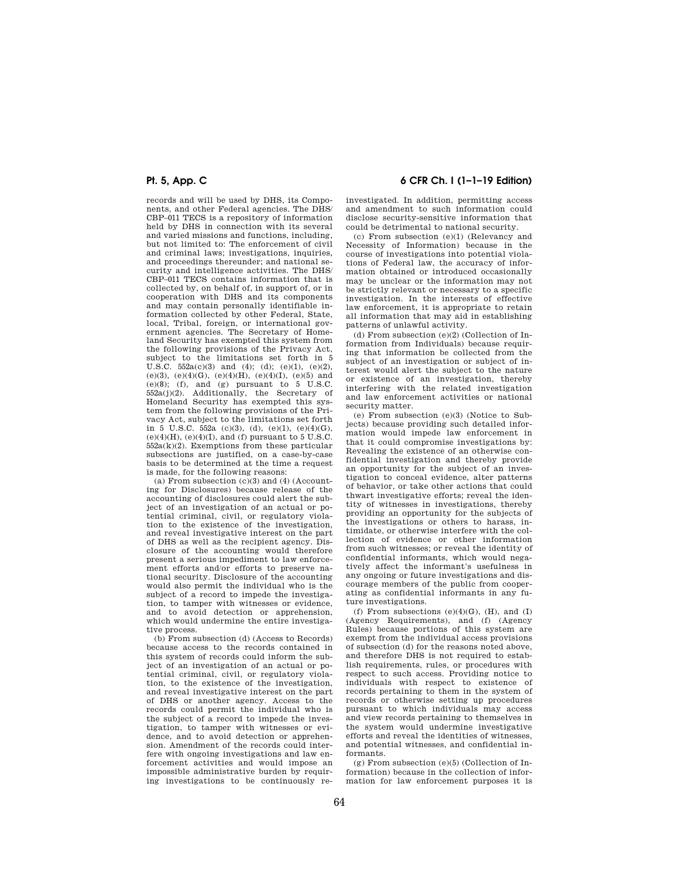records and will be used by DHS, its Components, and other Federal agencies. The DHS/CBP–011 TECS is a repository of information held by DHS in connection with its several and varied missions and functions, including, but not limited to: The enforcement of civil and criminal laws; investigations, inquiries, and proceedings thereunder; and national security and intelligence activities. The DHS/CBP–011 TECS contains information that is collected by, on behalf of, in support of, or in cooperation with DHS and its components and may contain personally identifiable information collected by other Federal, State, local, Tribal, foreign, or international government agencies. The Secretary of Homeland Security has exempted this system from the following provisions of the Privacy Act, subject to the limitations set forth in 5 U.S.C. 552a(c)(3) and (4); (d); (e)(1), (e)(2), (e)(3), (e)(4)(G), (e)(4)(H), (e)(4)(I), (e)(5) and (e)(8); (f), and (g) pursuant to 5 U.S.C. 552a(j)(2). Additionally, the Secretary of Homeland Security has exempted this system from the following provisions of the Privacy Act, subject to the limitations set forth in 5 U.S.C. 552a (c)(3), (d), (e)(1), (e)(4)(G), (e)(4)(H), (e)(4)(I), and (f) pursuant to 5 U.S.C. 552a(k)(2). Exemptions from these particular subsections are justified, on a case-by-case basis to be determined at the time a request is made, for the following reasons:

(a) From subsection (c)(3) and (4) (Accounting for Disclosures) because release of the accounting of disclosures could alert the subject of an investigation of an actual or potential criminal, civil, or regulatory violation to the existence of the investigation, and reveal investigative interest on the part of DHS as well as the recipient agency. Disclosure of the accounting would therefore present a serious impediment to law enforcement efforts and/or efforts to preserve national security. Disclosure of the accounting would also permit the individual who is the subject of a record to impede the investigation, to tamper with witnesses or evidence, and to avoid detection or apprehension, which would undermine the entire investigative process.

(b) From subsection (d) (Access to Records) because access to the records contained in this system of records could inform the subject of an investigation of an actual or potential criminal, civil, or regulatory violation, to the existence of the investigation, and reveal investigative interest on the part of DHS or another agency. Access to the records could permit the individual who is the subject of a record to impede the investigation, to tamper with witnesses or evidence, and to avoid detection or apprehension. Amendment of the records could interfere with ongoing investigations and law enforcement activities and would impose an impossible administrative burden by requiring investigations to be continuously re-investigated. In addition, permitting access and amendment to such information could disclose security-sensitive information that could be detrimental to national security.

(c) From subsection (e)(1) (Relevancy and Necessity of Information) because in the course of investigations into potential violations of Federal law, the accuracy of information obtained or introduced occasionally may be unclear or the information may not be strictly relevant or necessary to a specific investigation. In the interests of effective law enforcement, it is appropriate to retain all information that may aid in establishing patterns of unlawful activity.

(d) From subsection (e)(2) (Collection of Information from Individuals) because requiring that information be collected from the subject of an investigation or subject of interest would alert the subject to the nature or existence of an investigation, thereby interfering with the related investigation and law enforcement activities or national security matter.

(e) From subsection (e)(3) (Notice to Subjects) because providing such detailed information would impede law enforcement in that it could compromise investigations by: Revealing the existence of an otherwise confidential investigation and thereby provide an opportunity for the subject of an investigation to conceal evidence, alter patterns of behavior, or take other actions that could thwart investigative efforts; reveal the identity of witnesses in investigations, thereby providing an opportunity for the subjects of the investigations or others to harass, intimidate, or otherwise interfere with the collection of evidence or other information from such witnesses; or reveal the identity of confidential informants, which would negatively affect the informant's usefulness in any ongoing or future investigations and discourage members of the public from cooperating as confidential informants in any future investigations.

(f) From subsections (e)(4)(G), (H), and (I) (Agency Requirements), and (f) (Agency Rules) because portions of this system are exempt from the individual access provisions of subsection (d) for the reasons noted above, and therefore DHS is not required to establish requirements, rules, or procedures with respect to such access. Providing notice to individuals with respect to existence of records pertaining to them in the system of records or otherwise setting up procedures pursuant to which individuals may access and view records pertaining to themselves in the system would undermine investigative efforts and reveal the identities of witnesses, and potential witnesses, and confidential informants.

(g) From subsection (e)(5) (Collection of Information) because in the collection of information for law enforcement purposes it is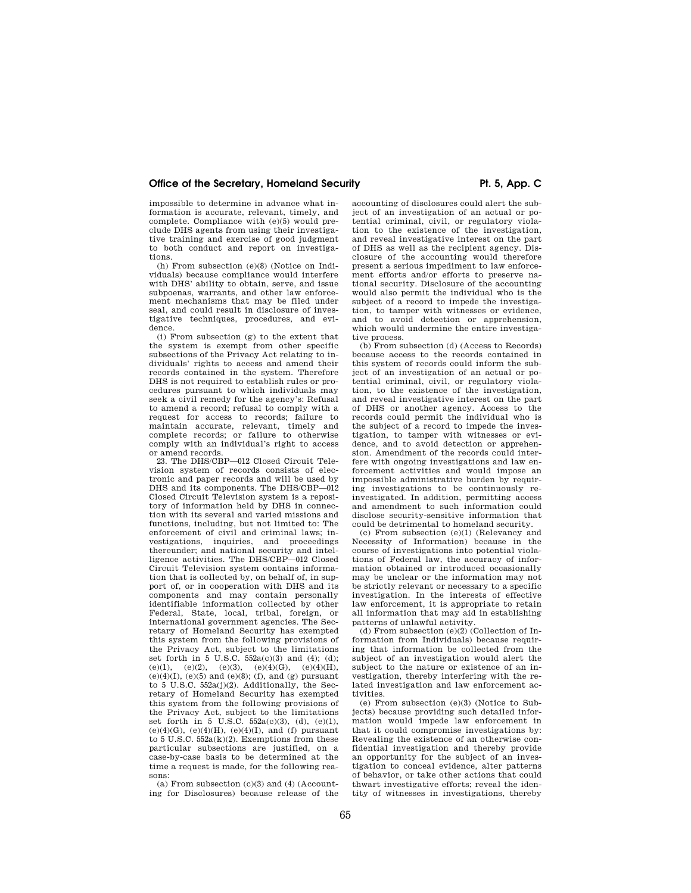impossible to determine in advance what information is accurate, relevant, timely, and complete. Compliance with (e)(5) would preclude DHS agents from using their investigative training and exercise of good judgment to both conduct and report on investigations.

(h) From subsection (e)(8) (Notice on Individuals) because compliance would interfere with DHS' ability to obtain, serve, and issue subpoenas, warrants, and other law enforcement mechanisms that may be filed under seal, and could result in disclosure of investigative techniques, procedures, and evidence.

(i) From subsection (g) to the extent that the system is exempt from other specific subsections of the Privacy Act relating to individuals' rights to access and amend their records contained in the system. Therefore DHS is not required to establish rules or procedures pursuant to which individuals may seek a civil remedy for the agency's: Refusal to amend a record; refusal to comply with a request for access to records; failure to maintain accurate, relevant, timely and complete records; or failure to otherwise comply with an individual's right to access or amend records.

23. The DHS/CBP—012 Closed Circuit Television system of records consists of electronic and paper records and will be used by DHS and its components. The DHS/CBP—012 Closed Circuit Television system is a repository of information held by DHS in connection with its several and varied missions and functions, including, but not limited to: The enforcement of civil and criminal laws; investigations, inquiries, and proceedings thereunder; and national security and intelligence activities. The DHS/CBP—012 Closed Circuit Television system contains information that is collected by, on behalf of, in support of, or in cooperation with DHS and its components and may contain personally identifiable information collected by other Federal, State, local, tribal, foreign, or international government agencies. The Secretary of Homeland Security has exempted this system from the following provisions of the Privacy Act, subject to the limitations set forth in 5 U.S.C. 552a(c)(3) and (4); (d); (e)(1), (e)(2), (e)(3), (e)(4)(G), (e)(4)(H), (e)(4)(I), (e)(5) and (e)(8); (f), and (g) pursuant to 5 U.S.C. 552a(j)(2). Additionally, the Secretary of Homeland Security has exempted this system from the following provisions of the Privacy Act, subject to the limitations set forth in 5 U.S.C. 552a(c)(3), (d), (e)(1), (e)(4)(G), (e)(4)(H), (e)(4)(I), and (f) pursuant to 5 U.S.C. 552a(k)(2). Exemptions from these particular subsections are justified, on a case-by-case basis to be determined at the time a request is made, for the following reasons:

(a) From subsection (c)(3) and (4) (Accounting for Disclosures) because release of the accounting of disclosures could alert the subject of an investigation of an actual or potential criminal, civil, or regulatory violation to the existence of the investigation, and reveal investigative interest on the part of DHS as well as the recipient agency. Disclosure of the accounting would therefore present a serious impediment to law enforcement efforts and/or efforts to preserve national security. Disclosure of the accounting would also permit the individual who is the subject of a record to impede the investigation, to tamper with witnesses or evidence, and to avoid detection or apprehension, which would undermine the entire investigative process.

(b) From subsection (d) (Access to Records) because access to the records contained in this system of records could inform the subject of an investigation of an actual or potential criminal, civil, or regulatory violation, to the existence of the investigation, and reveal investigative interest on the part of DHS or another agency. Access to the records could permit the individual who is the subject of a record to impede the investigation, to tamper with witnesses or evidence, and to avoid detection or apprehension. Amendment of the records could interfere with ongoing investigations and law enforcement activities and would impose an impossible administrative burden by requiring investigations to be continuously reinvestigated. In addition, permitting access and amendment to such information could disclose security-sensitive information that could be detrimental to homeland security.

(c) From subsection (e)(1) (Relevancy and Necessity of Information) because in the course of investigations into potential violations of Federal law, the accuracy of information obtained or introduced occasionally may be unclear or the information may not be strictly relevant or necessary to a specific investigation. In the interests of effective law enforcement, it is appropriate to retain all information that may aid in establishing patterns of unlawful activity.

(d) From subsection (e)(2) (Collection of Information from Individuals) because requiring that information be collected from the subject of an investigation would alert the subject to the nature or existence of an investigation, thereby interfering with the related investigation and law enforcement activities.

(e) From subsection (e)(3) (Notice to Subjects) because providing such detailed information would impede law enforcement in that it could compromise investigations by: Revealing the existence of an otherwise confidential investigation and thereby provide an opportunity for the subject of an investigation to conceal evidence, alter patterns of behavior, or take other actions that could thwart investigative efforts; reveal the identity of witnesses in investigations, thereby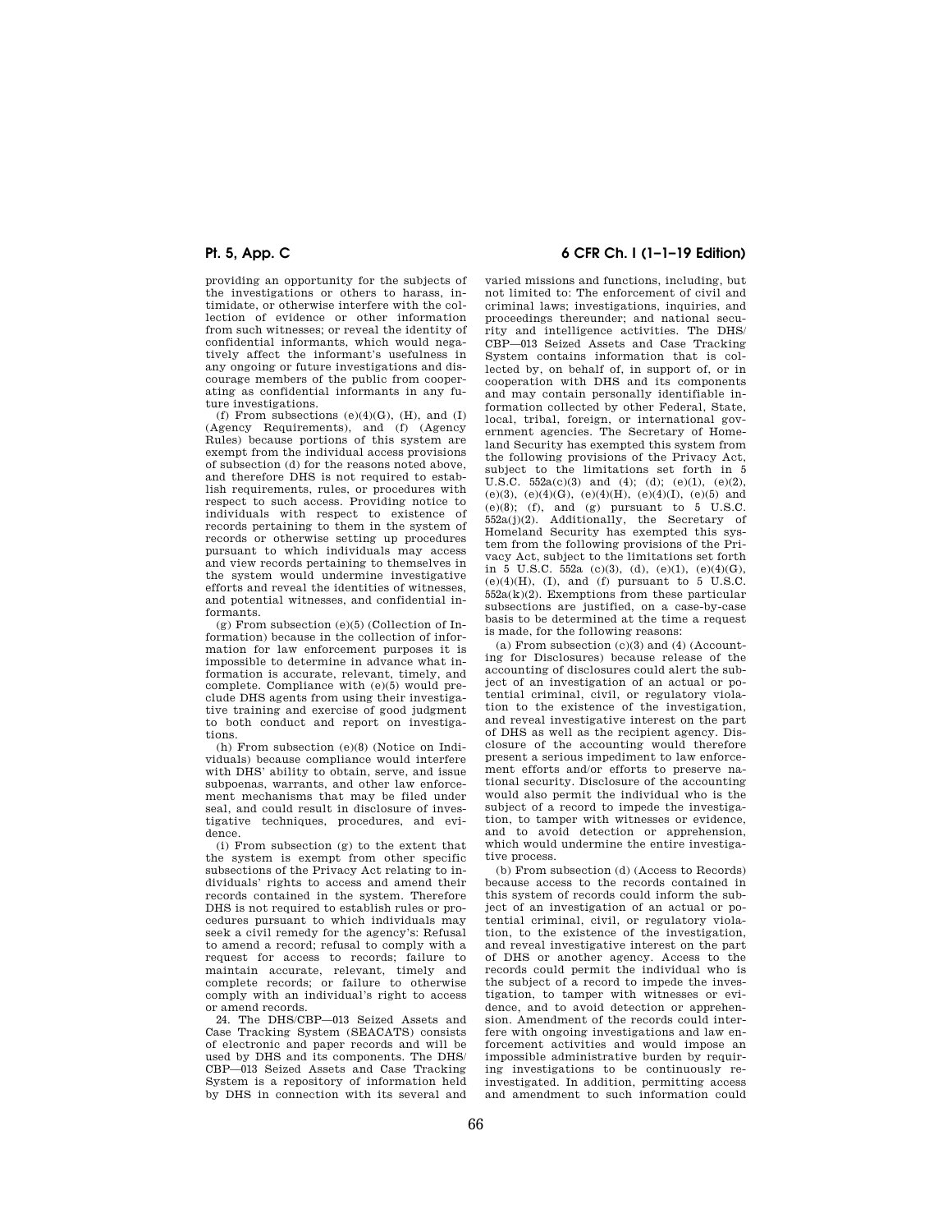providing an opportunity for the subjects of the investigations or others to harass, intimidate, or otherwise interfere with the collection of evidence or other information from such witnesses; or reveal the identity of confidential informants, which would negatively affect the informant's usefulness in any ongoing or future investigations and discourage members of the public from cooperating as confidential informants in any future investigations.

(f) From subsections (e)(4)(G), (H), and (I) (Agency Requirements), and (f) (Agency Rules) because portions of this system are exempt from the individual access provisions of subsection (d) for the reasons noted above, and therefore DHS is not required to establish requirements, rules, or procedures with respect to such access. Providing notice to individuals with respect to existence of records pertaining to them in the system of records or otherwise setting up procedures pursuant to which individuals may access and view records pertaining to themselves in the system would undermine investigative efforts and reveal the identities of witnesses, and potential witnesses, and confidential informants.

(g) From subsection (e)(5) (Collection of Information) because in the collection of information for law enforcement purposes it is impossible to determine in advance what information is accurate, relevant, timely, and complete. Compliance with (e)(5) would preclude DHS agents from using their investigative training and exercise of good judgment to both conduct and report on investigations.

(h) From subsection (e)(8) (Notice on Individuals) because compliance would interfere with DHS' ability to obtain, serve, and issue subpoenas, warrants, and other law enforcement mechanisms that may be filed under seal, and could result in disclosure of investigative techniques, procedures, and evidence.

(i) From subsection (g) to the extent that the system is exempt from other specific subsections of the Privacy Act relating to individuals' rights to access and amend their records contained in the system. Therefore DHS is not required to establish rules or procedures pursuant to which individuals may seek a civil remedy for the agency's: Refusal to amend a record; refusal to comply with a request for access to records; failure to maintain accurate, relevant, timely and complete records; or failure to otherwise comply with an individual's right to access or amend records.

24. The DHS/CBP—013 Seized Assets and Case Tracking System (SEACATS) consists of electronic and paper records and will be used by DHS and its components. The DHS/CBP—013 Seized Assets and Case Tracking System is a repository of information held by DHS in connection with its several and varied missions and functions, including, but not limited to: The enforcement of civil and criminal laws; investigations, inquiries, and proceedings thereunder; and national security and intelligence activities. The DHS/CBP—013 Seized Assets and Case Tracking System contains information that is collected by, on behalf of, in support of, or in cooperation with DHS and its components and may contain personally identifiable information collected by other Federal, State, local, tribal, foreign, or international government agencies. The Secretary of Homeland Security has exempted this system from the following provisions of the Privacy Act, subject to the limitations set forth in 5 U.S.C. 552a(c)(3) and (4); (d); (e)(1), (e)(2), (e)(3), (e)(4)(G), (e)(4)(H), (e)(4)(I), (e)(5) and (e)(8); (f), and (g) pursuant to 5 U.S.C. 552a(j)(2). Additionally, the Secretary of Homeland Security has exempted this system from the following provisions of the Privacy Act, subject to the limitations set forth in 5 U.S.C. 552a (c)(3), (d), (e)(1), (e)(4)(G), (e)(4)(H), (I), and (f) pursuant to 5 U.S.C. 552a(k)(2). Exemptions from these particular subsections are justified, on a case-by-case basis to be determined at the time a request is made, for the following reasons:

(a) From subsection (c)(3) and (4) (Accounting for Disclosures) because release of the accounting of disclosures could alert the subject of an investigation of an actual or potential criminal, civil, or regulatory violation to the existence of the investigation, and reveal investigative interest on the part of DHS as well as the recipient agency. Disclosure of the accounting would therefore present a serious impediment to law enforcement efforts and/or efforts to preserve national security. Disclosure of the accounting would also permit the individual who is the subject of a record to impede the investigation, to tamper with witnesses or evidence, and to avoid detection or apprehension, which would undermine the entire investigative process.

(b) From subsection (d) (Access to Records) because access to the records contained in this system of records could inform the subject of an investigation of an actual or potential criminal, civil, or regulatory violation, to the existence of the investigation, and reveal investigative interest on the part of DHS or another agency. Access to the records could permit the individual who is the subject of a record to impede the investigation, to tamper with witnesses or evidence, and to avoid detection or apprehension. Amendment of the records could interfere with ongoing investigations and law enforcement activities and would impose an impossible administrative burden by requiring investigations to be continuously reinvestigated. In addition, permitting access and amendment to such information could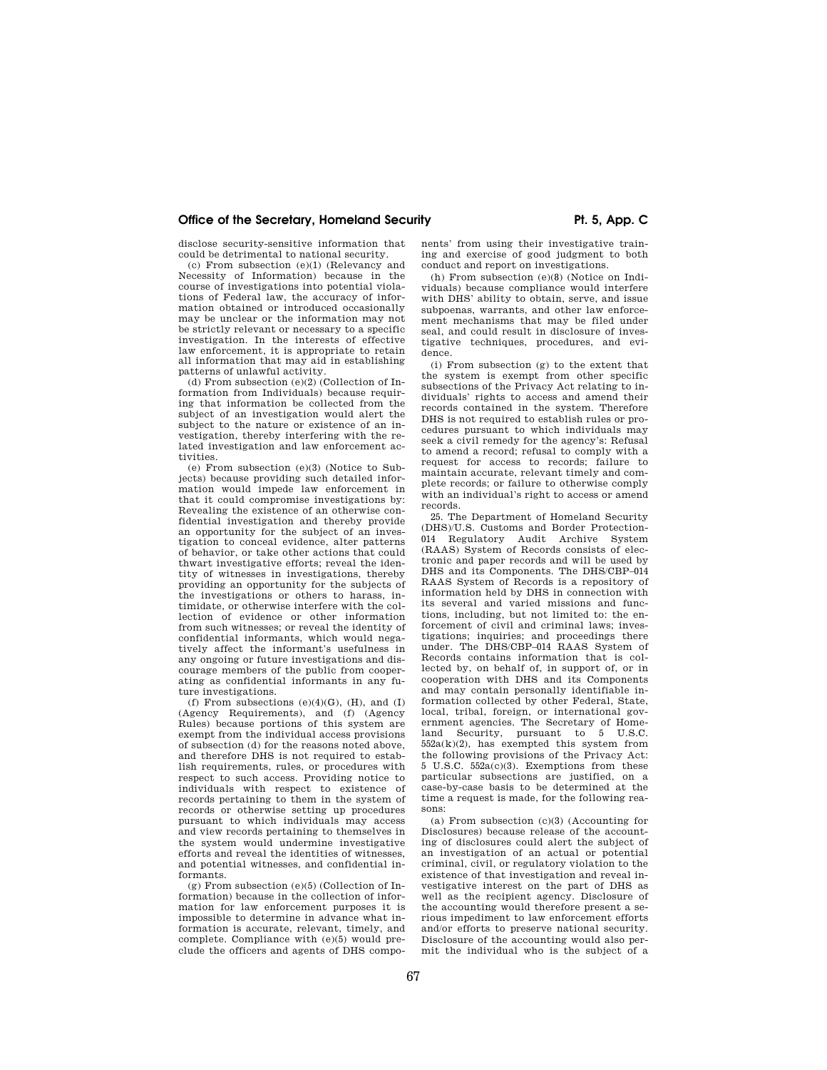disclose security-sensitive information that could be detrimental to national security.

(c) From subsection (e)(1) (Relevancy and Necessity of Information) because in the course of investigations into potential violations of Federal law, the accuracy of information obtained or introduced occasionally may be unclear or the information may not be strictly relevant or necessary to a specific investigation. In the interests of effective law enforcement, it is appropriate to retain all information that may aid in establishing patterns of unlawful activity.

(d) From subsection (e)(2) (Collection of Information from Individuals) because requiring that information be collected from the subject of an investigation would alert the subject to the nature or existence of an investigation, thereby interfering with the related investigation and law enforcement activities.

(e) From subsection (e)(3) (Notice to Subjects) because providing such detailed information would impede law enforcement in that it could compromise investigations by: Revealing the existence of an otherwise confidential investigation and thereby provide an opportunity for the subject of an investigation to conceal evidence, alter patterns of behavior, or take other actions that could thwart investigative efforts; reveal the identity of witnesses in investigations, thereby providing an opportunity for the subjects of the investigations or others to harass, intimidate, or otherwise interfere with the collection of evidence or other information from such witnesses; or reveal the identity of confidential informants, which would negatively affect the informant's usefulness in any ongoing or future investigations and discourage members of the public from cooperating as confidential informants in any future investigations.

(f) From subsections (e)(4)(G), (H), and (I) (Agency Requirements), and (f) (Agency Rules) because portions of this system are exempt from the individual access provisions of subsection (d) for the reasons noted above, and therefore DHS is not required to establish requirements, rules, or procedures with respect to such access. Providing notice to individuals with respect to existence of records pertaining to them in the system of records or otherwise setting up procedures pursuant to which individuals may access and view records pertaining to themselves in the system would undermine investigative efforts and reveal the identities of witnesses, and potential witnesses, and confidential informants.

(g) From subsection (e)(5) (Collection of Information) because in the collection of information for law enforcement purposes it is impossible to determine in advance what information is accurate, relevant, timely, and complete. Compliance with (e)(5) would preclude the officers and agents of DHS components' from using their investigative training and exercise of good judgment to both conduct and report on investigations.

(h) From subsection (e)(8) (Notice on Individuals) because compliance would interfere with DHS' ability to obtain, serve, and issue subpoenas, warrants, and other law enforcement mechanisms that may be filed under seal, and could result in disclosure of investigative techniques, procedures, and evidence.

(i) From subsection (g) to the extent that the system is exempt from other specific subsections of the Privacy Act relating to individuals' rights to access and amend their records contained in the system. Therefore DHS is not required to establish rules or procedures pursuant to which individuals may seek a civil remedy for the agency's: Refusal to amend a record; refusal to comply with a request for access to records; failure to maintain accurate, relevant timely and complete records; or failure to otherwise comply with an individual's right to access or amend records.

25. The Department of Homeland Security (DHS)/U.S. Customs and Border Protection-014 Regulatory Audit Archive System (RAAS) System of Records consists of electronic and paper records and will be used by DHS and its Components. The DHS/CBP–014 RAAS System of Records is a repository of information held by DHS in connection with its several and varied missions and functions, including, but not limited to: the enforcement of civil and criminal laws; investigations; inquiries; and proceedings there under. The DHS/CBP–014 RAAS System of Records contains information that is collected by, on behalf of, in support of, or in cooperation with DHS and its Components and may contain personally identifiable information collected by other Federal, State, local, tribal, foreign, or international government agencies. The Secretary of Homeland Security, pursuant to 5 U.S.C. 552a(k)(2), has exempted this system from the following provisions of the Privacy Act: 5 U.S.C. 552a(c)(3). Exemptions from these particular subsections are justified, on a case-by-case basis to be determined at the time a request is made, for the following reasons:

(a) From subsection (c)(3) (Accounting for Disclosures) because release of the accounting of disclosures could alert the subject of an investigation of an actual or potential criminal, civil, or regulatory violation to the existence of that investigation and reveal investigative interest on the part of DHS as well as the recipient agency. Disclosure of the accounting would therefore present a serious impediment to law enforcement efforts and/or efforts to preserve national security. Disclosure of the accounting would also permit the individual who is the subject of a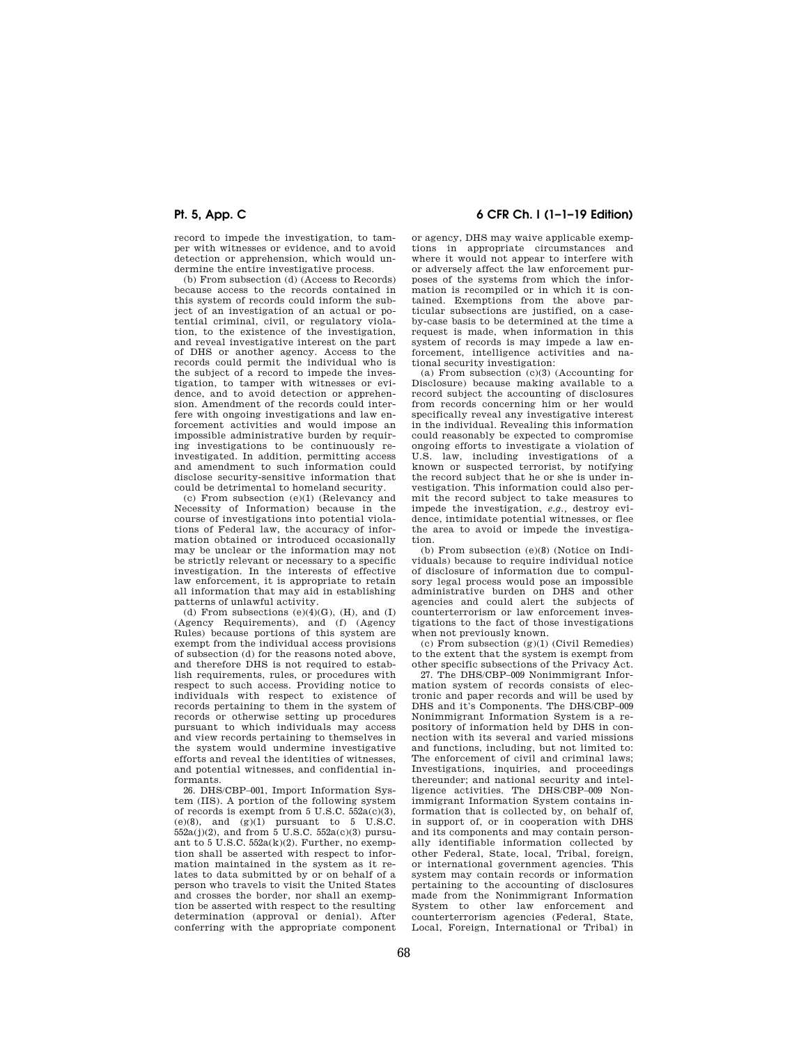record to impede the investigation, to tamper with witnesses or evidence, and to avoid detection or apprehension, which would undermine the entire investigative process.

(b) From subsection (d) (Access to Records) because access to the records contained in this system of records could inform the subject of an investigation of an actual or potential criminal, civil, or regulatory violation, to the existence of the investigation, and reveal investigative interest on the part of DHS or another agency. Access to the records could permit the individual who is the subject of a record to impede the investigation, to tamper with witnesses or evidence, and to avoid detection or apprehension. Amendment of the records could interfere with ongoing investigations and law enforcement activities and would impose an impossible administrative burden by requiring investigations to be continuously reinvestigated. In addition, permitting access and amendment to such information could disclose security-sensitive information that could be detrimental to homeland security.

(c) From subsection (e)(1) (Relevancy and Necessity of Information) because in the course of investigations into potential violations of Federal law, the accuracy of information obtained or introduced occasionally may be unclear or the information may not be strictly relevant or necessary to a specific investigation. In the interests of effective law enforcement, it is appropriate to retain all information that may aid in establishing patterns of unlawful activity.

(d) From subsections (e)(4)(G), (H), and (I) (Agency Requirements), and (f) (Agency Rules) because portions of this system are exempt from the individual access provisions of subsection (d) for the reasons noted above, and therefore DHS is not required to establish requirements, rules, or procedures with respect to such access. Providing notice to individuals with respect to existence of records pertaining to them in the system of records or otherwise setting up procedures pursuant to which individuals may access and view records pertaining to themselves in the system would undermine investigative efforts and reveal the identities of witnesses, and potential witnesses, and confidential informants.

26. DHS/CBP–001, Import Information System (IIS). A portion of the following system of records is exempt from 5 U.S.C. 552a(c)(3), (e)(8), and (g)(1) pursuant to 5 U.S.C. 552a(j)(2), and from 5 U.S.C. 552a(c)(3) pursuant to 5 U.S.C. 552a(k)(2). Further, no exemption shall be asserted with respect to information maintained in the system as it relates to data submitted by or on behalf of a person who travels to visit the United States and crosses the border, nor shall an exemption be asserted with respect to the resulting determination (approval or denial). After conferring with the appropriate component or agency, DHS may waive applicable exemptions in appropriate circumstances and where it would not appear to interfere with or adversely affect the law enforcement purposes of the systems from which the information is recompiled or in which it is contained. Exemptions from the above particular subsections are justified, on a case-by-case basis to be determined at the time a request is made, when information in this system of records is may impede a law enforcement, intelligence activities and national security investigation:

(a) From subsection (c)(3) (Accounting for Disclosure) because making available to a record subject the accounting of disclosures from records concerning him or her would specifically reveal any investigative interest in the individual. Revealing this information could reasonably be expected to compromise ongoing efforts to investigate a violation of U.S. law, including investigations of a known or suspected terrorist, by notifying the record subject that he or she is under investigation. This information could also permit the record subject to take measures to impede the investigation, *e.g.*, destroy evidence, intimidate potential witnesses, or flee the area to avoid or impede the investigation.

(b) From subsection (e)(8) (Notice on Individuals) because to require individual notice of disclosure of information due to compulsory legal process would pose an impossible administrative burden on DHS and other agencies and could alert the subjects of counterterrorism or law enforcement investigations to the fact of those investigations when not previously known.

(c) From subsection (g)(1) (Civil Remedies) to the extent that the system is exempt from other specific subsections of the Privacy Act.

27. The DHS/CBP–009 Nonimmigrant Information system of records consists of electronic and paper records and will be used by DHS and it's Components. The DHS/CBP–009 Nonimmigrant Information System is a repository of information held by DHS in connection with its several and varied missions and functions, including, but not limited to: The enforcement of civil and criminal laws; Investigations, inquiries, and proceedings thereunder; and national security and intelligence activities. The DHS/CBP–009 Nonimmigrant Information System contains information that is collected by, on behalf of, in support of, or in cooperation with DHS and its components and may contain personally identifiable information collected by other Federal, State, local, Tribal, foreign, or international government agencies. This system may contain records or information pertaining to the accounting of disclosures made from the Nonimmigrant Information System to other law enforcement and counterterrorism agencies (Federal, State, Local, Foreign, International or Tribal) in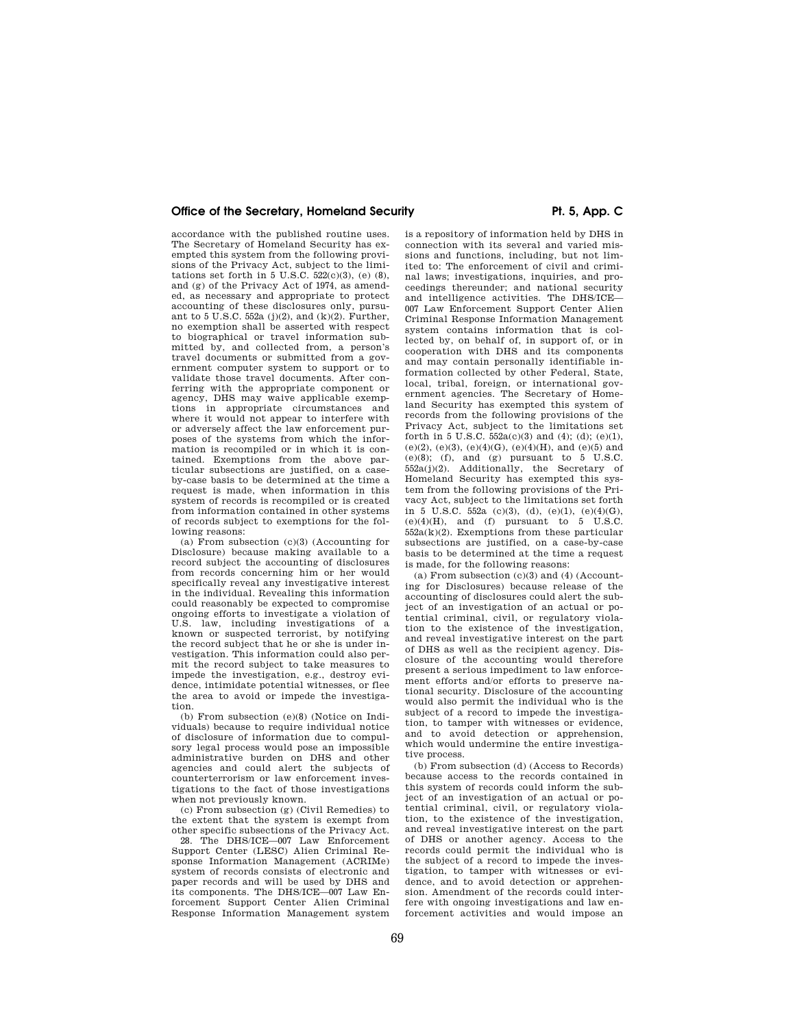accordance with the published routine uses. The Secretary of Homeland Security has exempted this system from the following provisions of the Privacy Act, subject to the limitations set forth in 5 U.S.C. 522(c)(3), (e) (8), and (g) of the Privacy Act of 1974, as amended, as necessary and appropriate to protect accounting of these disclosures only, pursuant to 5 U.S.C. 552a (j)(2), and (k)(2). Further, no exemption shall be asserted with respect to biographical or travel information submitted by, and collected from, a person's travel documents or submitted from a government computer system to support or to validate those travel documents. After conferring with the appropriate component or agency, DHS may waive applicable exemptions in appropriate circumstances and where it would not appear to interfere with or adversely affect the law enforcement purposes of the systems from which the information is recompiled or in which it is contained. Exemptions from the above particular subsections are justified, on a case-by-case basis to be determined at the time a request is made, when information in this system of records is recompiled or is created from information contained in other systems of records subject to exemptions for the following reasons:

(a) From subsection (c)(3) (Accounting for Disclosure) because making available to a record subject the accounting of disclosures from records concerning him or her would specifically reveal any investigative interest in the individual. Revealing this information could reasonably be expected to compromise ongoing efforts to investigate a violation of U.S. law, including investigations of a known or suspected terrorist, by notifying the record subject that he or she is under investigation. This information could also permit the record subject to take measures to impede the investigation, e.g., destroy evidence, intimidate potential witnesses, or flee the area to avoid or impede the investigation.

(b) From subsection (e)(8) (Notice on Individuals) because to require individual notice of disclosure of information due to compulsory legal process would pose an impossible administrative burden on DHS and other agencies and could alert the subjects of counterterrorism or law enforcement investigations to the fact of those investigations when not previously known.

(c) From subsection (g) (Civil Remedies) to the extent that the system is exempt from other specific subsections of the Privacy Act.

28. The DHS/ICE—007 Law Enforcement Support Center (LESC) Alien Criminal Response Information Management (ACRIMe) system of records consists of electronic and paper records and will be used by DHS and its components. The DHS/ICE—007 Law Enforcement Support Center Alien Criminal Response Information Management system is a repository of information held by DHS in connection with its several and varied missions and functions, including, but not limited to: The enforcement of civil and criminal laws; investigations, inquiries, and proceedings thereunder; and national security and intelligence activities. The DHS/ICE—007 Law Enforcement Support Center Alien Criminal Response Information Management system contains information that is collected by, on behalf of, in support of, or in cooperation with DHS and its components and may contain personally identifiable information collected by other Federal, State, local, tribal, foreign, or international government agencies. The Secretary of Homeland Security has exempted this system of records from the following provisions of the Privacy Act, subject to the limitations set forth in 5 U.S.C. 552a(c)(3) and (4); (d); (e)(1), (e)(2), (e)(3), (e)(4)(G), (e)(4)(H), and (e)(5) and (e)(8); (f), and (g) pursuant to 5 U.S.C. 552a(j)(2). Additionally, the Secretary of Homeland Security has exempted this system from the following provisions of the Privacy Act, subject to the limitations set forth in 5 U.S.C. 552a (c)(3), (d), (e)(1), (e)(4)(G), (e)(4)(H), and (f) pursuant to 5 U.S.C. 552a(k)(2). Exemptions from these particular subsections are justified, on a case-by-case basis to be determined at the time a request is made, for the following reasons:

(a) From subsection (c)(3) and (4) (Accounting for Disclosures) because release of the accounting of disclosures could alert the subject of an investigation of an actual or potential criminal, civil, or regulatory violation to the existence of the investigation, and reveal investigative interest on the part of DHS as well as the recipient agency. Disclosure of the accounting would therefore present a serious impediment to law enforcement efforts and/or efforts to preserve national security. Disclosure of the accounting would also permit the individual who is the subject of a record to impede the investigation, to tamper with witnesses or evidence, and to avoid detection or apprehension, which would undermine the entire investigative process.

(b) From subsection (d) (Access to Records) because access to the records contained in this system of records could inform the subject of an investigation of an actual or potential criminal, civil, or regulatory violation, to the existence of the investigation, and reveal investigative interest on the part of DHS or another agency. Access to the records could permit the individual who is the subject of a record to impede the investigation, to tamper with witnesses or evidence, and to avoid detection or apprehension. Amendment of the records could interfere with ongoing investigations and law enforcement activities and would impose an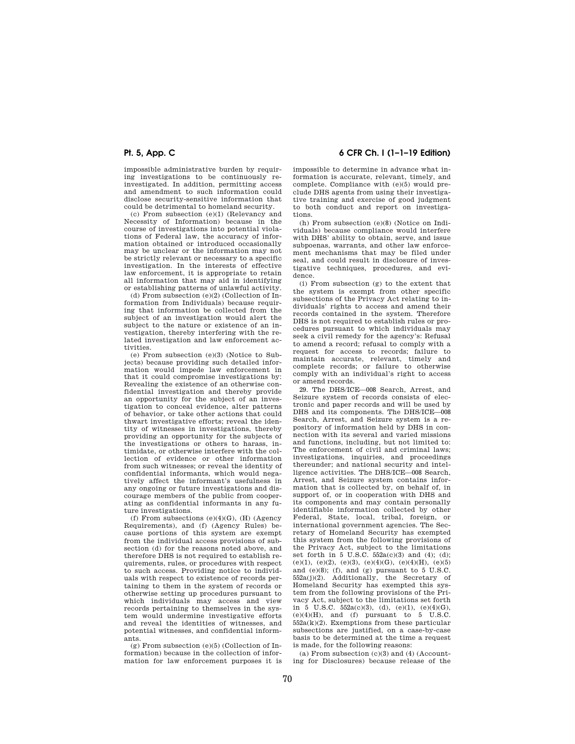impossible administrative burden by requiring investigations to be continuously reinvestigated. In addition, permitting access and amendment to such information could disclose security-sensitive information that could be detrimental to homeland security.

(c) From subsection (e)(1) (Relevancy and Necessity of Information) because in the course of investigations into potential violations of Federal law, the accuracy of information obtained or introduced occasionally may be unclear or the information may not be strictly relevant or necessary to a specific investigation. In the interests of effective law enforcement, it is appropriate to retain all information that may aid in identifying or establishing patterns of unlawful activity.

(d) From subsection (e)(2) (Collection of Information from Individuals) because requiring that information be collected from the subject of an investigation would alert the subject to the nature or existence of an investigation, thereby interfering with the related investigation and law enforcement activities.

(e) From subsection (e)(3) (Notice to Subjects) because providing such detailed information would impede law enforcement in that it could compromise investigations by: Revealing the existence of an otherwise confidential investigation and thereby provide an opportunity for the subject of an investigation to conceal evidence, alter patterns of behavior, or take other actions that could thwart investigative efforts; reveal the identity of witnesses in investigations, thereby providing an opportunity for the subjects of the investigations or others to harass, intimidate, or otherwise interfere with the collection of evidence or other information from such witnesses; or reveal the identity of confidential informants, which would negatively affect the informant's usefulness in any ongoing or future investigations and discourage members of the public from cooperating as confidential informants in any future investigations.

(f) From subsections (e)(4)(G), (H) (Agency Requirements), and (f) (Agency Rules) because portions of this system are exempt from the individual access provisions of subsection (d) for the reasons noted above, and therefore DHS is not required to establish requirements, rules, or procedures with respect to such access. Providing notice to individuals with respect to existence of records pertaining to them in the system of records or otherwise setting up procedures pursuant to which individuals may access and view records pertaining to themselves in the system would undermine investigative efforts and reveal the identities of witnesses, and potential witnesses, and confidential informants.

(g) From subsection (e)(5) (Collection of Information) because in the collection of information for law enforcement purposes it is impossible to determine in advance what information is accurate, relevant, timely, and complete. Compliance with (e)(5) would preclude DHS agents from using their investigative training and exercise of good judgment to both conduct and report on investigations.

(h) From subsection (e)(8) (Notice on Individuals) because compliance would interfere with DHS' ability to obtain, serve, and issue subpoenas, warrants, and other law enforcement mechanisms that may be filed under seal, and could result in disclosure of investigative techniques, procedures, and evidence.

(i) From subsection (g) to the extent that the system is exempt from other specific subsections of the Privacy Act relating to individuals' rights to access and amend their records contained in the system. Therefore DHS is not required to establish rules or procedures pursuant to which individuals may seek a civil remedy for the agency's: Refusal to amend a record; refusal to comply with a request for access to records; failure to maintain accurate, relevant, timely and complete records; or failure to otherwise comply with an individual's right to access or amend records.

29. The DHS/ICE—008 Search, Arrest, and Seizure system of records consists of electronic and paper records and will be used by DHS and its components. The DHS/ICE—008 Search, Arrest, and Seizure system is a repository of information held by DHS in connection with its several and varied missions and functions, including, but not limited to: The enforcement of civil and criminal laws; investigations, inquiries, and proceedings thereunder; and national security and intelligence activities. The DHS/ICE—008 Search, Arrest, and Seizure system contains information that is collected by, on behalf of, in support of, or in cooperation with DHS and its components and may contain personally identifiable information collected by other Federal, State, local, tribal, foreign, or international government agencies. The Secretary of Homeland Security has exempted this system from the following provisions of the Privacy Act, subject to the limitations set forth in 5 U.S.C. 552a(c)(3) and (4); (d); (e)(1), (e)(2), (e)(3), (e)(4)(G), (e)(4)(H), (e)(5) and (e)(8); (f), and (g) pursuant to 5 U.S.C. 552a(j)(2). Additionally, the Secretary of Homeland Security has exempted this system from the following provisions of the Privacy Act, subject to the limitations set forth in 5 U.S.C. 552a(c)(3), (d), (e)(1), (e)(4)(G), (e)(4)(H), and (f) pursuant to 5 U.S.C. 552a(k)(2). Exemptions from these particular subsections are justified, on a case-by-case basis to be determined at the time a request is made, for the following reasons:

(a) From subsection (c)(3) and (4) (Accounting for Disclosures) because release of the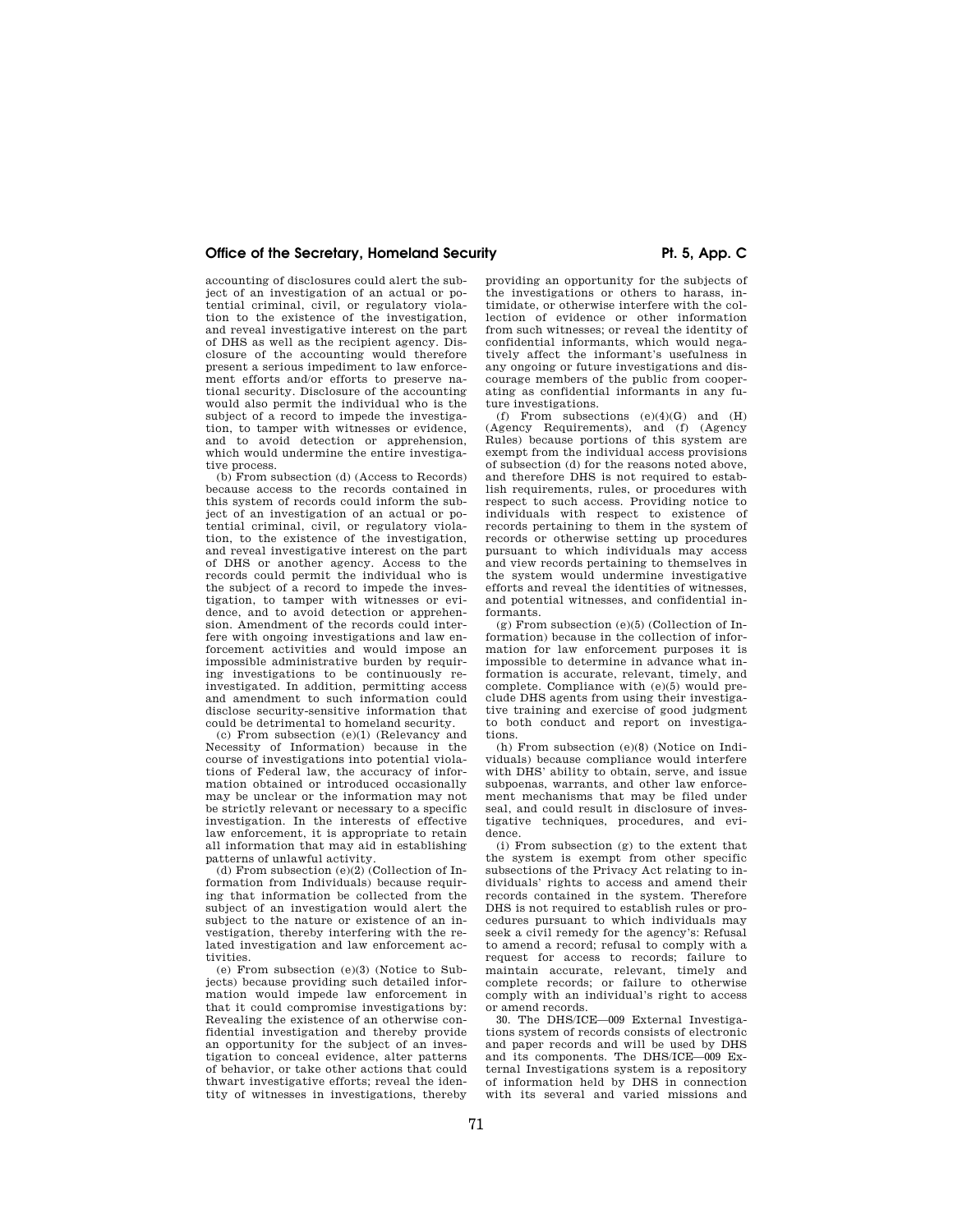accounting of disclosures could alert the subject of an investigation of an actual or potential criminal, civil, or regulatory violation to the existence of the investigation, and reveal investigative interest on the part of DHS as well as the recipient agency. Disclosure of the accounting would therefore present a serious impediment to law enforcement efforts and/or efforts to preserve national security. Disclosure of the accounting would also permit the individual who is the subject of a record to impede the investigation, to tamper with witnesses or evidence, and to avoid detection or apprehension, which would undermine the entire investigative process.

(b) From subsection (d) (Access to Records) because access to the records contained in this system of records could inform the subject of an investigation of an actual or potential criminal, civil, or regulatory violation, to the existence of the investigation, and reveal investigative interest on the part of DHS or another agency. Access to the records could permit the individual who is the subject of a record to impede the investigation, to tamper with witnesses or evidence, and to avoid detection or apprehension. Amendment of the records could interfere with ongoing investigations and law enforcement activities and would impose an impossible administrative burden by requiring investigations to be continuously reinvestigated. In addition, permitting access and amendment to such information could disclose security-sensitive information that could be detrimental to homeland security.

(c) From subsection (e)(1) (Relevancy and Necessity of Information) because in the course of investigations into potential violations of Federal law, the accuracy of information obtained or introduced occasionally may be unclear or the information may not be strictly relevant or necessary to a specific investigation. In the interests of effective law enforcement, it is appropriate to retain all information that may aid in establishing patterns of unlawful activity.

(d) From subsection (e)(2) (Collection of Information from Individuals) because requiring that information be collected from the subject of an investigation would alert the subject to the nature or existence of an investigation, thereby interfering with the related investigation and law enforcement activities.

(e) From subsection (e)(3) (Notice to Subjects) because providing such detailed information would impede law enforcement in that it could compromise investigations by: Revealing the existence of an otherwise confidential investigation and thereby provide an opportunity for the subject of an investigation to conceal evidence, alter patterns of behavior, or take other actions that could thwart investigative efforts; reveal the identity of witnesses in investigations, thereby providing an opportunity for the subjects of the investigations or others to harass, intimidate, or otherwise interfere with the collection of evidence or other information from such witnesses; or reveal the identity of confidential informants, which would negatively affect the informant's usefulness in any ongoing or future investigations and discourage members of the public from cooperating as confidential informants in any future investigations.

(f) From subsections (e)(4)(G) and (H) (Agency Requirements), and (f) (Agency Rules) because portions of this system are exempt from the individual access provisions of subsection (d) for the reasons noted above, and therefore DHS is not required to establish requirements, rules, or procedures with respect to such access. Providing notice to individuals with respect to existence of records pertaining to them in the system of records or otherwise setting up procedures pursuant to which individuals may access and view records pertaining to themselves in the system would undermine investigative efforts and reveal the identities of witnesses, and potential witnesses, and confidential informants.

(g) From subsection (e)(5) (Collection of Information) because in the collection of information for law enforcement purposes it is impossible to determine in advance what information is accurate, relevant, timely, and complete. Compliance with (e)(5) would preclude DHS agents from using their investigative training and exercise of good judgment to both conduct and report on investigations.

(h) From subsection (e)(8) (Notice on Individuals) because compliance would interfere with DHS' ability to obtain, serve, and issue subpoenas, warrants, and other law enforcement mechanisms that may be filed under seal, and could result in disclosure of investigative techniques, procedures, and evidence.

(i) From subsection (g) to the extent that the system is exempt from other specific subsections of the Privacy Act relating to individuals' rights to access and amend their records contained in the system. Therefore DHS is not required to establish rules or procedures pursuant to which individuals may seek a civil remedy for the agency's: Refusal to amend a record; refusal to comply with a request for access to records; failure to maintain accurate, relevant, timely and complete records; or failure to otherwise comply with an individual's right to access or amend records.

30. The DHS/ICE—009 External Investigations system of records consists of electronic and paper records and will be used by DHS and its components. The DHS/ICE—009 External Investigations system is a repository of information held by DHS in connection with its several and varied missions and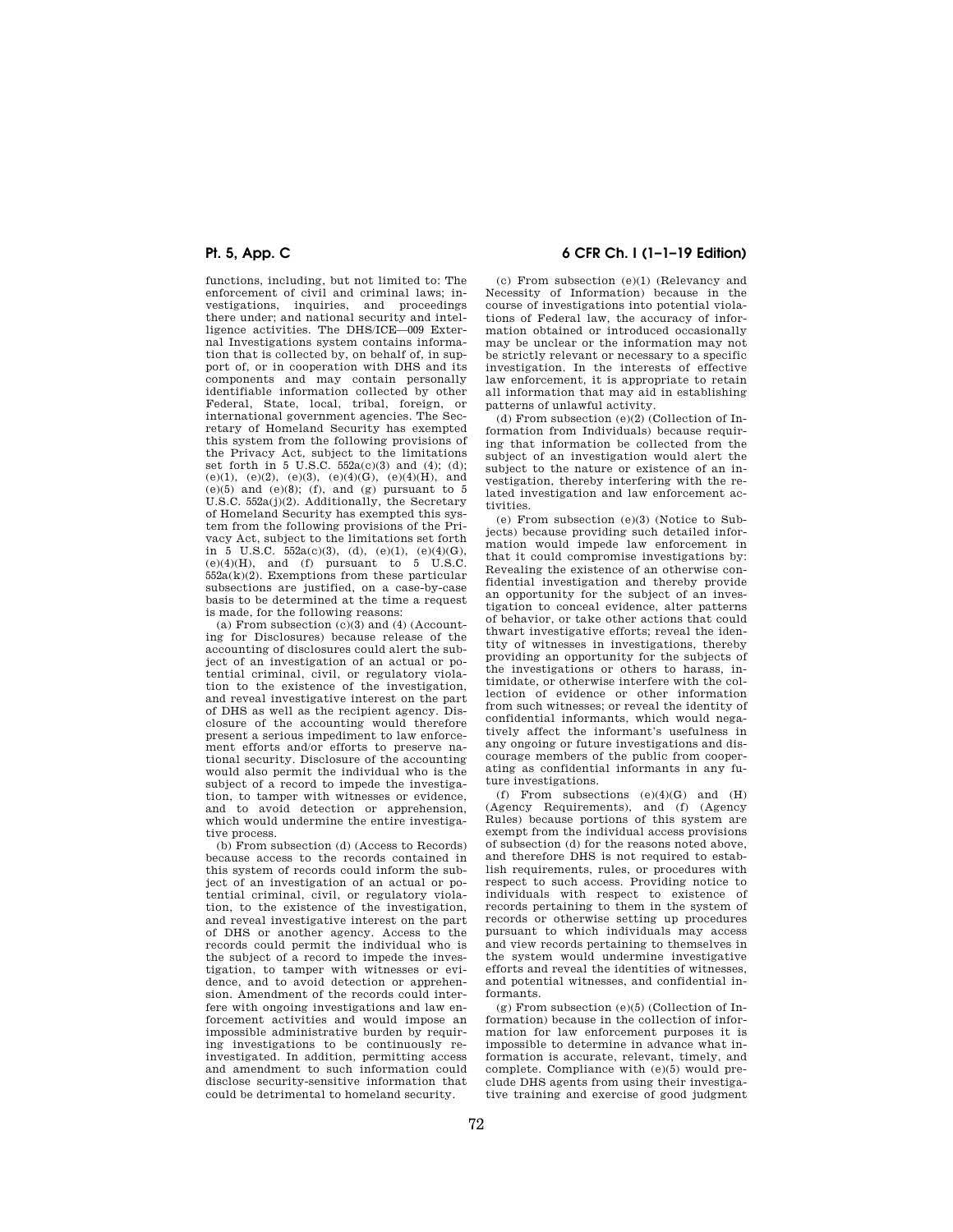functions, including, but not limited to: The enforcement of civil and criminal laws; investigations, inquiries, and proceedings there under; and national security and intelligence activities. The DHS/ICE—009 External Investigations system contains information that is collected by, on behalf of, in support of, or in cooperation with DHS and its components and may contain personally identifiable information collected by other Federal, State, local, tribal, foreign, or international government agencies. The Secretary of Homeland Security has exempted this system from the following provisions of the Privacy Act, subject to the limitations set forth in 5 U.S.C. 552a(c)(3) and (4); (d); (e)(1), (e)(2), (e)(3), (e)(4)(G), (e)(4)(H), and (e)(5) and (e)(8); (f), and (g) pursuant to 5 U.S.C. 552a(j)(2). Additionally, the Secretary of Homeland Security has exempted this system from the following provisions of the Privacy Act, subject to the limitations set forth in 5 U.S.C. 552a(c)(3), (d), (e)(1), (e)(4)(G), (e)(4)(H), and (f) pursuant to 5 U.S.C. 552a(k)(2). Exemptions from these particular subsections are justified, on a case-by-case basis to be determined at the time a request is made, for the following reasons:

(a) From subsection (c)(3) and (4) (Accounting for Disclosures) because release of the accounting of disclosures could alert the subject of an investigation of an actual or potential criminal, civil, or regulatory violation to the existence of the investigation, and reveal investigative interest on the part of DHS as well as the recipient agency. Disclosure of the accounting would therefore present a serious impediment to law enforcement efforts and/or efforts to preserve national security. Disclosure of the accounting would also permit the individual who is the subject of a record to impede the investigation, to tamper with witnesses or evidence, and to avoid detection or apprehension, which would undermine the entire investigative process.

(b) From subsection (d) (Access to Records) because access to the records contained in this system of records could inform the subject of an investigation of an actual or potential criminal, civil, or regulatory violation, to the existence of the investigation, and reveal investigative interest on the part of DHS or another agency. Access to the records could permit the individual who is the subject of a record to impede the investigation, to tamper with witnesses or evidence, and to avoid detection or apprehension. Amendment of the records could interfere with ongoing investigations and law enforcement activities and would impose an impossible administrative burden by requiring investigations to be continuously reinvestigated. In addition, permitting access and amendment to such information could disclose security-sensitive information that could be detrimental to homeland security.

(c) From subsection (e)(1) (Relevancy and Necessity of Information) because in the course of investigations into potential violations of Federal law, the accuracy of information obtained or introduced occasionally may be unclear or the information may not be strictly relevant or necessary to a specific investigation. In the interests of effective law enforcement, it is appropriate to retain all information that may aid in establishing patterns of unlawful activity.

(d) From subsection (e)(2) (Collection of Information from Individuals) because requiring that information be collected from the subject of an investigation would alert the subject to the nature or existence of an investigation, thereby interfering with the related investigation and law enforcement activities.

(e) From subsection (e)(3) (Notice to Subjects) because providing such detailed information would impede law enforcement in that it could compromise investigations by: Revealing the existence of an otherwise confidential investigation and thereby provide an opportunity for the subject of an investigation to conceal evidence, alter patterns of behavior, or take other actions that could thwart investigative efforts; reveal the identity of witnesses in investigations, thereby providing an opportunity for the subjects of the investigations or others to harass, intimidate, or otherwise interfere with the collection of evidence or other information from such witnesses; or reveal the identity of confidential informants, which would negatively affect the informant's usefulness in any ongoing or future investigations and discourage members of the public from cooperating as confidential informants in any future investigations.

(f) From subsections (e)(4)(G) and (H) (Agency Requirements), and (f) (Agency Rules) because portions of this system are exempt from the individual access provisions of subsection (d) for the reasons noted above, and therefore DHS is not required to establish requirements, rules, or procedures with respect to such access. Providing notice to individuals with respect to existence of records pertaining to them in the system of records or otherwise setting up procedures pursuant to which individuals may access and view records pertaining to themselves in the system would undermine investigative efforts and reveal the identities of witnesses, and potential witnesses, and confidential informants.

(g) From subsection (e)(5) (Collection of Information) because in the collection of information for law enforcement purposes it is impossible to determine in advance what information is accurate, relevant, timely, and complete. Compliance with (e)(5) would preclude DHS agents from using their investigative training and exercise of good judgment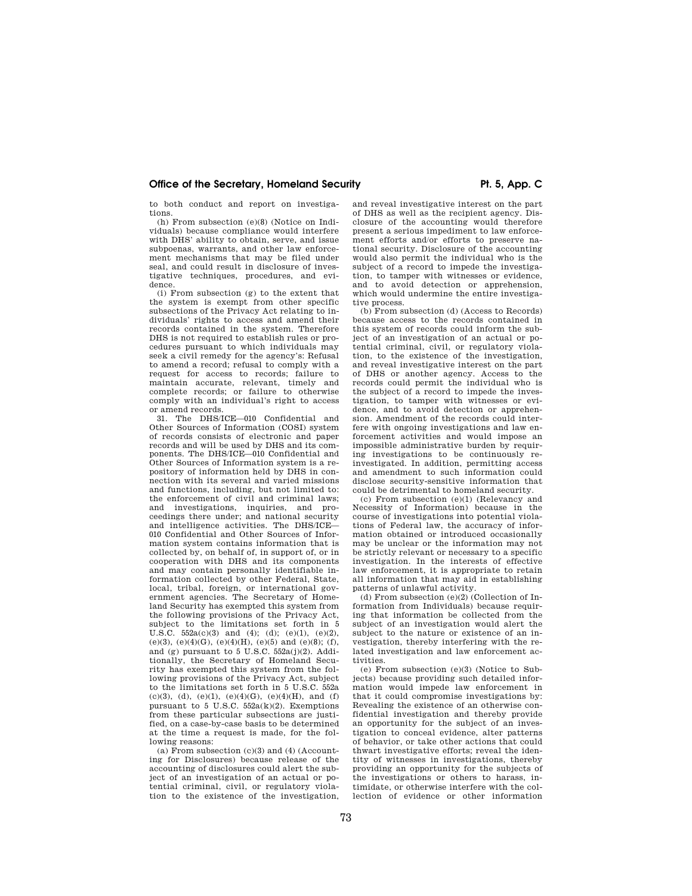to both conduct and report on investigations.

(h) From subsection (e)(8) (Notice on Individuals) because compliance would interfere with DHS' ability to obtain, serve, and issue subpoenas, warrants, and other law enforcement mechanisms that may be filed under seal, and could result in disclosure of investigative techniques, procedures, and evidence.

(i) From subsection (g) to the extent that the system is exempt from other specific subsections of the Privacy Act relating to individuals' rights to access and amend their records contained in the system. Therefore DHS is not required to establish rules or procedures pursuant to which individuals may seek a civil remedy for the agency's: Refusal to amend a record; refusal to comply with a request for access to records; failure to maintain accurate, relevant, timely and complete records; or failure to otherwise comply with an individual's right to access or amend records.

31. The DHS/ICE—010 Confidential and Other Sources of Information (COSI) system of records consists of electronic and paper records and will be used by DHS and its components. The DHS/ICE—010 Confidential and Other Sources of Information system is a repository of information held by DHS in connection with its several and varied missions and functions, including, but not limited to: the enforcement of civil and criminal laws; and investigations, inquiries, and proceedings there under; and national security and intelligence activities. The DHS/ICE—010 Confidential and Other Sources of Information system contains information that is collected by, on behalf of, in support of, or in cooperation with DHS and its components and may contain personally identifiable information collected by other Federal, State, local, tribal, foreign, or international government agencies. The Secretary of Homeland Security has exempted this system from the following provisions of the Privacy Act, subject to the limitations set forth in 5 U.S.C. 552a(c)(3) and (4); (d); (e)(1), (e)(2), (e)(3), (e)(4)(G), (e)(4)(H), (e)(5) and (e)(8); (f), and (g) pursuant to 5 U.S.C. 552a(j)(2). Additionally, the Secretary of Homeland Security has exempted this system from the following provisions of the Privacy Act, subject to the limitations set forth in 5 U.S.C. 552a (c)(3), (d), (e)(1), (e)(4)(G), (e)(4)(H), and (f) pursuant to 5 U.S.C. 552a(k)(2). Exemptions from these particular subsections are justified, on a case-by-case basis to be determined at the time a request is made, for the following reasons:

(a) From subsection (c)(3) and (4) (Accounting for Disclosures) because release of the accounting of disclosures could alert the subject of an investigation of an actual or potential criminal, civil, or regulatory violation to the existence of the investigation, and reveal investigative interest on the part of DHS as well as the recipient agency. Disclosure of the accounting would therefore present a serious impediment to law enforcement efforts and/or efforts to preserve national security. Disclosure of the accounting would also permit the individual who is the subject of a record to impede the investigation, to tamper with witnesses or evidence, and to avoid detection or apprehension, which would undermine the entire investigative process.

(b) From subsection (d) (Access to Records) because access to the records contained in this system of records could inform the subject of an investigation of an actual or potential criminal, civil, or regulatory violation, to the existence of the investigation, and reveal investigative interest on the part of DHS or another agency. Access to the records could permit the individual who is the subject of a record to impede the investigation, to tamper with witnesses or evidence, and to avoid detection or apprehension. Amendment of the records could interfere with ongoing investigations and law enforcement activities and would impose an impossible administrative burden by requiring investigations to be continuously reinvestigated. In addition, permitting access and amendment to such information could disclose security-sensitive information that could be detrimental to homeland security.

(c) From subsection (e)(1) (Relevancy and Necessity of Information) because in the course of investigations into potential violations of Federal law, the accuracy of information obtained or introduced occasionally may be unclear or the information may not be strictly relevant or necessary to a specific investigation. In the interests of effective law enforcement, it is appropriate to retain all information that may aid in establishing patterns of unlawful activity.

(d) From subsection (e)(2) (Collection of Information from Individuals) because requiring that information be collected from the subject of an investigation would alert the subject to the nature or existence of an investigation, thereby interfering with the related investigation and law enforcement activities.

(e) From subsection (e)(3) (Notice to Subjects) because providing such detailed information would impede law enforcement in that it could compromise investigations by: Revealing the existence of an otherwise confidential investigation and thereby provide an opportunity for the subject of an investigation to conceal evidence, alter patterns of behavior, or take other actions that could thwart investigative efforts; reveal the identity of witnesses in investigations, thereby providing an opportunity for the subjects of the investigations or others to harass, intimidate, or otherwise interfere with the collection of evidence or other information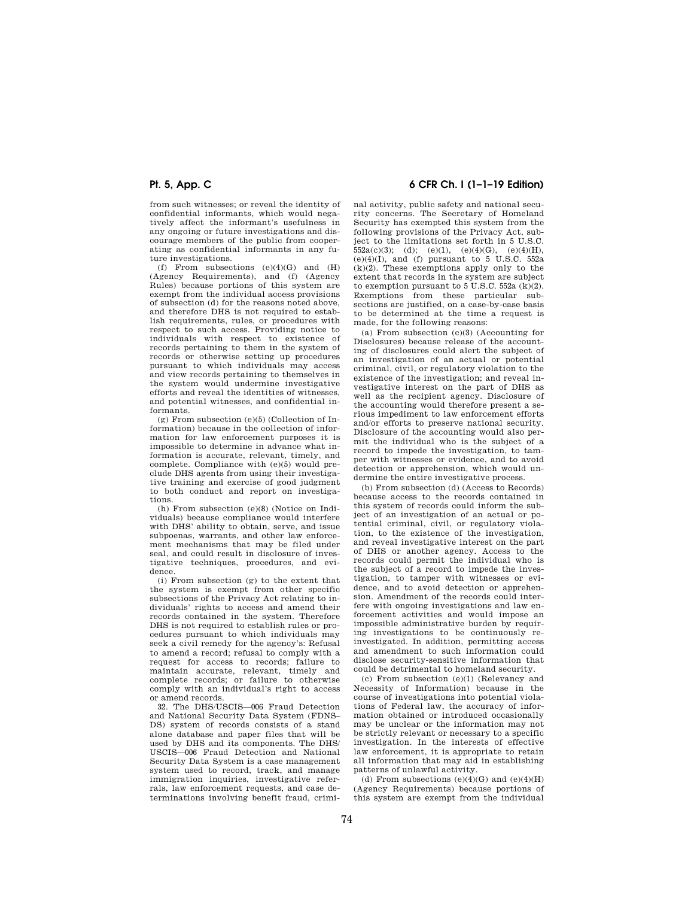from such witnesses; or reveal the identity of confidential informants, which would negatively affect the informant's usefulness in any ongoing or future investigations and discourage members of the public from cooperating as confidential informants in any future investigations.

(f) From subsections (e)(4)(G) and (H) (Agency Requirements), and (f) (Agency Rules) because portions of this system are exempt from the individual access provisions of subsection (d) for the reasons noted above, and therefore DHS is not required to establish requirements, rules, or procedures with respect to such access. Providing notice to individuals with respect to existence of records pertaining to them in the system of records or otherwise setting up procedures pursuant to which individuals may access and view records pertaining to themselves in the system would undermine investigative efforts and reveal the identities of witnesses, and potential witnesses, and confidential informants.

(g) From subsection (e)(5) (Collection of Information) because in the collection of information for law enforcement purposes it is impossible to determine in advance what information is accurate, relevant, timely, and complete. Compliance with (e)(5) would preclude DHS agents from using their investigative training and exercise of good judgment to both conduct and report on investigations.

(h) From subsection (e)(8) (Notice on Individuals) because compliance would interfere with DHS' ability to obtain, serve, and issue subpoenas, warrants, and other law enforcement mechanisms that may be filed under seal, and could result in disclosure of investigative techniques, procedures, and evidence.

(i) From subsection (g) to the extent that the system is exempt from other specific subsections of the Privacy Act relating to individuals' rights to access and amend their records contained in the system. Therefore DHS is not required to establish rules or procedures pursuant to which individuals may seek a civil remedy for the agency's: Refusal to amend a record; refusal to comply with a request for access to records; failure to maintain accurate, relevant, timely and complete records; or failure to otherwise comply with an individual's right to access or amend records.

32. The DHS/USCIS—006 Fraud Detection and National Security Data System (FDNS–DS) system of records consists of a stand alone database and paper files that will be used by DHS and its components. The DHS/USCIS—006 Fraud Detection and National Security Data System is a case management system used to record, track, and manage immigration inquiries, investigative referrals, law enforcement requests, and case determinations involving benefit fraud, criminal activity, public safety and national security concerns. The Secretary of Homeland Security has exempted this system from the following provisions of the Privacy Act, subject to the limitations set forth in 5 U.S.C. 552a(c)(3); (d); (e)(1), (e)(4)(G), (e)(4)(H), (e)(4)(I), and (f) pursuant to 5 U.S.C. 552a (k)(2). These exemptions apply only to the extent that records in the system are subject to exemption pursuant to 5 U.S.C. 552a (k)(2). Exemptions from these particular subsections are justified, on a case-by-case basis to be determined at the time a request is made, for the following reasons:

(a) From subsection (c)(3) (Accounting for Disclosures) because release of the accounting of disclosures could alert the subject of an investigation of an actual or potential criminal, civil, or regulatory violation to the existence of the investigation; and reveal investigative interest on the part of DHS as well as the recipient agency. Disclosure of the accounting would therefore present a serious impediment to law enforcement efforts and/or efforts to preserve national security. Disclosure of the accounting would also permit the individual who is the subject of a record to impede the investigation, to tamper with witnesses or evidence, and to avoid detection or apprehension, which would undermine the entire investigative process.

(b) From subsection (d) (Access to Records) because access to the records contained in this system of records could inform the subject of an investigation of an actual or potential criminal, civil, or regulatory violation, to the existence of the investigation, and reveal investigative interest on the part of DHS or another agency. Access to the records could permit the individual who is the subject of a record to impede the investigation, to tamper with witnesses or evidence, and to avoid detection or apprehension. Amendment of the records could interfere with ongoing investigations and law enforcement activities and would impose an impossible administrative burden by requiring investigations to be continuously reinvestigated. In addition, permitting access and amendment to such information could disclose security-sensitive information that could be detrimental to homeland security.

(c) From subsection (e)(1) (Relevancy and Necessity of Information) because in the course of investigations into potential violations of Federal law, the accuracy of information obtained or introduced occasionally may be unclear or the information may not be strictly relevant or necessary to a specific investigation. In the interests of effective law enforcement, it is appropriate to retain all information that may aid in establishing patterns of unlawful activity.

(d) From subsections (e)(4)(G) and (e)(4)(H) (Agency Requirements) because portions of this system are exempt from the individual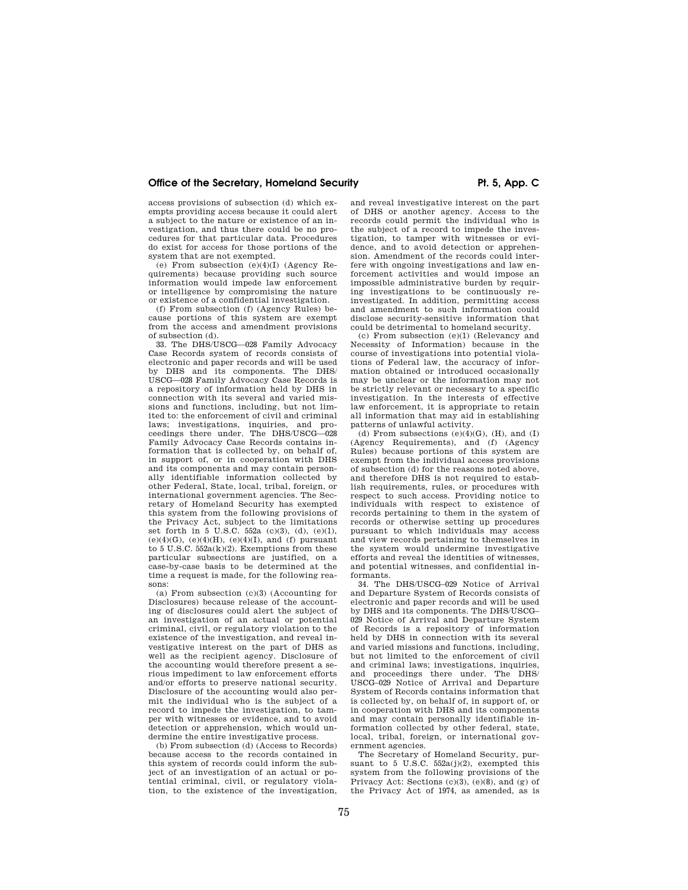access provisions of subsection (d) which exempts providing access because it could alert a subject to the nature or existence of an investigation, and thus there could be no procedures for that particular data. Procedures do exist for access for those portions of the system that are not exempted.

(e) From subsection (e)(4)(I) (Agency Requirements) because providing such source information would impede law enforcement or intelligence by compromising the nature or existence of a confidential investigation.

(f) From subsection (f) (Agency Rules) because portions of this system are exempt from the access and amendment provisions of subsection (d).

33. The DHS/USCG—028 Family Advocacy Case Records system of records consists of electronic and paper records and will be used by DHS and its components. The DHS/USCG—028 Family Advocacy Case Records is a repository of information held by DHS in connection with its several and varied missions and functions, including, but not limited to: the enforcement of civil and criminal laws; investigations, inquiries, and proceedings there under. The DHS/USCG—028 Family Advocacy Case Records contains information that is collected by, on behalf of, in support of, or in cooperation with DHS and its components and may contain personally identifiable information collected by other Federal, State, local, tribal, foreign, or international government agencies. The Secretary of Homeland Security has exempted this system from the following provisions of the Privacy Act, subject to the limitations set forth in 5 U.S.C. 552a (c)(3), (d), (e)(1), (e)(4)(G), (e)(4)(H), (e)(4)(I), and (f) pursuant to 5 U.S.C. 552a(k)(2). Exemptions from these particular subsections are justified, on a case-by-case basis to be determined at the time a request is made, for the following reasons:

(a) From subsection (c)(3) (Accounting for Disclosures) because release of the accounting of disclosures could alert the subject of an investigation of an actual or potential criminal, civil, or regulatory violation to the existence of the investigation, and reveal investigative interest on the part of DHS as well as the recipient agency. Disclosure of the accounting would therefore present a serious impediment to law enforcement efforts and/or efforts to preserve national security. Disclosure of the accounting would also permit the individual who is the subject of a record to impede the investigation, to tamper with witnesses or evidence, and to avoid detection or apprehension, which would undermine the entire investigative process.

(b) From subsection (d) (Access to Records) because access to the records contained in this system of records could inform the subject of an investigation of an actual or potential criminal, civil, or regulatory violation, to the existence of the investigation, and reveal investigative interest on the part of DHS or another agency. Access to the records could permit the individual who is the subject of a record to impede the investigation, to tamper with witnesses or evidence, and to avoid detection or apprehension. Amendment of the records could interfere with ongoing investigations and law enforcement activities and would impose an impossible administrative burden by requiring investigations to be continuously reinvestigated. In addition, permitting access and amendment to such information could disclose security-sensitive information that could be detrimental to homeland security.

(c) From subsection (e)(1) (Relevancy and Necessity of Information) because in the course of investigations into potential violations of Federal law, the accuracy of information obtained or introduced occasionally may be unclear or the information may not be strictly relevant or necessary to a specific investigation. In the interests of effective law enforcement, it is appropriate to retain all information that may aid in establishing patterns of unlawful activity.

(d) From subsections (e)(4)(G), (H), and (I) (Agency Requirements), and (f) (Agency Rules) because portions of this system are exempt from the individual access provisions of subsection (d) for the reasons noted above, and therefore DHS is not required to establish requirements, rules, or procedures with respect to such access. Providing notice to individuals with respect to existence of records pertaining to them in the system of records or otherwise setting up procedures pursuant to which individuals may access and view records pertaining to themselves in the system would undermine investigative efforts and reveal the identities of witnesses, and potential witnesses, and confidential informants.

34. The DHS/USCG–029 Notice of Arrival and Departure System of Records consists of electronic and paper records and will be used by DHS and its components. The DHS/USCG–029 Notice of Arrival and Departure System of Records is a repository of information held by DHS in connection with its several and varied missions and functions, including, but not limited to the enforcement of civil and criminal laws; investigations, inquiries, and proceedings there under. The DHS/USCG–029 Notice of Arrival and Departure System of Records contains information that is collected by, on behalf of, in support of, or in cooperation with DHS and its components and may contain personally identifiable information collected by other federal, state, local, tribal, foreign, or international government agencies.

The Secretary of Homeland Security, pursuant to 5 U.S.C. 552a(j)(2), exempted this system from the following provisions of the Privacy Act: Sections (c)(3), (e)(8), and (g) of the Privacy Act of 1974, as amended, as is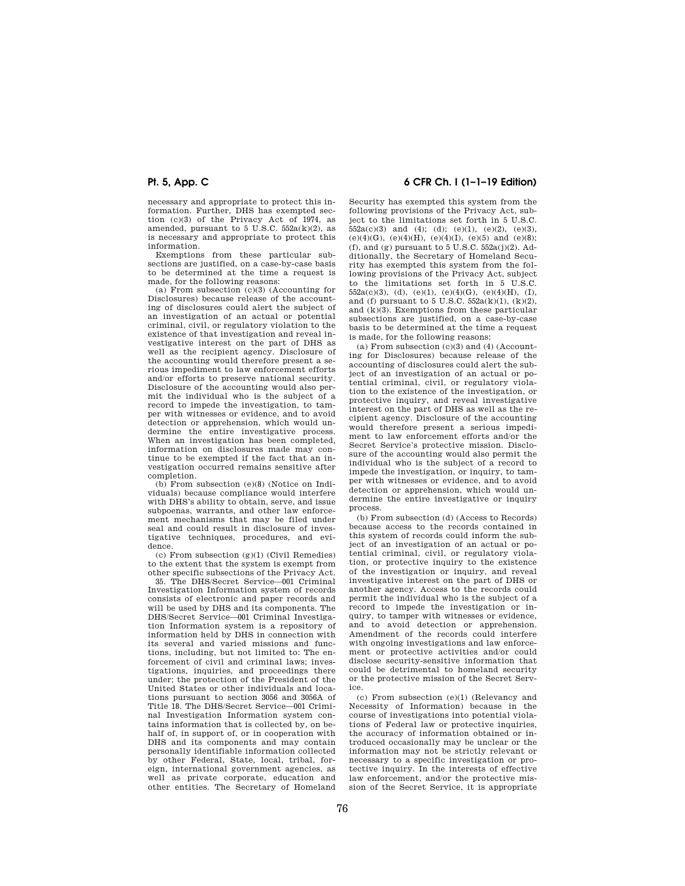necessary and appropriate to protect this information. Further, DHS has exempted section (c)(3) of the Privacy Act of 1974, as amended, pursuant to 5 U.S.C. 552a(k)(2), as is necessary and appropriate to protect this information.

Exemptions from these particular subsections are justified, on a case-by-case basis to be determined at the time a request is made, for the following reasons:

(a) From subsection (c)(3) (Accounting for Disclosures) because release of the accounting of disclosures could alert the subject of an investigation of an actual or potential criminal, civil, or regulatory violation to the existence of that investigation and reveal investigative interest on the part of DHS as well as the recipient agency. Disclosure of the accounting would therefore present a serious impediment to law enforcement efforts and/or efforts to preserve national security. Disclosure of the accounting would also permit the individual who is the subject of a record to impede the investigation, to tamper with witnesses or evidence, and to avoid detection or apprehension, which would undermine the entire investigative process. When an investigation has been completed, information on disclosures made may continue to be exempted if the fact that an investigation occurred remains sensitive after completion.

(b) From subsection (e)(8) (Notice on Individuals) because compliance would interfere with DHS's ability to obtain, serve, and issue subpoenas, warrants, and other law enforcement mechanisms that may be filed under seal and could result in disclosure of investigative techniques, procedures, and evidence.

(c) From subsection (g)(1) (Civil Remedies) to the extent that the system is exempt from other specific subsections of the Privacy Act.

35. The DHS/Secret Service—001 Criminal Investigation Information system of records consists of electronic and paper records and will be used by DHS and its components. The DHS/Secret Service—001 Criminal Investigation Information system is a repository of information held by DHS in connection with its several and varied missions and functions, including, but not limited to: The enforcement of civil and criminal laws; investigations, inquiries, and proceedings there under; the protection of the President of the United States or other individuals and locations pursuant to section 3056 and 3056A of Title 18. The DHS/Secret Service—001 Criminal Investigation Information system contains information that is collected by, on behalf of, in support of, or in cooperation with DHS and its components and may contain personally identifiable information collected by other Federal, State, local, tribal, foreign, international government agencies, as well as private corporate, education and other entities. The Secretary of Homeland Security has exempted this system from the following provisions of the Privacy Act, subject to the limitations set forth in 5 U.S.C. 552a(c)(3) and (4); (d); (e)(1), (e)(2), (e)(3), (e)(4)(G), (e)(4)(H), (e)(4)(I), (e)(5) and (e)(8); (f), and (g) pursuant to 5 U.S.C. 552a(j)(2). Additionally, the Secretary of Homeland Security has exempted this system from the following provisions of the Privacy Act, subject to the limitations set forth in 5 U.S.C. 552a(c)(3), (d), (e)(1), (e)(4)(G), (e)(4)(H), (I), and (f) pursuant to 5 U.S.C. 552a(k)(1), (k)(2), and (k)(3). Exemptions from these particular subsections are justified, on a case-by-case basis to be determined at the time a request is made, for the following reasons:

(a) From subsection (c)(3) and (4) (Accounting for Disclosures) because release of the accounting of disclosures could alert the subject of an investigation of an actual or potential criminal, civil, or regulatory violation to the existence of the investigation, or protective inquiry, and reveal investigative interest on the part of DHS as well as the recipient agency. Disclosure of the accounting would therefore present a serious impediment to law enforcement efforts and/or the Secret Service's protective mission. Disclosure of the accounting would also permit the individual who is the subject of a record to impede the investigation, or inquiry, to tamper with witnesses or evidence, and to avoid detection or apprehension, which would undermine the entire investigative or inquiry process.

(b) From subsection (d) (Access to Records) because access to the records contained in this system of records could inform the subject of an investigation of an actual or potential criminal, civil, or regulatory violation, or protective inquiry to the existence of the investigation or inquiry, and reveal investigative interest on the part of DHS or another agency. Access to the records could permit the individual who is the subject of a record to impede the investigation or inquiry, to tamper with witnesses or evidence, and to avoid detection or apprehension. Amendment of the records could interfere with ongoing investigations and law enforcement or protective activities and/or could disclose security-sensitive information that could be detrimental to homeland security or the protective mission of the Secret Service.

(c) From subsection (e)(1) (Relevancy and Necessity of Information) because in the course of investigations into potential violations of Federal law or protective inquiries, the accuracy of information obtained or introduced occasionally may be unclear or the information may not be strictly relevant or necessary to a specific investigation or protective inquiry. In the interests of effective law enforcement, and/or the protective mission of the Secret Service, it is appropriate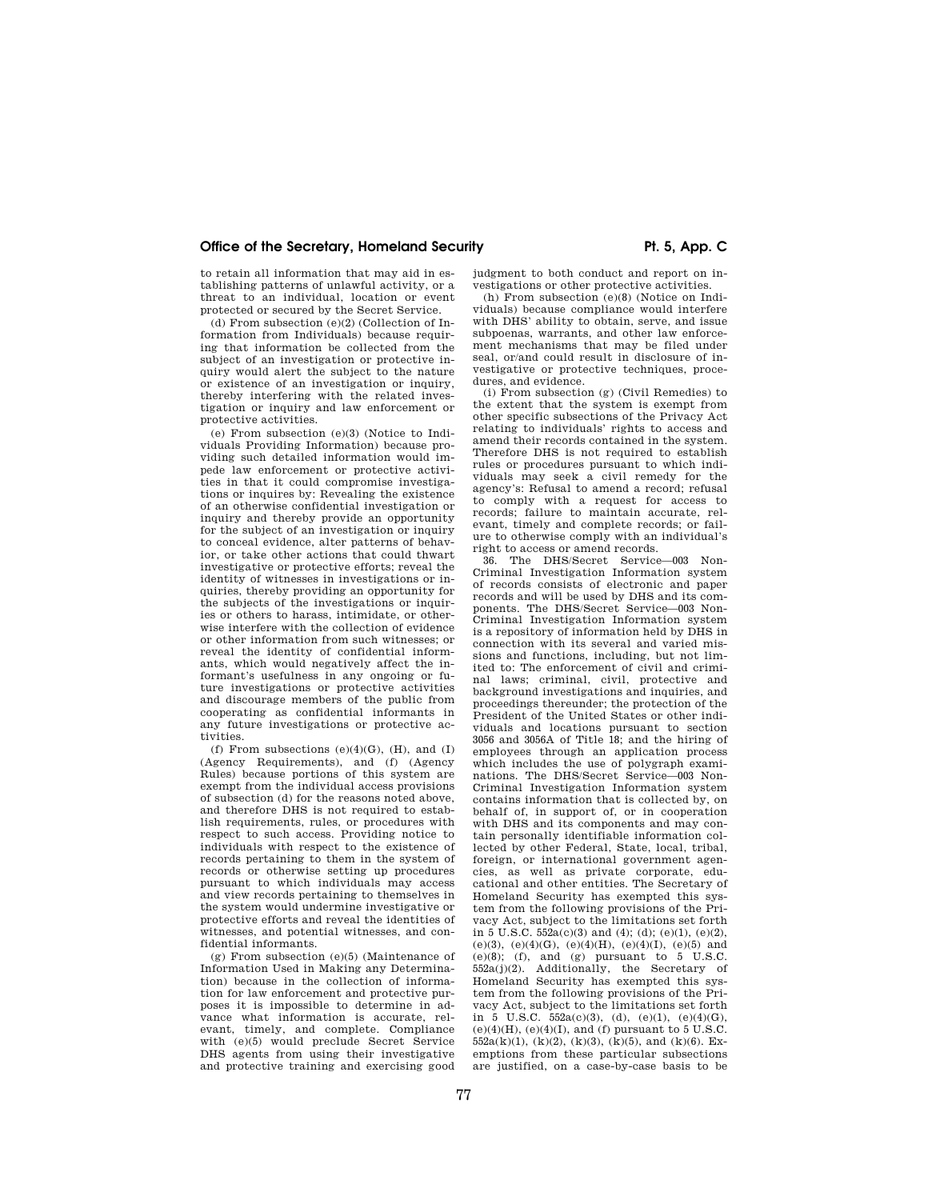to retain all information that may aid in establishing patterns of unlawful activity, or a threat to an individual, location or event protected or secured by the Secret Service.

(d) From subsection (e)(2) (Collection of Information from Individuals) because requiring that information be collected from the subject of an investigation or protective inquiry would alert the subject to the nature or existence of an investigation or inquiry, thereby interfering with the related investigation or inquiry and law enforcement or protective activities.

(e) From subsection (e)(3) (Notice to Individuals Providing Information) because providing such detailed information would impede law enforcement or protective activities in that it could compromise investigations or inquires by: Revealing the existence of an otherwise confidential investigation or inquiry and thereby provide an opportunity for the subject of an investigation or inquiry to conceal evidence, alter patterns of behavior, or take other actions that could thwart investigative or protective efforts; reveal the identity of witnesses in investigations or inquiries, thereby providing an opportunity for the subjects of the investigations or inquiries or others to harass, intimidate, or otherwise interfere with the collection of evidence or other information from such witnesses; or reveal the identity of confidential informants, which would negatively affect the informant's usefulness in any ongoing or future investigations or protective activities and discourage members of the public from cooperating as confidential informants in any future investigations or protective activities.

(f) From subsections (e)(4)(G), (H), and (I) (Agency Requirements), and (f) (Agency Rules) because portions of this system are exempt from the individual access provisions of subsection (d) for the reasons noted above, and therefore DHS is not required to establish requirements, rules, or procedures with respect to such access. Providing notice to individuals with respect to the existence of records pertaining to them in the system of records or otherwise setting up procedures pursuant to which individuals may access and view records pertaining to themselves in the system would undermine investigative or protective efforts and reveal the identities of witnesses, and potential witnesses, and confidential informants.

(g) From subsection (e)(5) (Maintenance of Information Used in Making any Determination) because in the collection of information for law enforcement and protective purposes it is impossible to determine in advance what information is accurate, relevant, timely, and complete. Compliance with (e)(5) would preclude Secret Service DHS agents from using their investigative and protective training and exercising good judgment to both conduct and report on investigations or other protective activities.

(h) From subsection (e)(8) (Notice on Individuals) because compliance would interfere with DHS' ability to obtain, serve, and issue subpoenas, warrants, and other law enforcement mechanisms that may be filed under seal, or/and could result in disclosure of investigative or protective techniques, procedures, and evidence.

(i) From subsection (g) (Civil Remedies) to the extent that the system is exempt from other specific subsections of the Privacy Act relating to individuals' rights to access and amend their records contained in the system. Therefore DHS is not required to establish rules or procedures pursuant to which individuals may seek a civil remedy for the agency's: Refusal to amend a record; refusal to comply with a request for access to records; failure to maintain accurate, relevant, timely and complete records; or failure to otherwise comply with an individual's right to access or amend records.

36. The DHS/Secret Service—003 Non-Criminal Investigation Information system of records consists of electronic and paper records and will be used by DHS and its components. The DHS/Secret Service—003 Non-Criminal Investigation Information system is a repository of information held by DHS in connection with its several and varied missions and functions, including, but not limited to: The enforcement of civil and criminal laws; criminal, civil, protective and background investigations and inquiries, and proceedings thereunder; the protection of the President of the United States or other individuals and locations pursuant to section 3056 and 3056A of Title 18; and the hiring of employees through an application process which includes the use of polygraph examinations. The DHS/Secret Service—003 Non-Criminal Investigation Information system contains information that is collected by, on behalf of, in support of, or in cooperation with DHS and its components and may contain personally identifiable information collected by other Federal, State, local, tribal, foreign, or international government agencies, as well as private corporate, educational and other entities. The Secretary of Homeland Security has exempted this system from the following provisions of the Privacy Act, subject to the limitations set forth in 5 U.S.C. 552a(c)(3) and (4); (d); (e)(1), (e)(2), (e)(3), (e)(4)(G), (e)(4)(H), (e)(4)(I), (e)(5) and (e)(8); (f), and (g) pursuant to 5 U.S.C. 552a(j)(2). Additionally, the Secretary of Homeland Security has exempted this system from the following provisions of the Privacy Act, subject to the limitations set forth in 5 U.S.C. 552a(c)(3), (d), (e)(1), (e)(4)(G), (e)(4)(H), (e)(4)(I), and (f) pursuant to 5 U.S.C. 552a(k)(1), (k)(2), (k)(3), (k)(5), and (k)(6). Exemptions from these particular subsections are justified, on a case-by-case basis to be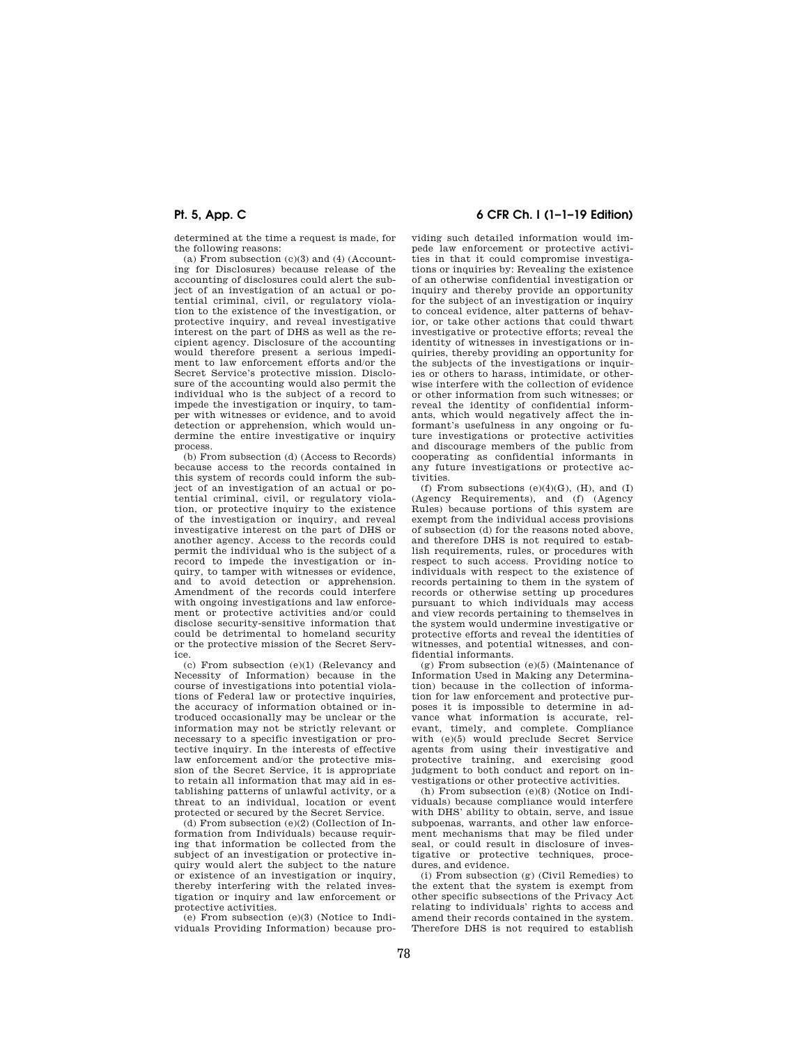determined at the time a request is made, for the following reasons:

(a) From subsection (c)(3) and (4) (Accounting for Disclosures) because release of the accounting of disclosures could alert the subject of an investigation of an actual or potential criminal, civil, or regulatory violation to the existence of the investigation, or protective inquiry, and reveal investigative interest on the part of DHS as well as the recipient agency. Disclosure of the accounting would therefore present a serious impediment to law enforcement efforts and/or the Secret Service's protective mission. Disclosure of the accounting would also permit the individual who is the subject of a record to impede the investigation or inquiry, to tamper with witnesses or evidence, and to avoid detection or apprehension, which would undermine the entire investigative or inquiry process.

(b) From subsection (d) (Access to Records) because access to the records contained in this system of records could inform the subject of an investigation of an actual or potential criminal, civil, or regulatory violation, or protective inquiry to the existence of the investigation or inquiry, and reveal investigative interest on the part of DHS or another agency. Access to the records could permit the individual who is the subject of a record to impede the investigation or inquiry, to tamper with witnesses or evidence, and to avoid detection or apprehension. Amendment of the records could interfere with ongoing investigations and law enforcement or protective activities and/or could disclose security-sensitive information that could be detrimental to homeland security or the protective mission of the Secret Service.

(c) From subsection (e)(1) (Relevancy and Necessity of Information) because in the course of investigations into potential violations of Federal law or protective inquiries, the accuracy of information obtained or introduced occasionally may be unclear or the information may not be strictly relevant or necessary to a specific investigation or protective inquiry. In the interests of effective law enforcement and/or the protective mission of the Secret Service, it is appropriate to retain all information that may aid in establishing patterns of unlawful activity, or a threat to an individual, location or event protected or secured by the Secret Service.

(d) From subsection (e)(2) (Collection of Information from Individuals) because requiring that information be collected from the subject of an investigation or protective inquiry would alert the subject to the nature or existence of an investigation or inquiry, thereby interfering with the related investigation or inquiry and law enforcement or protective activities.

(e) From subsection (e)(3) (Notice to Individuals Providing Information) because providing such detailed information would impede law enforcement or protective activities in that it could compromise investigations or inquiries by: Revealing the existence of an otherwise confidential investigation or inquiry and thereby provide an opportunity for the subject of an investigation or inquiry to conceal evidence, alter patterns of behavior, or take other actions that could thwart investigative or protective efforts; reveal the identity of witnesses in investigations or inquiries, thereby providing an opportunity for the subjects of the investigations or inquiries or others to harass, intimidate, or otherwise interfere with the collection of evidence or other information from such witnesses; or reveal the identity of confidential informants, which would negatively affect the informant's usefulness in any ongoing or future investigations or protective activities and discourage members of the public from cooperating as confidential informants in any future investigations or protective activities.

(f) From subsections (e)(4)(G), (H), and (I) (Agency Requirements), and (f) (Agency Rules) because portions of this system are exempt from the individual access provisions of subsection (d) for the reasons noted above, and therefore DHS is not required to establish requirements, rules, or procedures with respect to such access. Providing notice to individuals with respect to the existence of records pertaining to them in the system of records or otherwise setting up procedures pursuant to which individuals may access and view records pertaining to themselves in the system would undermine investigative or protective efforts and reveal the identities of witnesses, and potential witnesses, and confidential informants.

(g) From subsection (e)(5) (Maintenance of Information Used in Making any Determination) because in the collection of information for law enforcement and protective purposes it is impossible to determine in advance what information is accurate, relevant, timely, and complete. Compliance with (e)(5) would preclude Secret Service agents from using their investigative and protective training, and exercising good judgment to both conduct and report on investigations or other protective activities.

(h) From subsection (e)(8) (Notice on Individuals) because compliance would interfere with DHS' ability to obtain, serve, and issue subpoenas, warrants, and other law enforcement mechanisms that may be filed under seal, or could result in disclosure of investigative or protective techniques, procedures, and evidence.

(i) From subsection (g) (Civil Remedies) to the extent that the system is exempt from other specific subsections of the Privacy Act relating to individuals' rights to access and amend their records contained in the system. Therefore DHS is not required to establish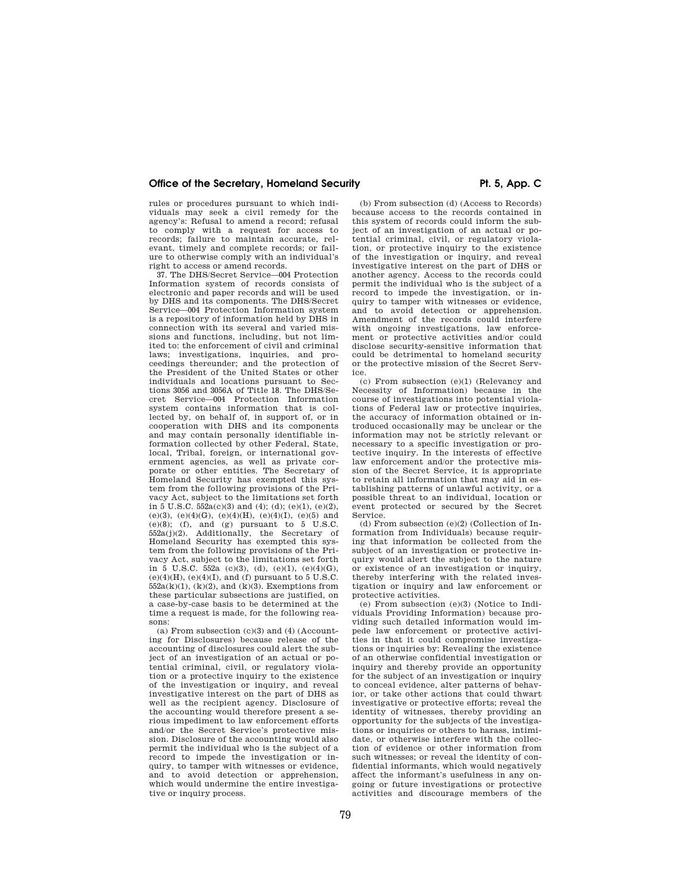rules or procedures pursuant to which individuals may seek a civil remedy for the agency's: Refusal to amend a record; refusal to comply with a request for access to records; failure to maintain accurate, relevant, timely and complete records; or failure to otherwise comply with an individual's right to access or amend records.

37. The DHS/Secret Service—004 Protection Information system of records consists of electronic and paper records and will be used by DHS and its components. The DHS/Secret Service—004 Protection Information system is a repository of information held by DHS in connection with its several and varied missions and functions, including, but not limited to: the enforcement of civil and criminal laws; investigations, inquiries, and proceedings thereunder; and the protection of the President of the United States or other individuals and locations pursuant to Sections 3056 and 3056A of Title 18. The DHS/Secret Service—004 Protection Information system contains information that is collected by, on behalf of, in support of, or in cooperation with DHS and its components and may contain personally identifiable information collected by other Federal, State, local, Tribal, foreign, or international government agencies, as well as private corporate or other entities. The Secretary of Homeland Security has exempted this system from the following provisions of the Privacy Act, subject to the limitations set forth in 5 U.S.C. 552a(c)(3) and (4); (d); (e)(1), (e)(2), (e)(3), (e)(4)(G), (e)(4)(H), (e)(4)(I), (e)(5) and (e)(8); (f), and (g) pursuant to 5 U.S.C. 552a(j)(2). Additionally, the Secretary of Homeland Security has exempted this system from the following provisions of the Privacy Act, subject to the limitations set forth in 5 U.S.C. 552a (c)(3), (d), (e)(1), (e)(4)(G), (e)(4)(H), (e)(4)(I), and (f) pursuant to 5 U.S.C. 552a(k)(1), (k)(2), and (k)(3). Exemptions from these particular subsections are justified, on a case-by-case basis to be determined at the time a request is made, for the following reasons:

(a) From subsection (c)(3) and (4) (Accounting for Disclosures) because release of the accounting of disclosures could alert the subject of an investigation of an actual or potential criminal, civil, or regulatory violation or a protective inquiry to the existence of the investigation or inquiry, and reveal investigative interest on the part of DHS as well as the recipient agency. Disclosure of the accounting would therefore present a serious impediment to law enforcement efforts and/or the Secret Service's protective mission. Disclosure of the accounting would also permit the individual who is the subject of a record to impede the investigation or inquiry, to tamper with witnesses or evidence, and to avoid detection or apprehension, which would undermine the entire investigative or inquiry process.

(b) From subsection (d) (Access to Records) because access to the records contained in this system of records could inform the subject of an investigation of an actual or potential criminal, civil, or regulatory violation, or protective inquiry to the existence of the investigation or inquiry, and reveal investigative interest on the part of DHS or another agency. Access to the records could permit the individual who is the subject of a record to impede the investigation, or inquiry to tamper with witnesses or evidence, and to avoid detection or apprehension. Amendment of the records could interfere with ongoing investigations, law enforcement or protective activities and/or could disclose security-sensitive information that could be detrimental to homeland security or the protective mission of the Secret Service.

(c) From subsection (e)(1) (Relevancy and Necessity of Information) because in the course of investigations into potential violations of Federal law or protective inquiries, the accuracy of information obtained or introduced occasionally may be unclear or the information may not be strictly relevant or necessary to a specific investigation or protective inquiry. In the interests of effective law enforcement and/or the protective mission of the Secret Service, it is appropriate to retain all information that may aid in establishing patterns of unlawful activity, or a possible threat to an individual, location or event protected or secured by the Secret Service.

(d) From subsection (e)(2) (Collection of Information from Individuals) because requiring that information be collected from the subject of an investigation or protective inquiry would alert the subject to the nature or existence of an investigation or inquiry, thereby interfering with the related investigation or inquiry and law enforcement or protective activities.

(e) From subsection (e)(3) (Notice to Individuals Providing Information) because providing such detailed information would impede law enforcement or protective activities in that it could compromise investigations or inquiries by: Revealing the existence of an otherwise confidential investigation or inquiry and thereby provide an opportunity for the subject of an investigation or inquiry to conceal evidence, alter patterns of behavior, or take other actions that could thwart investigative or protective efforts; reveal the identity of witnesses, thereby providing an opportunity for the subjects of the investigations or inquiries or others to harass, intimidate, or otherwise interfere with the collection of evidence or other information from such witnesses; or reveal the identity of confidential informants, which would negatively affect the informant's usefulness in any ongoing or future investigations or protective activities and discourage members of the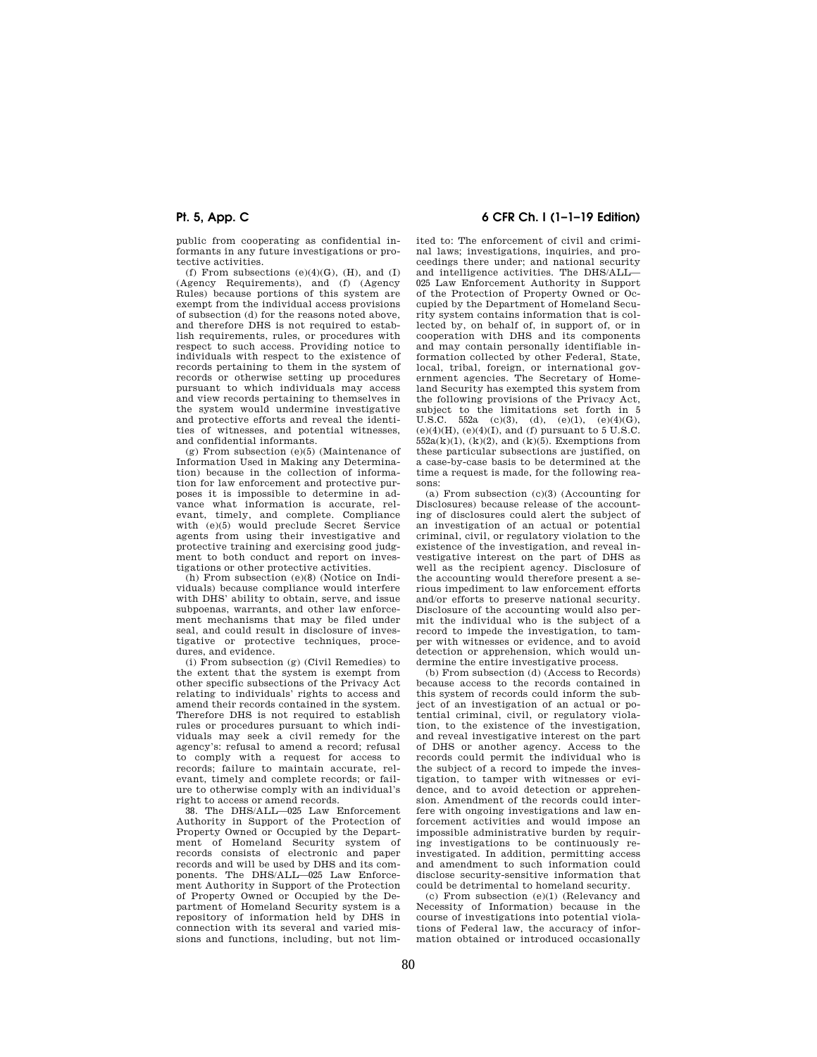public from cooperating as confidential informants in any future investigations or protective activities.

(f) From subsections (e)(4)(G), (H), and (I) (Agency Requirements), and (f) (Agency Rules) because portions of this system are exempt from the individual access provisions of subsection (d) for the reasons noted above, and therefore DHS is not required to establish requirements, rules, or procedures with respect to such access. Providing notice to individuals with respect to the existence of records pertaining to them in the system of records or otherwise setting up procedures pursuant to which individuals may access and view records pertaining to themselves in the system would undermine investigative and protective efforts and reveal the identities of witnesses, and potential witnesses, and confidential informants.

(g) From subsection (e)(5) (Maintenance of Information Used in Making any Determination) because in the collection of information for law enforcement and protective purposes it is impossible to determine in advance what information is accurate, relevant, timely, and complete. Compliance with (e)(5) would preclude Secret Service agents from using their investigative and protective training and exercising good judgment to both conduct and report on investigations or other protective activities.

(h) From subsection (e)(8) (Notice on Individuals) because compliance would interfere with DHS' ability to obtain, serve, and issue subpoenas, warrants, and other law enforcement mechanisms that may be filed under seal, and could result in disclosure of investigative or protective techniques, procedures, and evidence.

(i) From subsection (g) (Civil Remedies) to the extent that the system is exempt from other specific subsections of the Privacy Act relating to individuals' rights to access and amend their records contained in the system. Therefore DHS is not required to establish rules or procedures pursuant to which individuals may seek a civil remedy for the agency's: refusal to amend a record; refusal to comply with a request for access to records; failure to maintain accurate, relevant, timely and complete records; or failure to otherwise comply with an individual's right to access or amend records.

38. The DHS/ALL—025 Law Enforcement Authority in Support of the Protection of Property Owned or Occupied by the Department of Homeland Security system of records consists of electronic and paper records and will be used by DHS and its components. The DHS/ALL—025 Law Enforcement Authority in Support of the Protection of Property Owned or Occupied by the Department of Homeland Security system is a repository of information held by DHS in connection with its several and varied missions and functions, including, but not limited to: The enforcement of civil and criminal laws; investigations, inquiries, and proceedings there under; and national security and intelligence activities. The DHS/ALL—025 Law Enforcement Authority in Support of the Protection of Property Owned or Occupied by the Department of Homeland Security system contains information that is collected by, on behalf of, in support of, or in cooperation with DHS and its components and may contain personally identifiable information collected by other Federal, State, local, tribal, foreign, or international government agencies. The Secretary of Homeland Security has exempted this system from the following provisions of the Privacy Act, subject to the limitations set forth in 5 U.S.C. 552a (c)(3), (d), (e)(1), (e)(4)(G), (e)(4)(H), (e)(4)(I), and (f) pursuant to 5 U.S.C. 552a(k)(1), (k)(2), and (k)(5). Exemptions from these particular subsections are justified, on a case-by-case basis to be determined at the time a request is made, for the following reasons:

(a) From subsection (c)(3) (Accounting for Disclosures) because release of the accounting of disclosures could alert the subject of an investigation of an actual or potential criminal, civil, or regulatory violation to the existence of the investigation, and reveal investigative interest on the part of DHS as well as the recipient agency. Disclosure of the accounting would therefore present a serious impediment to law enforcement efforts and/or efforts to preserve national security. Disclosure of the accounting would also permit the individual who is the subject of a record to impede the investigation, to tamper with witnesses or evidence, and to avoid detection or apprehension, which would undermine the entire investigative process.

(b) From subsection (d) (Access to Records) because access to the records contained in this system of records could inform the subject of an investigation of an actual or potential criminal, civil, or regulatory violation, to the existence of the investigation, and reveal investigative interest on the part of DHS or another agency. Access to the records could permit the individual who is the subject of a record to impede the investigation, to tamper with witnesses or evidence, and to avoid detection or apprehension. Amendment of the records could interfere with ongoing investigations and law enforcement activities and would impose an impossible administrative burden by requiring investigations to be continuously reinvestigated. In addition, permitting access and amendment to such information could disclose security-sensitive information that could be detrimental to homeland security.

(c) From subsection (e)(1) (Relevancy and Necessity of Information) because in the course of investigations into potential violations of Federal law, the accuracy of information obtained or introduced occasionally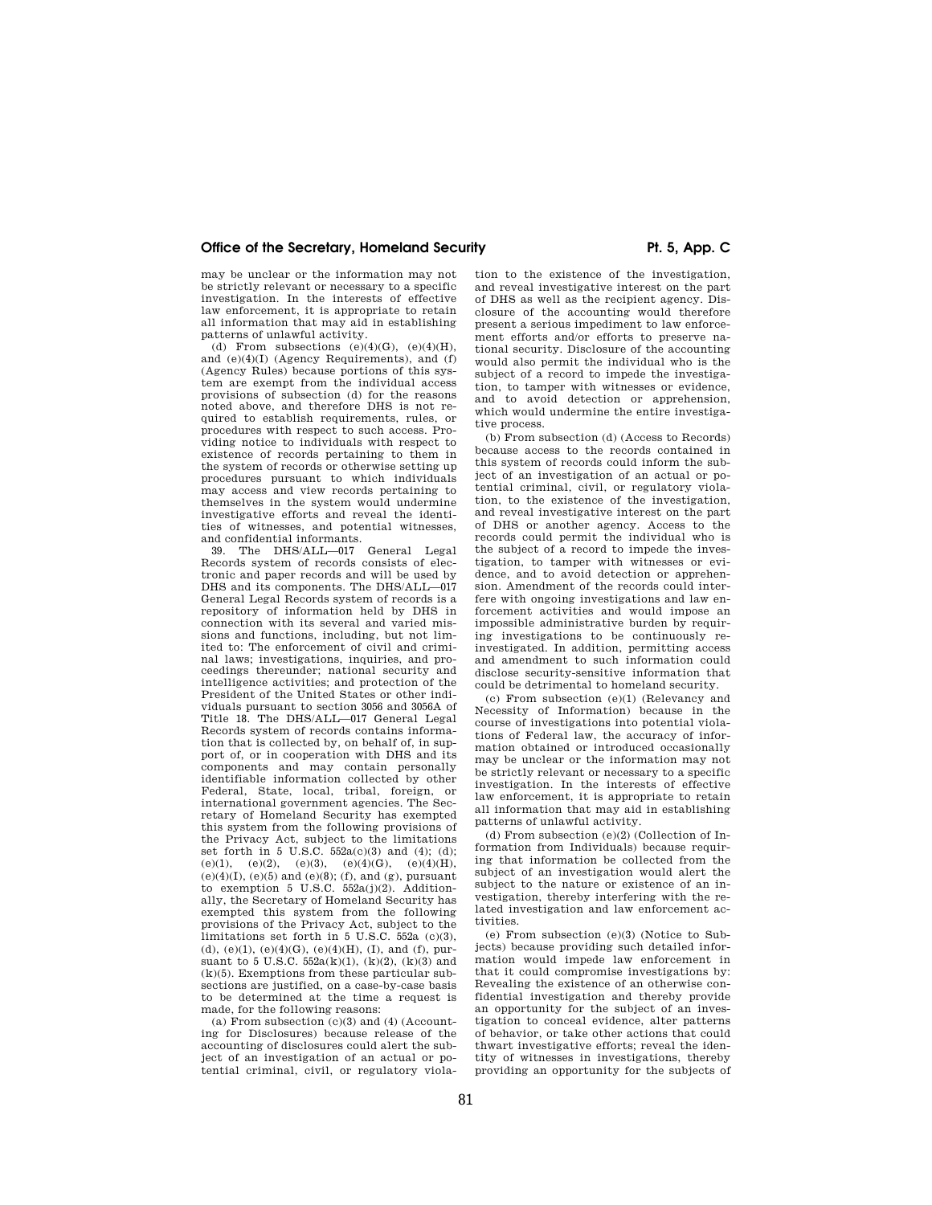may be unclear or the information may not be strictly relevant or necessary to a specific investigation. In the interests of effective law enforcement, it is appropriate to retain all information that may aid in establishing patterns of unlawful activity.

(d) From subsections (e)(4)(G), (e)(4)(H), and (e)(4)(I) (Agency Requirements), and (f) (Agency Rules) because portions of this system are exempt from the individual access provisions of subsection (d) for the reasons noted above, and therefore DHS is not required to establish requirements, rules, or procedures with respect to such access. Providing notice to individuals with respect to existence of records pertaining to them in the system of records or otherwise setting up procedures pursuant to which individuals may access and view records pertaining to themselves in the system would undermine investigative efforts and reveal the identities of witnesses, and potential witnesses, and confidential informants.

39. The DHS/ALL—017 General Legal Records system of records consists of electronic and paper records and will be used by DHS and its components. The DHS/ALL—017 General Legal Records system of records is a repository of information held by DHS in connection with its several and varied missions and functions, including, but not limited to: The enforcement of civil and criminal laws; investigations, inquiries, and proceedings thereunder; national security and intelligence activities; and protection of the President of the United States or other individuals pursuant to section 3056 and 3056A of Title 18. The DHS/ALL—017 General Legal Records system of records contains information that is collected by, on behalf of, in support of, or in cooperation with DHS and its components and may contain personally identifiable information collected by other Federal, State, local, tribal, foreign, or international government agencies. The Secretary of Homeland Security has exempted this system from the following provisions of the Privacy Act, subject to the limitations set forth in 5 U.S.C. 552a(c)(3) and (4); (d); (e)(1), (e)(2), (e)(3), (e)(4)(G), (e)(4)(H), (e)(4)(I), (e)(5) and (e)(8); (f), and (g), pursuant to exemption 5 U.S.C. 552a(j)(2). Additionally, the Secretary of Homeland Security has exempted this system from the following provisions of the Privacy Act, subject to the limitations set forth in 5 U.S.C. 552a (c)(3), (d), (e)(1), (e)(4)(G), (e)(4)(H), (I), and (f), pursuant to 5 U.S.C. 552a(k)(1), (k)(2), (k)(3) and (k)(5). Exemptions from these particular subsections are justified, on a case-by-case basis to be determined at the time a request is made, for the following reasons:

(a) From subsection (c)(3) and (4) (Accounting for Disclosures) because release of the accounting of disclosures could alert the subject of an investigation of an actual or potential criminal, civil, or regulatory violation to the existence of the investigation, and reveal investigative interest on the part of DHS as well as the recipient agency. Disclosure of the accounting would therefore present a serious impediment to law enforcement efforts and/or efforts to preserve national security. Disclosure of the accounting would also permit the individual who is the subject of a record to impede the investigation, to tamper with witnesses or evidence, and to avoid detection or apprehension, which would undermine the entire investigative process.

(b) From subsection (d) (Access to Records) because access to the records contained in this system of records could inform the subject of an investigation of an actual or potential criminal, civil, or regulatory violation, to the existence of the investigation, and reveal investigative interest on the part of DHS or another agency. Access to the records could permit the individual who is the subject of a record to impede the investigation, to tamper with witnesses or evidence, and to avoid detection or apprehension. Amendment of the records could interfere with ongoing investigations and law enforcement activities and would impose an impossible administrative burden by requiring investigations to be continuously reinvestigated. In addition, permitting access and amendment to such information could disclose security-sensitive information that could be detrimental to homeland security.

(c) From subsection (e)(1) (Relevancy and Necessity of Information) because in the course of investigations into potential violations of Federal law, the accuracy of information obtained or introduced occasionally may be unclear or the information may not be strictly relevant or necessary to a specific investigation. In the interests of effective law enforcement, it is appropriate to retain all information that may aid in establishing patterns of unlawful activity.

(d) From subsection (e)(2) (Collection of Information from Individuals) because requiring that information be collected from the subject of an investigation would alert the subject to the nature or existence of an investigation, thereby interfering with the related investigation and law enforcement activities.

(e) From subsection (e)(3) (Notice to Subjects) because providing such detailed information would impede law enforcement in that it could compromise investigations by: Revealing the existence of an otherwise confidential investigation and thereby provide an opportunity for the subject of an investigation to conceal evidence, alter patterns of behavior, or take other actions that could thwart investigative efforts; reveal the identity of witnesses in investigations, thereby providing an opportunity for the subjects of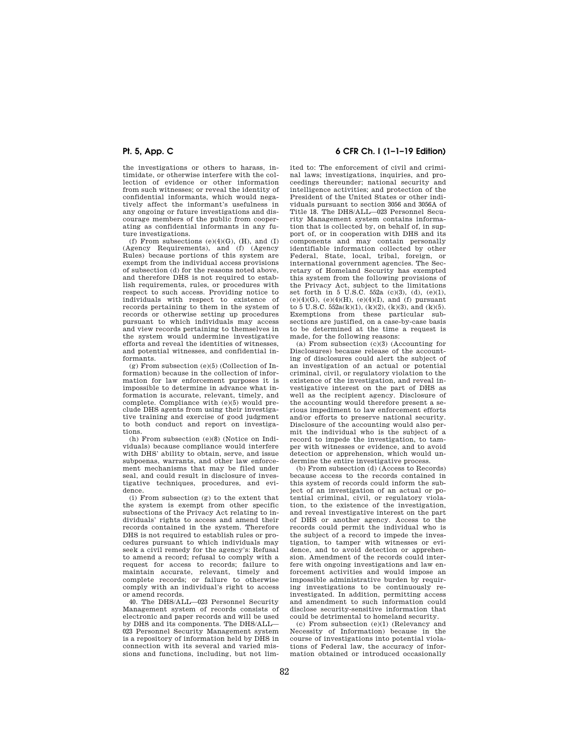the investigations or others to harass, intimidate, or otherwise interfere with the collection of evidence or other information from such witnesses; or reveal the identity of confidential informants, which would negatively affect the informant's usefulness in any ongoing or future investigations and discourage members of the public from cooperating as confidential informants in any future investigations.

(f) From subsections (e)(4)(G), (H), and (I) (Agency Requirements), and (f) (Agency Rules) because portions of this system are exempt from the individual access provisions of subsection (d) for the reasons noted above, and therefore DHS is not required to establish requirements, rules, or procedures with respect to such access. Providing notice to individuals with respect to existence of records pertaining to them in the system of records or otherwise setting up procedures pursuant to which individuals may access and view records pertaining to themselves in the system would undermine investigative efforts and reveal the identities of witnesses, and potential witnesses, and confidential informants.

(g) From subsection (e)(5) (Collection of Information) because in the collection of information for law enforcement purposes it is impossible to determine in advance what information is accurate, relevant, timely, and complete. Compliance with (e)(5) would preclude DHS agents from using their investigative training and exercise of good judgment to both conduct and report on investigations.

(h) From subsection (e)(8) (Notice on Individuals) because compliance would interfere with DHS' ability to obtain, serve, and issue subpoenas, warrants, and other law enforcement mechanisms that may be filed under seal, and could result in disclosure of investigative techniques, procedures, and evidence.

(i) From subsection (g) to the extent that the system is exempt from other specific subsections of the Privacy Act relating to individuals' rights to access and amend their records contained in the system. Therefore DHS is not required to establish rules or procedures pursuant to which individuals may seek a civil remedy for the agency's: Refusal to amend a record; refusal to comply with a request for access to records; failure to maintain accurate, relevant, timely and complete records; or failure to otherwise comply with an individual's right to access or amend records.

40. The DHS/ALL—023 Personnel Security Management system of records consists of electronic and paper records and will be used by DHS and its components. The DHS/ALL—023 Personnel Security Management system is a repository of information held by DHS in connection with its several and varied missions and functions, including, but not limited to: The enforcement of civil and criminal laws; investigations, inquiries, and proceedings thereunder; national security and intelligence activities; and protection of the President of the United States or other individuals pursuant to section 3056 and 3056A of Title 18. The DHS/ALL—023 Personnel Security Management system contains information that is collected by, on behalf of, in support of, or in cooperation with DHS and its components and may contain personally identifiable information collected by other Federal, State, local, tribal, foreign, or international government agencies. The Secretary of Homeland Security has exempted this system from the following provisions of the Privacy Act, subject to the limitations set forth in 5 U.S.C. 552a (c)(3), (d), (e)(1), (e)(4)(G), (e)(4)(H), (e)(4)(I), and (f) pursuant to 5 U.S.C. 552a(k)(1), (k)(2), (k)(3), and (k)(5). Exemptions from these particular subsections are justified, on a case-by-case basis to be determined at the time a request is made, for the following reasons:

(a) From subsection (c)(3) (Accounting for Disclosures) because release of the accounting of disclosures could alert the subject of an investigation of an actual or potential criminal, civil, or regulatory violation to the existence of the investigation, and reveal investigative interest on the part of DHS as well as the recipient agency. Disclosure of the accounting would therefore present a serious impediment to law enforcement efforts and/or efforts to preserve national security. Disclosure of the accounting would also permit the individual who is the subject of a record to impede the investigation, to tamper with witnesses or evidence, and to avoid detection or apprehension, which would undermine the entire investigative process.

(b) From subsection (d) (Access to Records) because access to the records contained in this system of records could inform the subject of an investigation of an actual or potential criminal, civil, or regulatory violation, to the existence of the investigation, and reveal investigative interest on the part of DHS or another agency. Access to the records could permit the individual who is the subject of a record to impede the investigation, to tamper with witnesses or evidence, and to avoid detection or apprehension. Amendment of the records could interfere with ongoing investigations and law enforcement activities and would impose an impossible administrative burden by requiring investigations to be continuously reinvestigated. In addition, permitting access and amendment to such information could disclose security-sensitive information that could be detrimental to homeland security.

(c) From subsection (e)(1) (Relevancy and Necessity of Information) because in the course of investigations into potential violations of Federal law, the accuracy of information obtained or introduced occasionally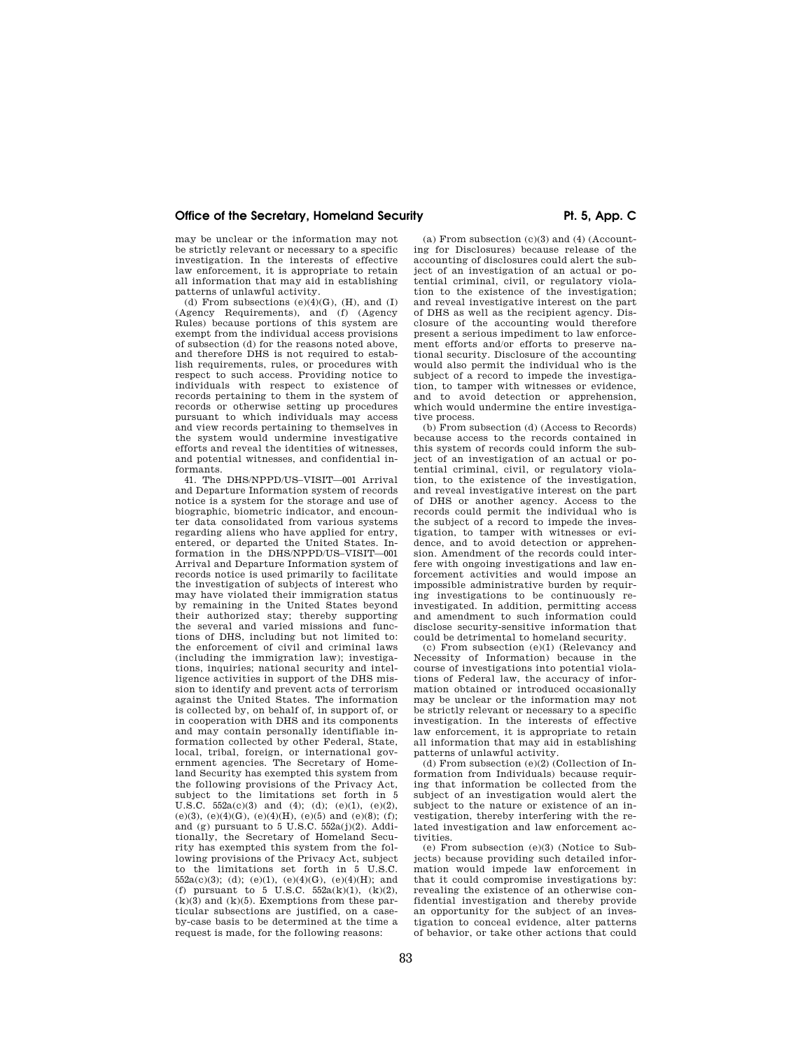may be unclear or the information may not be strictly relevant or necessary to a specific investigation. In the interests of effective law enforcement, it is appropriate to retain all information that may aid in establishing patterns of unlawful activity.

(d) From subsections (e)(4)(G), (H), and (I) (Agency Requirements), and (f) (Agency Rules) because portions of this system are exempt from the individual access provisions of subsection (d) for the reasons noted above, and therefore DHS is not required to establish requirements, rules, or procedures with respect to such access. Providing notice to individuals with respect to existence of records pertaining to them in the system of records or otherwise setting up procedures pursuant to which individuals may access and view records pertaining to themselves in the system would undermine investigative efforts and reveal the identities of witnesses, and potential witnesses, and confidential informants.

41. The DHS/NPPD/US–VISIT—001 Arrival and Departure Information system of records notice is a system for the storage and use of biographic, biometric indicator, and encounter data consolidated from various systems regarding aliens who have applied for entry, entered, or departed the United States. Information in the DHS/NPPD/US–VISIT—001 Arrival and Departure Information system of records notice is used primarily to facilitate the investigation of subjects of interest who may have violated their immigration status by remaining in the United States beyond their authorized stay; thereby supporting the several and varied missions and functions of DHS, including but not limited to: the enforcement of civil and criminal laws (including the immigration law); investigations, inquiries; national security and intelligence activities in support of the DHS mission to identify and prevent acts of terrorism against the United States. The information is collected by, on behalf of, in support of, or in cooperation with DHS and its components and may contain personally identifiable information collected by other Federal, State, local, tribal, foreign, or international government agencies. The Secretary of Homeland Security has exempted this system from the following provisions of the Privacy Act, subject to the limitations set forth in 5 U.S.C. 552a(c)(3) and (4); (d); (e)(1), (e)(2), (e)(3), (e)(4)(G), (e)(4)(H), (e)(5) and (e)(8); (f); and (g) pursuant to 5 U.S.C. 552a(j)(2). Additionally, the Secretary of Homeland Security has exempted this system from the following provisions of the Privacy Act, subject to the limitations set forth in 5 U.S.C. 552a(c)(3); (d); (e)(1), (e)(4)(G), (e)(4)(H); and (f) pursuant to 5 U.S.C. 552a(k)(1), (k)(2), (k)(3) and (k)(5). Exemptions from these particular subsections are justified, on a case-by-case basis to be determined at the time a request is made, for the following reasons:

(a) From subsection (c)(3) and (4) (Accounting for Disclosures) because release of the accounting of disclosures could alert the subject of an investigation of an actual or potential criminal, civil, or regulatory violation to the existence of the investigation; and reveal investigative interest on the part of DHS as well as the recipient agency. Disclosure of the accounting would therefore present a serious impediment to law enforcement efforts and/or efforts to preserve national security. Disclosure of the accounting would also permit the individual who is the subject of a record to impede the investigation, to tamper with witnesses or evidence, and to avoid detection or apprehension, which would undermine the entire investigative process.

(b) From subsection (d) (Access to Records) because access to the records contained in this system of records could inform the subject of an investigation of an actual or potential criminal, civil, or regulatory violation, to the existence of the investigation, and reveal investigative interest on the part of DHS or another agency. Access to the records could permit the individual who is the subject of a record to impede the investigation, to tamper with witnesses or evidence, and to avoid detection or apprehension. Amendment of the records could interfere with ongoing investigations and law enforcement activities and would impose an impossible administrative burden by requiring investigations to be continuously reinvestigated. In addition, permitting access and amendment to such information could disclose security-sensitive information that could be detrimental to homeland security.

(c) From subsection (e)(1) (Relevancy and Necessity of Information) because in the course of investigations into potential violations of Federal law, the accuracy of information obtained or introduced occasionally may be unclear or the information may not be strictly relevant or necessary to a specific investigation. In the interests of effective law enforcement, it is appropriate to retain all information that may aid in establishing patterns of unlawful activity.

(d) From subsection (e)(2) (Collection of Information from Individuals) because requiring that information be collected from the subject of an investigation would alert the subject to the nature or existence of an investigation, thereby interfering with the related investigation and law enforcement activities.

(e) From subsection (e)(3) (Notice to Subjects) because providing such detailed information would impede law enforcement in that it could compromise investigations by: revealing the existence of an otherwise confidential investigation and thereby provide an opportunity for the subject of an investigation to conceal evidence, alter patterns of behavior, or take other actions that could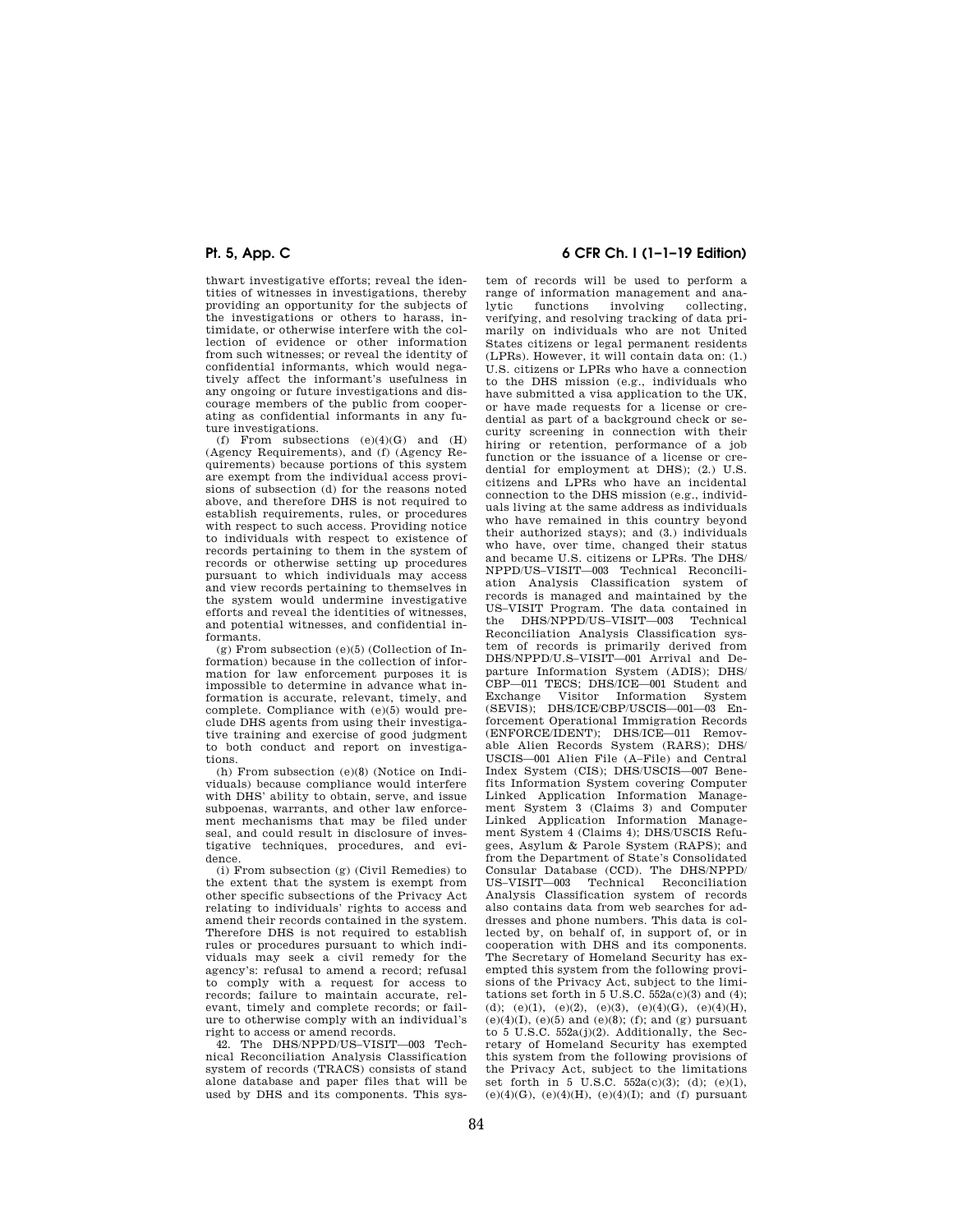thwart investigative efforts; reveal the identities of witnesses in investigations, thereby providing an opportunity for the subjects of the investigations or others to harass, intimidate, or otherwise interfere with the collection of evidence or other information from such witnesses; or reveal the identity of confidential informants, which would negatively affect the informant's usefulness in any ongoing or future investigations and discourage members of the public from cooperating as confidential informants in any future investigations.

(f) From subsections (e)(4)(G) and (H) (Agency Requirements), and (f) (Agency Requirements) because portions of this system are exempt from the individual access provisions of subsection (d) for the reasons noted above, and therefore DHS is not required to establish requirements, rules, or procedures with respect to such access. Providing notice to individuals with respect to existence of records pertaining to them in the system of records or otherwise setting up procedures pursuant to which individuals may access and view records pertaining to themselves in the system would undermine investigative efforts and reveal the identities of witnesses, and potential witnesses, and confidential informants.

(g) From subsection (e)(5) (Collection of Information) because in the collection of information for law enforcement purposes it is impossible to determine in advance what information is accurate, relevant, timely, and complete. Compliance with (e)(5) would preclude DHS agents from using their investigative training and exercise of good judgment to both conduct and report on investigations.

(h) From subsection (e)(8) (Notice on Individuals) because compliance would interfere with DHS' ability to obtain, serve, and issue subpoenas, warrants, and other law enforcement mechanisms that may be filed under seal, and could result in disclosure of investigative techniques, procedures, and evidence.

(i) From subsection (g) (Civil Remedies) to the extent that the system is exempt from other specific subsections of the Privacy Act relating to individuals' rights to access and amend their records contained in the system. Therefore DHS is not required to establish rules or procedures pursuant to which individuals may seek a civil remedy for the agency's: refusal to amend a record; refusal to comply with a request for access to records; failure to maintain accurate, relevant, timely and complete records; or failure to otherwise comply with an individual's right to access or amend records.

42. The DHS/NPPD/US–VISIT—003 Technical Reconciliation Analysis Classification system of records (TRACS) consists of stand alone database and paper files that will be used by DHS and its components. This system of records will be used to perform a range of information management and analytic functions involving collecting, verifying, and resolving tracking of data primarily on individuals who are not United States citizens or legal permanent residents (LPRs). However, it will contain data on: (1.) U.S. citizens or LPRs who have a connection to the DHS mission (e.g., individuals who have submitted a visa application to the UK, or have made requests for a license or credential as part of a background check or security screening in connection with their hiring or retention, performance of a job function or the issuance of a license or credential for employment at DHS); (2.) U.S. citizens and LPRs who have an incidental connection to the DHS mission (e.g., individuals living at the same address as individuals who have remained in this country beyond their authorized stays); and (3.) individuals who have, over time, changed their status and became U.S. citizens or LPRs. The DHS/NPPD/US–VISIT—003 Technical Reconciliation Analysis Classification system of records is managed and maintained by the US–VISIT Program. The data contained in the DHS/NPPD/US–VISIT—003 Technical Reconciliation Analysis Classification system of records is primarily derived from DHS/NPPD/U.S–VISIT—001 Arrival and Departure Information System (ADIS); DHS/CBP—011 TECS; DHS/ICE—001 Student and Exchange Visitor Information System (SEVIS); DHS/ICE/CBP/USCIS—001—03 Enforcement Operational Immigration Records (ENFORCE/IDENT); DHS/ICE—011 Removable Alien Records System (RARS); DHS/USCIS—001 Alien File (A–File) and Central Index System (CIS); DHS/USCIS—007 Benefits Information System covering Computer Linked Application Information Management System 3 (Claims 3) and Computer Linked Application Information Management System 4 (Claims 4); DHS/USCIS Refugees, Asylum & Parole System (RAPS); and from the Department of State's Consolidated Consular Database (CCD). The DHS/NPPD/US–VISIT—003 Technical Reconciliation Analysis Classification system of records also contains data from web searches for addresses and phone numbers. This data is collected by, on behalf of, in support of, or in cooperation with DHS and its components. The Secretary of Homeland Security has exempted this system from the following provisions of the Privacy Act, subject to the limitations set forth in 5 U.S.C. 552a(c)(3) and (4); (d); (e)(1), (e)(2), (e)(3), (e)(4)(G), (e)(4)(H), (e)(4)(I), (e)(5) and (e)(8); (f); and (g) pursuant to 5 U.S.C. 552a(j)(2). Additionally, the Secretary of Homeland Security has exempted this system from the following provisions of the Privacy Act, subject to the limitations set forth in 5 U.S.C. 552a(c)(3); (d); (e)(1), (e)(4)(G), (e)(4)(H), (e)(4)(I); and (f) pursuant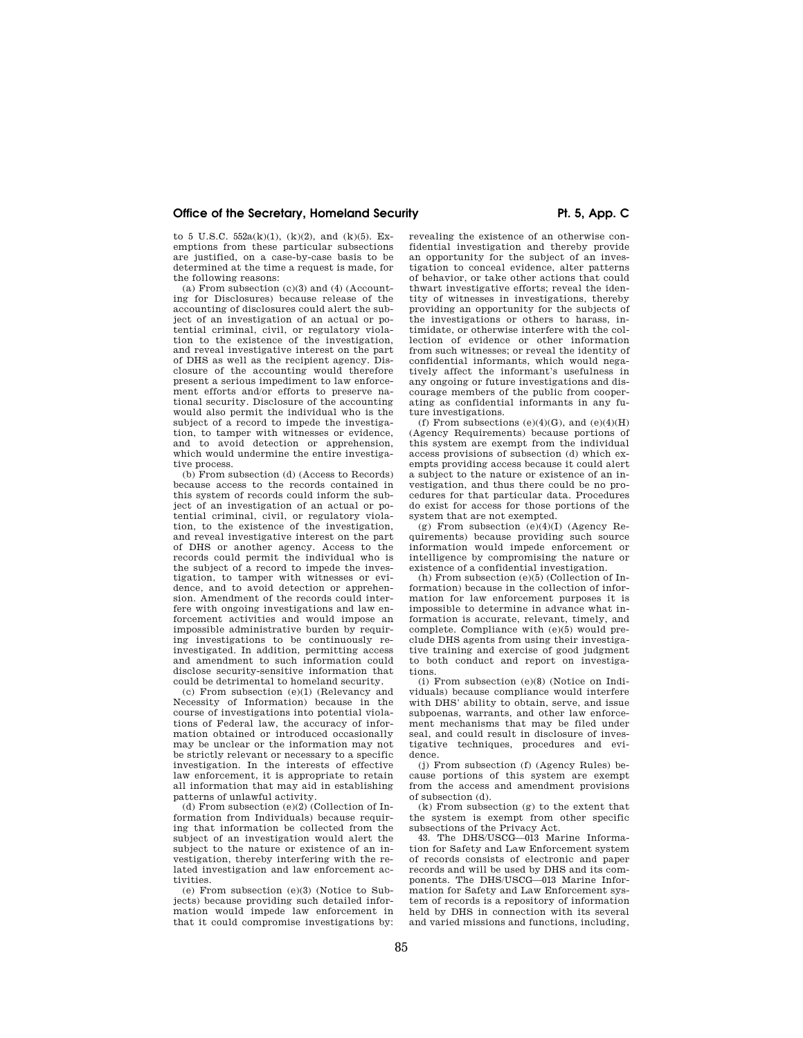to 5 U.S.C. 552a(k)(1), (k)(2), and (k)(5). Exemptions from these particular subsections are justified, on a case-by-case basis to be determined at the time a request is made, for the following reasons:

(a) From subsection (c)(3) and (4) (Accounting for Disclosures) because release of the accounting of disclosures could alert the subject of an investigation of an actual or potential criminal, civil, or regulatory violation to the existence of the investigation, and reveal investigative interest on the part of DHS as well as the recipient agency. Disclosure of the accounting would therefore present a serious impediment to law enforcement efforts and/or efforts to preserve national security. Disclosure of the accounting would also permit the individual who is the subject of a record to impede the investigation, to tamper with witnesses or evidence, and to avoid detection or apprehension, which would undermine the entire investigative process.

(b) From subsection (d) (Access to Records) because access to the records contained in this system of records could inform the subject of an investigation of an actual or potential criminal, civil, or regulatory violation, to the existence of the investigation, and reveal investigative interest on the part of DHS or another agency. Access to the records could permit the individual who is the subject of a record to impede the investigation, to tamper with witnesses or evidence, and to avoid detection or apprehension. Amendment of the records could interfere with ongoing investigations and law enforcement activities and would impose an impossible administrative burden by requiring investigations to be continuously reinvestigated. In addition, permitting access and amendment to such information could disclose security-sensitive information that could be detrimental to homeland security.

(c) From subsection (e)(1) (Relevancy and Necessity of Information) because in the course of investigations into potential violations of Federal law, the accuracy of information obtained or introduced occasionally may be unclear or the information may not be strictly relevant or necessary to a specific investigation. In the interests of effective law enforcement, it is appropriate to retain all information that may aid in establishing patterns of unlawful activity.

(d) From subsection (e)(2) (Collection of Information from Individuals) because requiring that information be collected from the subject of an investigation would alert the subject to the nature or existence of an investigation, thereby interfering with the related investigation and law enforcement activities.

(e) From subsection (e)(3) (Notice to Subjects) because providing such detailed information would impede law enforcement in that it could compromise investigations by: revealing the existence of an otherwise confidential investigation and thereby provide an opportunity for the subject of an investigation to conceal evidence, alter patterns of behavior, or take other actions that could thwart investigative efforts; reveal the identity of witnesses in investigations, thereby providing an opportunity for the subjects of the investigations or others to harass, intimidate, or otherwise interfere with the collection of evidence or other information from such witnesses; or reveal the identity of confidential informants, which would negatively affect the informant's usefulness in any ongoing or future investigations and discourage members of the public from cooperating as confidential informants in any future investigations.

(f) From subsections (e)(4)(G), and (e)(4)(H) (Agency Requirements) because portions of this system are exempt from the individual access provisions of subsection (d) which exempts providing access because it could alert a subject to the nature or existence of an investigation, and thus there could be no procedures for that particular data. Procedures do exist for access for those portions of the system that are not exempted.

(g) From subsection (e)(4)(I) (Agency Requirements) because providing such source information would impede enforcement or intelligence by compromising the nature or existence of a confidential investigation.

(h) From subsection (e)(5) (Collection of Information) because in the collection of information for law enforcement purposes it is impossible to determine in advance what information is accurate, relevant, timely, and complete. Compliance with (e)(5) would preclude DHS agents from using their investigative training and exercise of good judgment to both conduct and report on investigations.

(i) From subsection (e)(8) (Notice on Individuals) because compliance would interfere with DHS' ability to obtain, serve, and issue subpoenas, warrants, and other law enforcement mechanisms that may be filed under seal, and could result in disclosure of investigative techniques, procedures and evidence.

(j) From subsection (f) (Agency Rules) because portions of this system are exempt from the access and amendment provisions of subsection (d).

(k) From subsection (g) to the extent that the system is exempt from other specific subsections of the Privacy Act.

43. The DHS/USCG—013 Marine Information for Safety and Law Enforcement system of records consists of electronic and paper records and will be used by DHS and its components. The DHS/USCG—013 Marine Information for Safety and Law Enforcement system of records is a repository of information held by DHS in connection with its several and varied missions and functions, including,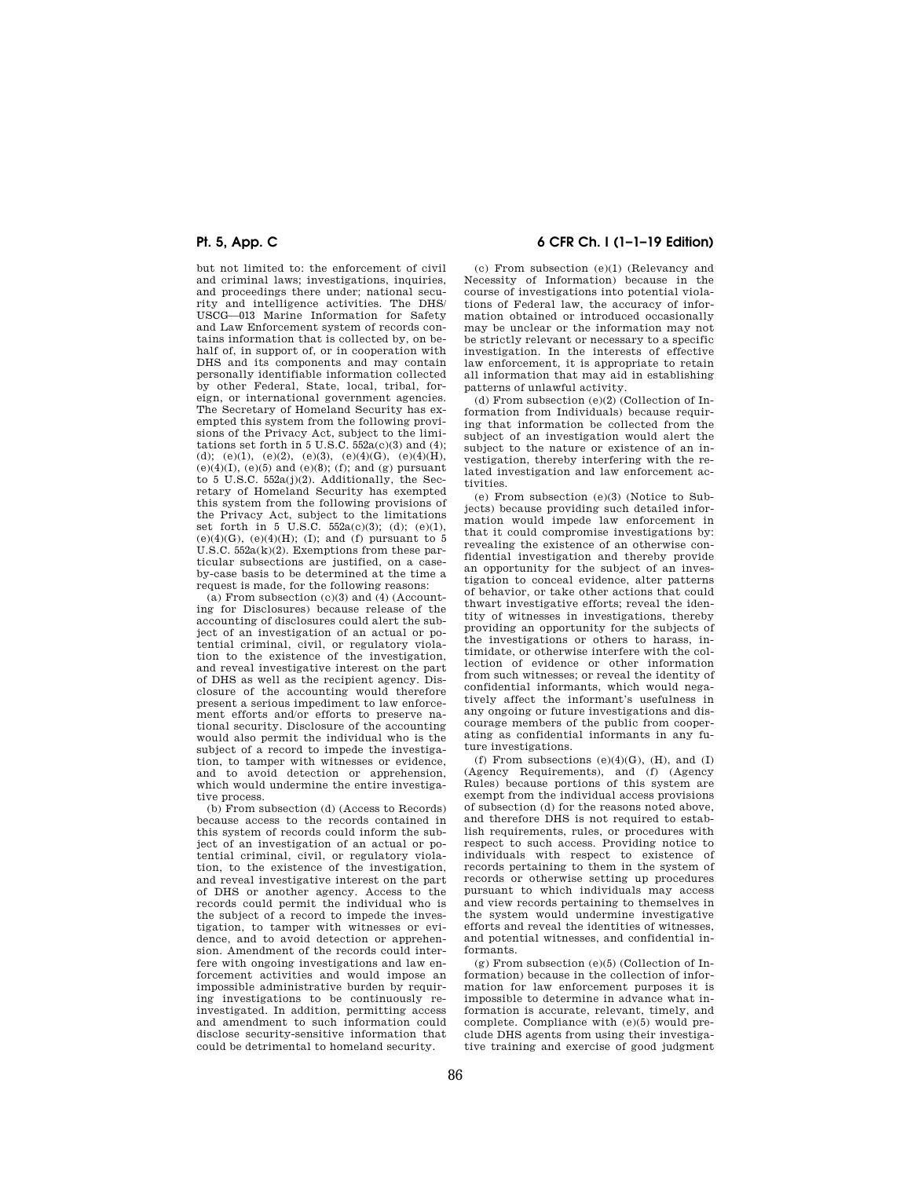but not limited to: the enforcement of civil and criminal laws; investigations, inquiries, and proceedings there under; national security and intelligence activities. The DHS/USCG—013 Marine Information for Safety and Law Enforcement system of records contains information that is collected by, on behalf of, in support of, or in cooperation with DHS and its components and may contain personally identifiable information collected by other Federal, State, local, tribal, foreign, or international government agencies. The Secretary of Homeland Security has exempted this system from the following provisions of the Privacy Act, subject to the limitations set forth in 5 U.S.C. 552a(c)(3) and (4); (d); (e)(1), (e)(2), (e)(3), (e)(4)(G), (e)(4)(H), (e)(4)(I), (e)(5) and (e)(8); (f); and (g) pursuant to 5 U.S.C. 552a(j)(2). Additionally, the Secretary of Homeland Security has exempted this system from the following provisions of the Privacy Act, subject to the limitations set forth in 5 U.S.C. 552a(c)(3); (d); (e)(1), (e)(4)(G), (e)(4)(H); (I); and (f) pursuant to 5 U.S.C. 552a(k)(2). Exemptions from these particular subsections are justified, on a case-by-case basis to be determined at the time a request is made, for the following reasons:

(a) From subsection (c)(3) and (4) (Accounting for Disclosures) because release of the accounting of disclosures could alert the subject of an investigation of an actual or potential criminal, civil, or regulatory violation to the existence of the investigation, and reveal investigative interest on the part of DHS as well as the recipient agency. Disclosure of the accounting would therefore present a serious impediment to law enforcement efforts and/or efforts to preserve national security. Disclosure of the accounting would also permit the individual who is the subject of a record to impede the investigation, to tamper with witnesses or evidence, and to avoid detection or apprehension, which would undermine the entire investigative process.

(b) From subsection (d) (Access to Records) because access to the records contained in this system of records could inform the subject of an investigation of an actual or potential criminal, civil, or regulatory violation, to the existence of the investigation, and reveal investigative interest on the part of DHS or another agency. Access to the records could permit the individual who is the subject of a record to impede the investigation, to tamper with witnesses or evidence, and to avoid detection or apprehension. Amendment of the records could interfere with ongoing investigations and law enforcement activities and would impose an impossible administrative burden by requiring investigations to be continuously reinvestigated. In addition, permitting access and amendment to such information could disclose security-sensitive information that could be detrimental to homeland security.

(c) From subsection (e)(1) (Relevancy and Necessity of Information) because in the course of investigations into potential violations of Federal law, the accuracy of information obtained or introduced occasionally may be unclear or the information may not be strictly relevant or necessary to a specific investigation. In the interests of effective law enforcement, it is appropriate to retain all information that may aid in establishing patterns of unlawful activity.

(d) From subsection (e)(2) (Collection of Information from Individuals) because requiring that information be collected from the subject of an investigation would alert the subject to the nature or existence of an investigation, thereby interfering with the related investigation and law enforcement activities.

(e) From subsection (e)(3) (Notice to Subjects) because providing such detailed information would impede law enforcement in that it could compromise investigations by: revealing the existence of an otherwise confidential investigation and thereby provide an opportunity for the subject of an investigation to conceal evidence, alter patterns of behavior, or take other actions that could thwart investigative efforts; reveal the identity of witnesses in investigations, thereby providing an opportunity for the subjects of the investigations or others to harass, intimidate, or otherwise interfere with the collection of evidence or other information from such witnesses; or reveal the identity of confidential informants, which would negatively affect the informant's usefulness in any ongoing or future investigations and discourage members of the public from cooperating as confidential informants in any future investigations.

(f) From subsections (e)(4)(G), (H), and (I) (Agency Requirements), and (f) (Agency Rules) because portions of this system are exempt from the individual access provisions of subsection (d) for the reasons noted above, and therefore DHS is not required to establish requirements, rules, or procedures with respect to such access. Providing notice to individuals with respect to existence of records pertaining to them in the system of records or otherwise setting up procedures pursuant to which individuals may access and view records pertaining to themselves in the system would undermine investigative efforts and reveal the identities of witnesses, and potential witnesses, and confidential informants.

(g) From subsection (e)(5) (Collection of Information) because in the collection of information for law enforcement purposes it is impossible to determine in advance what information is accurate, relevant, timely, and complete. Compliance with (e)(5) would preclude DHS agents from using their investigative training and exercise of good judgment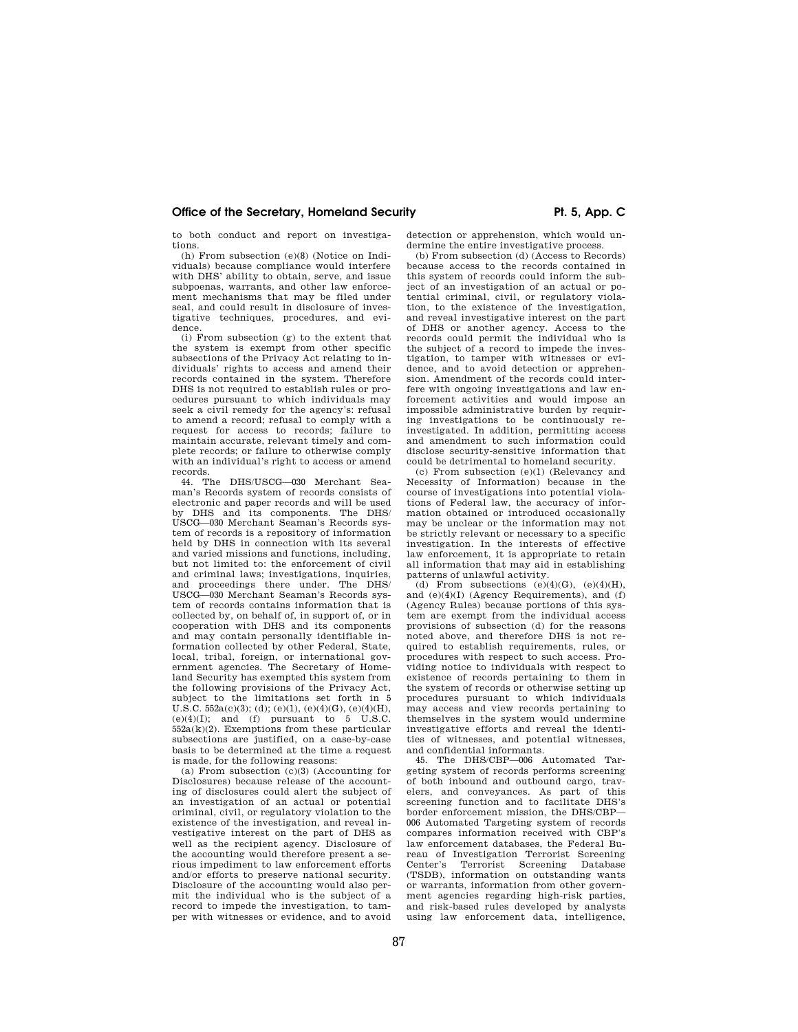to both conduct and report on investigations.

(h) From subsection (e)(8) (Notice on Individuals) because compliance would interfere with DHS' ability to obtain, serve, and issue subpoenas, warrants, and other law enforcement mechanisms that may be filed under seal, and could result in disclosure of investigative techniques, procedures, and evidence.

(i) From subsection (g) to the extent that the system is exempt from other specific subsections of the Privacy Act relating to individuals' rights to access and amend their records contained in the system. Therefore DHS is not required to establish rules or procedures pursuant to which individuals may seek a civil remedy for the agency's: refusal to amend a record; refusal to comply with a request for access to records; failure to maintain accurate, relevant timely and complete records; or failure to otherwise comply with an individual's right to access or amend records.

44. The DHS/USCG—030 Merchant Seaman's Records system of records consists of electronic and paper records and will be used by DHS and its components. The DHS/USCG—030 Merchant Seaman's Records system of records is a repository of information held by DHS in connection with its several and varied missions and functions, including, but not limited to: the enforcement of civil and criminal laws; investigations, inquiries, and proceedings there under. The DHS/USCG—030 Merchant Seaman's Records system of records contains information that is collected by, on behalf of, in support of, or in cooperation with DHS and its components and may contain personally identifiable information collected by other Federal, State, local, tribal, foreign, or international government agencies. The Secretary of Homeland Security has exempted this system from the following provisions of the Privacy Act, subject to the limitations set forth in 5 U.S.C. 552a(c)(3); (d); (e)(1), (e)(4)(G), (e)(4)(H), (e)(4)(I); and (f) pursuant to 5 U.S.C. 552a(k)(2). Exemptions from these particular subsections are justified, on a case-by-case basis to be determined at the time a request is made, for the following reasons:

(a) From subsection (c)(3) (Accounting for Disclosures) because release of the accounting of disclosures could alert the subject of an investigation of an actual or potential criminal, civil, or regulatory violation to the existence of the investigation, and reveal investigative interest on the part of DHS as well as the recipient agency. Disclosure of the accounting would therefore present a serious impediment to law enforcement efforts and/or efforts to preserve national security. Disclosure of the accounting would also permit the individual who is the subject of a record to impede the investigation, to tamper with witnesses or evidence, and to avoid detection or apprehension, which would undermine the entire investigative process.

(b) From subsection (d) (Access to Records) because access to the records contained in this system of records could inform the subject of an investigation of an actual or potential criminal, civil, or regulatory violation, to the existence of the investigation, and reveal investigative interest on the part of DHS or another agency. Access to the records could permit the individual who is the subject of a record to impede the investigation, to tamper with witnesses or evidence, and to avoid detection or apprehension. Amendment of the records could interfere with ongoing investigations and law enforcement activities and would impose an impossible administrative burden by requiring investigations to be continuously reinvestigated. In addition, permitting access and amendment to such information could disclose security-sensitive information that could be detrimental to homeland security.

(c) From subsection (e)(1) (Relevancy and Necessity of Information) because in the course of investigations into potential violations of Federal law, the accuracy of information obtained or introduced occasionally may be unclear or the information may not be strictly relevant or necessary to a specific investigation. In the interests of effective law enforcement, it is appropriate to retain all information that may aid in establishing patterns of unlawful activity.

(d) From subsections (e)(4)(G), (e)(4)(H), and (e)(4)(I) (Agency Requirements), and (f) (Agency Rules) because portions of this system are exempt from the individual access provisions of subsection (d) for the reasons noted above, and therefore DHS is not required to establish requirements, rules, or procedures with respect to such access. Providing notice to individuals with respect to existence of records pertaining to them in the system of records or otherwise setting up procedures pursuant to which individuals may access and view records pertaining to themselves in the system would undermine investigative efforts and reveal the identities of witnesses, and potential witnesses, and confidential informants.

45. The DHS/CBP—006 Automated Targeting system of records performs screening of both inbound and outbound cargo, travelers, and conveyances. As part of this screening function and to facilitate DHS's border enforcement mission, the DHS/CBP—006 Automated Targeting system of records compares information received with CBP's law enforcement databases, the Federal Bureau of Investigation Terrorist Screening Center's Terrorist Screening Database (TSDB), information on outstanding wants or warrants, information from other government agencies regarding high-risk parties, and risk-based rules developed by analysts using law enforcement data, intelligence,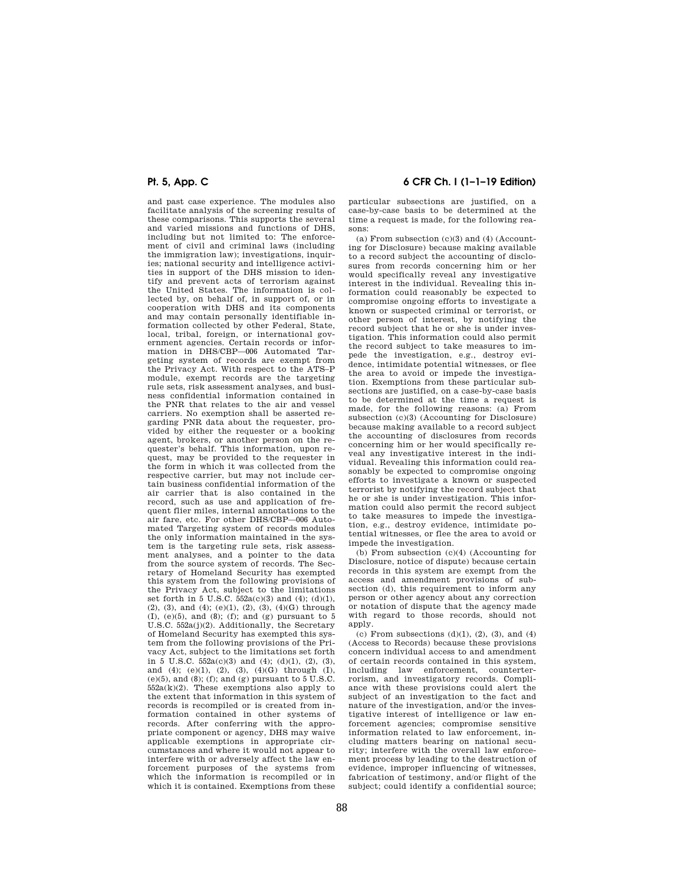and past case experience. The modules also facilitate analysis of the screening results of these comparisons. This supports the several and varied missions and functions of DHS, including but not limited to: The enforcement of civil and criminal laws (including the immigration law); investigations, inquiries; national security and intelligence activities in support of the DHS mission to identify and prevent acts of terrorism against the United States. The information is collected by, on behalf of, in support of, or in cooperation with DHS and its components and may contain personally identifiable information collected by other Federal, State, local, tribal, foreign, or international government agencies. Certain records or information in DHS/CBP—006 Automated Targeting system of records are exempt from the Privacy Act. With respect to the ATS–P module, exempt records are the targeting rule sets, risk assessment analyses, and business confidential information contained in the PNR that relates to the air and vessel carriers. No exemption shall be asserted regarding PNR data about the requester, provided by either the requester or a booking agent, brokers, or another person on the requester's behalf. This information, upon request, may be provided to the requester in the form in which it was collected from the respective carrier, but may not include certain business confidential information of the air carrier that is also contained in the record, such as use and application of frequent flier miles, internal annotations to the air fare, etc. For other DHS/CBP—006 Automated Targeting system of records modules the only information maintained in the system is the targeting rule sets, risk assessment analyses, and a pointer to the data from the source system of records. The Secretary of Homeland Security has exempted this system from the following provisions of the Privacy Act, subject to the limitations set forth in 5 U.S.C. 552a(c)(3) and (4); (d)(1), (2), (3), and (4); (e)(1), (2), (3), (4)(G) through (I), (e)(5), and (8); (f); and (g) pursuant to 5 U.S.C. 552a(j)(2). Additionally, the Secretary of Homeland Security has exempted this system from the following provisions of the Privacy Act, subject to the limitations set forth in 5 U.S.C. 552a(c)(3) and (4); (d)(1), (2), (3), and (4); (e)(1), (2), (3), (4)(G) through (I), (e)(5), and (8); (f); and (g) pursuant to 5 U.S.C. 552a(k)(2). These exemptions also apply to the extent that information in this system of records is recompiled or is created from information contained in other systems of records. After conferring with the appropriate component or agency, DHS may waive applicable exemptions in appropriate circumstances and where it would not appear to interfere with or adversely affect the law enforcement purposes of the systems from which the information is recompiled or in which it is contained. Exemptions from these particular subsections are justified, on a case-by-case basis to be determined at the time a request is made, for the following reasons:

(a) From subsection (c)(3) and (4) (Accounting for Disclosure) because making available to a record subject the accounting of disclosures from records concerning him or her would specifically reveal any investigative interest in the individual. Revealing this information could reasonably be expected to compromise ongoing efforts to investigate a known or suspected criminal or terrorist, or other person of interest, by notifying the record subject that he or she is under investigation. This information could also permit the record subject to take measures to impede the investigation, e.g., destroy evidence, intimidate potential witnesses, or flee the area to avoid or impede the investigation. Exemptions from these particular subsections are justified, on a case-by-case basis to be determined at the time a request is made, for the following reasons: (a) From subsection (c)(3) (Accounting for Disclosure) because making available to a record subject the accounting of disclosures from records concerning him or her would specifically reveal any investigative interest in the individual. Revealing this information could reasonably be expected to compromise ongoing efforts to investigate a known or suspected terrorist by notifying the record subject that he or she is under investigation. This information could also permit the record subject to take measures to impede the investigation, e.g., destroy evidence, intimidate potential witnesses, or flee the area to avoid or impede the investigation.

(b) From subsection (c)(4) (Accounting for Disclosure, notice of dispute) because certain records in this system are exempt from the access and amendment provisions of subsection (d), this requirement to inform any person or other agency about any correction or notation of dispute that the agency made with regard to those records, should not apply.

(c) From subsections (d)(1), (2), (3), and (4) (Access to Records) because these provisions concern individual access to and amendment of certain records contained in this system, including law enforcement, counterterrorism, and investigatory records. Compliance with these provisions could alert the subject of an investigation to the fact and nature of the investigation, and/or the investigative interest of intelligence or law enforcement agencies; compromise sensitive information related to law enforcement, including matters bearing on national security; interfere with the overall law enforcement process by leading to the destruction of evidence, improper influencing of witnesses, fabrication of testimony, and/or flight of the subject; could identify a confidential source;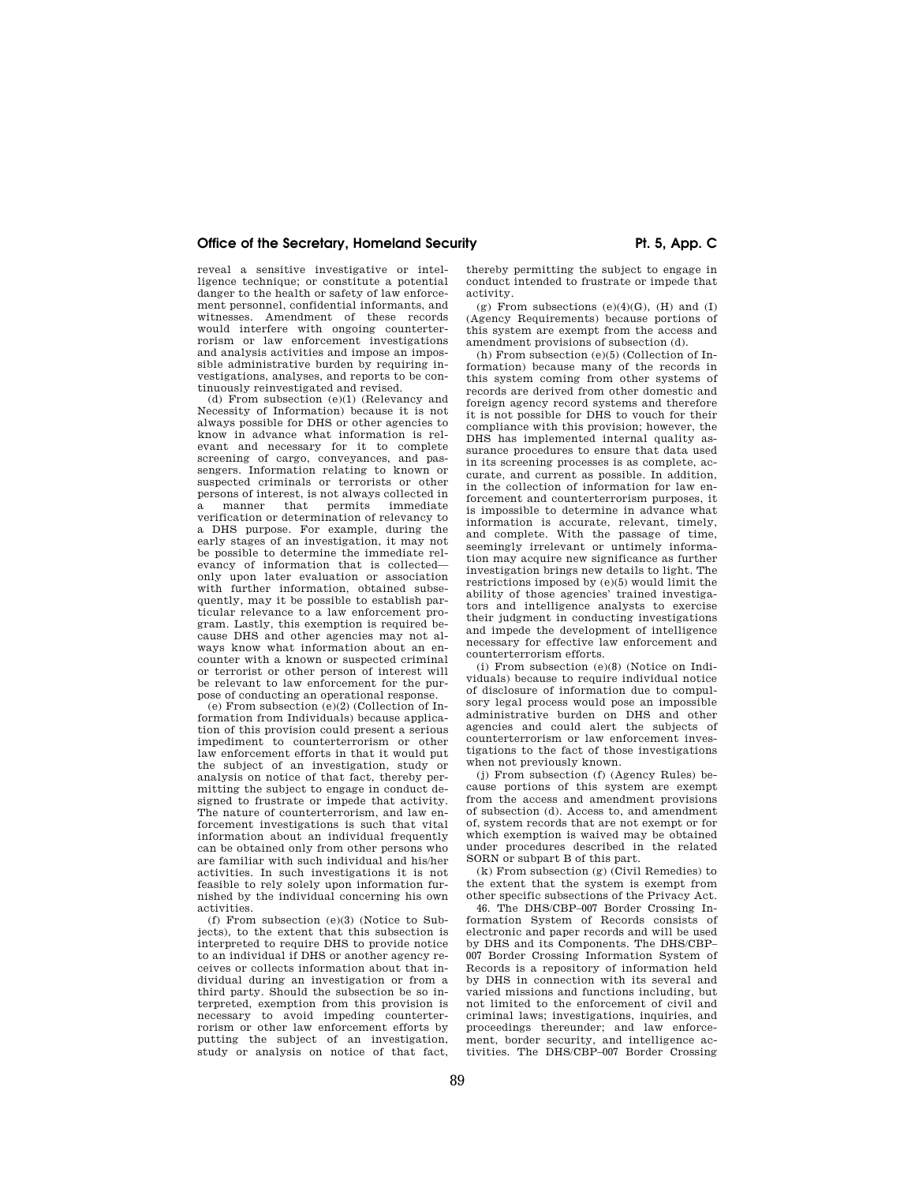reveal a sensitive investigative or intelligence technique; or constitute a potential danger to the health or safety of law enforcement personnel, confidential informants, and witnesses. Amendment of these records would interfere with ongoing counterterrorism or law enforcement investigations and analysis activities and impose an impossible administrative burden by requiring investigations, analyses, and reports to be continuously reinvestigated and revised.

(d) From subsection (e)(1) (Relevancy and Necessity of Information) because it is not always possible for DHS or other agencies to know in advance what information is relevant and necessary for it to complete screening of cargo, conveyances, and passengers. Information relating to known or suspected criminals or terrorists or other persons of interest, is not always collected in a manner that permits immediate verification or determination of relevancy to a DHS purpose. For example, during the early stages of an investigation, it may not be possible to determine the immediate relevancy of information that is collected—only upon later evaluation or association with further information, obtained subsequently, may it be possible to establish particular relevance to a law enforcement program. Lastly, this exemption is required because DHS and other agencies may not always know what information about an encounter with a known or suspected criminal or terrorist or other person of interest will be relevant to law enforcement for the purpose of conducting an operational response.

(e) From subsection (e)(2) (Collection of Information from Individuals) because application of this provision could present a serious impediment to counterterrorism or other law enforcement efforts in that it would put the subject of an investigation, study or analysis on notice of that fact, thereby permitting the subject to engage in conduct designed to frustrate or impede that activity. The nature of counterterrorism, and law enforcement investigations is such that vital information about an individual frequently can be obtained only from other persons who are familiar with such individual and his/her activities. In such investigations it is not feasible to rely solely upon information furnished by the individual concerning his own activities.

(f) From subsection (e)(3) (Notice to Subjects), to the extent that this subsection is interpreted to require DHS to provide notice to an individual if DHS or another agency receives or collects information about that individual during an investigation or from a third party. Should the subsection be so interpreted, exemption from this provision is necessary to avoid impeding counterterrorism or other law enforcement efforts by putting the subject of an investigation, study or analysis on notice of that fact, thereby permitting the subject to engage in conduct intended to frustrate or impede that activity.

(g) From subsections (e)(4)(G), (H) and (I) (Agency Requirements) because portions of this system are exempt from the access and amendment provisions of subsection (d).

(h) From subsection (e)(5) (Collection of Information) because many of the records in this system coming from other systems of records are derived from other domestic and foreign agency record systems and therefore it is not possible for DHS to vouch for their compliance with this provision; however, the DHS has implemented internal quality assurance procedures to ensure that data used in its screening processes is as complete, accurate, and current as possible. In addition, in the collection of information for law enforcement and counterterrorism purposes, it is impossible to determine in advance what information is accurate, relevant, timely, and complete. With the passage of time, seemingly irrelevant or untimely information may acquire new significance as further investigation brings new details to light. The restrictions imposed by (e)(5) would limit the ability of those agencies' trained investigators and intelligence analysts to exercise their judgment in conducting investigations and impede the development of intelligence necessary for effective law enforcement and counterterrorism efforts.

(i) From subsection (e)(8) (Notice on Individuals) because to require individual notice of disclosure of information due to compulsory legal process would pose an impossible administrative burden on DHS and other agencies and could alert the subjects of counterterrorism or law enforcement investigations to the fact of those investigations when not previously known.

(j) From subsection (f) (Agency Rules) because portions of this system are exempt from the access and amendment provisions of subsection (d). Access to, and amendment of, system records that are not exempt or for which exemption is waived may be obtained under procedures described in the related SORN or subpart B of this part.

(k) From subsection (g) (Civil Remedies) to the extent that the system is exempt from other specific subsections of the Privacy Act.

46. The DHS/CBP–007 Border Crossing Information System of Records consists of electronic and paper records and will be used by DHS and its Components. The DHS/CBP–007 Border Crossing Information System of Records is a repository of information held by DHS in connection with its several and varied missions and functions including, but not limited to the enforcement of civil and criminal laws; investigations, inquiries, and proceedings thereunder; and law enforcement, border security, and intelligence activities. The DHS/CBP–007 Border Crossing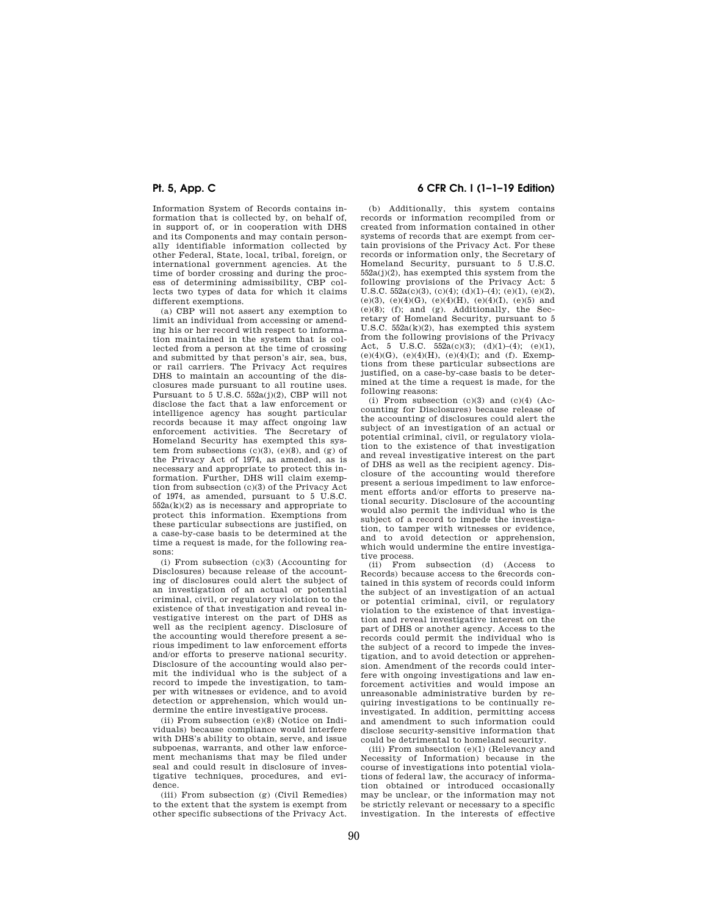Information System of Records contains information that is collected by, on behalf of, in support of, or in cooperation with DHS and its Components and may contain personally identifiable information collected by other Federal, State, local, tribal, foreign, or international government agencies. At the time of border crossing and during the process of determining admissibility, CBP collects two types of data for which it claims different exemptions.

(a) CBP will not assert any exemption to limit an individual from accessing or amending his or her record with respect to information maintained in the system that is collected from a person at the time of crossing and submitted by that person's air, sea, bus, or rail carriers. The Privacy Act requires DHS to maintain an accounting of the disclosures made pursuant to all routine uses. Pursuant to 5 U.S.C. 552a(j)(2), CBP will not disclose the fact that a law enforcement or intelligence agency has sought particular records because it may affect ongoing law enforcement activities. The Secretary of Homeland Security has exempted this system from subsections (c)(3), (e)(8), and (g) of the Privacy Act of 1974, as amended, as is necessary and appropriate to protect this information. Further, DHS will claim exemption from subsection (c)(3) of the Privacy Act of 1974, as amended, pursuant to 5 U.S.C. 552a(k)(2) as is necessary and appropriate to protect this information. Exemptions from these particular subsections are justified, on a case-by-case basis to be determined at the time a request is made, for the following reasons:

(i) From subsection (c)(3) (Accounting for Disclosures) because release of the accounting of disclosures could alert the subject of an investigation of an actual or potential criminal, civil, or regulatory violation to the existence of that investigation and reveal investigative interest on the part of DHS as well as the recipient agency. Disclosure of the accounting would therefore present a serious impediment to law enforcement efforts and/or efforts to preserve national security. Disclosure of the accounting would also permit the individual who is the subject of a record to impede the investigation, to tamper with witnesses or evidence, and to avoid detection or apprehension, which would undermine the entire investigative process.

(ii) From subsection (e)(8) (Notice on Individuals) because compliance would interfere with DHS's ability to obtain, serve, and issue subpoenas, warrants, and other law enforcement mechanisms that may be filed under seal and could result in disclosure of investigative techniques, procedures, and evidence.

(iii) From subsection (g) (Civil Remedies) to the extent that the system is exempt from other specific subsections of the Privacy Act.

(b) Additionally, this system contains records or information recompiled from or created from information contained in other systems of records that are exempt from certain provisions of the Privacy Act. For these records or information only, the Secretary of Homeland Security, pursuant to 5 U.S.C. 552a(j)(2), has exempted this system from the following provisions of the Privacy Act: 5 U.S.C. 552a(c)(3), (c)(4); (d)(1)–(4); (e)(1), (e)(2), (e)(3), (e)(4)(G), (e)(4)(H), (e)(4)(I), (e)(5) and (e)(8); (f); and (g). Additionally, the Secretary of Homeland Security, pursuant to 5 U.S.C. 552a(k)(2), has exempted this system from the following provisions of the Privacy Act, 5 U.S.C. 552a(c)(3); (d)(1)–(4); (e)(1), (e)(4)(G), (e)(4)(H), (e)(4)(I); and (f). Exemptions from these particular subsections are justified, on a case-by-case basis to be determined at the time a request is made, for the following reasons:

(i) From subsection (c)(3) and (c)(4) (Accounting for Disclosures) because release of the accounting of disclosures could alert the subject of an investigation of an actual or potential criminal, civil, or regulatory violation to the existence of that investigation and reveal investigative interest on the part of DHS as well as the recipient agency. Disclosure of the accounting would therefore present a serious impediment to law enforcement efforts and/or efforts to preserve national security. Disclosure of the accounting would also permit the individual who is the subject of a record to impede the investigation, to tamper with witnesses or evidence, and to avoid detection or apprehension, which would undermine the entire investigative process.

(ii) From subsection (d) (Access to Records) because access to the 6records contained in this system of records could inform the subject of an investigation of an actual or potential criminal, civil, or regulatory violation to the existence of that investigation and reveal investigative interest on the part of DHS or another agency. Access to the records could permit the individual who is the subject of a record to impede the investigation, and to avoid detection or apprehension. Amendment of the records could interfere with ongoing investigations and law enforcement activities and would impose an unreasonable administrative burden by requiring investigations to be continually reinvestigated. In addition, permitting access and amendment to such information could disclose security-sensitive information that could be detrimental to homeland security.

(iii) From subsection (e)(1) (Relevancy and Necessity of Information) because in the course of investigations into potential violations of federal law, the accuracy of information obtained or introduced occasionally may be unclear, or the information may not be strictly relevant or necessary to a specific investigation. In the interests of effective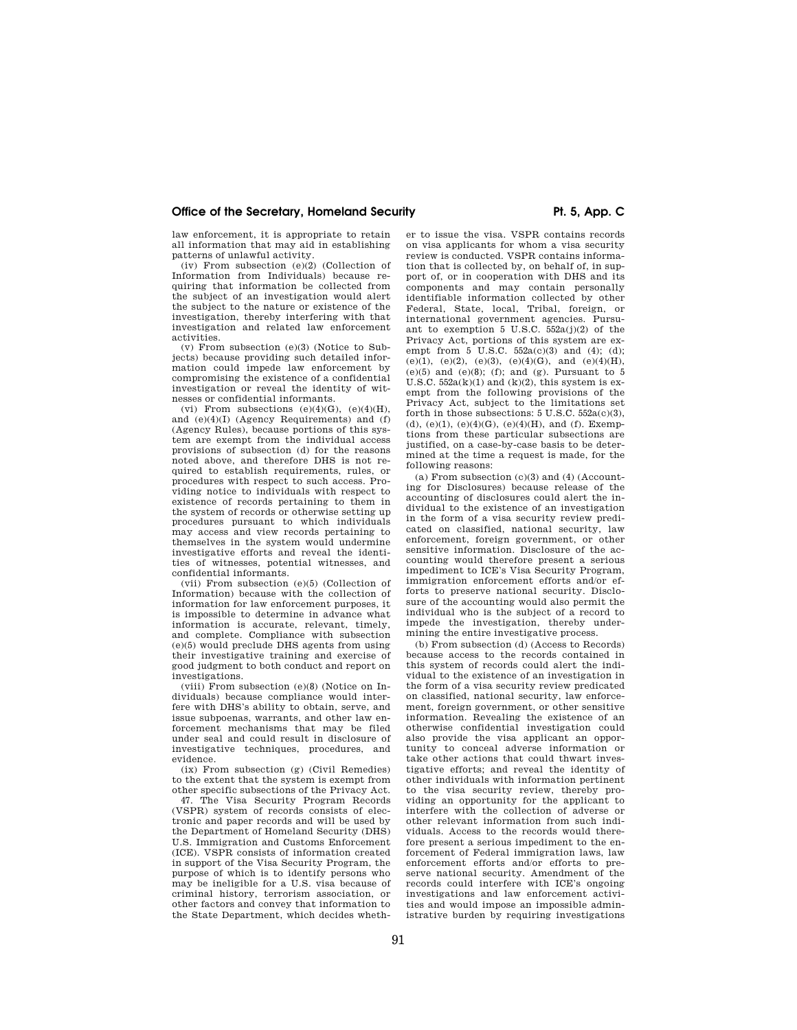law enforcement, it is appropriate to retain all information that may aid in establishing patterns of unlawful activity.

(iv) From subsection (e)(2) (Collection of Information from Individuals) because requiring that information be collected from the subject of an investigation would alert the subject to the nature or existence of the investigation, thereby interfering with that investigation and related law enforcement activities.

(v) From subsection (e)(3) (Notice to Subjects) because providing such detailed information could impede law enforcement by compromising the existence of a confidential investigation or reveal the identity of witnesses or confidential informants.

(vi) From subsections (e)(4)(G), (e)(4)(H), and (e)(4)(I) (Agency Requirements) and (f) (Agency Rules), because portions of this system are exempt from the individual access provisions of subsection (d) for the reasons noted above, and therefore DHS is not required to establish requirements, rules, or procedures with respect to such access. Providing notice to individuals with respect to existence of records pertaining to them in the system of records or otherwise setting up procedures pursuant to which individuals may access and view records pertaining to themselves in the system would undermine investigative efforts and reveal the identities of witnesses, potential witnesses, and confidential informants.

(vii) From subsection (e)(5) (Collection of Information) because with the collection of information for law enforcement purposes, it is impossible to determine in advance what information is accurate, relevant, timely, and complete. Compliance with subsection (e)(5) would preclude DHS agents from using their investigative training and exercise of good judgment to both conduct and report on investigations.

(viii) From subsection (e)(8) (Notice on Individuals) because compliance would interfere with DHS's ability to obtain, serve, and issue subpoenas, warrants, and other law enforcement mechanisms that may be filed under seal and could result in disclosure of investigative techniques, procedures, and evidence.

(ix) From subsection (g) (Civil Remedies) to the extent that the system is exempt from other specific subsections of the Privacy Act.

47. The Visa Security Program Records (VSPR) system of records consists of electronic and paper records and will be used by the Department of Homeland Security (DHS) U.S. Immigration and Customs Enforcement (ICE). VSPR consists of information created in support of the Visa Security Program, the purpose of which is to identify persons who may be ineligible for a U.S. visa because of criminal history, terrorism association, or other factors and convey that information to the State Department, which decides whether to issue the visa. VSPR contains records on visa applicants for whom a visa security review is conducted. VSPR contains information that is collected by, on behalf of, in support of, or in cooperation with DHS and its components and may contain personally identifiable information collected by other Federal, State, local, Tribal, foreign, or international government agencies. Pursuant to exemption 5 U.S.C. 552a(j)(2) of the Privacy Act, portions of this system are exempt from 5 U.S.C. 552a(c)(3) and (4); (d); (e)(1), (e)(2), (e)(3), (e)(4)(G), and (e)(4)(H), (e)(5) and (e)(8); (f); and (g). Pursuant to 5 U.S.C. 552a(k)(1) and (k)(2), this system is exempt from the following provisions of the Privacy Act, subject to the limitations set forth in those subsections: 5 U.S.C. 552a(c)(3), (d), (e)(1), (e)(4)(G), (e)(4)(H), and (f). Exemptions from these particular subsections are justified, on a case-by-case basis to be determined at the time a request is made, for the following reasons:

(a) From subsection (c)(3) and (4) (Accounting for Disclosures) because release of the accounting of disclosures could alert the individual to the existence of an investigation in the form of a visa security review predicated on classified, national security, law enforcement, foreign government, or other sensitive information. Disclosure of the accounting would therefore present a serious impediment to ICE's Visa Security Program, immigration enforcement efforts and/or efforts to preserve national security. Disclosure of the accounting would also permit the individual who is the subject of a record to impede the investigation, thereby undermining the entire investigative process.

(b) From subsection (d) (Access to Records) because access to the records contained in this system of records could alert the individual to the existence of an investigation in the form of a visa security review predicated on classified, national security, law enforcement, foreign government, or other sensitive information. Revealing the existence of an otherwise confidential investigation could also provide the visa applicant an opportunity to conceal adverse information or take other actions that could thwart investigative efforts; and reveal the identity of other individuals with information pertinent to the visa security review, thereby providing an opportunity for the applicant to interfere with the collection of adverse or other relevant information from such individuals. Access to the records would therefore present a serious impediment to the enforcement of Federal immigration laws, law enforcement efforts and/or efforts to preserve national security. Amendment of the records could interfere with ICE's ongoing investigations and law enforcement activities and would impose an impossible administrative burden by requiring investigations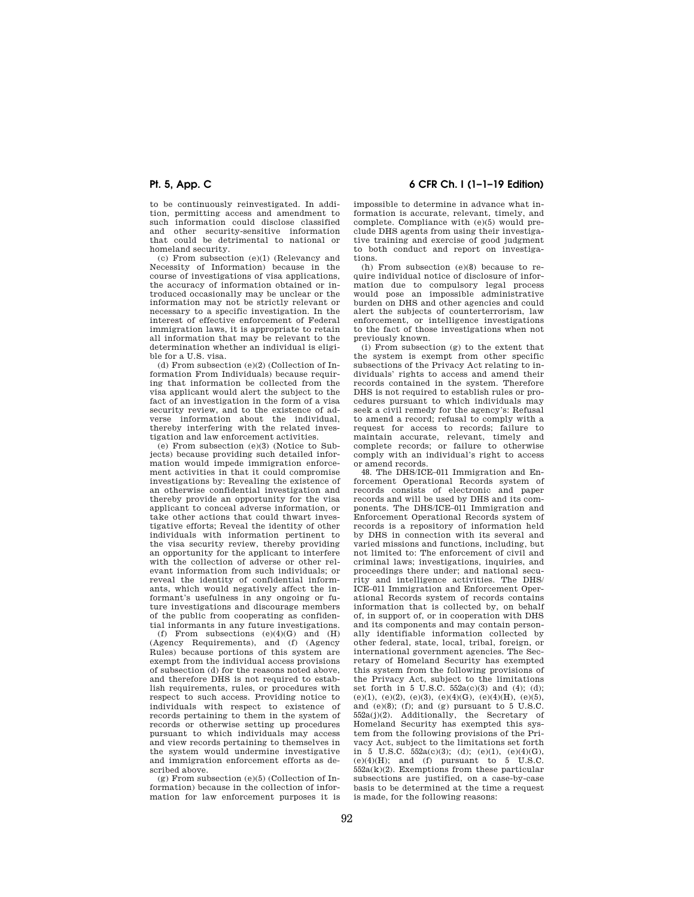to be continuously reinvestigated. In addition, permitting access and amendment to such information could disclose classified and other security-sensitive information that could be detrimental to national or homeland security.

(c) From subsection (e)(1) (Relevancy and Necessity of Information) because in the course of investigations of visa applications, the accuracy of information obtained or introduced occasionally may be unclear or the information may not be strictly relevant or necessary to a specific investigation. In the interest of effective enforcement of Federal immigration laws, it is appropriate to retain all information that may be relevant to the determination whether an individual is eligible for a U.S. visa.

(d) From subsection (e)(2) (Collection of Information From Individuals) because requiring that information be collected from the visa applicant would alert the subject to the fact of an investigation in the form of a visa security review, and to the existence of adverse information about the individual, thereby interfering with the related investigation and law enforcement activities.

(e) From subsection (e)(3) (Notice to Subjects) because providing such detailed information would impede immigration enforcement activities in that it could compromise investigations by: Revealing the existence of an otherwise confidential investigation and thereby provide an opportunity for the visa applicant to conceal adverse information, or take other actions that could thwart investigative efforts; Reveal the identity of other individuals with information pertinent to the visa security review, thereby providing an opportunity for the applicant to interfere with the collection of adverse or other relevant information from such individuals; or reveal the identity of confidential informants, which would negatively affect the informant's usefulness in any ongoing or future investigations and discourage members of the public from cooperating as confidential informants in any future investigations.

(f) From subsections (e)(4)(G) and (H) (Agency Requirements), and (f) (Agency Rules) because portions of this system are exempt from the individual access provisions of subsection (d) for the reasons noted above, and therefore DHS is not required to establish requirements, rules, or procedures with respect to such access. Providing notice to individuals with respect to existence of records pertaining to them in the system of records or otherwise setting up procedures pursuant to which individuals may access and view records pertaining to themselves in the system would undermine investigative and immigration enforcement efforts as described above.

(g) From subsection (e)(5) (Collection of Information) because in the collection of information for law enforcement purposes it is impossible to determine in advance what information is accurate, relevant, timely, and complete. Compliance with (e)(5) would preclude DHS agents from using their investigative training and exercise of good judgment to both conduct and report on investigations.

(h) From subsection (e)(8) because to require individual notice of disclosure of information due to compulsory legal process would pose an impossible administrative burden on DHS and other agencies and could alert the subjects of counterterrorism, law enforcement, or intelligence investigations to the fact of those investigations when not previously known.

(i) From subsection (g) to the extent that the system is exempt from other specific subsections of the Privacy Act relating to individuals' rights to access and amend their records contained in the system. Therefore DHS is not required to establish rules or procedures pursuant to which individuals may seek a civil remedy for the agency's: Refusal to amend a record; refusal to comply with a request for access to records; failure to maintain accurate, relevant, timely and complete records; or failure to otherwise comply with an individual's right to access or amend records.

48. The DHS/ICE–011 Immigration and Enforcement Operational Records system of records consists of electronic and paper records and will be used by DHS and its components. The DHS/ICE–011 Immigration and Enforcement Operational Records system of records is a repository of information held by DHS in connection with its several and varied missions and functions, including, but not limited to: The enforcement of civil and criminal laws; investigations, inquiries, and proceedings there under; and national security and intelligence activities. The DHS/ICE–011 Immigration and Enforcement Operational Records system of records contains information that is collected by, on behalf of, in support of, or in cooperation with DHS and its components and may contain personally identifiable information collected by other federal, state, local, tribal, foreign, or international government agencies. The Secretary of Homeland Security has exempted this system from the following provisions of the Privacy Act, subject to the limitations set forth in 5 U.S.C. 552a(c)(3) and (4); (d); (e)(1), (e)(2), (e)(3), (e)(4)(G), (e)(4)(H), (e)(5), and (e)(8); (f); and (g) pursuant to 5 U.S.C. 552a(j)(2). Additionally, the Secretary of Homeland Security has exempted this system from the following provisions of the Privacy Act, subject to the limitations set forth in 5 U.S.C. 552a(c)(3); (d); (e)(1), (e)(4)(G), (e)(4)(H); and (f) pursuant to 5 U.S.C. 552a(k)(2). Exemptions from these particular subsections are justified, on a case-by-case basis to be determined at the time a request is made, for the following reasons: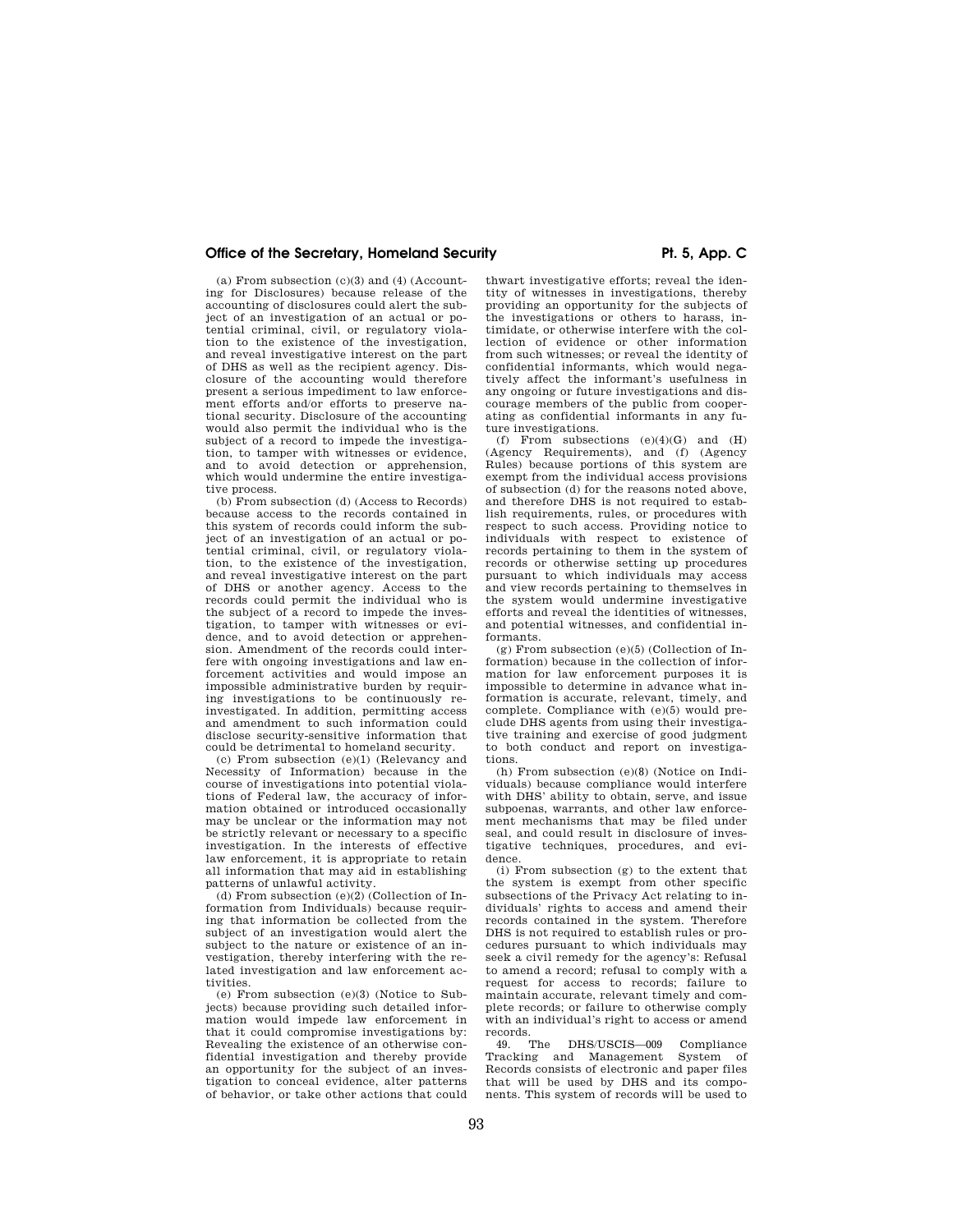(a) From subsection (c)(3) and (4) (Accounting for Disclosures) because release of the accounting of disclosures could alert the subject of an investigation of an actual or potential criminal, civil, or regulatory violation to the existence of the investigation, and reveal investigative interest on the part of DHS as well as the recipient agency. Disclosure of the accounting would therefore present a serious impediment to law enforcement efforts and/or efforts to preserve national security. Disclosure of the accounting would also permit the individual who is the subject of a record to impede the investigation, to tamper with witnesses or evidence, and to avoid detection or apprehension, which would undermine the entire investigative process.

(b) From subsection (d) (Access to Records) because access to the records contained in this system of records could inform the subject of an investigation of an actual or potential criminal, civil, or regulatory violation, to the existence of the investigation, and reveal investigative interest on the part of DHS or another agency. Access to the records could permit the individual who is the subject of a record to impede the investigation, to tamper with witnesses or evidence, and to avoid detection or apprehension. Amendment of the records could interfere with ongoing investigations and law enforcement activities and would impose an impossible administrative burden by requiring investigations to be continuously reinvestigated. In addition, permitting access and amendment to such information could disclose security-sensitive information that could be detrimental to homeland security.

(c) From subsection (e)(1) (Relevancy and Necessity of Information) because in the course of investigations into potential violations of Federal law, the accuracy of information obtained or introduced occasionally may be unclear or the information may not be strictly relevant or necessary to a specific investigation. In the interests of effective law enforcement, it is appropriate to retain all information that may aid in establishing patterns of unlawful activity.

(d) From subsection (e)(2) (Collection of Information from Individuals) because requiring that information be collected from the subject of an investigation would alert the subject to the nature or existence of an investigation, thereby interfering with the related investigation and law enforcement activities.

(e) From subsection (e)(3) (Notice to Subjects) because providing such detailed information would impede law enforcement in that it could compromise investigations by: Revealing the existence of an otherwise confidential investigation and thereby provide an opportunity for the subject of an investigation to conceal evidence, alter patterns of behavior, or take other actions that could thwart investigative efforts; reveal the identity of witnesses in investigations, thereby providing an opportunity for the subjects of the investigations or others to harass, intimidate, or otherwise interfere with the collection of evidence or other information from such witnesses; or reveal the identity of confidential informants, which would negatively affect the informant's usefulness in any ongoing or future investigations and discourage members of the public from cooperating as confidential informants in any future investigations.

(f) From subsections (e)(4)(G) and (H) (Agency Requirements), and (f) (Agency Rules) because portions of this system are exempt from the individual access provisions of subsection (d) for the reasons noted above, and therefore DHS is not required to establish requirements, rules, or procedures with respect to such access. Providing notice to individuals with respect to existence of records pertaining to them in the system of records or otherwise setting up procedures pursuant to which individuals may access and view records pertaining to themselves in the system would undermine investigative efforts and reveal the identities of witnesses, and potential witnesses, and confidential informants.

(g) From subsection (e)(5) (Collection of Information) because in the collection of information for law enforcement purposes it is impossible to determine in advance what information is accurate, relevant, timely, and complete. Compliance with (e)(5) would preclude DHS agents from using their investigative training and exercise of good judgment to both conduct and report on investigations.

(h) From subsection (e)(8) (Notice on Individuals) because compliance would interfere with DHS' ability to obtain, serve, and issue subpoenas, warrants, and other law enforcement mechanisms that may be filed under seal, and could result in disclosure of investigative techniques, procedures, and evidence.

(i) From subsection (g) to the extent that the system is exempt from other specific subsections of the Privacy Act relating to individuals' rights to access and amend their records contained in the system. Therefore DHS is not required to establish rules or procedures pursuant to which individuals may seek a civil remedy for the agency's: Refusal to amend a record; refusal to comply with a request for access to records; failure to maintain accurate, relevant timely and complete records; or failure to otherwise comply with an individual's right to access or amend records.

49. The DHS/USCIS—009 Compliance Tracking and Management System of Records consists of electronic and paper files that will be used by DHS and its components. This system of records will be used to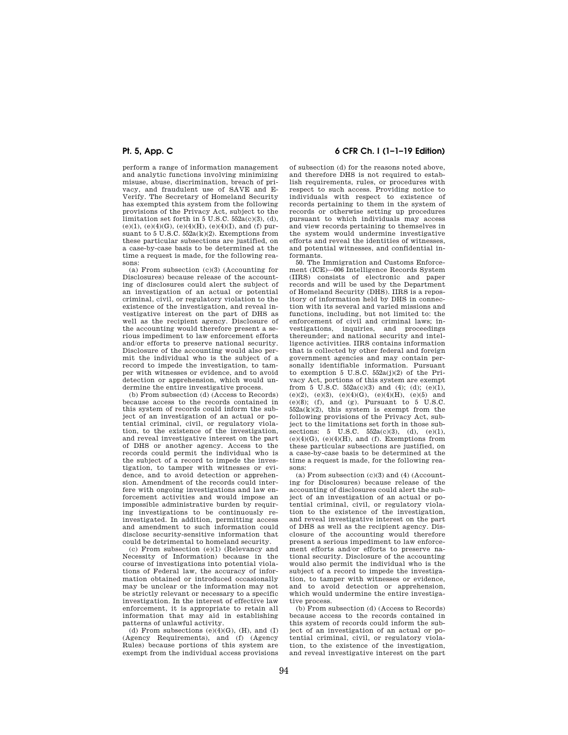perform a range of information management and analytic functions involving minimizing misuse, abuse, discrimination, breach of privacy, and fraudulent use of SAVE and E-Verify. The Secretary of Homeland Security has exempted this system from the following provisions of the Privacy Act, subject to the limitation set forth in 5 U.S.C. 552a(c)(3), (d), (e)(1), (e)(4)(G), (e)(4)(H), (e)(4)(I), and (f) pursuant to 5 U.S.C. 552a(k)(2). Exemptions from these particular subsections are justified, on a case-by-case basis to be determined at the time a request is made, for the following reasons:

(a) From subsection (c)(3) (Accounting for Disclosures) because release of the accounting of disclosures could alert the subject of an investigation of an actual or potential criminal, civil, or regulatory violation to the existence of the investigation, and reveal investigative interest on the part of DHS as well as the recipient agency. Disclosure of the accounting would therefore present a serious impediment to law enforcement efforts and/or efforts to preserve national security. Disclosure of the accounting would also permit the individual who is the subject of a record to impede the investigation, to tamper with witnesses or evidence, and to avoid detection or apprehension, which would undermine the entire investigative process.

(b) From subsection (d) (Access to Records) because access to the records contained in this system of records could inform the subject of an investigation of an actual or potential criminal, civil, or regulatory violation, to the existence of the investigation, and reveal investigative interest on the part of DHS or another agency. Access to the records could permit the individual who is the subject of a record to impede the investigation, to tamper with witnesses or evidence, and to avoid detection or apprehension. Amendment of the records could interfere with ongoing investigations and law enforcement activities and would impose an impossible administrative burden by requiring investigations to be continuously reinvestigated. In addition, permitting access and amendment to such information could disclose security-sensitive information that could be detrimental to homeland security.

(c) From subsection (e)(1) (Relevancy and Necessity of Information) because in the course of investigations into potential violations of Federal law, the accuracy of information obtained or introduced occasionally may be unclear or the information may not be strictly relevant or necessary to a specific investigation. In the interest of effective law enforcement, it is appropriate to retain all information that may aid in establishing patterns of unlawful activity.

(d) From subsections (e)(4)(G), (H), and (I) (Agency Requirements), and (f) (Agency Rules) because portions of this system are exempt from the individual access provisions of subsection (d) for the reasons noted above, and therefore DHS is not required to establish requirements, rules, or procedures with respect to such access. Providing notice to individuals with respect to existence of records pertaining to them in the system of records or otherwise setting up procedures pursuant to which individuals may access and view records pertaining to themselves in the system would undermine investigative efforts and reveal the identities of witnesses, and potential witnesses, and confidential informants.

50. The Immigration and Customs Enforcement (ICE)—006 Intelligence Records System (IIRS) consists of electronic and paper records and will be used by the Department of Homeland Security (DHS). IIRS is a repository of information held by DHS in connection with its several and varied missions and functions, including, but not limited to: the enforcement of civil and criminal laws; investigations, inquiries, and proceedings thereunder; and national security and intelligence activities. IIRS contains information that is collected by other federal and foreign government agencies and may contain personally identifiable information. Pursuant to exemption 5 U.S.C. 552a(j)(2) of the Privacy Act, portions of this system are exempt from 5 U.S.C. 552a(c)(3) and (4); (d); (e)(1), (e)(2), (e)(3), (e)(4)(G), (e)(4)(H), (e)(5) and (e)(8); (f), and (g). Pursuant to 5 U.S.C. 552a(k)(2), this system is exempt from the following provisions of the Privacy Act, subject to the limitations set forth in those subsections: 5 U.S.C. 552a(c)(3), (d), (e)(1), (e)(4)(G), (e)(4)(H), and (f). Exemptions from these particular subsections are justified, on a case-by-case basis to be determined at the time a request is made, for the following reasons:

(a) From subsection (c)(3) and (4) (Accounting for Disclosures) because release of the accounting of disclosures could alert the subject of an investigation of an actual or potential criminal, civil, or regulatory violation to the existence of the investigation, and reveal investigative interest on the part of DHS as well as the recipient agency. Disclosure of the accounting would therefore present a serious impediment to law enforcement efforts and/or efforts to preserve national security. Disclosure of the accounting would also permit the individual who is the subject of a record to impede the investigation, to tamper with witnesses or evidence, and to avoid detection or apprehension, which would undermine the entire investigative process.

(b) From subsection (d) (Access to Records) because access to the records contained in this system of records could inform the subject of an investigation of an actual or potential criminal, civil, or regulatory violation, to the existence of the investigation, and reveal investigative interest on the part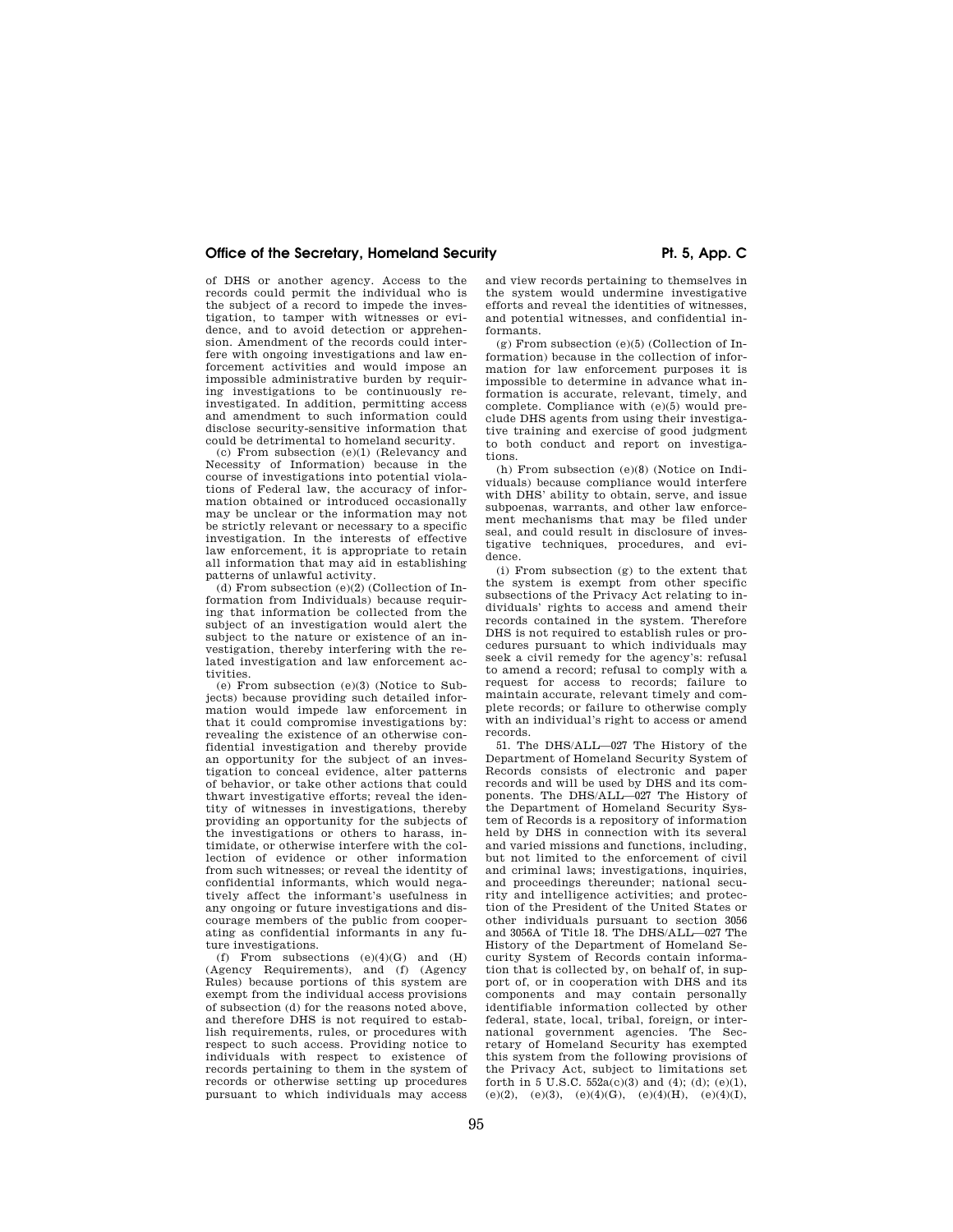of DHS or another agency. Access to the records could permit the individual who is the subject of a record to impede the investigation, to tamper with witnesses or evidence, and to avoid detection or apprehension. Amendment of the records could interfere with ongoing investigations and law enforcement activities and would impose an impossible administrative burden by requiring investigations to be continuously reinvestigated. In addition, permitting access and amendment to such information could disclose security-sensitive information that could be detrimental to homeland security.

(c) From subsection (e)(1) (Relevancy and Necessity of Information) because in the course of investigations into potential violations of Federal law, the accuracy of information obtained or introduced occasionally may be unclear or the information may not be strictly relevant or necessary to a specific investigation. In the interests of effective law enforcement, it is appropriate to retain all information that may aid in establishing patterns of unlawful activity.

(d) From subsection (e)(2) (Collection of Information from Individuals) because requiring that information be collected from the subject of an investigation would alert the subject to the nature or existence of an investigation, thereby interfering with the related investigation and law enforcement activities.

(e) From subsection (e)(3) (Notice to Subjects) because providing such detailed information would impede law enforcement in that it could compromise investigations by: revealing the existence of an otherwise confidential investigation and thereby provide an opportunity for the subject of an investigation to conceal evidence, alter patterns of behavior, or take other actions that could thwart investigative efforts; reveal the identity of witnesses in investigations, thereby providing an opportunity for the subjects of the investigations or others to harass, intimidate, or otherwise interfere with the collection of evidence or other information from such witnesses; or reveal the identity of confidential informants, which would negatively affect the informant's usefulness in any ongoing or future investigations and discourage members of the public from cooperating as confidential informants in any future investigations.

(f) From subsections (e)(4)(G) and (H) (Agency Requirements), and (f) (Agency Rules) because portions of this system are exempt from the individual access provisions of subsection (d) for the reasons noted above, and therefore DHS is not required to establish requirements, rules, or procedures with respect to such access. Providing notice to individuals with respect to existence of records pertaining to them in the system of records or otherwise setting up procedures pursuant to which individuals may access and view records pertaining to themselves in the system would undermine investigative efforts and reveal the identities of witnesses, and potential witnesses, and confidential informants.

(g) From subsection (e)(5) (Collection of Information) because in the collection of information for law enforcement purposes it is impossible to determine in advance what information is accurate, relevant, timely, and complete. Compliance with (e)(5) would preclude DHS agents from using their investigative training and exercise of good judgment to both conduct and report on investigations.

(h) From subsection (e)(8) (Notice on Individuals) because compliance would interfere with DHS' ability to obtain, serve, and issue subpoenas, warrants, and other law enforcement mechanisms that may be filed under seal, and could result in disclosure of investigative techniques, procedures, and evidence.

(i) From subsection (g) to the extent that the system is exempt from other specific subsections of the Privacy Act relating to individuals' rights to access and amend their records contained in the system. Therefore DHS is not required to establish rules or procedures pursuant to which individuals may seek a civil remedy for the agency's: refusal to amend a record; refusal to comply with a request for access to records; failure to maintain accurate, relevant timely and complete records; or failure to otherwise comply with an individual's right to access or amend records.

51. The DHS/ALL—027 The History of the Department of Homeland Security System of Records consists of electronic and paper records and will be used by DHS and its components. The DHS/ALL—027 The History of the Department of Homeland Security System of Records is a repository of information held by DHS in connection with its several and varied missions and functions, including, but not limited to the enforcement of civil and criminal laws; investigations, inquiries, and proceedings thereunder; national security and intelligence activities; and protection of the President of the United States or other individuals pursuant to section 3056 and 3056A of Title 18. The DHS/ALL—027 The History of the Department of Homeland Security System of Records contain information that is collected by, on behalf of, in support of, or in cooperation with DHS and its components and may contain personally identifiable information collected by other federal, state, local, tribal, foreign, or international government agencies. The Secretary of Homeland Security has exempted this system from the following provisions of the Privacy Act, subject to limitations set forth in 5 U.S.C. 552a(c)(3) and (4); (d); (e)(1), (e)(2), (e)(3), (e)(4)(G), (e)(4)(H), (e)(4)(I),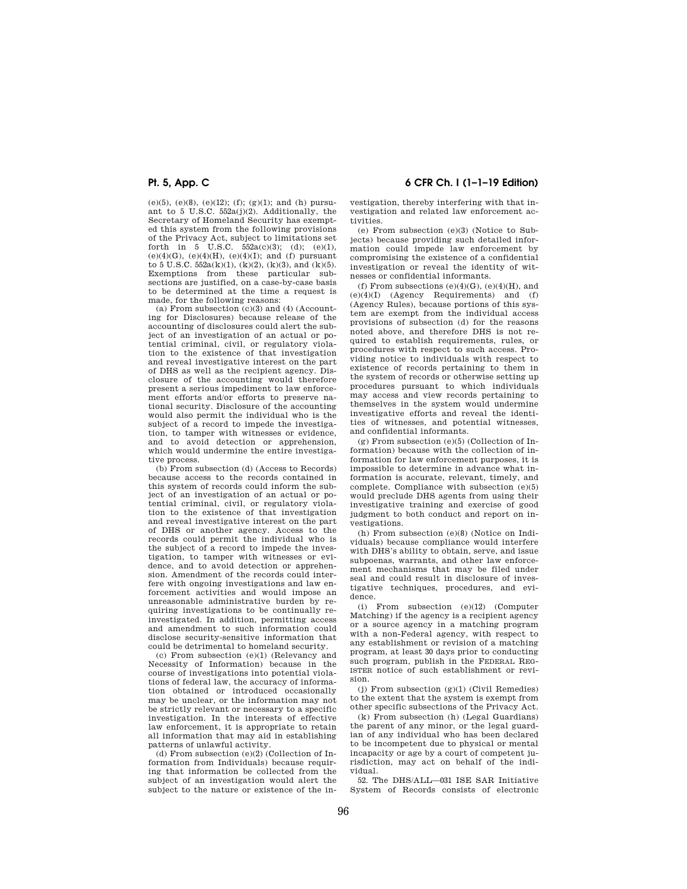(e)(5), (e)(8), (e)(12); (f); (g)(1); and (h) pursuant to 5 U.S.C. 552a(j)(2). Additionally, the Secretary of Homeland Security has exempted this system from the following provisions of the Privacy Act, subject to limitations set forth in 5 U.S.C. 552a(c)(3); (d); (e)(1), (e)(4)(G), (e)(4)(H), (e)(4)(I); and (f) pursuant to 5 U.S.C. 552a(k)(1), (k)(2), (k)(3), and (k)(5). Exemptions from these particular subsections are justified, on a case-by-case basis to be determined at the time a request is made, for the following reasons:

(a) From subsection (c)(3) and (4) (Accounting for Disclosures) because release of the accounting of disclosures could alert the subject of an investigation of an actual or potential criminal, civil, or regulatory violation to the existence of that investigation and reveal investigative interest on the part of DHS as well as the recipient agency. Disclosure of the accounting would therefore present a serious impediment to law enforcement efforts and/or efforts to preserve national security. Disclosure of the accounting would also permit the individual who is the subject of a record to impede the investigation, to tamper with witnesses or evidence, and to avoid detection or apprehension, which would undermine the entire investigative process.

(b) From subsection (d) (Access to Records) because access to the records contained in this system of records could inform the subject of an investigation of an actual or potential criminal, civil, or regulatory violation to the existence of that investigation and reveal investigative interest on the part of DHS or another agency. Access to the records could permit the individual who is the subject of a record to impede the investigation, to tamper with witnesses or evidence, and to avoid detection or apprehension. Amendment of the records could interfere with ongoing investigations and law enforcement activities and would impose an unreasonable administrative burden by requiring investigations to be continually reinvestigated. In addition, permitting access and amendment to such information could disclose security-sensitive information that could be detrimental to homeland security.

(c) From subsection (e)(1) (Relevancy and Necessity of Information) because in the course of investigations into potential violations of federal law, the accuracy of information obtained or introduced occasionally may be unclear, or the information may not be strictly relevant or necessary to a specific investigation. In the interests of effective law enforcement, it is appropriate to retain all information that may aid in establishing patterns of unlawful activity.

(d) From subsection (e)(2) (Collection of Information from Individuals) because requiring that information be collected from the subject of an investigation would alert the subject to the nature or existence of the investigation, thereby interfering with that investigation and related law enforcement activities.

(e) From subsection (e)(3) (Notice to Subjects) because providing such detailed information could impede law enforcement by compromising the existence of a confidential investigation or reveal the identity of witnesses or confidential informants.

(f) From subsections (e)(4)(G), (e)(4)(H), and (e)(4)(I) (Agency Requirements) and (f) (Agency Rules), because portions of this system are exempt from the individual access provisions of subsection (d) for the reasons noted above, and therefore DHS is not required to establish requirements, rules, or procedures with respect to such access. Providing notice to individuals with respect to existence of records pertaining to them in the system of records or otherwise setting up procedures pursuant to which individuals may access and view records pertaining to themselves in the system would undermine investigative efforts and reveal the identities of witnesses, and potential witnesses, and confidential informants.

(g) From subsection (e)(5) (Collection of Information) because with the collection of information for law enforcement purposes, it is impossible to determine in advance what information is accurate, relevant, timely, and complete. Compliance with subsection (e)(5) would preclude DHS agents from using their investigative training and exercise of good judgment to both conduct and report on investigations.

(h) From subsection (e)(8) (Notice on Individuals) because compliance would interfere with DHS's ability to obtain, serve, and issue subpoenas, warrants, and other law enforcement mechanisms that may be filed under seal and could result in disclosure of investigative techniques, procedures, and evidence.

(i) From subsection (e)(12) (Computer Matching) if the agency is a recipient agency or a source agency in a matching program with a non-Federal agency, with respect to any establishment or revision of a matching program, at least 30 days prior to conducting such program, publish in the FEDERAL REGISTER notice of such establishment or revision.

(j) From subsection (g)(1) (Civil Remedies) to the extent that the system is exempt from other specific subsections of the Privacy Act.

(k) From subsection (h) (Legal Guardians) the parent of any minor, or the legal guardian of any individual who has been declared to be incompetent due to physical or mental incapacity or age by a court of competent jurisdiction, may act on behalf of the individual.

52. The DHS/ALL—031 ISE SAR Initiative System of Records consists of electronic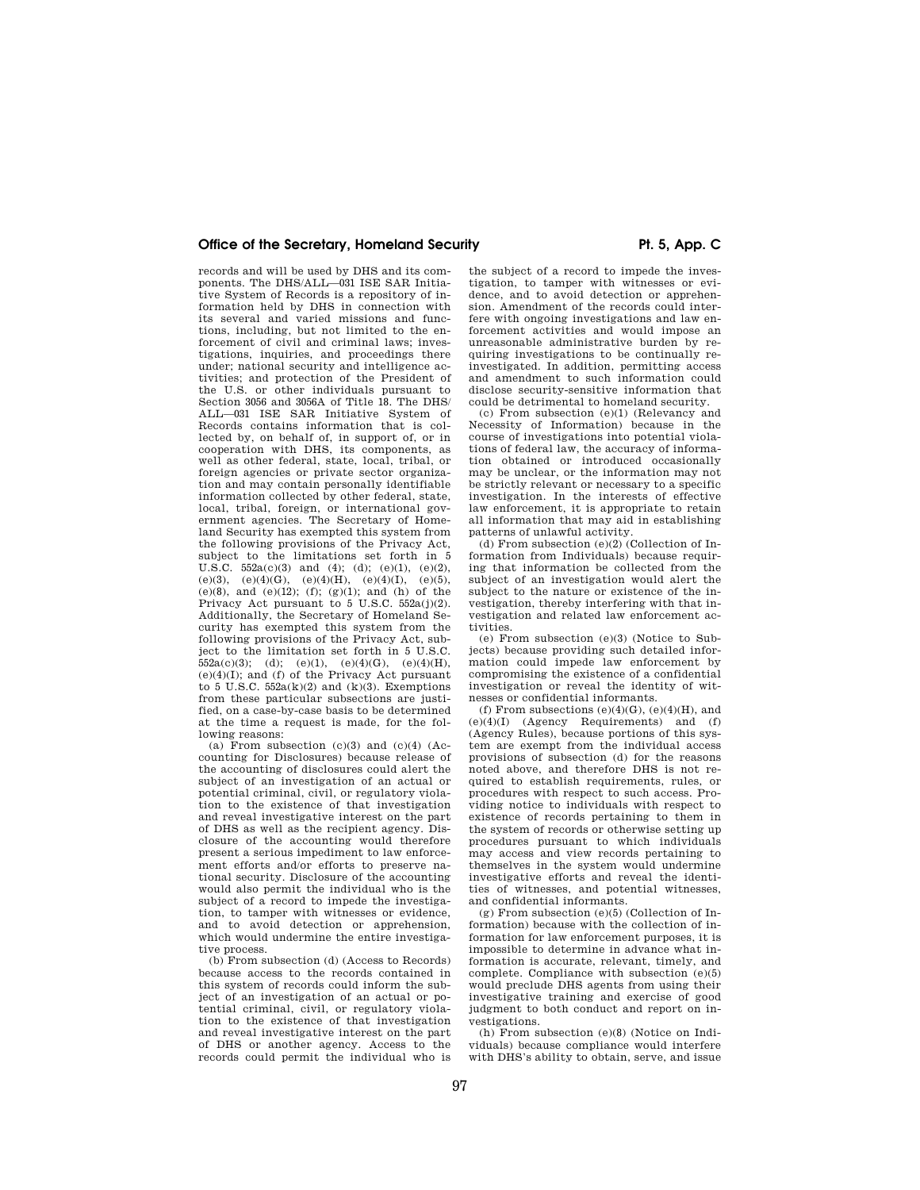records and will be used by DHS and its components. The DHS/ALL—031 ISE SAR Initiative System of Records is a repository of information held by DHS in connection with its several and varied missions and functions, including, but not limited to the enforcement of civil and criminal laws; investigations, inquiries, and proceedings there under; national security and intelligence activities; and protection of the President of the U.S. or other individuals pursuant to Section 3056 and 3056A of Title 18. The DHS/ALL—031 ISE SAR Initiative System of Records contains information that is collected by, on behalf of, in support of, or in cooperation with DHS, its components, as well as other federal, state, local, tribal, or foreign agencies or private sector organization and may contain personally identifiable information collected by other federal, state, local, tribal, foreign, or international government agencies. The Secretary of Homeland Security has exempted this system from the following provisions of the Privacy Act, subject to the limitations set forth in 5 U.S.C. 552a(c)(3) and (4); (d); (e)(1), (e)(2), (e)(3), (e)(4)(G), (e)(4)(H), (e)(4)(I), (e)(5), (e)(8), and (e)(12); (f); (g)(1); and (h) of the Privacy Act pursuant to 5 U.S.C. 552a(j)(2). Additionally, the Secretary of Homeland Security has exempted this system from the following provisions of the Privacy Act, subject to the limitation set forth in 5 U.S.C. 552a(c)(3); (d); (e)(1), (e)(4)(G), (e)(4)(H), (e)(4)(I); and (f) of the Privacy Act pursuant to 5 U.S.C. 552a(k)(2) and (k)(3). Exemptions from these particular subsections are justified, on a case-by-case basis to be determined at the time a request is made, for the following reasons:

(a) From subsection (c)(3) and (c)(4) (Accounting for Disclosures) because release of the accounting of disclosures could alert the subject of an investigation of an actual or potential criminal, civil, or regulatory violation to the existence of that investigation and reveal investigative interest on the part of DHS as well as the recipient agency. Disclosure of the accounting would therefore present a serious impediment to law enforcement efforts and/or efforts to preserve national security. Disclosure of the accounting would also permit the individual who is the subject of a record to impede the investigation, to tamper with witnesses or evidence, and to avoid detection or apprehension, which would undermine the entire investigative process.

(b) From subsection (d) (Access to Records) because access to the records contained in this system of records could inform the subject of an investigation of an actual or potential criminal, civil, or regulatory violation to the existence of that investigation and reveal investigative interest on the part of DHS or another agency. Access to the records could permit the individual who is the subject of a record to impede the investigation, to tamper with witnesses or evidence, and to avoid detection or apprehension. Amendment of the records could interfere with ongoing investigations and law enforcement activities and would impose an unreasonable administrative burden by requiring investigations to be continually reinvestigated. In addition, permitting access and amendment to such information could disclose security-sensitive information that could be detrimental to homeland security.

(c) From subsection (e)(1) (Relevancy and Necessity of Information) because in the course of investigations into potential violations of federal law, the accuracy of information obtained or introduced occasionally may be unclear, or the information may not be strictly relevant or necessary to a specific investigation. In the interests of effective law enforcement, it is appropriate to retain all information that may aid in establishing patterns of unlawful activity.

(d) From subsection (e)(2) (Collection of Information from Individuals) because requiring that information be collected from the subject of an investigation would alert the subject to the nature or existence of the investigation, thereby interfering with that investigation and related law enforcement activities.

(e) From subsection (e)(3) (Notice to Subjects) because providing such detailed information could impede law enforcement by compromising the existence of a confidential investigation or reveal the identity of witnesses or confidential informants.

(f) From subsections (e)(4)(G), (e)(4)(H), and (e)(4)(I) (Agency Requirements) and (f) (Agency Rules), because portions of this system are exempt from the individual access provisions of subsection (d) for the reasons noted above, and therefore DHS is not required to establish requirements, rules, or procedures with respect to such access. Providing notice to individuals with respect to existence of records pertaining to them in the system of records or otherwise setting up procedures pursuant to which individuals may access and view records pertaining to themselves in the system would undermine investigative efforts and reveal the identities of witnesses, and potential witnesses, and confidential informants.

(g) From subsection (e)(5) (Collection of Information) because with the collection of information for law enforcement purposes, it is impossible to determine in advance what information is accurate, relevant, timely, and complete. Compliance with subsection (e)(5) would preclude DHS agents from using their investigative training and exercise of good judgment to both conduct and report on investigations.

(h) From subsection (e)(8) (Notice on Individuals) because compliance would interfere with DHS's ability to obtain, serve, and issue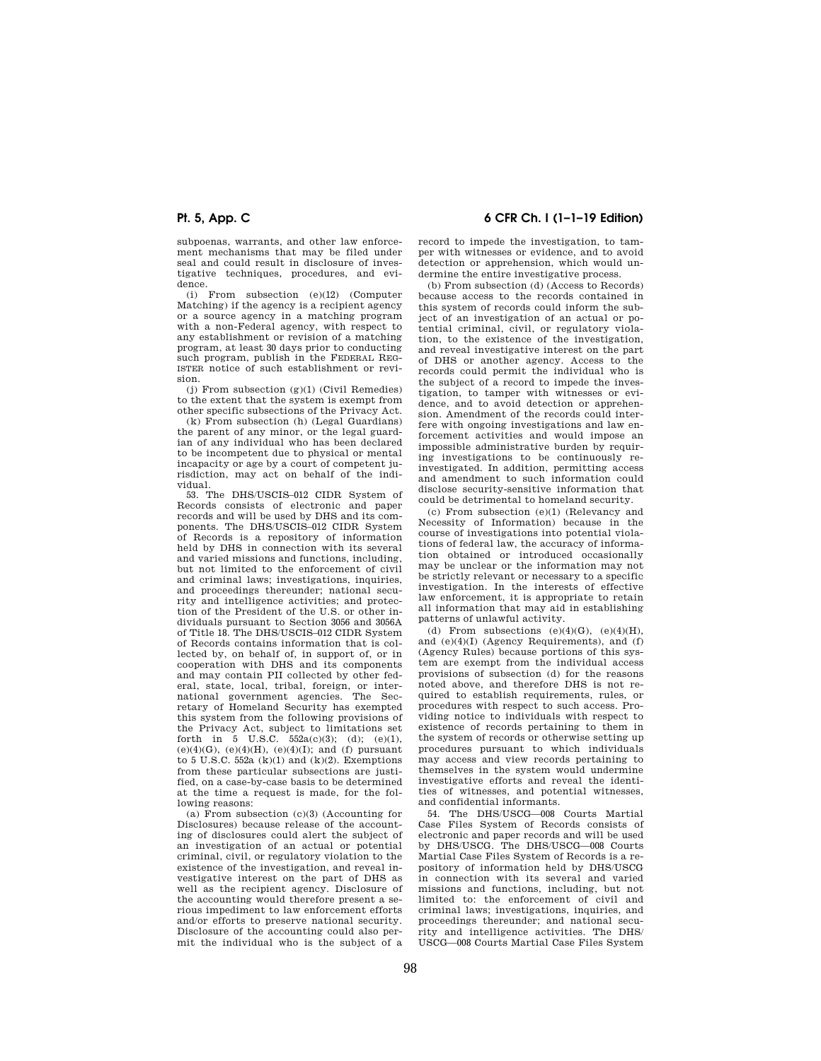subpoenas, warrants, and other law enforcement mechanisms that may be filed under seal and could result in disclosure of investigative techniques, procedures, and evidence.

(i) From subsection (e)(12) (Computer Matching) if the agency is a recipient agency or a source agency in a matching program with a non-Federal agency, with respect to any establishment or revision of a matching program, at least 30 days prior to conducting such program, publish in the FEDERAL REGISTER notice of such establishment or revision.

(j) From subsection (g)(1) (Civil Remedies) to the extent that the system is exempt from other specific subsections of the Privacy Act.

(k) From subsection (h) (Legal Guardians) the parent of any minor, or the legal guardian of any individual who has been declared to be incompetent due to physical or mental incapacity or age by a court of competent jurisdiction, may act on behalf of the individual.

53. The DHS/USCIS–012 CIDR System of Records consists of electronic and paper records and will be used by DHS and its components. The DHS/USCIS–012 CIDR System of Records is a repository of information held by DHS in connection with its several and varied missions and functions, including, but not limited to the enforcement of civil and criminal laws; investigations, inquiries, and proceedings thereunder; national security and intelligence activities; and protection of the President of the U.S. or other individuals pursuant to Section 3056 and 3056A of Title 18. The DHS/USCIS–012 CIDR System of Records contains information that is collected by, on behalf of, in support of, or in cooperation with DHS and its components and may contain PII collected by other federal, state, local, tribal, foreign, or international government agencies. The Secretary of Homeland Security has exempted this system from the following provisions of the Privacy Act, subject to limitations set forth in 5 U.S.C. 552a(c)(3); (d); (e)(1), (e)(4)(G), (e)(4)(H), (e)(4)(I); and (f) pursuant to 5 U.S.C. 552a (k)(1) and (k)(2). Exemptions from these particular subsections are justified, on a case-by-case basis to be determined at the time a request is made, for the following reasons:

(a) From subsection (c)(3) (Accounting for Disclosures) because release of the accounting of disclosures could alert the subject of an investigation of an actual or potential criminal, civil, or regulatory violation to the existence of the investigation, and reveal investigative interest on the part of DHS as well as the recipient agency. Disclosure of the accounting would therefore present a serious impediment to law enforcement efforts and/or efforts to preserve national security. Disclosure of the accounting could also permit the individual who is the subject of a record to impede the investigation, to tamper with witnesses or evidence, and to avoid detection or apprehension, which would undermine the entire investigative process.

(b) From subsection (d) (Access to Records) because access to the records contained in this system of records could inform the subject of an investigation of an actual or potential criminal, civil, or regulatory violation, to the existence of the investigation, and reveal investigative interest on the part of DHS or another agency. Access to the records could permit the individual who is the subject of a record to impede the investigation, to tamper with witnesses or evidence, and to avoid detection or apprehension. Amendment of the records could interfere with ongoing investigations and law enforcement activities and would impose an impossible administrative burden by requiring investigations to be continuously reinvestigated. In addition, permitting access and amendment to such information could disclose security-sensitive information that could be detrimental to homeland security.

(c) From subsection (e)(1) (Relevancy and Necessity of Information) because in the course of investigations into potential violations of federal law, the accuracy of information obtained or introduced occasionally may be unclear or the information may not be strictly relevant or necessary to a specific investigation. In the interests of effective law enforcement, it is appropriate to retain all information that may aid in establishing patterns of unlawful activity.

(d) From subsections (e)(4)(G), (e)(4)(H), and (e)(4)(I) (Agency Requirements), and (f) (Agency Rules) because portions of this system are exempt from the individual access provisions of subsection (d) for the reasons noted above, and therefore DHS is not required to establish requirements, rules, or procedures with respect to such access. Providing notice to individuals with respect to existence of records pertaining to them in the system of records or otherwise setting up procedures pursuant to which individuals may access and view records pertaining to themselves in the system would undermine investigative efforts and reveal the identities of witnesses, and potential witnesses, and confidential informants.

54. The DHS/USCG—008 Courts Martial Case Files System of Records consists of electronic and paper records and will be used by DHS/USCG. The DHS/USCG—008 Courts Martial Case Files System of Records is a repository of information held by DHS/USCG in connection with its several and varied missions and functions, including, but not limited to: the enforcement of civil and criminal laws; investigations, inquiries, and proceedings thereunder; and national security and intelligence activities. The DHS/USCG—008 Courts Martial Case Files System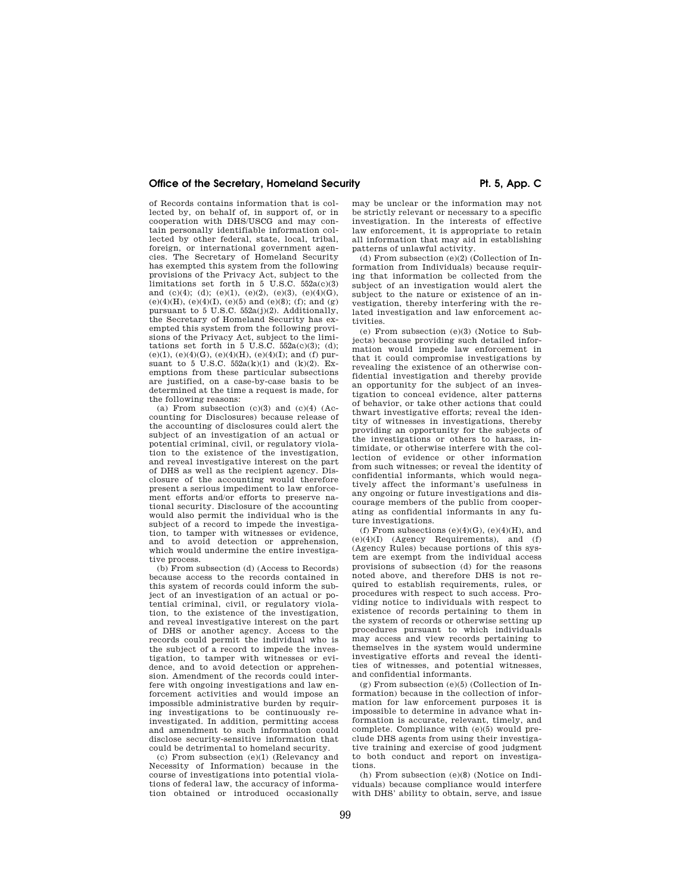of Records contains information that is collected by, on behalf of, in support of, or in cooperation with DHS/USCG and may contain personally identifiable information collected by other federal, state, local, tribal, foreign, or international government agencies. The Secretary of Homeland Security has exempted this system from the following provisions of the Privacy Act, subject to the limitations set forth in 5 U.S.C. 552a(c)(3) and (c)(4); (d); (e)(1), (e)(2), (e)(3), (e)(4)(G), (e)(4)(H), (e)(4)(I), (e)(5) and (e)(8); (f); and (g) pursuant to 5 U.S.C. 552a(j)(2). Additionally, the Secretary of Homeland Security has exempted this system from the following provisions of the Privacy Act, subject to the limitations set forth in 5 U.S.C. 552a(c)(3); (d); (e)(1), (e)(4)(G), (e)(4)(H), (e)(4)(I); and (f) pursuant to 5 U.S.C. 552a(k)(1) and (k)(2). Exemptions from these particular subsections are justified, on a case-by-case basis to be determined at the time a request is made, for the following reasons:

(a) From subsection (c)(3) and (c)(4) (Accounting for Disclosures) because release of the accounting of disclosures could alert the subject of an investigation of an actual or potential criminal, civil, or regulatory violation to the existence of the investigation, and reveal investigative interest on the part of DHS as well as the recipient agency. Disclosure of the accounting would therefore present a serious impediment to law enforcement efforts and/or efforts to preserve national security. Disclosure of the accounting would also permit the individual who is the subject of a record to impede the investigation, to tamper with witnesses or evidence, and to avoid detection or apprehension, which would undermine the entire investigative process.

(b) From subsection (d) (Access to Records) because access to the records contained in this system of records could inform the subject of an investigation of an actual or potential criminal, civil, or regulatory violation, to the existence of the investigation, and reveal investigative interest on the part of DHS or another agency. Access to the records could permit the individual who is the subject of a record to impede the investigation, to tamper with witnesses or evidence, and to avoid detection or apprehension. Amendment of the records could interfere with ongoing investigations and law enforcement activities and would impose an impossible administrative burden by requiring investigations to be continuously reinvestigated. In addition, permitting access and amendment to such information could disclose security-sensitive information that could be detrimental to homeland security.

(c) From subsection (e)(1) (Relevancy and Necessity of Information) because in the course of investigations into potential violations of federal law, the accuracy of information obtained or introduced occasionally may be unclear or the information may not be strictly relevant or necessary to a specific investigation. In the interests of effective law enforcement, it is appropriate to retain all information that may aid in establishing patterns of unlawful activity.

(d) From subsection (e)(2) (Collection of Information from Individuals) because requiring that information be collected from the subject of an investigation would alert the subject to the nature or existence of an investigation, thereby interfering with the related investigation and law enforcement activities.

(e) From subsection (e)(3) (Notice to Subjects) because providing such detailed information would impede law enforcement in that it could compromise investigations by revealing the existence of an otherwise confidential investigation and thereby provide an opportunity for the subject of an investigation to conceal evidence, alter patterns of behavior, or take other actions that could thwart investigative efforts; reveal the identity of witnesses in investigations, thereby providing an opportunity for the subjects of the investigations or others to harass, intimidate, or otherwise interfere with the collection of evidence or other information from such witnesses; or reveal the identity of confidential informants, which would negatively affect the informant's usefulness in any ongoing or future investigations and discourage members of the public from cooperating as confidential informants in any future investigations.

(f) From subsections (e)(4)(G), (e)(4)(H), and (e)(4)(I) (Agency Requirements), and (f) (Agency Rules) because portions of this system are exempt from the individual access provisions of subsection (d) for the reasons noted above, and therefore DHS is not required to establish requirements, rules, or procedures with respect to such access. Providing notice to individuals with respect to existence of records pertaining to them in the system of records or otherwise setting up procedures pursuant to which individuals may access and view records pertaining to themselves in the system would undermine investigative efforts and reveal the identities of witnesses, and potential witnesses, and confidential informants.

(g) From subsection (e)(5) (Collection of Information) because in the collection of information for law enforcement purposes it is impossible to determine in advance what information is accurate, relevant, timely, and complete. Compliance with (e)(5) would preclude DHS agents from using their investigative training and exercise of good judgment to both conduct and report on investigations.

(h) From subsection (e)(8) (Notice on Individuals) because compliance would interfere with DHS' ability to obtain, serve, and issue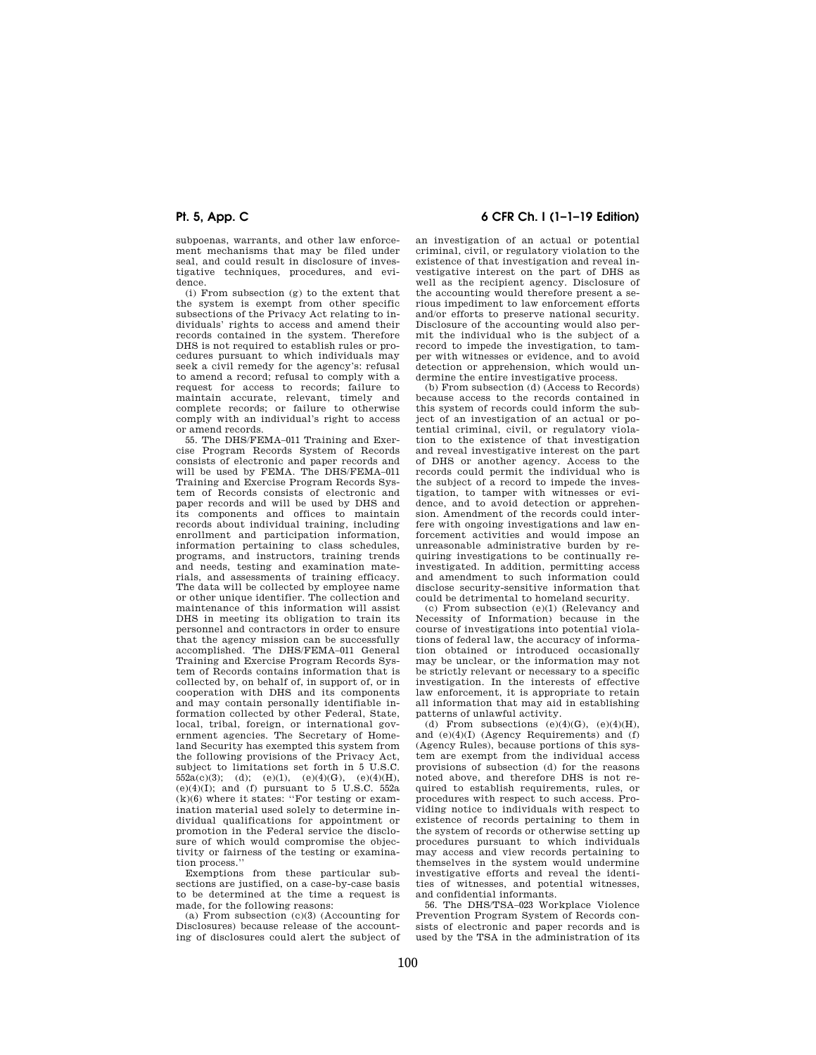subpoenas, warrants, and other law enforcement mechanisms that may be filed under seal, and could result in disclosure of investigative techniques, procedures, and evidence.

(i) From subsection (g) to the extent that the system is exempt from other specific subsections of the Privacy Act relating to individuals' rights to access and amend their records contained in the system. Therefore DHS is not required to establish rules or procedures pursuant to which individuals may seek a civil remedy for the agency's: refusal to amend a record; refusal to comply with a request for access to records; failure to maintain accurate, relevant, timely and complete records; or failure to otherwise comply with an individual's right to access or amend records.

55. The DHS/FEMA–011 Training and Exercise Program Records System of Records consists of electronic and paper records and will be used by FEMA. The DHS/FEMA–011 Training and Exercise Program Records System of Records consists of electronic and paper records and will be used by DHS and its components and offices to maintain records about individual training, including enrollment and participation information, information pertaining to class schedules, programs, and instructors, training trends and needs, testing and examination materials, and assessments of training efficacy. The data will be collected by employee name or other unique identifier. The collection and maintenance of this information will assist DHS in meeting its obligation to train its personnel and contractors in order to ensure that the agency mission can be successfully accomplished. The DHS/FEMA–011 General Training and Exercise Program Records System of Records contains information that is collected by, on behalf of, in support of, or in cooperation with DHS and its components and may contain personally identifiable information collected by other Federal, State, local, tribal, foreign, or international government agencies. The Secretary of Homeland Security has exempted this system from the following provisions of the Privacy Act, subject to limitations set forth in 5 U.S.C. 552a(c)(3); (d); (e)(1), (e)(4)(G), (e)(4)(H), (e)(4)(I); and (f) pursuant to 5 U.S.C. 552a (k)(6) where it states: "For testing or examination material used solely to determine individual qualifications for appointment or promotion in the Federal service the disclosure of which would compromise the objectivity or fairness of the testing or examination process."

Exemptions from these particular subsections are justified, on a case-by-case basis to be determined at the time a request is made, for the following reasons:

(a) From subsection (c)(3) (Accounting for Disclosures) because release of the accounting of disclosures could alert the subject of an investigation of an actual or potential criminal, civil, or regulatory violation to the existence of that investigation and reveal investigative interest on the part of DHS as well as the recipient agency. Disclosure of the accounting would therefore present a serious impediment to law enforcement efforts and/or efforts to preserve national security. Disclosure of the accounting would also permit the individual who is the subject of a record to impede the investigation, to tamper with witnesses or evidence, and to avoid detection or apprehension, which would undermine the entire investigative process.

(b) From subsection (d) (Access to Records) because access to the records contained in this system of records could inform the subject of an investigation of an actual or potential criminal, civil, or regulatory violation to the existence of that investigation and reveal investigative interest on the part of DHS or another agency. Access to the records could permit the individual who is the subject of a record to impede the investigation, to tamper with witnesses or evidence, and to avoid detection or apprehension. Amendment of the records could interfere with ongoing investigations and law enforcement activities and would impose an unreasonable administrative burden by requiring investigations to be continually reinvestigated. In addition, permitting access and amendment to such information could disclose security-sensitive information that could be detrimental to homeland security.

(c) From subsection (e)(1) (Relevancy and Necessity of Information) because in the course of investigations into potential violations of federal law, the accuracy of information obtained or introduced occasionally may be unclear, or the information may not be strictly relevant or necessary to a specific investigation. In the interests of effective law enforcement, it is appropriate to retain all information that may aid in establishing patterns of unlawful activity.

(d) From subsections (e)(4)(G), (e)(4)(H), and (e)(4)(I) (Agency Requirements) and (f) (Agency Rules), because portions of this system are exempt from the individual access provisions of subsection (d) for the reasons noted above, and therefore DHS is not required to establish requirements, rules, or procedures with respect to such access. Providing notice to individuals with respect to existence of records pertaining to them in the system of records or otherwise setting up procedures pursuant to which individuals may access and view records pertaining to themselves in the system would undermine investigative efforts and reveal the identities of witnesses, and potential witnesses, and confidential informants.

56. The DHS/TSA–023 Workplace Violence Prevention Program System of Records consists of electronic and paper records and is used by the TSA in the administration of its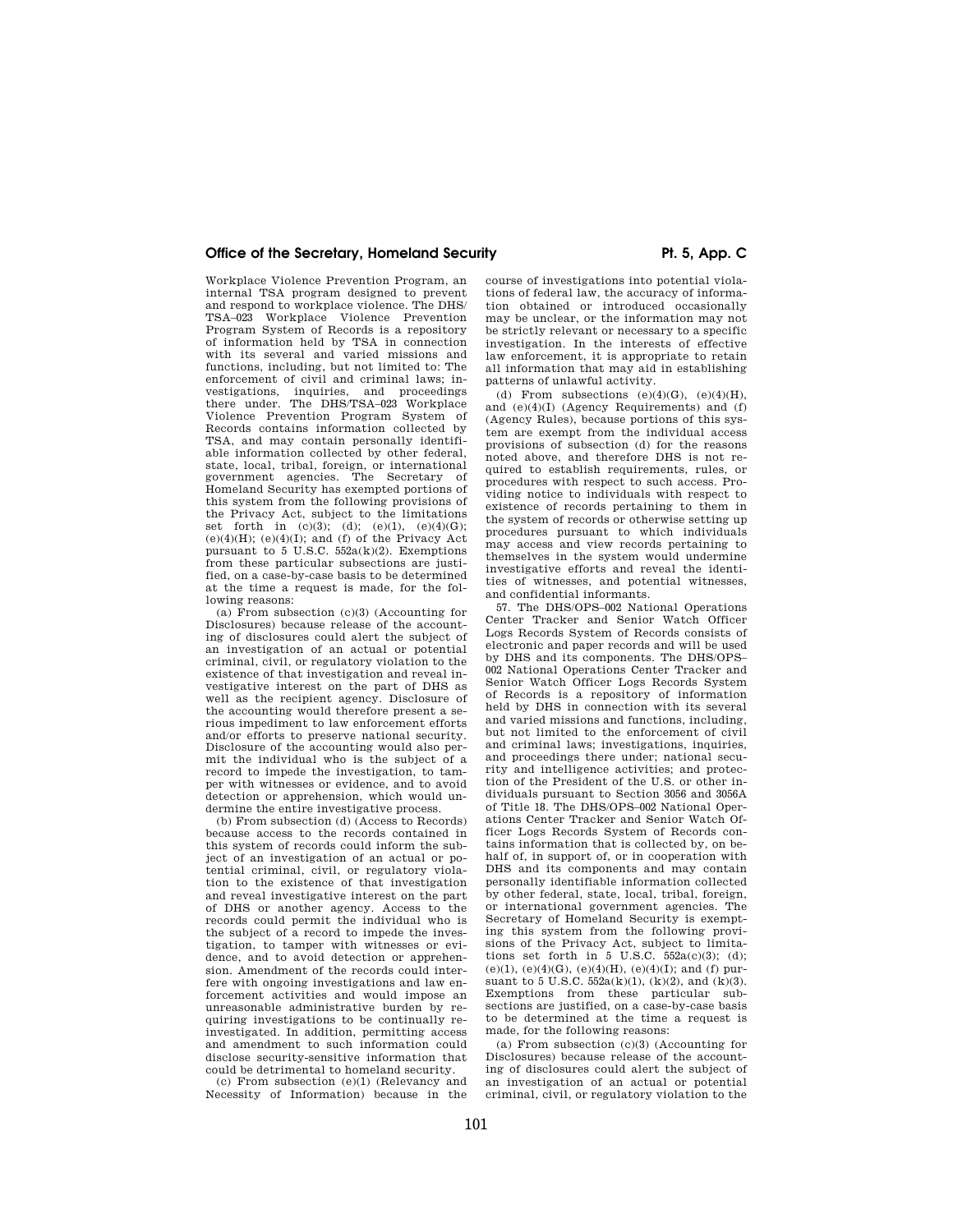Workplace Violence Prevention Program, an internal TSA program designed to prevent and respond to workplace violence. The DHS/TSA–023 Workplace Violence Prevention Program System of Records is a repository of information held by TSA in connection with its several and varied missions and functions, including, but not limited to: The enforcement of civil and criminal laws; investigations, inquiries, and proceedings there under. The DHS/TSA–023 Workplace Violence Prevention Program System of Records contains information collected by TSA, and may contain personally identifiable information collected by other federal, state, local, tribal, foreign, or international government agencies. The Secretary of Homeland Security has exempted portions of this system from the following provisions of the Privacy Act, subject to the limitations set forth in (c)(3); (d); (e)(1), (e)(4)(G); (e)(4)(H); (e)(4)(I); and (f) of the Privacy Act pursuant to 5 U.S.C. 552a(k)(2). Exemptions from these particular subsections are justified, on a case-by-case basis to be determined at the time a request is made, for the following reasons:

(a) From subsection (c)(3) (Accounting for Disclosures) because release of the accounting of disclosures could alert the subject of an investigation of an actual or potential criminal, civil, or regulatory violation to the existence of that investigation and reveal investigative interest on the part of DHS as well as the recipient agency. Disclosure of the accounting would therefore present a serious impediment to law enforcement efforts and/or efforts to preserve national security. Disclosure of the accounting would also permit the individual who is the subject of a record to impede the investigation, to tamper with witnesses or evidence, and to avoid detection or apprehension, which would undermine the entire investigative process.

(b) From subsection (d) (Access to Records) because access to the records contained in this system of records could inform the subject of an investigation of an actual or potential criminal, civil, or regulatory violation to the existence of that investigation and reveal investigative interest on the part of DHS or another agency. Access to the records could permit the individual who is the subject of a record to impede the investigation, to tamper with witnesses or evidence, and to avoid detection or apprehension. Amendment of the records could interfere with ongoing investigations and law enforcement activities and would impose an unreasonable administrative burden by requiring investigations to be continually reinvestigated. In addition, permitting access and amendment to such information could disclose security-sensitive information that could be detrimental to homeland security.

(c) From subsection (e)(1) (Relevancy and Necessity of Information) because in the course of investigations into potential violations of federal law, the accuracy of information obtained or introduced occasionally may be unclear, or the information may not be strictly relevant or necessary to a specific investigation. In the interests of effective law enforcement, it is appropriate to retain all information that may aid in establishing patterns of unlawful activity.

(d) From subsections (e)(4)(G), (e)(4)(H), and (e)(4)(I) (Agency Requirements) and (f) (Agency Rules), because portions of this system are exempt from the individual access provisions of subsection (d) for the reasons noted above, and therefore DHS is not required to establish requirements, rules, or procedures with respect to such access. Providing notice to individuals with respect to existence of records pertaining to them in the system of records or otherwise setting up procedures pursuant to which individuals may access and view records pertaining to themselves in the system would undermine investigative efforts and reveal the identities of witnesses, and potential witnesses, and confidential informants.

57. The DHS/OPS–002 National Operations Center Tracker and Senior Watch Officer Logs Records System of Records consists of electronic and paper records and will be used by DHS and its components. The DHS/OPS–002 National Operations Center Tracker and Senior Watch Officer Logs Records System of Records is a repository of information held by DHS in connection with its several and varied missions and functions, including, but not limited to the enforcement of civil and criminal laws; investigations, inquiries, and proceedings there under; national security and intelligence activities; and protection of the President of the U.S. or other individuals pursuant to Section 3056 and 3056A of Title 18. The DHS/OPS–002 National Operations Center Tracker and Senior Watch Officer Logs Records System of Records contains information that is collected by, on behalf of, in support of, or in cooperation with DHS and its components and may contain personally identifiable information collected by other federal, state, local, tribal, foreign, or international government agencies. The Secretary of Homeland Security is exempting this system from the following provisions of the Privacy Act, subject to limitations set forth in 5 U.S.C. 552a(c)(3); (d); (e)(1), (e)(4)(G), (e)(4)(H), (e)(4)(I); and (f) pursuant to 5 U.S.C. 552a(k)(1), (k)(2), and (k)(3). Exemptions from these particular subsections are justified, on a case-by-case basis to be determined at the time a request is made, for the following reasons:

(a) From subsection (c)(3) (Accounting for Disclosures) because release of the accounting of disclosures could alert the subject of an investigation of an actual or potential criminal, civil, or regulatory violation to the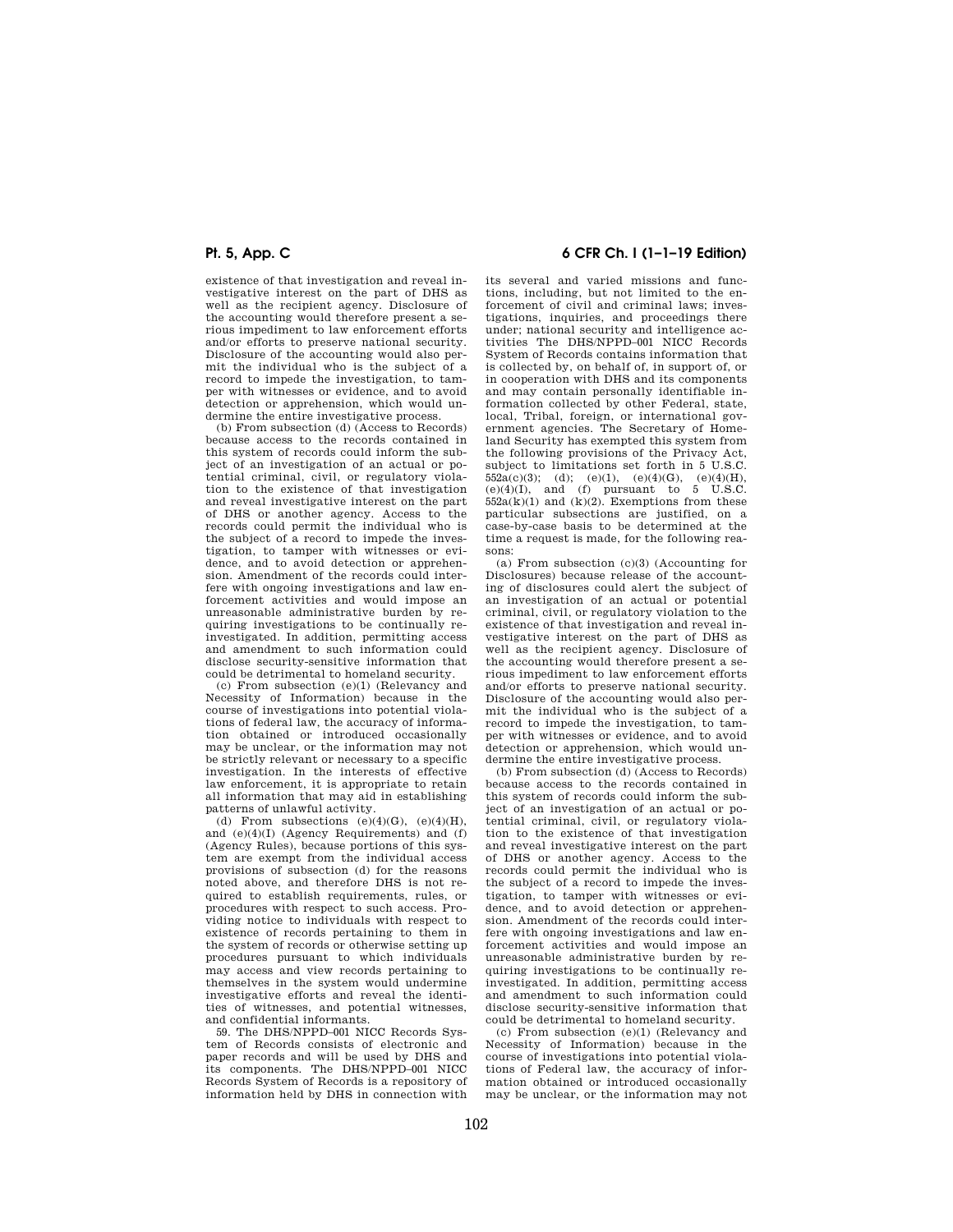existence of that investigation and reveal investigative interest on the part of DHS as well as the recipient agency. Disclosure of the accounting would therefore present a serious impediment to law enforcement efforts and/or efforts to preserve national security. Disclosure of the accounting would also permit the individual who is the subject of a record to impede the investigation, to tamper with witnesses or evidence, and to avoid detection or apprehension, which would undermine the entire investigative process.

(b) From subsection (d) (Access to Records) because access to the records contained in this system of records could inform the subject of an investigation of an actual or potential criminal, civil, or regulatory violation to the existence of that investigation and reveal investigative interest on the part of DHS or another agency. Access to the records could permit the individual who is the subject of a record to impede the investigation, to tamper with witnesses or evidence, and to avoid detection or apprehension. Amendment of the records could interfere with ongoing investigations and law enforcement activities and would impose an unreasonable administrative burden by requiring investigations to be continually reinvestigated. In addition, permitting access and amendment to such information could disclose security-sensitive information that could be detrimental to homeland security.

(c) From subsection (e)(1) (Relevancy and Necessity of Information) because in the course of investigations into potential violations of federal law, the accuracy of information obtained or introduced occasionally may be unclear, or the information may not be strictly relevant or necessary to a specific investigation. In the interests of effective law enforcement, it is appropriate to retain all information that may aid in establishing patterns of unlawful activity.

(d) From subsections (e)(4)(G), (e)(4)(H), and (e)(4)(I) (Agency Requirements) and (f) (Agency Rules), because portions of this system are exempt from the individual access provisions of subsection (d) for the reasons noted above, and therefore DHS is not required to establish requirements, rules, or procedures with respect to such access. Providing notice to individuals with respect to existence of records pertaining to them in the system of records or otherwise setting up procedures pursuant to which individuals may access and view records pertaining to themselves in the system would undermine investigative efforts and reveal the identities of witnesses, and potential witnesses, and confidential informants.

59. The DHS/NPPD–001 NICC Records System of Records consists of electronic and paper records and will be used by DHS and its components. The DHS/NPPD–001 NICC Records System of Records is a repository of information held by DHS in connection with its several and varied missions and functions, including, but not limited to the enforcement of civil and criminal laws; investigations, inquiries, and proceedings there under; national security and intelligence activities The DHS/NPPD–001 NICC Records System of Records contains information that is collected by, on behalf of, in support of, or in cooperation with DHS and its components and may contain personally identifiable information collected by other Federal, state, local, Tribal, foreign, or international government agencies. The Secretary of Homeland Security has exempted this system from the following provisions of the Privacy Act, subject to limitations set forth in 5 U.S.C. 552a(c)(3); (d); (e)(1), (e)(4)(G), (e)(4)(H), (e)(4)(I), and (f) pursuant to 5 U.S.C. 552a(k)(1) and (k)(2). Exemptions from these particular subsections are justified, on a case-by-case basis to be determined at the time a request is made, for the following reasons:

(a) From subsection (c)(3) (Accounting for Disclosures) because release of the accounting of disclosures could alert the subject of an investigation of an actual or potential criminal, civil, or regulatory violation to the existence of that investigation and reveal investigative interest on the part of DHS as well as the recipient agency. Disclosure of the accounting would therefore present a serious impediment to law enforcement efforts and/or efforts to preserve national security. Disclosure of the accounting would also permit the individual who is the subject of a record to impede the investigation, to tamper with witnesses or evidence, and to avoid detection or apprehension, which would undermine the entire investigative process.

(b) From subsection (d) (Access to Records) because access to the records contained in this system of records could inform the subject of an investigation of an actual or potential criminal, civil, or regulatory violation to the existence of that investigation and reveal investigative interest on the part of DHS or another agency. Access to the records could permit the individual who is the subject of a record to impede the investigation, to tamper with witnesses or evidence, and to avoid detection or apprehension. Amendment of the records could interfere with ongoing investigations and law enforcement activities and would impose an unreasonable administrative burden by requiring investigations to be continually reinvestigated. In addition, permitting access and amendment to such information could disclose security-sensitive information that could be detrimental to homeland security.

(c) From subsection (e)(1) (Relevancy and Necessity of Information) because in the course of investigations into potential violations of Federal law, the accuracy of information obtained or introduced occasionally may be unclear, or the information may not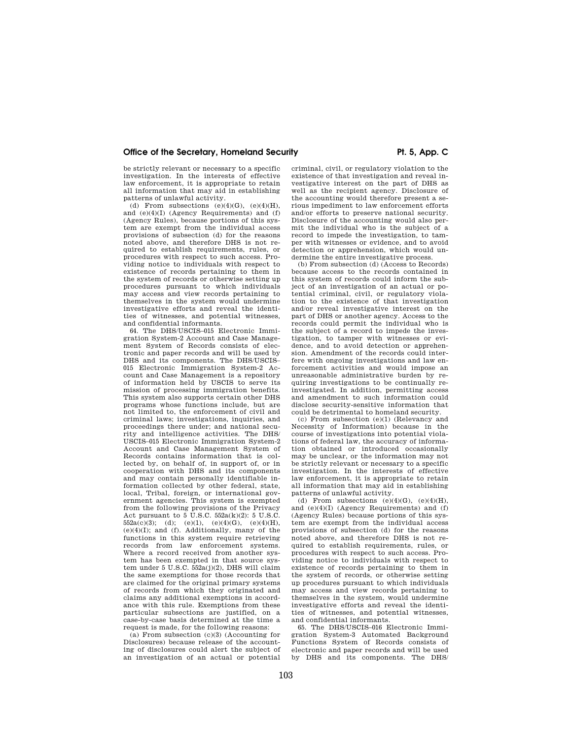be strictly relevant or necessary to a specific investigation. In the interests of effective law enforcement, it is appropriate to retain all information that may aid in establishing patterns of unlawful activity.

(d) From subsections (e)(4)(G), (e)(4)(H), and (e)(4)(I) (Agency Requirements) and (f) (Agency Rules), because portions of this system are exempt from the individual access provisions of subsection (d) for the reasons noted above, and therefore DHS is not required to establish requirements, rules, or procedures with respect to such access. Providing notice to individuals with respect to existence of records pertaining to them in the system of records or otherwise setting up procedures pursuant to which individuals may access and view records pertaining to themselves in the system would undermine investigative efforts and reveal the identities of witnesses, and potential witnesses, and confidential informants.

64. The DHS/USCIS–015 Electronic Immigration System-2 Account and Case Management System of Records consists of electronic and paper records and will be used by DHS and its components. The DHS/USCIS–015 Electronic Immigration System-2 Account and Case Management is a repository of information held by USCIS to serve its mission of processing immigration benefits. This system also supports certain other DHS programs whose functions include, but are not limited to, the enforcement of civil and criminal laws; investigations, inquiries, and proceedings there under; and national security and intelligence activities. The DHS/USCIS–015 Electronic Immigration System-2 Account and Case Management System of Records contains information that is collected by, on behalf of, in support of, or in cooperation with DHS and its components and may contain personally identifiable information collected by other federal, state, local, Tribal, foreign, or international government agencies. This system is exempted from the following provisions of the Privacy Act pursuant to 5 U.S.C. 552a(k)(2): 5 U.S.C. 552a(c)(3); (d); (e)(1), (e)(4)(G), (e)(4)(H), (e)(4)(I); and (f). Additionally, many of the functions in this system require retrieving records from law enforcement systems. Where a record received from another system has been exempted in that source system under 5 U.S.C. 552a(j)(2), DHS will claim the same exemptions for those records that are claimed for the original primary systems of records from which they originated and claims any additional exemptions in accordance with this rule. Exemptions from these particular subsections are justified, on a case-by-case basis determined at the time a request is made, for the following reasons:

(a) From subsection (c)(3) (Accounting for Disclosures) because release of the accounting of disclosures could alert the subject of an investigation of an actual or potential criminal, civil, or regulatory violation to the existence of that investigation and reveal investigative interest on the part of DHS as well as the recipient agency. Disclosure of the accounting would therefore present a serious impediment to law enforcement efforts and/or efforts to preserve national security. Disclosure of the accounting would also permit the individual who is the subject of a record to impede the investigation, to tamper with witnesses or evidence, and to avoid detection or apprehension, which would undermine the entire investigative process.

(b) From subsection (d) (Access to Records) because access to the records contained in this system of records could inform the subject of an investigation of an actual or potential criminal, civil, or regulatory violation to the existence of that investigation and/or reveal investigative interest on the part of DHS or another agency. Access to the records could permit the individual who is the subject of a record to impede the investigation, to tamper with witnesses or evidence, and to avoid detection or apprehension. Amendment of the records could interfere with ongoing investigations and law enforcement activities and would impose an unreasonable administrative burden by requiring investigations to be continually reinvestigated. In addition, permitting access and amendment to such information could disclose security-sensitive information that could be detrimental to homeland security.

(c) From subsection (e)(1) (Relevancy and Necessity of Information) because in the course of investigations into potential violations of federal law, the accuracy of information obtained or introduced occasionally may be unclear, or the information may not be strictly relevant or necessary to a specific investigation. In the interests of effective law enforcement, it is appropriate to retain all information that may aid in establishing patterns of unlawful activity.

(d) From subsections (e)(4)(G), (e)(4)(H), and (e)(4)(I) (Agency Requirements) and (f) (Agency Rules) because portions of this system are exempt from the individual access provisions of subsection (d) for the reasons noted above, and therefore DHS is not required to establish requirements, rules, or procedures with respect to such access. Providing notice to individuals with respect to existence of records pertaining to them in the system of records, or otherwise setting up procedures pursuant to which individuals may access and view records pertaining to themselves in the system, would undermine investigative efforts and reveal the identities of witnesses, and potential witnesses, and confidential informants.

65. The DHS/USCIS–016 Electronic Immigration System-3 Automated Background Functions System of Records consists of electronic and paper records and will be used by DHS and its components. The DHS/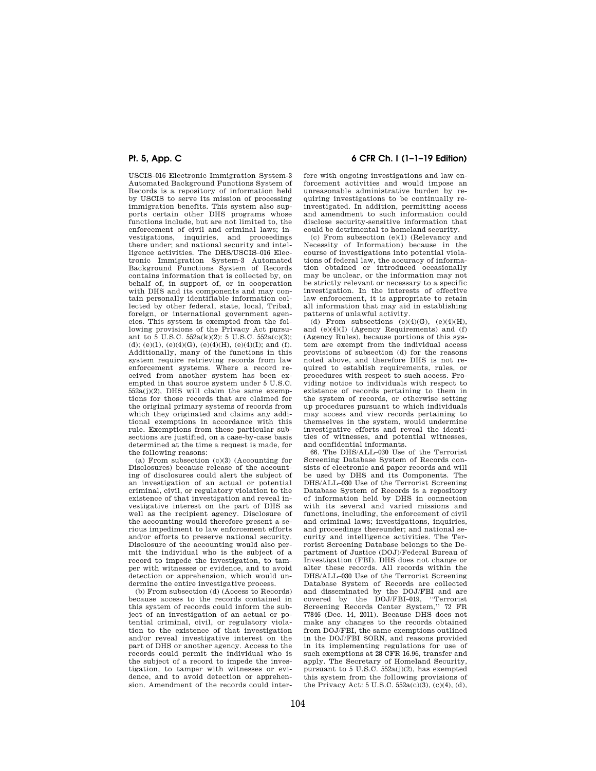USCIS–016 Electronic Immigration System-3 Automated Background Functions System of Records is a repository of information held by USCIS to serve its mission of processing immigration benefits. This system also supports certain other DHS programs whose functions include, but are not limited to, the enforcement of civil and criminal laws; investigations, inquiries, and proceedings there under; and national security and intelligence activities. The DHS/USCIS–016 Electronic Immigration System-3 Automated Background Functions System of Records contains information that is collected by, on behalf of, in support of, or in cooperation with DHS and its components and may contain personally identifiable information collected by other federal, state, local, Tribal, foreign, or international government agencies. This system is exempted from the following provisions of the Privacy Act pursuant to 5 U.S.C. 552a(k)(2): 5 U.S.C. 552a(c)(3); (d); (e)(1), (e)(4)(G), (e)(4)(H), (e)(4)(I); and (f). Additionally, many of the functions in this system require retrieving records from law enforcement systems. Where a record received from another system has been exempted in that source system under 5 U.S.C. 552a(j)(2), DHS will claim the same exemptions for those records that are claimed for the original primary systems of records from which they originated and claims any additional exemptions in accordance with this rule. Exemptions from these particular subsections are justified, on a case-by-case basis determined at the time a request is made, for the following reasons:

(a) From subsection (c)(3) (Accounting for Disclosures) because release of the accounting of disclosures could alert the subject of an investigation of an actual or potential criminal, civil, or regulatory violation to the existence of that investigation and reveal investigative interest on the part of DHS as well as the recipient agency. Disclosure of the accounting would therefore present a serious impediment to law enforcement efforts and/or efforts to preserve national security. Disclosure of the accounting would also permit the individual who is the subject of a record to impede the investigation, to tamper with witnesses or evidence, and to avoid detection or apprehension, which would undermine the entire investigative process.

(b) From subsection (d) (Access to Records) because access to the records contained in this system of records could inform the subject of an investigation of an actual or potential criminal, civil, or regulatory violation to the existence of that investigation and/or reveal investigative interest on the part of DHS or another agency. Access to the records could permit the individual who is the subject of a record to impede the investigation, to tamper with witnesses or evidence, and to avoid detection or apprehension. Amendment of the records could interfere with ongoing investigations and law enforcement activities and would impose an unreasonable administrative burden by requiring investigations to be continually reinvestigated. In addition, permitting access and amendment to such information could disclose security-sensitive information that could be detrimental to homeland security.

(c) From subsection (e)(1) (Relevancy and Necessity of Information) because in the course of investigations into potential violations of federal law, the accuracy of information obtained or introduced occasionally may be unclear, or the information may not be strictly relevant or necessary to a specific investigation. In the interests of effective law enforcement, it is appropriate to retain all information that may aid in establishing patterns of unlawful activity.

(d) From subsections (e)(4)(G), (e)(4)(H), and (e)(4)(I) (Agency Requirements) and (f) (Agency Rules), because portions of this system are exempt from the individual access provisions of subsection (d) for the reasons noted above, and therefore DHS is not required to establish requirements, rules, or procedures with respect to such access. Providing notice to individuals with respect to existence of records pertaining to them in the system of records, or otherwise setting up procedures pursuant to which individuals may access and view records pertaining to themselves in the system, would undermine investigative efforts and reveal the identities of witnesses, and potential witnesses, and confidential informants.

66. The DHS/ALL–030 Use of the Terrorist Screening Database System of Records consists of electronic and paper records and will be used by DHS and its Components. The DHS/ALL–030 Use of the Terrorist Screening Database System of Records is a repository of information held by DHS in connection with its several and varied missions and functions, including, the enforcement of civil and criminal laws; investigations, inquiries, and proceedings thereunder; and national security and intelligence activities. The Terrorist Screening Database belongs to the Department of Justice (DOJ)/Federal Bureau of Investigation (FBI). DHS does not change or alter these records. All records within the DHS/ALL–030 Use of the Terrorist Screening Database System of Records are collected and disseminated by the DOJ/FBI and are covered by the DOJ/FBI–019, ''Terrorist Screening Records Center System,'' 72 FR 77846 (Dec. 14, 2011). Because DHS does not make any changes to the records obtained from DOJ/FBI, the same exemptions outlined in the DOJ/FBI SORN, and reasons provided in its implementing regulations for use of such exemptions at 28 CFR 16.96, transfer and apply. The Secretary of Homeland Security, pursuant to 5 U.S.C. 552a(j)(2), has exempted this system from the following provisions of the Privacy Act: 5 U.S.C. 552a(c)(3), (c)(4), (d),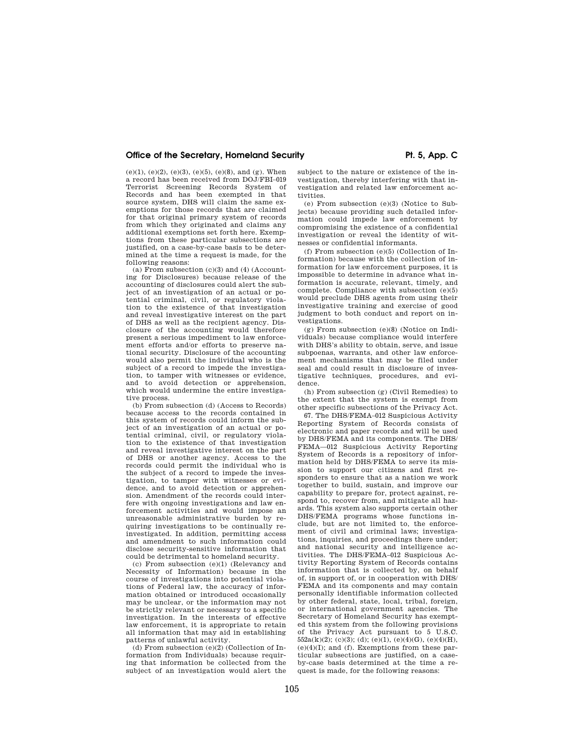(e)(1), (e)(2), (e)(3), (e)(5), (e)(8), and (g). When a record has been received from DOJ/FBI–019 Terrorist Screening Records System of Records and has been exempted in that source system, DHS will claim the same exemptions for those records that are claimed for that original primary system of records from which they originated and claims any additional exemptions set forth here. Exemptions from these particular subsections are justified, on a case-by-case basis to be determined at the time a request is made, for the following reasons:

(a) From subsection (c)(3) and (4) (Accounting for Disclosures) because release of the accounting of disclosures could alert the subject of an investigation of an actual or potential criminal, civil, or regulatory violation to the existence of that investigation and reveal investigative interest on the part of DHS as well as the recipient agency. Disclosure of the accounting would therefore present a serious impediment to law enforcement efforts and/or efforts to preserve national security. Disclosure of the accounting would also permit the individual who is the subject of a record to impede the investigation, to tamper with witnesses or evidence, and to avoid detection or apprehension, which would undermine the entire investigative process.

(b) From subsection (d) (Access to Records) because access to the records contained in this system of records could inform the subject of an investigation of an actual or potential criminal, civil, or regulatory violation to the existence of that investigation and reveal investigative interest on the part of DHS or another agency. Access to the records could permit the individual who is the subject of a record to impede the investigation, to tamper with witnesses or evidence, and to avoid detection or apprehension. Amendment of the records could interfere with ongoing investigations and law enforcement activities and would impose an unreasonable administrative burden by requiring investigations to be continually reinvestigated. In addition, permitting access and amendment to such information could disclose security-sensitive information that could be detrimental to homeland security.

(c) From subsection (e)(1) (Relevancy and Necessity of Information) because in the course of investigations into potential violations of Federal law, the accuracy of information obtained or introduced occasionally may be unclear, or the information may not be strictly relevant or necessary to a specific investigation. In the interests of effective law enforcement, it is appropriate to retain all information that may aid in establishing patterns of unlawful activity.

(d) From subsection (e)(2) (Collection of Information from Individuals) because requiring that information be collected from the subject of an investigation would alert the subject to the nature or existence of the investigation, thereby interfering with that investigation and related law enforcement activities.

(e) From subsection (e)(3) (Notice to Subjects) because providing such detailed information could impede law enforcement by compromising the existence of a confidential investigation or reveal the identity of witnesses or confidential informants.

(f) From subsection (e)(5) (Collection of Information) because with the collection of information for law enforcement purposes, it is impossible to determine in advance what information is accurate, relevant, timely, and complete. Compliance with subsection (e)(5) would preclude DHS agents from using their investigative training and exercise of good judgment to both conduct and report on investigations.

(g) From subsection (e)(8) (Notice on Individuals) because compliance would interfere with DHS's ability to obtain, serve, and issue subpoenas, warrants, and other law enforcement mechanisms that may be filed under seal and could result in disclosure of investigative techniques, procedures, and evidence.

(h) From subsection (g) (Civil Remedies) to the extent that the system is exempt from other specific subsections of the Privacy Act.

67. The DHS/FEMA–012 Suspicious Activity Reporting System of Records consists of electronic and paper records and will be used by DHS/FEMA and its components. The DHS/FEMA—012 Suspicious Activity Reporting System of Records is a repository of information held by DHS/FEMA to serve its mission to support our citizens and first responders to ensure that as a nation we work together to build, sustain, and improve our capability to prepare for, protect against, respond to, recover from, and mitigate all hazards. This system also supports certain other DHS/FEMA programs whose functions include, but are not limited to, the enforcement of civil and criminal laws; investigations, inquiries, and proceedings there under; and national security and intelligence activities. The DHS/FEMA–012 Suspicious Activity Reporting System of Records contains information that is collected by, on behalf of, in support of, or in cooperation with DHS/FEMA and its components and may contain personally identifiable information collected by other federal, state, local, tribal, foreign, or international government agencies. The Secretary of Homeland Security has exempted this system from the following provisions of the Privacy Act pursuant to 5 U.S.C. 552a(k)(2); (c)(3); (d); (e)(1), (e)(4)(G), (e)(4)(H), (e)(4)(I); and (f). Exemptions from these particular subsections are justified, on a case-by-case basis determined at the time a request is made, for the following reasons: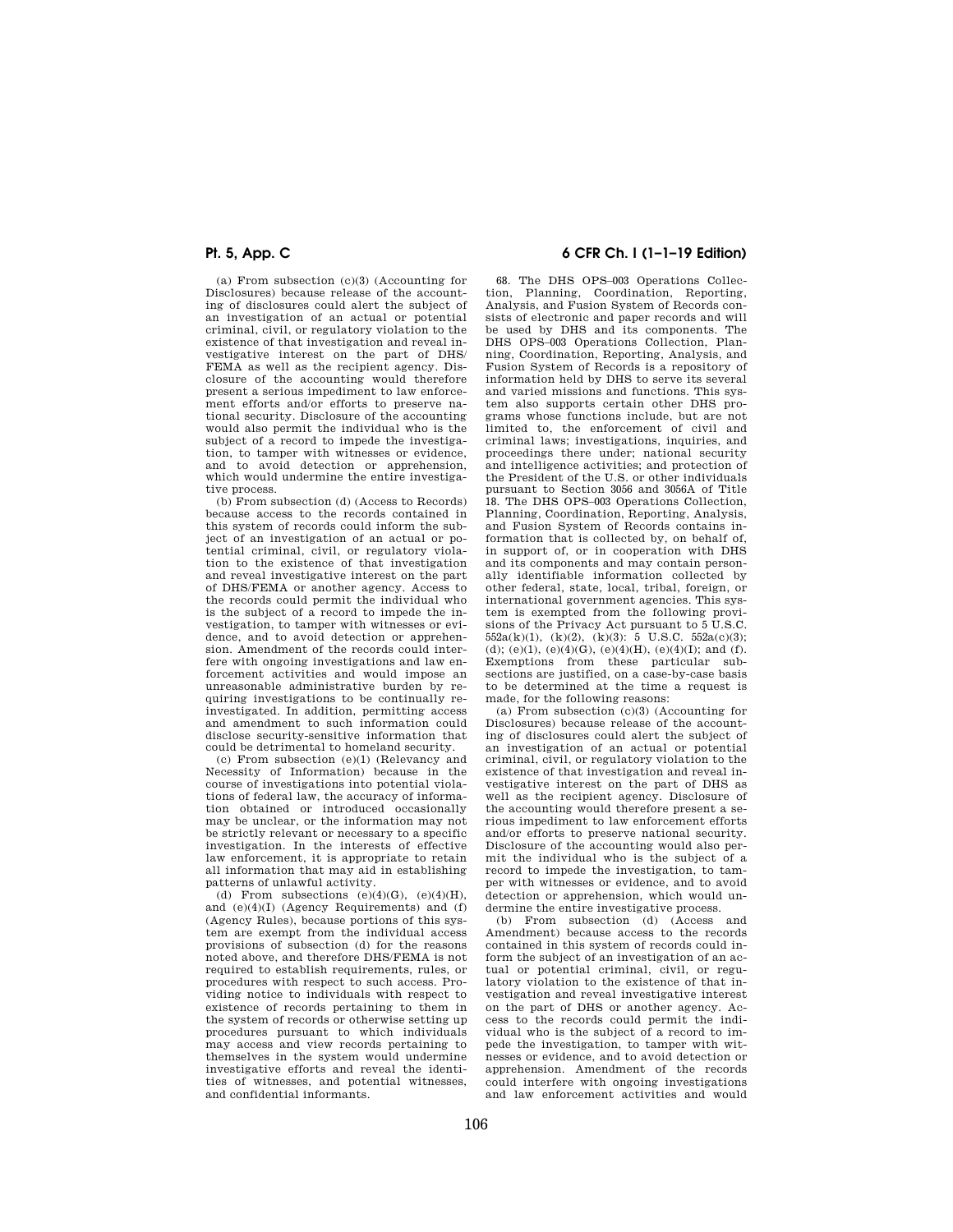(a) From subsection (c)(3) (Accounting for Disclosures) because release of the accounting of disclosures could alert the subject of an investigation of an actual or potential criminal, civil, or regulatory violation to the existence of that investigation and reveal investigative interest on the part of DHS/FEMA as well as the recipient agency. Disclosure of the accounting would therefore present a serious impediment to law enforcement efforts and/or efforts to preserve national security. Disclosure of the accounting would also permit the individual who is the subject of a record to impede the investigation, to tamper with witnesses or evidence, and to avoid detection or apprehension, which would undermine the entire investigative process.

(b) From subsection (d) (Access to Records) because access to the records contained in this system of records could inform the subject of an investigation of an actual or potential criminal, civil, or regulatory violation to the existence of that investigation and reveal investigative interest on the part of DHS/FEMA or another agency. Access to the records could permit the individual who is the subject of a record to impede the investigation, to tamper with witnesses or evidence, and to avoid detection or apprehension. Amendment of the records could interfere with ongoing investigations and law enforcement activities and would impose an unreasonable administrative burden by requiring investigations to be continually reinvestigated. In addition, permitting access and amendment to such information could disclose security-sensitive information that could be detrimental to homeland security.

(c) From subsection (e)(1) (Relevancy and Necessity of Information) because in the course of investigations into potential violations of federal law, the accuracy of information obtained or introduced occasionally may be unclear, or the information may not be strictly relevant or necessary to a specific investigation. In the interests of effective law enforcement, it is appropriate to retain all information that may aid in establishing patterns of unlawful activity.

(d) From subsections (e)(4)(G), (e)(4)(H), and (e)(4)(I) (Agency Requirements) and (f) (Agency Rules), because portions of this system are exempt from the individual access provisions of subsection (d) for the reasons noted above, and therefore DHS/FEMA is not required to establish requirements, rules, or procedures with respect to such access. Providing notice to individuals with respect to existence of records pertaining to them in the system of records or otherwise setting up procedures pursuant to which individuals may access and view records pertaining to themselves in the system would undermine investigative efforts and reveal the identities of witnesses, and potential witnesses, and confidential informants.

68. The DHS OPS–003 Operations Collection, Planning, Coordination, Reporting, Analysis, and Fusion System of Records consists of electronic and paper records and will be used by DHS and its components. The DHS OPS–003 Operations Collection, Planning, Coordination, Reporting, Analysis, and Fusion System of Records is a repository of information held by DHS to serve its several and varied missions and functions. This system also supports certain other DHS programs whose functions include, but are not limited to, the enforcement of civil and criminal laws; investigations, inquiries, and proceedings there under; national security and intelligence activities; and protection of the President of the U.S. or other individuals pursuant to Section 3056 and 3056A of Title 18. The DHS OPS–003 Operations Collection, Planning, Coordination, Reporting, Analysis, and Fusion System of Records contains information that is collected by, on behalf of, in support of, or in cooperation with DHS and its components and may contain personally identifiable information collected by other federal, state, local, tribal, foreign, or international government agencies. This system is exempted from the following provisions of the Privacy Act pursuant to 5 U.S.C. 552a(k)(1), (k)(2), (k)(3): 5 U.S.C. 552a(c)(3); (d); (e)(1), (e)(4)(G), (e)(4)(H), (e)(4)(I); and (f). Exemptions from these particular subsections are justified, on a case-by-case basis to be determined at the time a request is made, for the following reasons:

(a) From subsection (c)(3) (Accounting for Disclosures) because release of the accounting of disclosures could alert the subject of an investigation of an actual or potential criminal, civil, or regulatory violation to the existence of that investigation and reveal investigative interest on the part of DHS as well as the recipient agency. Disclosure of the accounting would therefore present a serious impediment to law enforcement efforts and/or efforts to preserve national security. Disclosure of the accounting would also permit the individual who is the subject of a record to impede the investigation, to tamper with witnesses or evidence, and to avoid detection or apprehension, which would undermine the entire investigative process.

(b) From subsection (d) (Access and Amendment) because access to the records contained in this system of records could inform the subject of an investigation of an actual or potential criminal, civil, or regulatory violation to the existence of that investigation and reveal investigative interest on the part of DHS or another agency. Access to the records could permit the individual who is the subject of a record to impede the investigation, to tamper with witnesses or evidence, and to avoid detection or apprehension. Amendment of the records could interfere with ongoing investigations and law enforcement activities and would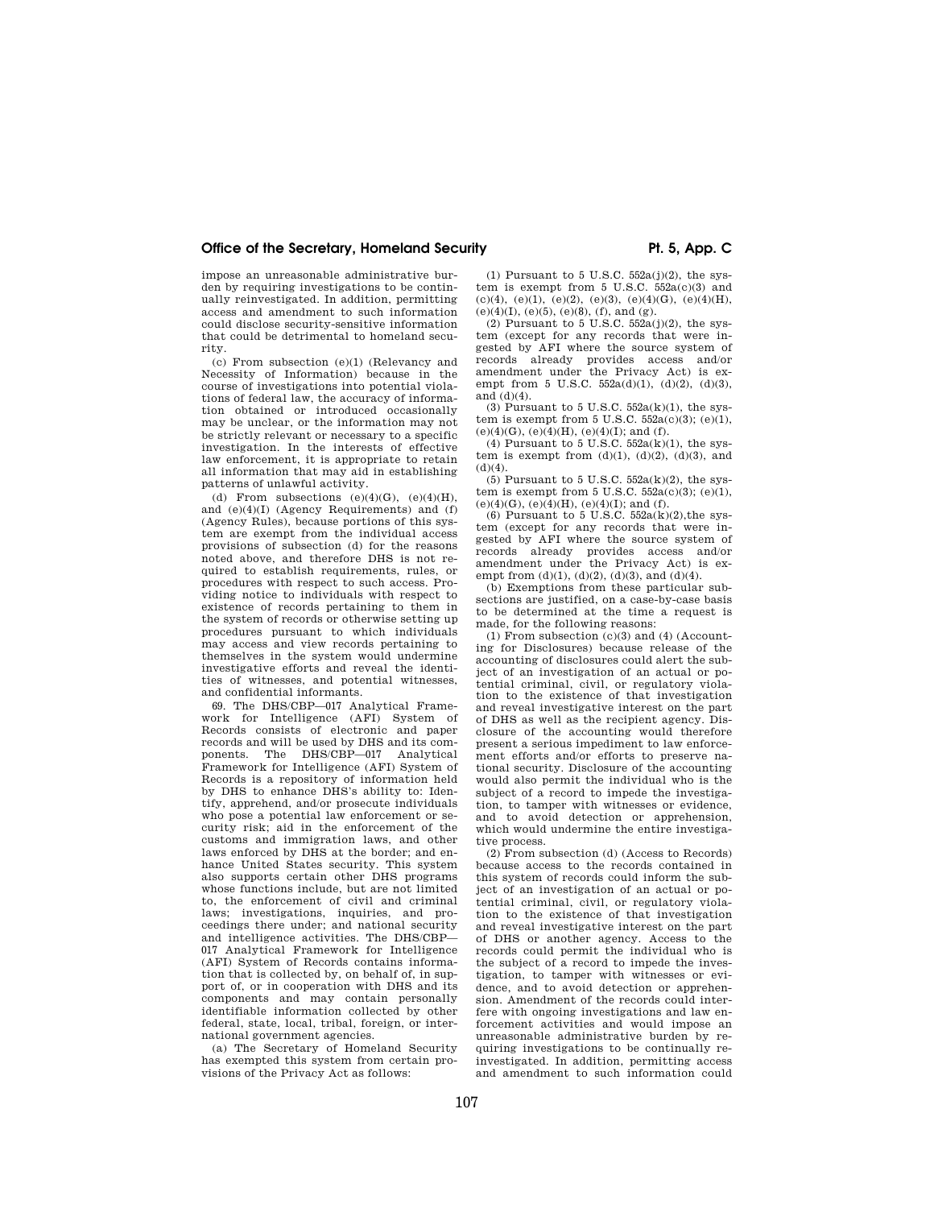impose an unreasonable administrative burden by requiring investigations to be continually reinvestigated. In addition, permitting access and amendment to such information could disclose security-sensitive information that could be detrimental to homeland security.

(c) From subsection (e)(1) (Relevancy and Necessity of Information) because in the course of investigations into potential violations of federal law, the accuracy of information obtained or introduced occasionally may be unclear, or the information may not be strictly relevant or necessary to a specific investigation. In the interests of effective law enforcement, it is appropriate to retain all information that may aid in establishing patterns of unlawful activity.

(d) From subsections (e)(4)(G), (e)(4)(H), and (e)(4)(I) (Agency Requirements) and (f) (Agency Rules), because portions of this system are exempt from the individual access provisions of subsection (d) for the reasons noted above, and therefore DHS is not required to establish requirements, rules, or procedures with respect to such access. Providing notice to individuals with respect to existence of records pertaining to them in the system of records or otherwise setting up procedures pursuant to which individuals may access and view records pertaining to themselves in the system would undermine investigative efforts and reveal the identities of witnesses, and potential witnesses, and confidential informants.

69. The DHS/CBP—017 Analytical Framework for Intelligence (AFI) System of Records consists of electronic and paper records and will be used by DHS and its components. The DHS/CBP—017 Analytical Framework for Intelligence (AFI) System of Records is a repository of information held by DHS to enhance DHS's ability to: Identify, apprehend, and/or prosecute individuals who pose a potential law enforcement or security risk; aid in the enforcement of the customs and immigration laws, and other laws enforced by DHS at the border; and enhance United States security. This system also supports certain other DHS programs whose functions include, but are not limited to, the enforcement of civil and criminal laws; investigations, inquiries, and proceedings there under; and national security and intelligence activities. The DHS/CBP—017 Analytical Framework for Intelligence (AFI) System of Records contains information that is collected by, on behalf of, in support of, or in cooperation with DHS and its components and may contain personally identifiable information collected by other federal, state, local, tribal, foreign, or international government agencies.

(a) The Secretary of Homeland Security has exempted this system from certain provisions of the Privacy Act as follows:

(1) Pursuant to 5 U.S.C. 552a(j)(2), the system is exempt from 5 U.S.C. 552a(c)(3) and (c)(4), (e)(1), (e)(2), (e)(3), (e)(4)(G), (e)(4)(H), (e)(4)(I), (e)(5), (e)(8), (f), and (g).

(2) Pursuant to 5 U.S.C. 552a(j)(2), the system (except for any records that were ingested by AFI where the source system of records already provides access and/or amendment under the Privacy Act) is exempt from 5 U.S.C. 552a(d)(1), (d)(2), (d)(3), and (d)(4).

(3) Pursuant to 5 U.S.C. 552a(k)(1), the system is exempt from 5 U.S.C. 552a(c)(3); (e)(1), (e)(4)(G), (e)(4)(H), (e)(4)(I); and (f).

(4) Pursuant to 5 U.S.C. 552a(k)(1), the system is exempt from (d)(1), (d)(2), (d)(3), and (d)(4).

(5) Pursuant to 5 U.S.C. 552a(k)(2), the system is exempt from 5 U.S.C. 552a(c)(3); (e)(1), (e)(4)(G), (e)(4)(H), (e)(4)(I); and (f).

(6) Pursuant to 5 U.S.C. 552a(k)(2),the system (except for any records that were ingested by AFI where the source system of records already provides access and/or amendment under the Privacy Act) is exempt from (d)(1), (d)(2), (d)(3), and (d)(4).

(b) Exemptions from these particular subsections are justified, on a case-by-case basis to be determined at the time a request is made, for the following reasons:

(1) From subsection (c)(3) and (4) (Accounting for Disclosures) because release of the accounting of disclosures could alert the subject of an investigation of an actual or potential criminal, civil, or regulatory violation to the existence of that investigation and reveal investigative interest on the part of DHS as well as the recipient agency. Disclosure of the accounting would therefore present a serious impediment to law enforcement efforts and/or efforts to preserve national security. Disclosure of the accounting would also permit the individual who is the subject of a record to impede the investigation, to tamper with witnesses or evidence, and to avoid detection or apprehension, which would undermine the entire investigative process.

(2) From subsection (d) (Access to Records) because access to the records contained in this system of records could inform the subject of an investigation of an actual or potential criminal, civil, or regulatory violation to the existence of that investigation and reveal investigative interest on the part of DHS or another agency. Access to the records could permit the individual who is the subject of a record to impede the investigation, to tamper with witnesses or evidence, and to avoid detection or apprehension. Amendment of the records could interfere with ongoing investigations and law enforcement activities and would impose an unreasonable administrative burden by requiring investigations to be continually reinvestigated. In addition, permitting access and amendment to such information could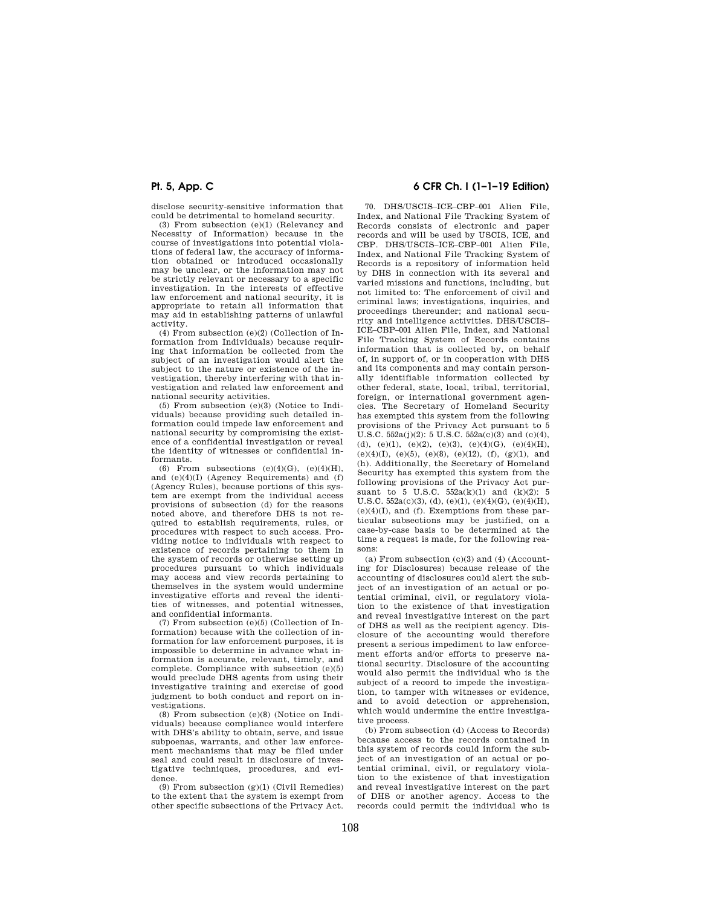disclose security-sensitive information that could be detrimental to homeland security.

(3) From subsection (e)(1) (Relevancy and Necessity of Information) because in the course of investigations into potential violations of federal law, the accuracy of information obtained or introduced occasionally may be unclear, or the information may not be strictly relevant or necessary to a specific investigation. In the interests of effective law enforcement and national security, it is appropriate to retain all information that may aid in establishing patterns of unlawful activity.

(4) From subsection (e)(2) (Collection of Information from Individuals) because requiring that information be collected from the subject of an investigation would alert the subject to the nature or existence of the investigation, thereby interfering with that investigation and related law enforcement and national security activities.

(5) From subsection (e)(3) (Notice to Individuals) because providing such detailed information could impede law enforcement and national security by compromising the existence of a confidential investigation or reveal the identity of witnesses or confidential informants.

(6) From subsections (e)(4)(G), (e)(4)(H), and (e)(4)(I) (Agency Requirements) and (f) (Agency Rules), because portions of this system are exempt from the individual access provisions of subsection (d) for the reasons noted above, and therefore DHS is not required to establish requirements, rules, or procedures with respect to such access. Providing notice to individuals with respect to existence of records pertaining to them in the system of records or otherwise setting up procedures pursuant to which individuals may access and view records pertaining to themselves in the system would undermine investigative efforts and reveal the identities of witnesses, and potential witnesses, and confidential informants.

(7) From subsection (e)(5) (Collection of Information) because with the collection of information for law enforcement purposes, it is impossible to determine in advance what information is accurate, relevant, timely, and complete. Compliance with subsection (e)(5) would preclude DHS agents from using their investigative training and exercise of good judgment to both conduct and report on investigations.

(8) From subsection (e)(8) (Notice on Individuals) because compliance would interfere with DHS's ability to obtain, serve, and issue subpoenas, warrants, and other law enforcement mechanisms that may be filed under seal and could result in disclosure of investigative techniques, procedures, and evidence.

(9) From subsection (g)(1) (Civil Remedies) to the extent that the system is exempt from other specific subsections of the Privacy Act.

70. DHS/USCIS–ICE–CBP–001 Alien File, Index, and National File Tracking System of Records consists of electronic and paper records and will be used by USCIS, ICE, and CBP. DHS/USCIS–ICE–CBP–001 Alien File, Index, and National File Tracking System of Records is a repository of information held by DHS in connection with its several and varied missions and functions, including, but not limited to: The enforcement of civil and criminal laws; investigations, inquiries, and proceedings thereunder; and national security and intelligence activities. DHS/USCIS–ICE–CBP–001 Alien File, Index, and National File Tracking System of Records contains information that is collected by, on behalf of, in support of, or in cooperation with DHS and its components and may contain personally identifiable information collected by other federal, state, local, tribal, territorial, foreign, or international government agencies. The Secretary of Homeland Security has exempted this system from the following provisions of the Privacy Act pursuant to 5 U.S.C. 552a(j)(2): 5 U.S.C. 552a(c)(3) and (c)(4), (d), (e)(1), (e)(2), (e)(3), (e)(4)(G), (e)(4)(H), (e)(4)(I), (e)(5), (e)(8), (e)(12), (f), (g)(1), and (h). Additionally, the Secretary of Homeland Security has exempted this system from the following provisions of the Privacy Act pursuant to 5 U.S.C. 552a(k)(1) and (k)(2): 5 U.S.C. 552a(c)(3), (d), (e)(1), (e)(4)(G), (e)(4)(H), (e)(4)(I), and (f). Exemptions from these particular subsections may be justified, on a case-by-case basis to be determined at the time a request is made, for the following reasons:

(a) From subsection (c)(3) and (4) (Accounting for Disclosures) because release of the accounting of disclosures could alert the subject of an investigation of an actual or potential criminal, civil, or regulatory violation to the existence of that investigation and reveal investigative interest on the part of DHS as well as the recipient agency. Disclosure of the accounting would therefore present a serious impediment to law enforcement efforts and/or efforts to preserve national security. Disclosure of the accounting would also permit the individual who is the subject of a record to impede the investigation, to tamper with witnesses or evidence, and to avoid detection or apprehension, which would undermine the entire investigative process.

(b) From subsection (d) (Access to Records) because access to the records contained in this system of records could inform the subject of an investigation of an actual or potential criminal, civil, or regulatory violation to the existence of that investigation and reveal investigative interest on the part of DHS or another agency. Access to the records could permit the individual who is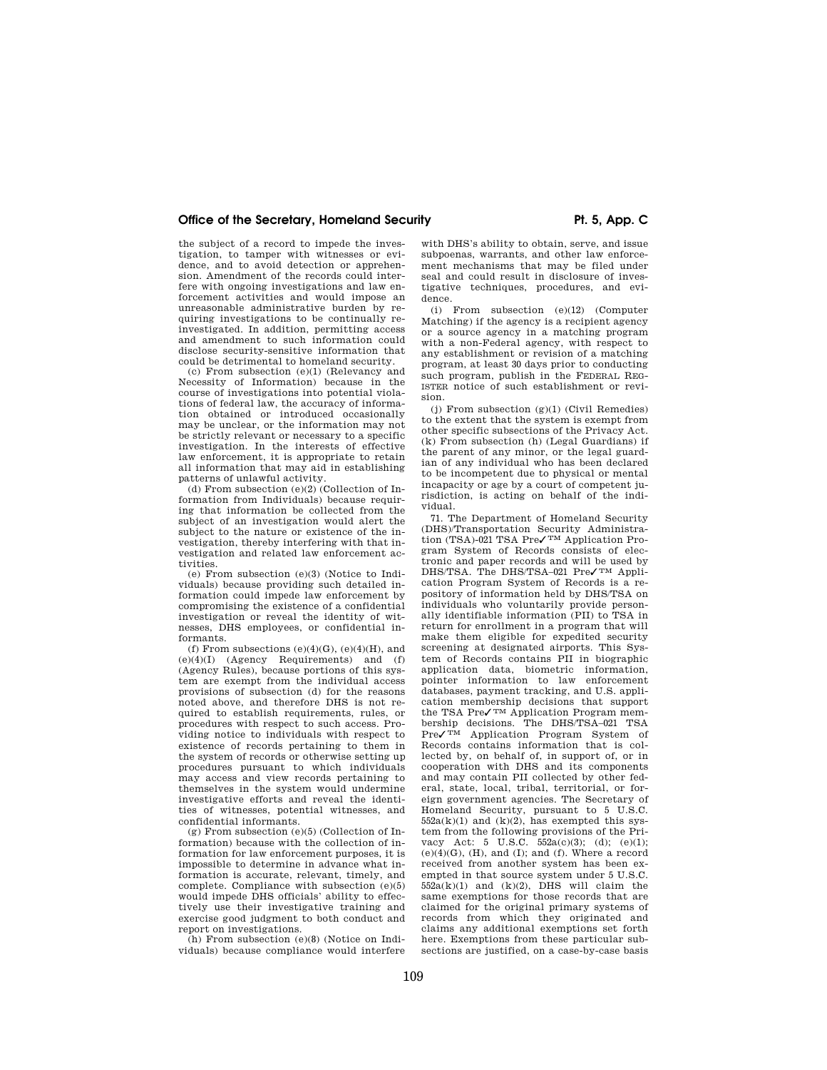the subject of a record to impede the investigation, to tamper with witnesses or evidence, and to avoid detection or apprehension. Amendment of the records could interfere with ongoing investigations and law enforcement activities and would impose an unreasonable administrative burden by requiring investigations to be continually reinvestigated. In addition, permitting access and amendment to such information could disclose security-sensitive information that could be detrimental to homeland security.

(c) From subsection (e)(1) (Relevancy and Necessity of Information) because in the course of investigations into potential violations of federal law, the accuracy of information obtained or introduced occasionally may be unclear, or the information may not be strictly relevant or necessary to a specific investigation. In the interests of effective law enforcement, it is appropriate to retain all information that may aid in establishing patterns of unlawful activity.

(d) From subsection (e)(2) (Collection of Information from Individuals) because requiring that information be collected from the subject of an investigation would alert the subject to the nature or existence of the investigation, thereby interfering with that investigation and related law enforcement activities.

(e) From subsection (e)(3) (Notice to Individuals) because providing such detailed information could impede law enforcement by compromising the existence of a confidential investigation or reveal the identity of witnesses, DHS employees, or confidential informants.

(f) From subsections (e)(4)(G), (e)(4)(H), and (e)(4)(I) (Agency Requirements) and (f) (Agency Rules), because portions of this system are exempt from the individual access provisions of subsection (d) for the reasons noted above, and therefore DHS is not required to establish requirements, rules, or procedures with respect to such access. Providing notice to individuals with respect to existence of records pertaining to them in the system of records or otherwise setting up procedures pursuant to which individuals may access and view records pertaining to themselves in the system would undermine investigative efforts and reveal the identities of witnesses, potential witnesses, and confidential informants.

(g) From subsection (e)(5) (Collection of Information) because with the collection of information for law enforcement purposes, it is impossible to determine in advance what information is accurate, relevant, timely, and complete. Compliance with subsection (e)(5) would impede DHS officials' ability to effectively use their investigative training and exercise good judgment to both conduct and report on investigations.

(h) From subsection (e)(8) (Notice on Individuals) because compliance would interfere with DHS's ability to obtain, serve, and issue subpoenas, warrants, and other law enforcement mechanisms that may be filed under seal and could result in disclosure of investigative techniques, procedures, and evidence.

(i) From subsection (e)(12) (Computer Matching) if the agency is a recipient agency or a source agency in a matching program with a non-Federal agency, with respect to any establishment or revision of a matching program, at least 30 days prior to conducting such program, publish in the FEDERAL REGISTER notice of such establishment or revision.

(j) From subsection (g)(1) (Civil Remedies) to the extent that the system is exempt from other specific subsections of the Privacy Act.

(k) From subsection (h) (Legal Guardians) if the parent of any minor, or the legal guardian of any individual who has been declared to be incompetent due to physical or mental incapacity or age by a court of competent jurisdiction, is acting on behalf of the individual.

71. The Department of Homeland Security (DHS)/Transportation Security Administration (TSA)-021 TSA Pre✓™ Application Program System of Records consists of electronic and paper records and will be used by DHS/TSA. The DHS/TSA–021 Pre✓™ Application Program System of Records is a repository of information held by DHS/TSA on individuals who voluntarily provide personally identifiable information (PII) to TSA in return for enrollment in a program that will make them eligible for expedited security screening at designated airports. This System of Records contains PII in biographic application data, biometric information, pointer information to law enforcement databases, payment tracking, and U.S. application membership decisions that support the TSA Pre✓™ Application Program membership decisions. The DHS/TSA–021 TSA Pre✓™ Application Program System of Records contains information that is collected by, on behalf of, in support of, or in cooperation with DHS and its components and may contain PII collected by other federal, state, local, tribal, territorial, or foreign government agencies. The Secretary of Homeland Security, pursuant to 5 U.S.C. 552a(k)(1) and (k)(2), has exempted this system from the following provisions of the Privacy Act: 5 U.S.C. 552a(c)(3); (d); (e)(1); (e)(4)(G), (H), and (I); and (f). Where a record received from another system has been exempted in that source system under 5 U.S.C. 552a(k)(1) and (k)(2), DHS will claim the same exemptions for those records that are claimed for the original primary systems of records from which they originated and claims any additional exemptions set forth here. Exemptions from these particular subsections are justified, on a case-by-case basis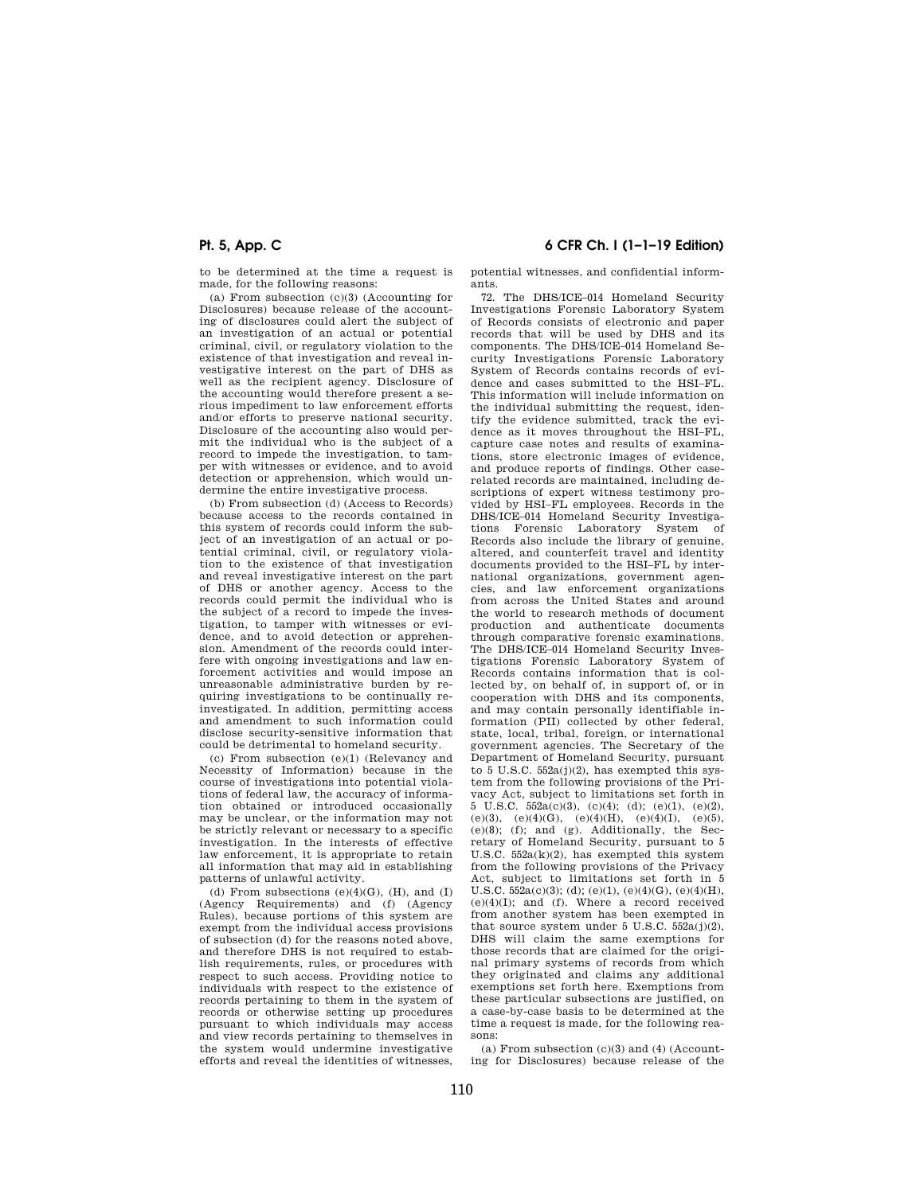to be determined at the time a request is made, for the following reasons:

(a) From subsection (c)(3) (Accounting for Disclosures) because release of the accounting of disclosures could alert the subject of an investigation of an actual or potential criminal, civil, or regulatory violation to the existence of that investigation and reveal investigative interest on the part of DHS as well as the recipient agency. Disclosure of the accounting would therefore present a serious impediment to law enforcement efforts and/or efforts to preserve national security. Disclosure of the accounting also would permit the individual who is the subject of a record to impede the investigation, to tamper with witnesses or evidence, and to avoid detection or apprehension, which would undermine the entire investigative process.

(b) From subsection (d) (Access to Records) because access to the records contained in this system of records could inform the subject of an investigation of an actual or potential criminal, civil, or regulatory violation to the existence of that investigation and reveal investigative interest on the part of DHS or another agency. Access to the records could permit the individual who is the subject of a record to impede the investigation, to tamper with witnesses or evidence, and to avoid detection or apprehension. Amendment of the records could interfere with ongoing investigations and law enforcement activities and would impose an unreasonable administrative burden by requiring investigations to be continually reinvestigated. In addition, permitting access and amendment to such information could disclose security-sensitive information that could be detrimental to homeland security.

(c) From subsection (e)(1) (Relevancy and Necessity of Information) because in the course of investigations into potential violations of federal law, the accuracy of information obtained or introduced occasionally may be unclear, or the information may not be strictly relevant or necessary to a specific investigation. In the interests of effective law enforcement, it is appropriate to retain all information that may aid in establishing patterns of unlawful activity.

(d) From subsections (e)(4)(G), (H), and (I) (Agency Requirements) and (f) (Agency Rules), because portions of this system are exempt from the individual access provisions of subsection (d) for the reasons noted above, and therefore DHS is not required to establish requirements, rules, or procedures with respect to such access. Providing notice to individuals with respect to the existence of records pertaining to them in the system of records or otherwise setting up procedures pursuant to which individuals may access and view records pertaining to themselves in the system would undermine investigative efforts and reveal the identities of witnesses, potential witnesses, and confidential informants.

72. The DHS/ICE–014 Homeland Security Investigations Forensic Laboratory System of Records consists of electronic and paper records that will be used by DHS and its components. The DHS/ICE–014 Homeland Security Investigations Forensic Laboratory System of Records contains records of evidence and cases submitted to the HSI–FL. This information will include information on the individual submitting the request, identify the evidence submitted, track the evidence as it moves throughout the HSI–FL, capture case notes and results of examinations, store electronic images of evidence, and produce reports of findings. Other case-related records are maintained, including descriptions of expert witness testimony provided by HSI–FL employees. Records in the DHS/ICE–014 Homeland Security Investigations Forensic Laboratory System of Records also include the library of genuine, altered, and counterfeit travel and identity documents provided to the HSI–FL by international organizations, government agencies, and law enforcement organizations from across the United States and around the world to research methods of document production and authenticate documents through comparative forensic examinations. The DHS/ICE–014 Homeland Security Investigations Forensic Laboratory System of Records contains information that is collected by, on behalf of, in support of, or in cooperation with DHS and its components, and may contain personally identifiable information (PII) collected by other federal, state, local, tribal, foreign, or international government agencies. The Secretary of the Department of Homeland Security, pursuant to 5 U.S.C. 552a(j)(2), has exempted this system from the following provisions of the Privacy Act, subject to limitations set forth in 5 U.S.C. 552a(c)(3), (c)(4); (d); (e)(1), (e)(2), (e)(3), (e)(4)(G), (e)(4)(H), (e)(4)(I), (e)(5), (e)(8); (f); and (g). Additionally, the Secretary of Homeland Security, pursuant to 5 U.S.C. 552a(k)(2), has exempted this system from the following provisions of the Privacy Act, subject to limitations set forth in 5 U.S.C. 552a(c)(3); (d); (e)(1), (e)(4)(G), (e)(4)(H), (e)(4)(I); and (f). Where a record received from another system has been exempted in that source system under 5 U.S.C. 552a(j)(2), DHS will claim the same exemptions for those records that are claimed for the original primary systems of records from which they originated and claims any additional exemptions set forth here. Exemptions from these particular subsections are justified, on a case-by-case basis to be determined at the time a request is made, for the following reasons:

(a) From subsection (c)(3) and (4) (Accounting for Disclosures) because release of the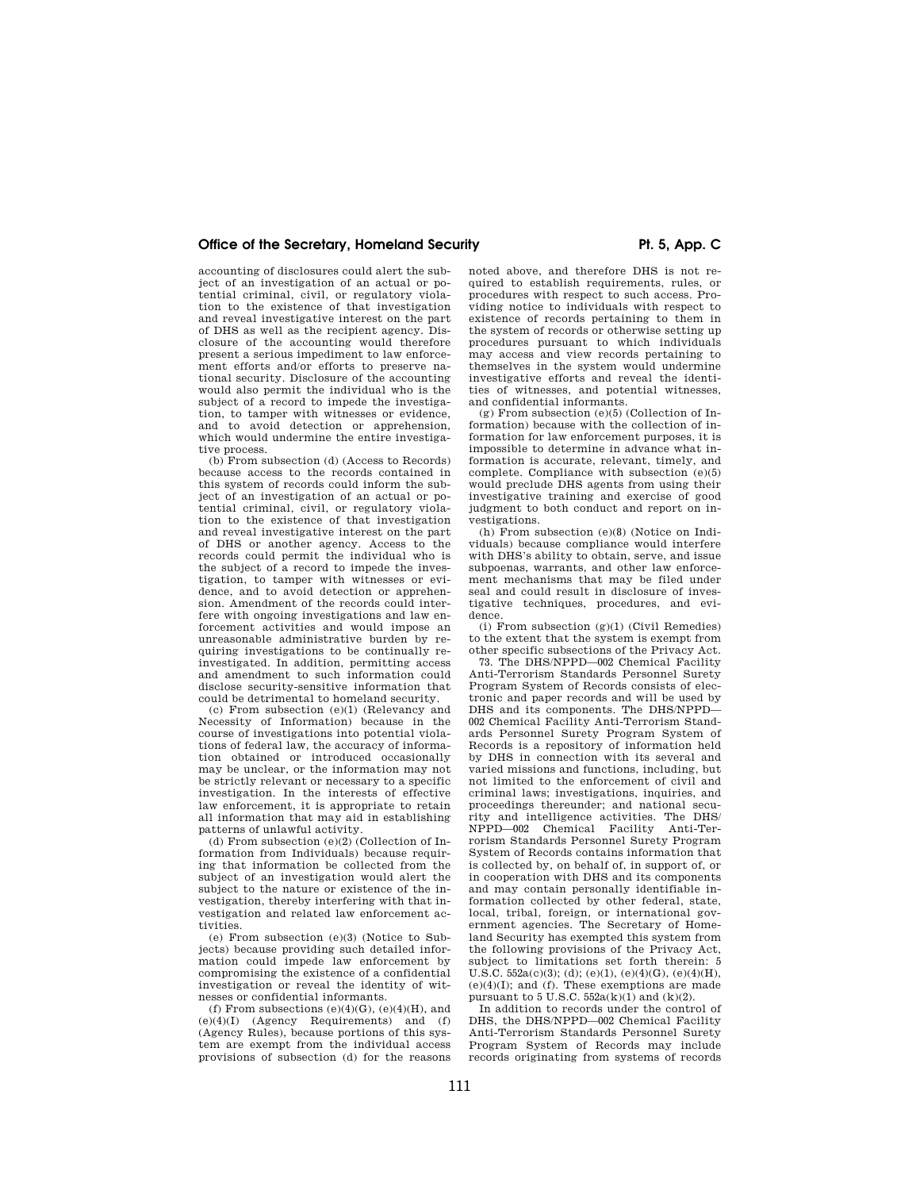accounting of disclosures could alert the subject of an investigation of an actual or potential criminal, civil, or regulatory violation to the existence of that investigation and reveal investigative interest on the part of DHS as well as the recipient agency. Disclosure of the accounting would therefore present a serious impediment to law enforcement efforts and/or efforts to preserve national security. Disclosure of the accounting would also permit the individual who is the subject of a record to impede the investigation, to tamper with witnesses or evidence, and to avoid detection or apprehension, which would undermine the entire investigative process.

(b) From subsection (d) (Access to Records) because access to the records contained in this system of records could inform the subject of an investigation of an actual or potential criminal, civil, or regulatory violation to the existence of that investigation and reveal investigative interest on the part of DHS or another agency. Access to the records could permit the individual who is the subject of a record to impede the investigation, to tamper with witnesses or evidence, and to avoid detection or apprehension. Amendment of the records could interfere with ongoing investigations and law enforcement activities and would impose an unreasonable administrative burden by requiring investigations to be continually reinvestigated. In addition, permitting access and amendment to such information could disclose security-sensitive information that could be detrimental to homeland security.

(c) From subsection (e)(1) (Relevancy and Necessity of Information) because in the course of investigations into potential violations of federal law, the accuracy of information obtained or introduced occasionally may be unclear, or the information may not be strictly relevant or necessary to a specific investigation. In the interests of effective law enforcement, it is appropriate to retain all information that may aid in establishing patterns of unlawful activity.

(d) From subsection (e)(2) (Collection of Information from Individuals) because requiring that information be collected from the subject of an investigation would alert the subject to the nature or existence of the investigation, thereby interfering with that investigation and related law enforcement activities.

(e) From subsection (e)(3) (Notice to Subjects) because providing such detailed information could impede law enforcement by compromising the existence of a confidential investigation or reveal the identity of witnesses or confidential informants.

(f) From subsections (e)(4)(G), (e)(4)(H), and (e)(4)(I) (Agency Requirements) and (f) (Agency Rules), because portions of this system are exempt from the individual access provisions of subsection (d) for the reasons noted above, and therefore DHS is not required to establish requirements, rules, or procedures with respect to such access. Providing notice to individuals with respect to existence of records pertaining to them in the system of records or otherwise setting up procedures pursuant to which individuals may access and view records pertaining to themselves in the system would undermine investigative efforts and reveal the identities of witnesses, and potential witnesses, and confidential informants.

(g) From subsection (e)(5) (Collection of Information) because with the collection of information for law enforcement purposes, it is impossible to determine in advance what information is accurate, relevant, timely, and complete. Compliance with subsection (e)(5) would preclude DHS agents from using their investigative training and exercise of good judgment to both conduct and report on investigations.

(h) From subsection (e)(8) (Notice on Individuals) because compliance would interfere with DHS's ability to obtain, serve, and issue subpoenas, warrants, and other law enforcement mechanisms that may be filed under seal and could result in disclosure of investigative techniques, procedures, and evidence.

(i) From subsection (g)(1) (Civil Remedies) to the extent that the system is exempt from other specific subsections of the Privacy Act.

73. The DHS/NPPD—002 Chemical Facility Anti-Terrorism Standards Personnel Surety Program System of Records consists of electronic and paper records and will be used by DHS and its components. The DHS/NPPD—002 Chemical Facility Anti-Terrorism Standards Personnel Surety Program System of Records is a repository of information held by DHS in connection with its several and varied missions and functions, including, but not limited to the enforcement of civil and criminal laws; investigations, inquiries, and proceedings thereunder; and national security and intelligence activities. The DHS/NPPD—002 Chemical Facility Anti-Terrorism Standards Personnel Surety Program System of Records contains information that is collected by, on behalf of, in support of, or in cooperation with DHS and its components and may contain personally identifiable information collected by other federal, state, local, tribal, foreign, or international government agencies. The Secretary of Homeland Security has exempted this system from the following provisions of the Privacy Act, subject to limitations set forth therein: 5 U.S.C. 552a(c)(3); (d); (e)(1), (e)(4)(G), (e)(4)(H), (e)(4)(I); and (f). These exemptions are made pursuant to 5 U.S.C. 552a(k)(1) and (k)(2).

In addition to records under the control of DHS, the DHS/NPPD—002 Chemical Facility Anti-Terrorism Standards Personnel Surety Program System of Records may include records originating from systems of records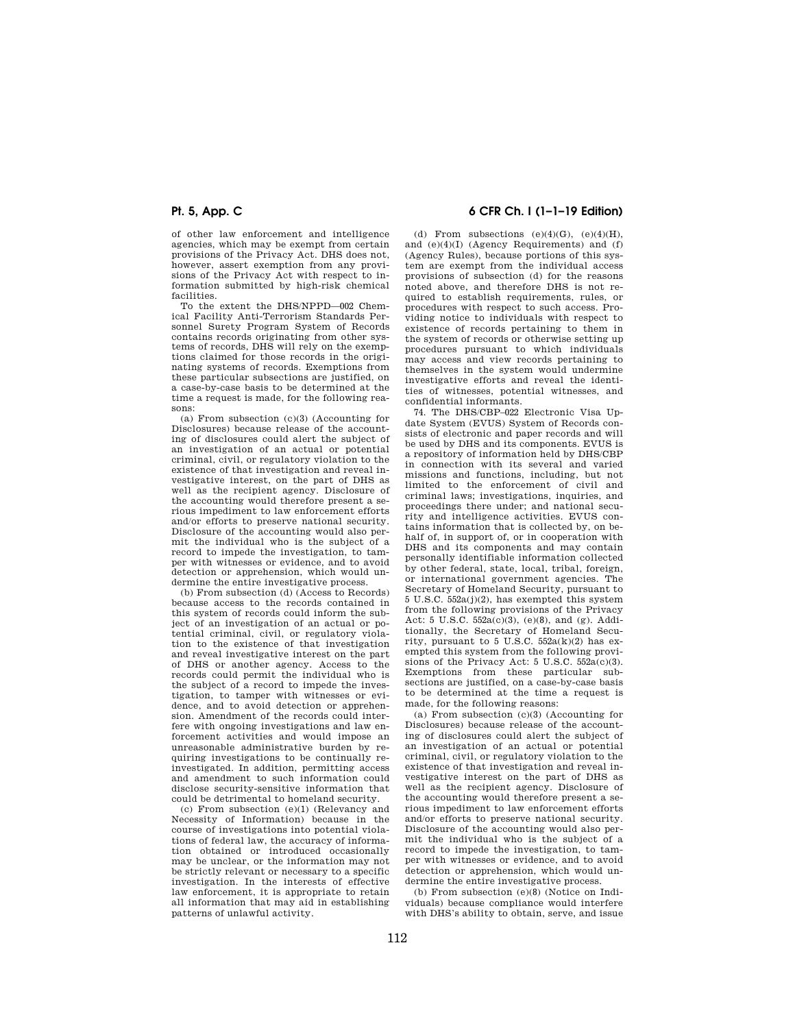of other law enforcement and intelligence agencies, which may be exempt from certain provisions of the Privacy Act. DHS does not, however, assert exemption from any provisions of the Privacy Act with respect to information submitted by high-risk chemical facilities.

To the extent the DHS/NPPD—002 Chemical Facility Anti-Terrorism Standards Personnel Surety Program System of Records contains records originating from other systems of records, DHS will rely on the exemptions claimed for those records in the originating systems of records. Exemptions from these particular subsections are justified, on a case-by-case basis to be determined at the time a request is made, for the following reasons:

(a) From subsection (c)(3) (Accounting for Disclosures) because release of the accounting of disclosures could alert the subject of an investigation of an actual or potential criminal, civil, or regulatory violation to the existence of that investigation and reveal investigative interest, on the part of DHS as well as the recipient agency. Disclosure of the accounting would therefore present a serious impediment to law enforcement efforts and/or efforts to preserve national security. Disclosure of the accounting would also permit the individual who is the subject of a record to impede the investigation, to tamper with witnesses or evidence, and to avoid detection or apprehension, which would undermine the entire investigative process.

(b) From subsection (d) (Access to Records) because access to the records contained in this system of records could inform the subject of an investigation of an actual or potential criminal, civil, or regulatory violation to the existence of that investigation and reveal investigative interest on the part of DHS or another agency. Access to the records could permit the individual who is the subject of a record to impede the investigation, to tamper with witnesses or evidence, and to avoid detection or apprehension. Amendment of the records could interfere with ongoing investigations and law enforcement activities and would impose an unreasonable administrative burden by requiring investigations to be continually reinvestigated. In addition, permitting access and amendment to such information could disclose security-sensitive information that could be detrimental to homeland security.

(c) From subsection (e)(1) (Relevancy and Necessity of Information) because in the course of investigations into potential violations of federal law, the accuracy of information obtained or introduced occasionally may be unclear, or the information may not be strictly relevant or necessary to a specific investigation. In the interests of effective law enforcement, it is appropriate to retain all information that may aid in establishing patterns of unlawful activity.

(d) From subsections (e)(4)(G), (e)(4)(H), and (e)(4)(I) (Agency Requirements) and (f) (Agency Rules), because portions of this system are exempt from the individual access provisions of subsection (d) for the reasons noted above, and therefore DHS is not required to establish requirements, rules, or procedures with respect to such access. Providing notice to individuals with respect to existence of records pertaining to them in the system of records or otherwise setting up procedures pursuant to which individuals may access and view records pertaining to themselves in the system would undermine investigative efforts and reveal the identities of witnesses, potential witnesses, and confidential informants.

74. The DHS/CBP–022 Electronic Visa Update System (EVUS) System of Records consists of electronic and paper records and will be used by DHS and its components. EVUS is a repository of information held by DHS/CBP in connection with its several and varied missions and functions, including, but not limited to the enforcement of civil and criminal laws; investigations, inquiries, and proceedings there under; and national security and intelligence activities. EVUS contains information that is collected by, on behalf of, in support of, or in cooperation with DHS and its components and may contain personally identifiable information collected by other federal, state, local, tribal, foreign, or international government agencies. The Secretary of Homeland Security, pursuant to 5 U.S.C. 552a(j)(2), has exempted this system from the following provisions of the Privacy Act: 5 U.S.C. 552a(c)(3), (e)(8), and (g). Additionally, the Secretary of Homeland Security, pursuant to 5 U.S.C. 552a(k)(2) has exempted this system from the following provisions of the Privacy Act: 5 U.S.C. 552a(c)(3). Exemptions from these particular subsections are justified, on a case-by-case basis to be determined at the time a request is made, for the following reasons:

(a) From subsection (c)(3) (Accounting for Disclosures) because release of the accounting of disclosures could alert the subject of an investigation of an actual or potential criminal, civil, or regulatory violation to the existence of that investigation and reveal investigative interest on the part of DHS as well as the recipient agency. Disclosure of the accounting would therefore present a serious impediment to law enforcement efforts and/or efforts to preserve national security. Disclosure of the accounting would also permit the individual who is the subject of a record to impede the investigation, to tamper with witnesses or evidence, and to avoid detection or apprehension, which would undermine the entire investigative process.

(b) From subsection (e)(8) (Notice on Individuals) because compliance would interfere with DHS's ability to obtain, serve, and issue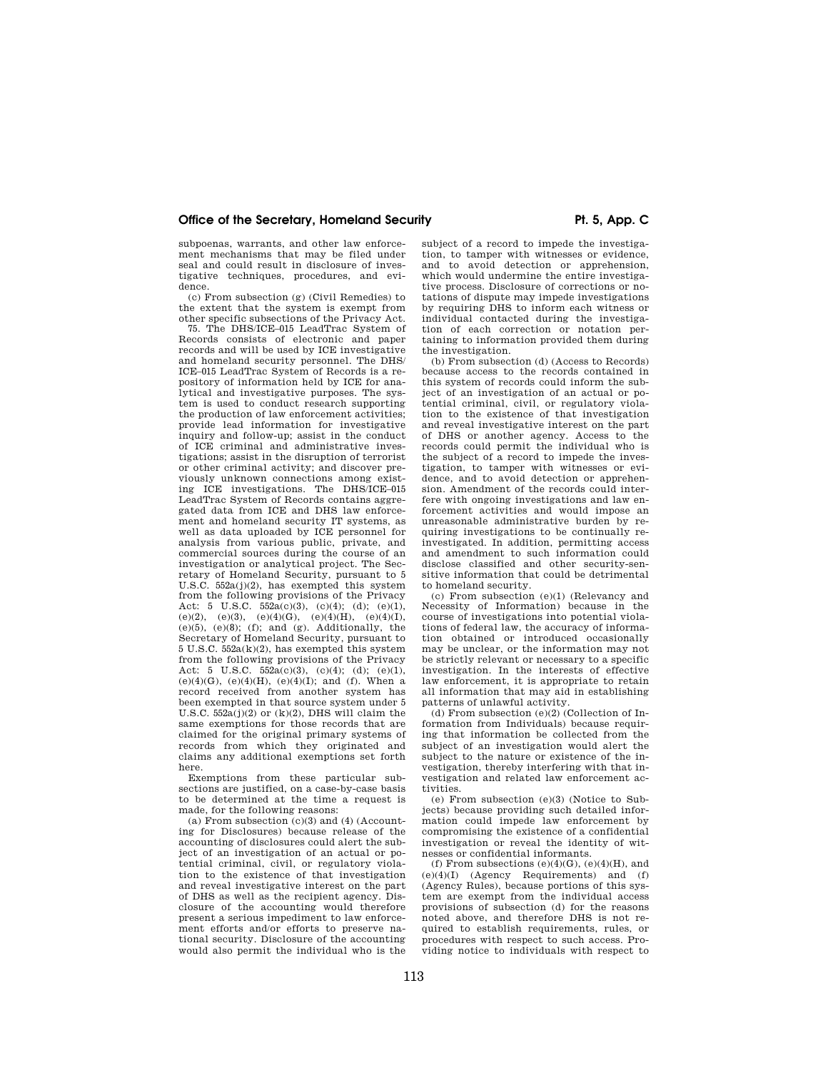subpoenas, warrants, and other law enforcement mechanisms that may be filed under seal and could result in disclosure of investigative techniques, procedures, and evidence.

(c) From subsection (g) (Civil Remedies) to the extent that the system is exempt from other specific subsections of the Privacy Act.

75. The DHS/ICE–015 LeadTrac System of Records consists of electronic and paper records and will be used by ICE investigative and homeland security personnel. The DHS/ICE–015 LeadTrac System of Records is a repository of information held by ICE for analytical and investigative purposes. The system is used to conduct research supporting the production of law enforcement activities; provide lead information for investigative inquiry and follow-up; assist in the conduct of ICE criminal and administrative investigations; assist in the disruption of terrorist or other criminal activity; and discover previously unknown connections among existing ICE investigations. The DHS/ICE–015 LeadTrac System of Records contains aggregated data from ICE and DHS law enforcement and homeland security IT systems, as well as data uploaded by ICE personnel for analysis from various public, private, and commercial sources during the course of an investigation or analytical project. The Secretary of Homeland Security, pursuant to 5 U.S.C. 552a(j)(2), has exempted this system from the following provisions of the Privacy Act: 5 U.S.C. 552a(c)(3), (c)(4); (d); (e)(1), (e)(2), (e)(3), (e)(4)(G), (e)(4)(H), (e)(4)(I), (e)(5), (e)(8); (f); and (g). Additionally, the Secretary of Homeland Security, pursuant to 5 U.S.C. 552a(k)(2), has exempted this system from the following provisions of the Privacy Act: 5 U.S.C. 552a(c)(3), (c)(4); (d); (e)(1), (e)(4)(G), (e)(4)(H), (e)(4)(I); and (f). When a record received from another system has been exempted in that source system under 5 U.S.C. 552a(j)(2) or (k)(2), DHS will claim the same exemptions for those records that are claimed for the original primary systems of records from which they originated and claims any additional exemptions set forth here.

Exemptions from these particular subsections are justified, on a case-by-case basis to be determined at the time a request is made, for the following reasons:

(a) From subsection (c)(3) and (4) (Accounting for Disclosures) because release of the accounting of disclosures could alert the subject of an investigation of an actual or potential criminal, civil, or regulatory violation to the existence of that investigation and reveal investigative interest on the part of DHS as well as the recipient agency. Disclosure of the accounting would therefore present a serious impediment to law enforcement efforts and/or efforts to preserve national security. Disclosure of the accounting would also permit the individual who is the subject of a record to impede the investigation, to tamper with witnesses or evidence, and to avoid detection or apprehension, which would undermine the entire investigative process. Disclosure of corrections or notations of dispute may impede investigations by requiring DHS to inform each witness or individual contacted during the investigation of each correction or notation pertaining to information provided them during the investigation.

(b) From subsection (d) (Access to Records) because access to the records contained in this system of records could inform the subject of an investigation of an actual or potential criminal, civil, or regulatory violation to the existence of that investigation and reveal investigative interest on the part of DHS or another agency. Access to the records could permit the individual who is the subject of a record to impede the investigation, to tamper with witnesses or evidence, and to avoid detection or apprehension. Amendment of the records could interfere with ongoing investigations and law enforcement activities and would impose an unreasonable administrative burden by requiring investigations to be continually reinvestigated. In addition, permitting access and amendment to such information could disclose classified and other security-sensitive information that could be detrimental to homeland security.

(c) From subsection (e)(1) (Relevancy and Necessity of Information) because in the course of investigations into potential violations of federal law, the accuracy of information obtained or introduced occasionally may be unclear, or the information may not be strictly relevant or necessary to a specific investigation. In the interests of effective law enforcement, it is appropriate to retain all information that may aid in establishing patterns of unlawful activity.

(d) From subsection (e)(2) (Collection of Information from Individuals) because requiring that information be collected from the subject of an investigation would alert the subject to the nature or existence of the investigation, thereby interfering with that investigation and related law enforcement activities.

(e) From subsection (e)(3) (Notice to Subjects) because providing such detailed information could impede law enforcement by compromising the existence of a confidential investigation or reveal the identity of witnesses or confidential informants.

(f) From subsections (e)(4)(G), (e)(4)(H), and (e)(4)(I) (Agency Requirements) and (f) (Agency Rules), because portions of this system are exempt from the individual access provisions of subsection (d) for the reasons noted above, and therefore DHS is not required to establish requirements, rules, or procedures with respect to such access. Providing notice to individuals with respect to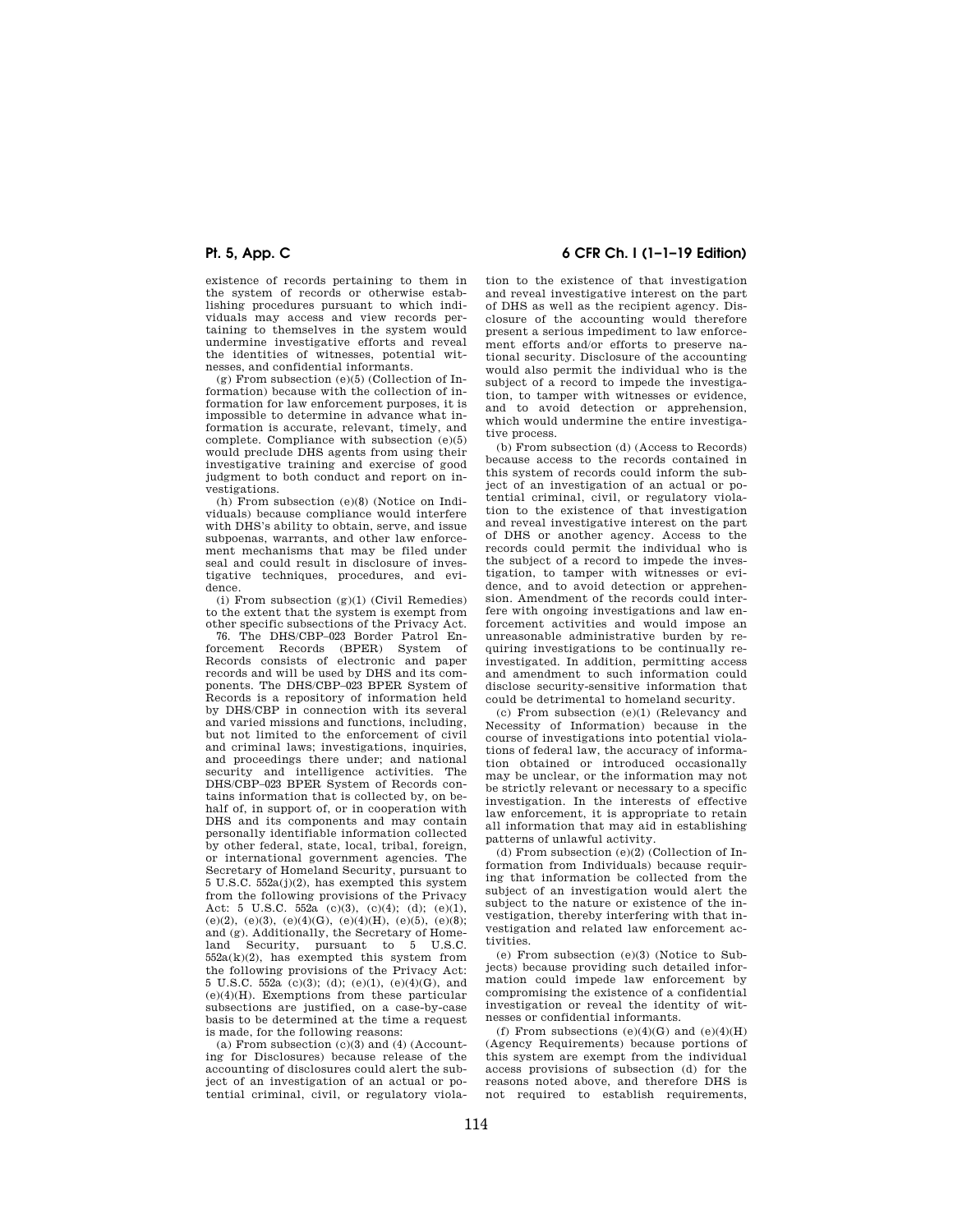existence of records pertaining to them in the system of records or otherwise establishing procedures pursuant to which individuals may access and view records pertaining to themselves in the system would undermine investigative efforts and reveal the identities of witnesses, potential witnesses, and confidential informants.

(g) From subsection (e)(5) (Collection of Information) because with the collection of information for law enforcement purposes, it is impossible to determine in advance what information is accurate, relevant, timely, and complete. Compliance with subsection (e)(5) would preclude DHS agents from using their investigative training and exercise of good judgment to both conduct and report on investigations.

(h) From subsection (e)(8) (Notice on Individuals) because compliance would interfere with DHS's ability to obtain, serve, and issue subpoenas, warrants, and other law enforcement mechanisms that may be filed under seal and could result in disclosure of investigative techniques, procedures, and evidence.

(i) From subsection (g)(1) (Civil Remedies) to the extent that the system is exempt from other specific subsections of the Privacy Act.

76. The DHS/CBP–023 Border Patrol Enforcement Records (BPER) System of Records consists of electronic and paper records and will be used by DHS and its components. The DHS/CBP–023 BPER System of Records is a repository of information held by DHS/CBP in connection with its several and varied missions and functions, including, but not limited to the enforcement of civil and criminal laws; investigations, inquiries, and proceedings there under; and national security and intelligence activities. The DHS/CBP–023 BPER System of Records contains information that is collected by, on behalf of, in support of, or in cooperation with DHS and its components and may contain personally identifiable information collected by other federal, state, local, tribal, foreign, or international government agencies. The Secretary of Homeland Security, pursuant to 5 U.S.C. 552a(j)(2), has exempted this system from the following provisions of the Privacy Act: 5 U.S.C. 552a (c)(3), (c)(4); (d); (e)(1), (e)(2), (e)(3), (e)(4)(G), (e)(4)(H), (e)(5), (e)(8); and (g). Additionally, the Secretary of Homeland Security, pursuant to 5 U.S.C. 552a(k)(2), has exempted this system from the following provisions of the Privacy Act: 5 U.S.C. 552a (c)(3); (d); (e)(1), (e)(4)(G), and (e)(4)(H). Exemptions from these particular subsections are justified, on a case-by-case basis to be determined at the time a request is made, for the following reasons:

(a) From subsection (c)(3) and (4) (Accounting for Disclosures) because release of the accounting of disclosures could alert the subject of an investigation of an actual or potential criminal, civil, or regulatory violation to the existence of that investigation and reveal investigative interest on the part of DHS as well as the recipient agency. Disclosure of the accounting would therefore present a serious impediment to law enforcement efforts and/or efforts to preserve national security. Disclosure of the accounting would also permit the individual who is the subject of a record to impede the investigation, to tamper with witnesses or evidence, and to avoid detection or apprehension, which would undermine the entire investigative process.

(b) From subsection (d) (Access to Records) because access to the records contained in this system of records could inform the subject of an investigation of an actual or potential criminal, civil, or regulatory violation to the existence of that investigation and reveal investigative interest on the part of DHS or another agency. Access to the records could permit the individual who is the subject of a record to impede the investigation, to tamper with witnesses or evidence, and to avoid detection or apprehension. Amendment of the records could interfere with ongoing investigations and law enforcement activities and would impose an unreasonable administrative burden by requiring investigations to be continually reinvestigated. In addition, permitting access and amendment to such information could disclose security-sensitive information that could be detrimental to homeland security.

(c) From subsection (e)(1) (Relevancy and Necessity of Information) because in the course of investigations into potential violations of federal law, the accuracy of information obtained or introduced occasionally may be unclear, or the information may not be strictly relevant or necessary to a specific investigation. In the interests of effective law enforcement, it is appropriate to retain all information that may aid in establishing patterns of unlawful activity.

(d) From subsection (e)(2) (Collection of Information from Individuals) because requiring that information be collected from the subject of an investigation would alert the subject to the nature or existence of the investigation, thereby interfering with that investigation and related law enforcement activities.

(e) From subsection (e)(3) (Notice to Subjects) because providing such detailed information could impede law enforcement by compromising the existence of a confidential investigation or reveal the identity of witnesses or confidential informants.

(f) From subsections (e)(4)(G) and (e)(4)(H) (Agency Requirements) because portions of this system are exempt from the individual access provisions of subsection (d) for the reasons noted above, and therefore DHS is not required to establish requirements,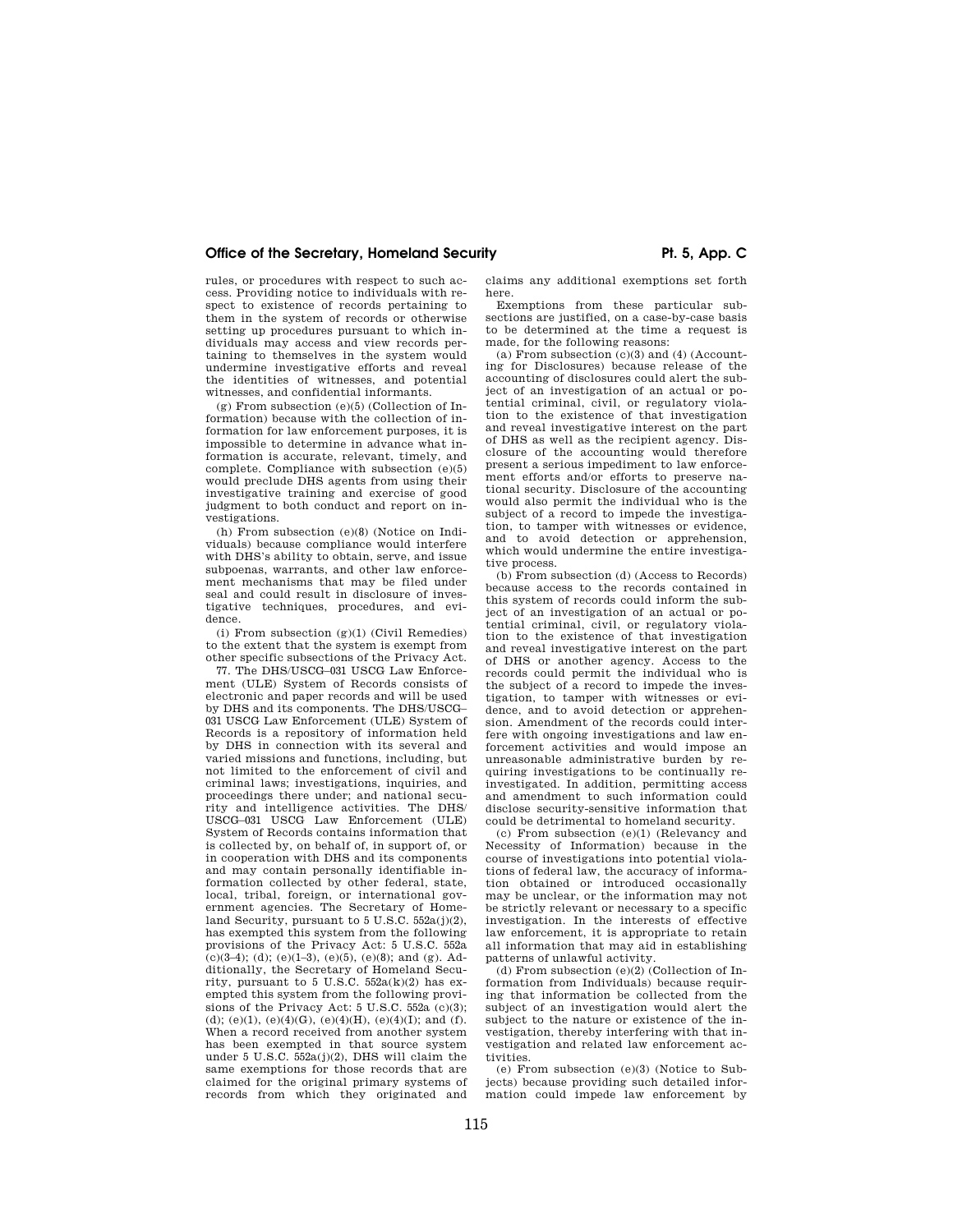rules, or procedures with respect to such access. Providing notice to individuals with respect to existence of records pertaining to them in the system of records or otherwise setting up procedures pursuant to which individuals may access and view records pertaining to themselves in the system would undermine investigative efforts and reveal the identities of witnesses, and potential witnesses, and confidential informants.

(g) From subsection (e)(5) (Collection of Information) because with the collection of information for law enforcement purposes, it is impossible to determine in advance what information is accurate, relevant, timely, and complete. Compliance with subsection (e)(5) would preclude DHS agents from using their investigative training and exercise of good judgment to both conduct and report on investigations.

(h) From subsection (e)(8) (Notice on Individuals) because compliance would interfere with DHS's ability to obtain, serve, and issue subpoenas, warrants, and other law enforcement mechanisms that may be filed under seal and could result in disclosure of investigative techniques, procedures, and evidence.

(i) From subsection (g)(1) (Civil Remedies) to the extent that the system is exempt from other specific subsections of the Privacy Act.

77. The DHS/USCG–031 USCG Law Enforcement (ULE) System of Records consists of electronic and paper records and will be used by DHS and its components. The DHS/USCG–031 USCG Law Enforcement (ULE) System of Records is a repository of information held by DHS in connection with its several and varied missions and functions, including, but not limited to the enforcement of civil and criminal laws; investigations, inquiries, and proceedings there under; and national security and intelligence activities. The DHS/USCG–031 USCG Law Enforcement (ULE) System of Records contains information that is collected by, on behalf of, in support of, or in cooperation with DHS and its components and may contain personally identifiable information collected by other federal, state, local, tribal, foreign, or international government agencies. The Secretary of Homeland Security, pursuant to 5 U.S.C. 552a(j)(2), has exempted this system from the following provisions of the Privacy Act: 5 U.S.C. 552a (c)(3–4); (d); (e)(1–3), (e)(5), (e)(8); and (g). Additionally, the Secretary of Homeland Security, pursuant to 5 U.S.C. 552a(k)(2) has exempted this system from the following provisions of the Privacy Act: 5 U.S.C. 552a (c)(3); (d); (e)(1), (e)(4)(G), (e)(4)(H), (e)(4)(I); and (f). When a record received from another system has been exempted in that source system under 5 U.S.C. 552a(j)(2), DHS will claim the same exemptions for those records that are claimed for the original primary systems of records from which they originated and claims any additional exemptions set forth here.

Exemptions from these particular subsections are justified, on a case-by-case basis to be determined at the time a request is made, for the following reasons:

(a) From subsection (c)(3) and (4) (Accounting for Disclosures) because release of the accounting of disclosures could alert the subject of an investigation of an actual or potential criminal, civil, or regulatory violation to the existence of that investigation and reveal investigative interest on the part of DHS as well as the recipient agency. Disclosure of the accounting would therefore present a serious impediment to law enforcement efforts and/or efforts to preserve national security. Disclosure of the accounting would also permit the individual who is the subject of a record to impede the investigation, to tamper with witnesses or evidence, and to avoid detection or apprehension, which would undermine the entire investigative process.

(b) From subsection (d) (Access to Records) because access to the records contained in this system of records could inform the subject of an investigation of an actual or potential criminal, civil, or regulatory violation to the existence of that investigation and reveal investigative interest on the part of DHS or another agency. Access to the records could permit the individual who is the subject of a record to impede the investigation, to tamper with witnesses or evidence, and to avoid detection or apprehension. Amendment of the records could interfere with ongoing investigations and law enforcement activities and would impose an unreasonable administrative burden by requiring investigations to be continually reinvestigated. In addition, permitting access and amendment to such information could disclose security-sensitive information that could be detrimental to homeland security.

(c) From subsection (e)(1) (Relevancy and Necessity of Information) because in the course of investigations into potential violations of federal law, the accuracy of information obtained or introduced occasionally may be unclear, or the information may not be strictly relevant or necessary to a specific investigation. In the interests of effective law enforcement, it is appropriate to retain all information that may aid in establishing patterns of unlawful activity.

(d) From subsection (e)(2) (Collection of Information from Individuals) because requiring that information be collected from the subject of an investigation would alert the subject to the nature or existence of the investigation, thereby interfering with that investigation and related law enforcement activities.

(e) From subsection (e)(3) (Notice to Subjects) because providing such detailed information could impede law enforcement by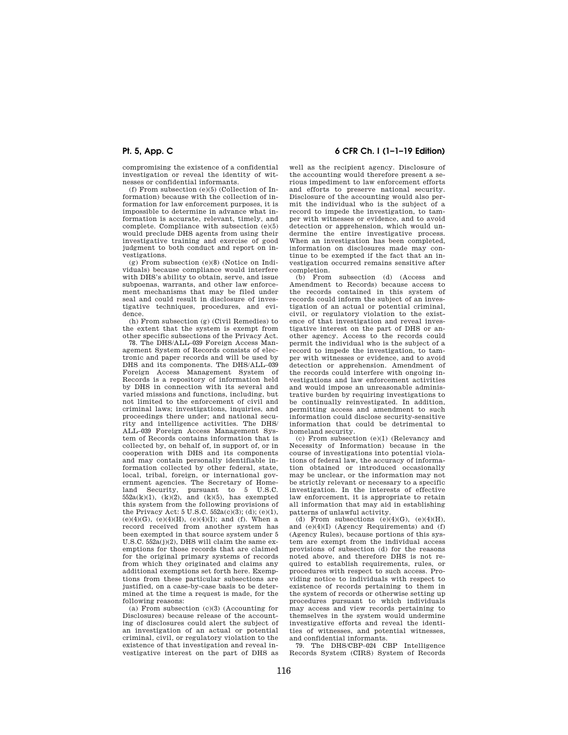compromising the existence of a confidential investigation or reveal the identity of witnesses or confidential informants.

(f) From subsection (e)(5) (Collection of Information) because with the collection of information for law enforcement purposes, it is impossible to determine in advance what information is accurate, relevant, timely, and complete. Compliance with subsection (e)(5) would preclude DHS agents from using their investigative training and exercise of good judgment to both conduct and report on investigations.

(g) From subsection (e)(8) (Notice on Individuals) because compliance would interfere with DHS's ability to obtain, serve, and issue subpoenas, warrants, and other law enforcement mechanisms that may be filed under seal and could result in disclosure of investigative techniques, procedures, and evidence.

(h) From subsection (g) (Civil Remedies) to the extent that the system is exempt from other specific subsections of the Privacy Act.

78. The DHS/ALL–039 Foreign Access Management System of Records consists of electronic and paper records and will be used by DHS and its components. The DHS/ALL–039 Foreign Access Management System of Records is a repository of information held by DHS in connection with its several and varied missions and functions, including, but not limited to the enforcement of civil and criminal laws; investigations, inquiries, and proceedings there under; and national security and intelligence activities. The DHS/ALL–039 Foreign Access Management System of Records contains information that is collected by, on behalf of, in support of, or in cooperation with DHS and its components and may contain personally identifiable information collected by other federal, state, local, tribal, foreign, or international government agencies. The Secretary of Homeland Security, pursuant to 5 U.S.C. 552a(k)(1), (k)(2), and (k)(5), has exempted this system from the following provisions of the Privacy Act: 5 U.S.C. 552a(c)(3); (d); (e)(1), (e)(4)(G), (e)(4)(H), (e)(4)(I); and (f). When a record received from another system has been exempted in that source system under 5 U.S.C. 552a(j)(2), DHS will claim the same exemptions for those records that are claimed for the original primary systems of records from which they originated and claims any additional exemptions set forth here. Exemptions from these particular subsections are justified, on a case-by-case basis to be determined at the time a request is made, for the following reasons:

(a) From subsection (c)(3) (Accounting for Disclosures) because release of the accounting of disclosures could alert the subject of an investigation of an actual or potential criminal, civil, or regulatory violation to the existence of that investigation and reveal investigative interest on the part of DHS as well as the recipient agency. Disclosure of the accounting would therefore present a serious impediment to law enforcement efforts and efforts to preserve national security. Disclosure of the accounting would also permit the individual who is the subject of a record to impede the investigation, to tamper with witnesses or evidence, and to avoid detection or apprehension, which would undermine the entire investigative process. When an investigation has been completed, information on disclosures made may continue to be exempted if the fact that an investigation occurred remains sensitive after completion.

(b) From subsection (d) (Access and Amendment to Records) because access to the records contained in this system of records could inform the subject of an investigation of an actual or potential criminal, civil, or regulatory violation to the existence of that investigation and reveal investigative interest on the part of DHS or another agency. Access to the records could permit the individual who is the subject of a record to impede the investigation, to tamper with witnesses or evidence, and to avoid detection or apprehension. Amendment of the records could interfere with ongoing investigations and law enforcement activities and would impose an unreasonable administrative burden by requiring investigations to be continually reinvestigated. In addition, permitting access and amendment to such information could disclose security-sensitive information that could be detrimental to homeland security.

(c) From subsection (e)(1) (Relevancy and Necessity of Information) because in the course of investigations into potential violations of federal law, the accuracy of information obtained or introduced occasionally may be unclear, or the information may not be strictly relevant or necessary to a specific investigation. In the interests of effective law enforcement, it is appropriate to retain all information that may aid in establishing patterns of unlawful activity.

(d) From subsections (e)(4)(G), (e)(4)(H), and (e)(4)(I) (Agency Requirements) and (f) (Agency Rules), because portions of this system are exempt from the individual access provisions of subsection (d) for the reasons noted above, and therefore DHS is not required to establish requirements, rules, or procedures with respect to such access. Providing notice to individuals with respect to existence of records pertaining to them in the system of records or otherwise setting up procedures pursuant to which individuals may access and view records pertaining to themselves in the system would undermine investigative efforts and reveal the identities of witnesses, and potential witnesses, and confidential informants.

79. The DHS/CBP–024 CBP Intelligence Records System (CIRS) System of Records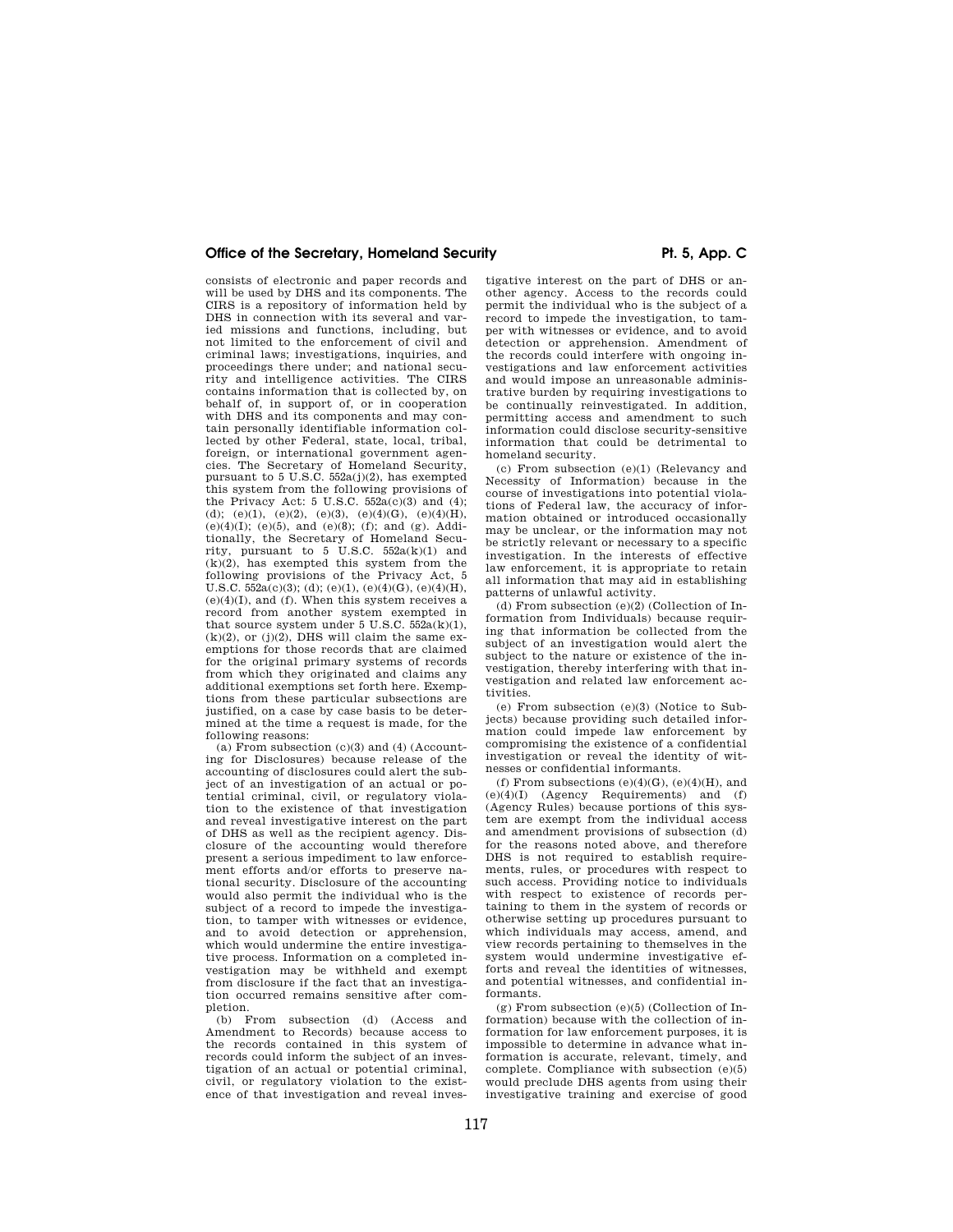consists of electronic and paper records and will be used by DHS and its components. The CIRS is a repository of information held by DHS in connection with its several and varied missions and functions, including, but not limited to the enforcement of civil and criminal laws; investigations, inquiries, and proceedings there under; and national security and intelligence activities. The CIRS contains information that is collected by, on behalf of, in support of, or in cooperation with DHS and its components and may contain personally identifiable information collected by other Federal, state, local, tribal, foreign, or international government agencies. The Secretary of Homeland Security, pursuant to 5 U.S.C. 552a(j)(2), has exempted this system from the following provisions of the Privacy Act: 5 U.S.C. 552a(c)(3) and (4); (d); (e)(1), (e)(2), (e)(3), (e)(4)(G), (e)(4)(H), (e)(4)(I); (e)(5), and (e)(8); (f); and (g). Additionally, the Secretary of Homeland Security, pursuant to 5 U.S.C. 552a(k)(1) and (k)(2), has exempted this system from the following provisions of the Privacy Act, 5 U.S.C. 552a(c)(3); (d); (e)(1), (e)(4)(G), (e)(4)(H), (e)(4)(I), and (f). When this system receives a record from another system exempted in that source system under 5 U.S.C. 552a(k)(1), (k)(2), or (j)(2), DHS will claim the same exemptions for those records that are claimed for the original primary systems of records from which they originated and claims any additional exemptions set forth here. Exemptions from these particular subsections are justified, on a case by case basis to be determined at the time a request is made, for the following reasons:

(a) From subsection (c)(3) and (4) (Accounting for Disclosures) because release of the accounting of disclosures could alert the subject of an investigation of an actual or potential criminal, civil, or regulatory violation to the existence of that investigation and reveal investigative interest on the part of DHS as well as the recipient agency. Disclosure of the accounting would therefore present a serious impediment to law enforcement efforts and/or efforts to preserve national security. Disclosure of the accounting would also permit the individual who is the subject of a record to impede the investigation, to tamper with witnesses or evidence, and to avoid detection or apprehension, which would undermine the entire investigative process. Information on a completed investigation may be withheld and exempt from disclosure if the fact that an investigation occurred remains sensitive after completion.

(b) From subsection (d) (Access and Amendment to Records) because access to the records contained in this system of records could inform the subject of an investigation of an actual or potential criminal, civil, or regulatory violation to the existence of that investigation and reveal investigative interest on the part of DHS or another agency. Access to the records could permit the individual who is the subject of a record to impede the investigation, to tamper with witnesses or evidence, and to avoid detection or apprehension. Amendment of the records could interfere with ongoing investigations and law enforcement activities and would impose an unreasonable administrative burden by requiring investigations to be continually reinvestigated. In addition, permitting access and amendment to such information could disclose security-sensitive information that could be detrimental to homeland security.

(c) From subsection (e)(1) (Relevancy and Necessity of Information) because in the course of investigations into potential violations of Federal law, the accuracy of information obtained or introduced occasionally may be unclear, or the information may not be strictly relevant or necessary to a specific investigation. In the interests of effective law enforcement, it is appropriate to retain all information that may aid in establishing patterns of unlawful activity.

(d) From subsection (e)(2) (Collection of Information from Individuals) because requiring that information be collected from the subject of an investigation would alert the subject to the nature or existence of the investigation, thereby interfering with that investigation and related law enforcement activities.

(e) From subsection (e)(3) (Notice to Subjects) because providing such detailed information could impede law enforcement by compromising the existence of a confidential investigation or reveal the identity of witnesses or confidential informants.

(f) From subsections (e)(4)(G), (e)(4)(H), and (e)(4)(I) (Agency Requirements) and (f) (Agency Rules) because portions of this system are exempt from the individual access and amendment provisions of subsection (d) for the reasons noted above, and therefore DHS is not required to establish requirements, rules, or procedures with respect to such access. Providing notice to individuals with respect to existence of records pertaining to them in the system of records or otherwise setting up procedures pursuant to which individuals may access, amend, and view records pertaining to themselves in the system would undermine investigative efforts and reveal the identities of witnesses, and potential witnesses, and confidential informants.

(g) From subsection (e)(5) (Collection of Information) because with the collection of information for law enforcement purposes, it is impossible to determine in advance what information is accurate, relevant, timely, and complete. Compliance with subsection (e)(5) would preclude DHS agents from using their investigative training and exercise of good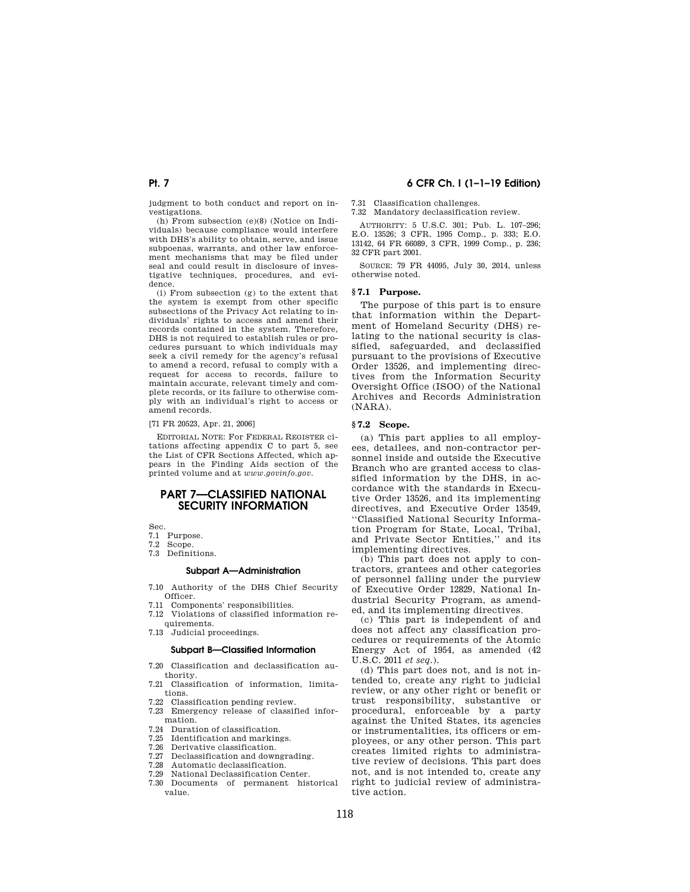judgment to both conduct and report on investigations.

(h) From subsection (e)(8) (Notice on Individuals) because compliance would interfere with DHS's ability to obtain, serve, and issue subpoenas, warrants, and other law enforcement mechanisms that may be filed under seal and could result in disclosure of investigative techniques, procedures, and evidence.

(i) From subsection (g) to the extent that the system is exempt from other specific subsections of the Privacy Act relating to individuals' rights to access and amend their records contained in the system. Therefore, DHS is not required to establish rules or procedures pursuant to which individuals may seek a civil remedy for the agency's refusal to amend a record, refusal to comply with a request for access to records, failure to maintain accurate, relevant timely and complete records, or its failure to otherwise comply with an individual's right to access or amend records.

[71 FR 20523, Apr. 21, 2006]

EDITORIAL NOTE: For FEDERAL REGISTER citations affecting appendix C to part 5, see the List of CFR Sections Affected, which appears in the Finding Aids section of the printed volume and at *www.govinfo.gov*.

## PART 7—CLASSIFIED NATIONAL SECURITY INFORMATION

Sec.
7.1 Purpose.
7.2 Scope.
7.3 Definitions.

### Subpart A—Administration

7.10 Authority of the DHS Chief Security Officer.
7.11 Components' responsibilities.
7.12 Violations of classified information requirements.
7.13 Judicial proceedings.

### Subpart B—Classified Information

7.20 Classification and declassification authority.
7.21 Classification of information, limitations.
7.22 Classification pending review.
7.23 Emergency release of classified information.
7.24 Duration of classification.
7.25 Identification and markings.
7.26 Derivative classification.
7.27 Declassification and downgrading.
7.28 Automatic declassification.
7.29 National Declassification Center.
7.30 Documents of permanent historical value.
7.31 Classification challenges.
7.32 Mandatory declassification review.

AUTHORITY: 5 U.S.C. 301; Pub. L. 107–296; E.O. 13526; 3 CFR, 1995 Comp., p. 333; E.O. 13142, 64 FR 66089, 3 CFR, 1999 Comp., p. 236; 32 CFR part 2001.

SOURCE: 79 FR 44095, July 30, 2014, unless otherwise noted.

### § 7.1 Purpose.

The purpose of this part is to ensure that information within the Department of Homeland Security (DHS) relating to the national security is classified, safeguarded, and declassified pursuant to the provisions of Executive Order 13526, and implementing directives from the Information Security Oversight Office (ISOO) of the National Archives and Records Administration (NARA).

### § 7.2 Scope.

(a) This part applies to all employees, detailees, and non-contractor personnel inside and outside the Executive Branch who are granted access to classified information by the DHS, in accordance with the standards in Executive Order 13526, and its implementing directives, and Executive Order 13549, ''Classified National Security Information Program for State, Local, Tribal, and Private Sector Entities,'' and its implementing directives.

(b) This part does not apply to contractors, grantees and other categories of personnel falling under the purview of Executive Order 12829, National Industrial Security Program, as amended, and its implementing directives.

(c) This part is independent of and does not affect any classification procedures or requirements of the Atomic Energy Act of 1954, as amended (42 U.S.C. 2011 *et seq.*).

(d) This part does not, and is not intended to, create any right to judicial review, or any other right or benefit or trust responsibility, substantive or procedural, enforceable by a party against the United States, its agencies or instrumentalities, its officers or employees, or any other person. This part creates limited rights to administrative review of decisions. This part does not, and is not intended to, create any right to judicial review of administrative action.